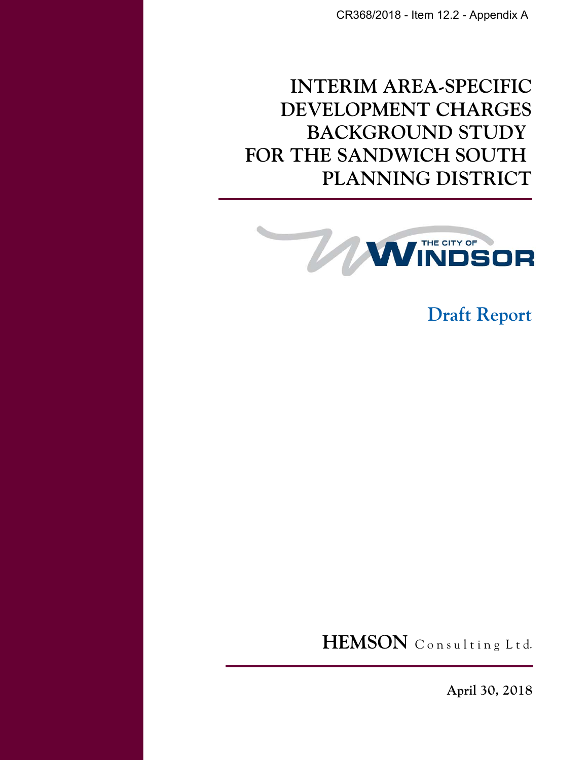CR368/2018 - Item 12.2 - Appendix A

# INTERIM AREA-SPECIFIC DEVELOPMENT CHARGES BACKGROUND STUDY FOR THE SANDWICH SOUTH PLANNING DISTRICT

THE CITY OF WINDSOR

## Draft Report

**HEMSON** Consulting Ltd.

**April 30, 2018**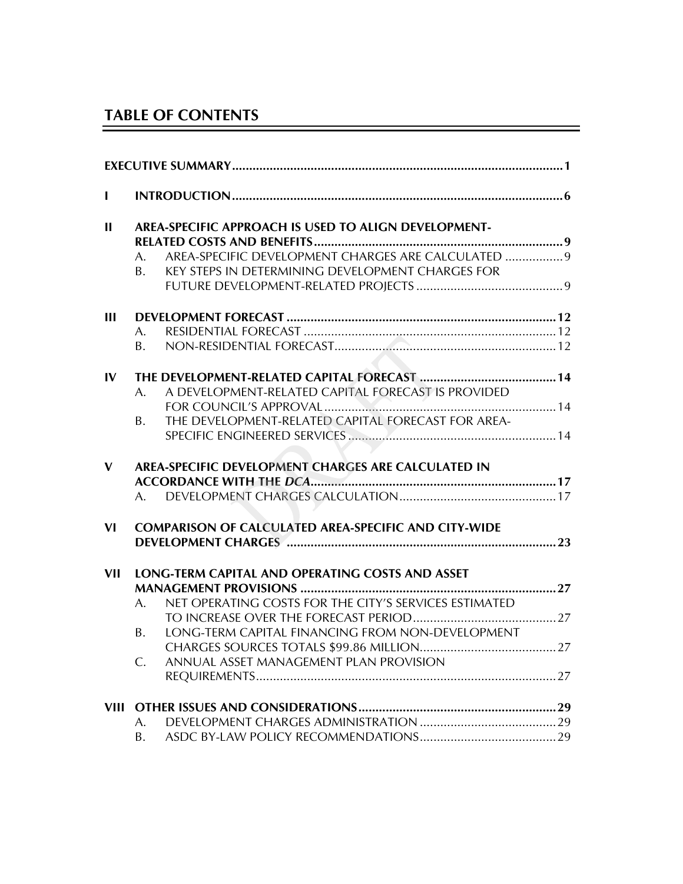# TABLE OF CONTENTS

| | | | |
|---|---|---|---|
| **EXECUTIVE SUMMARY** | | | **1** |
| **I** | **INTRODUCTION** | | **6** |
| **II** | **AREA-SPECIFIC APPROACH IS USED TO ALIGN DEVELOPMENT-RELATED COSTS AND BENEFITS** | | **9** |
| | A. | AREA-SPECIFIC DEVELOPMENT CHARGES ARE CALCULATED | 9 |
| | B. | KEY STEPS IN DETERMINING DEVELOPMENT CHARGES FOR FUTURE DEVELOPMENT-RELATED PROJECTS | 9 |
| **III** | **DEVELOPMENT FORECAST** | | **12** |
| | A. | RESIDENTIAL FORECAST | 12 |
| | B. | NON-RESIDENTIAL FORECAST | 12 |
| **IV** | **THE DEVELOPMENT-RELATED CAPITAL FORECAST** | | **14** |
| | A. | A DEVELOPMENT-RELATED CAPITAL FORECAST IS PROVIDED FOR COUNCIL'S APPROVAL | 14 |
| | B. | THE DEVELOPMENT-RELATED CAPITAL FORECAST FOR AREA-SPECIFIC ENGINEERED SERVICES | 14 |
| **V** | **AREA-SPECIFIC DEVELOPMENT CHARGES ARE CALCULATED IN ACCORDANCE WITH THE *DCA*** | | **17** |
| | A. | DEVELOPMENT CHARGES CALCULATION | 17 |
| **VI** | **COMPARISON OF CALCULATED AREA-SPECIFIC AND CITY-WIDE DEVELOPMENT CHARGES** | | **23** |
| **VII** | **LONG-TERM CAPITAL AND OPERATING COSTS AND ASSET MANAGEMENT PROVISIONS** | | **27** |
| | A. | NET OPERATING COSTS FOR THE CITY'S SERVICES ESTIMATED TO INCREASE OVER THE FORECAST PERIOD | 27 |
| | B. | LONG-TERM CAPITAL FINANCING FROM NON-DEVELOPMENT CHARGES SOURCES TOTALS $99.86 MILLION | 27 |
| | C. | ANNUAL ASSET MANAGEMENT PLAN PROVISION REQUIREMENTS | 27 |
| **VIII** | **OTHER ISSUES AND CONSIDERATIONS** | | **29** |
| | A. | DEVELOPMENT CHARGES ADMINISTRATION | 29 |
| | B. | ASDC BY-LAW POLICY RECOMMENDATIONS | 29 |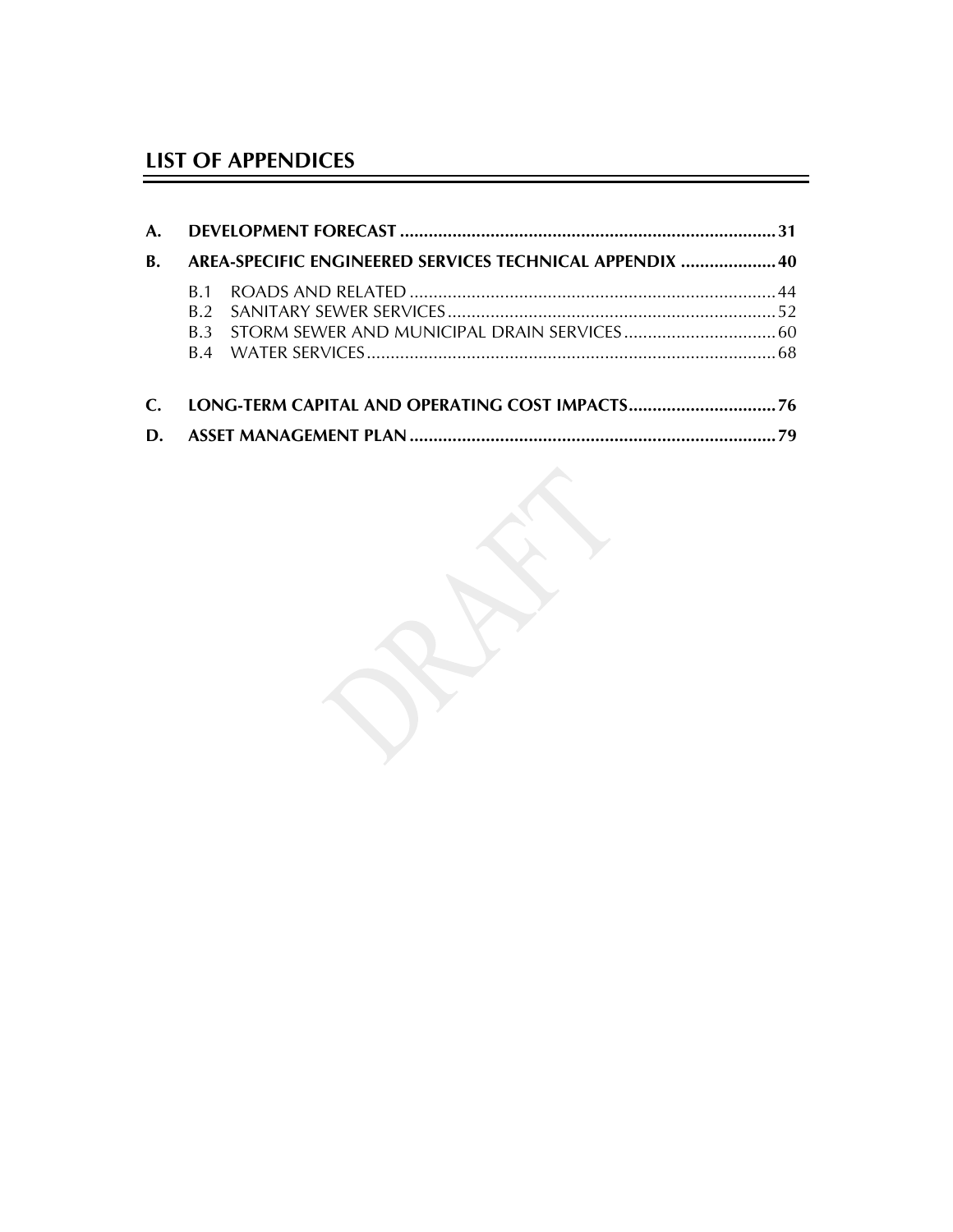## LIST OF APPENDICES

**A. DEVELOPMENT FORECAST** .......... **31**

**B. AREA-SPECIFIC ENGINEERED SERVICES TECHNICAL APPENDIX** .......... **40**

- B.1 ROADS AND RELATED .......... 44
- B.2 SANITARY SEWER SERVICES .......... 52
- B.3 STORM SEWER AND MUNICIPAL DRAIN SERVICES .......... 60
- B.4 WATER SERVICES .......... 68

**C. LONG-TERM CAPITAL AND OPERATING COST IMPACTS** .......... **76**

**D. ASSET MANAGEMENT PLAN** .......... **79**

DRAFT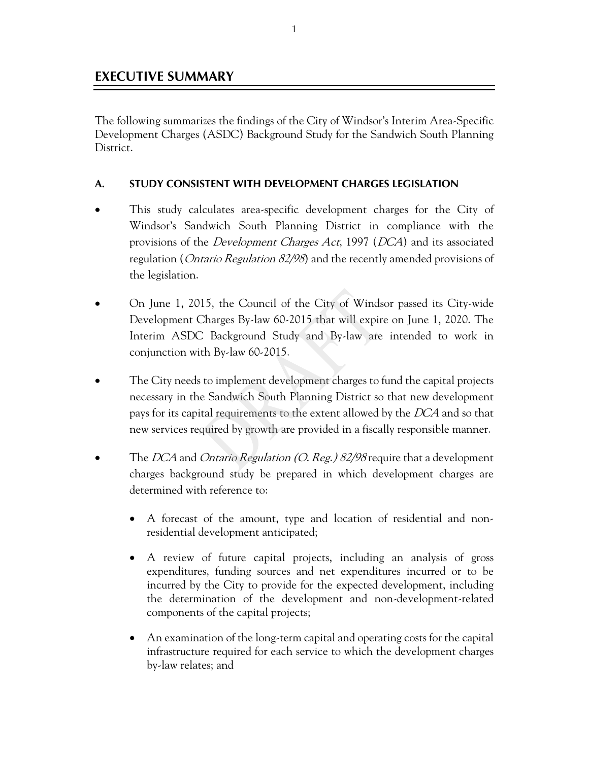# EXECUTIVE SUMMARY

The following summarizes the findings of the City of Windsor's Interim Area-Specific Development Charges (ASDC) Background Study for the Sandwich South Planning District.

## A. STUDY CONSISTENT WITH DEVELOPMENT CHARGES LEGISLATION

- This study calculates area-specific development charges for the City of Windsor's Sandwich South Planning District in compliance with the provisions of the *Development Charges Act*, 1997 (*DCA*) and its associated regulation (*Ontario Regulation 82/98*) and the recently amended provisions of the legislation.

- On June 1, 2015, the Council of the City of Windsor passed its City-wide Development Charges By-law 60-2015 that will expire on June 1, 2020. The Interim ASDC Background Study and By-law are intended to work in conjunction with By-law 60-2015.

- The City needs to implement development charges to fund the capital projects necessary in the Sandwich South Planning District so that new development pays for its capital requirements to the extent allowed by the *DCA* and so that new services required by growth are provided in a fiscally responsible manner.

- The *DCA* and *Ontario Regulation (O. Reg.) 82/98* require that a development charges background study be prepared in which development charges are determined with reference to:

  - A forecast of the amount, type and location of residential and non-residential development anticipated;

  - A review of future capital projects, including an analysis of gross expenditures, funding sources and net expenditures incurred or to be incurred by the City to provide for the expected development, including the determination of the development and non-development-related components of the capital projects;

  - An examination of the long-term capital and operating costs for the capital infrastructure required for each service to which the development charges by-law relates; and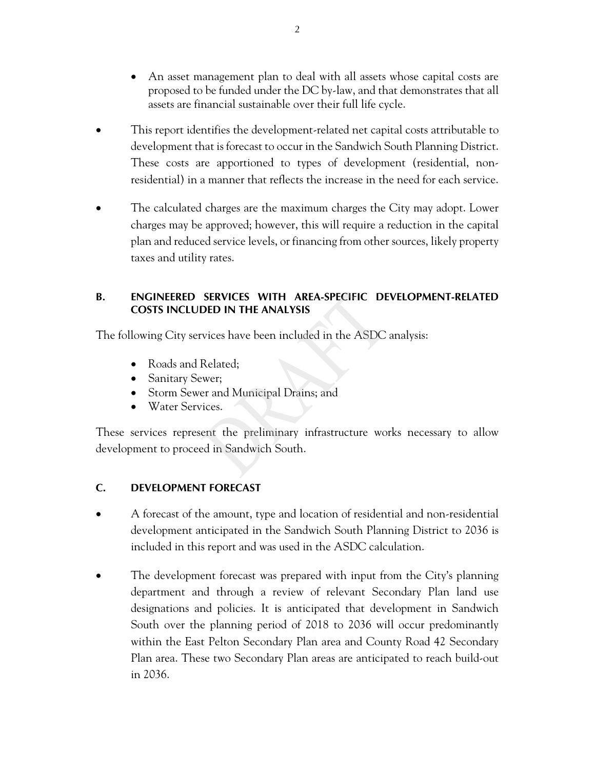- An asset management plan to deal with all assets whose capital costs are proposed to be funded under the DC by-law, and that demonstrates that all assets are financial sustainable over their full life cycle.

- This report identifies the development-related net capital costs attributable to development that is forecast to occur in the Sandwich South Planning District. These costs are apportioned to types of development (residential, non-residential) in a manner that reflects the increase in the need for each service.

- The calculated charges are the maximum charges the City may adopt. Lower charges may be approved; however, this will require a reduction in the capital plan and reduced service levels, or financing from other sources, likely property taxes and utility rates.

## B. ENGINEERED SERVICES WITH AREA-SPECIFIC DEVELOPMENT-RELATED COSTS INCLUDED IN THE ANALYSIS

The following City services have been included in the ASDC analysis:

- Roads and Related;
- Sanitary Sewer;
- Storm Sewer and Municipal Drains; and
- Water Services.

These services represent the preliminary infrastructure works necessary to allow development to proceed in Sandwich South.

## C. DEVELOPMENT FORECAST

- A forecast of the amount, type and location of residential and non-residential development anticipated in the Sandwich South Planning District to 2036 is included in this report and was used in the ASDC calculation.

- The development forecast was prepared with input from the City's planning department and through a review of relevant Secondary Plan land use designations and policies. It is anticipated that development in Sandwich South over the planning period of 2018 to 2036 will occur predominantly within the East Pelton Secondary Plan area and County Road 42 Secondary Plan area. These two Secondary Plan areas are anticipated to reach build-out in 2036.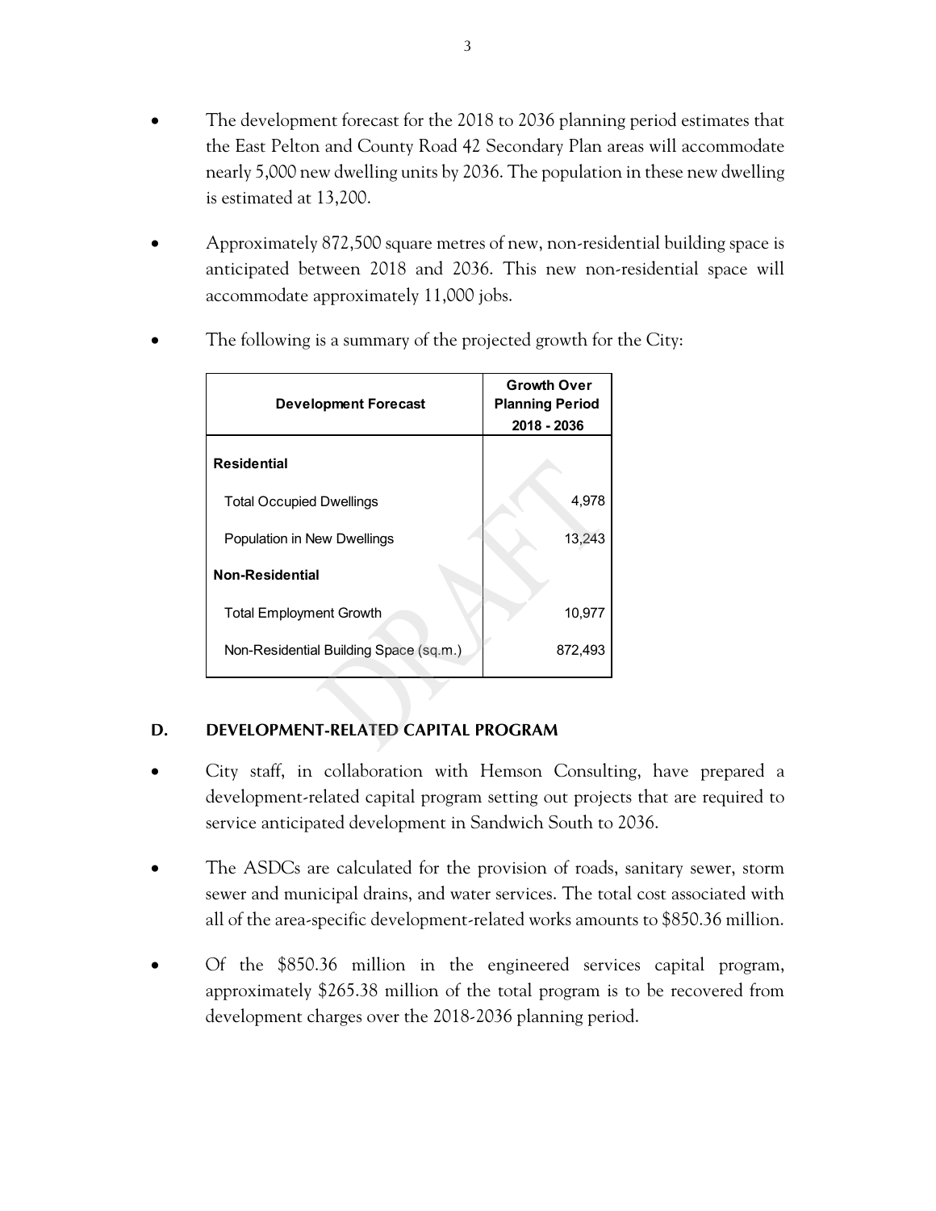- The development forecast for the 2018 to 2036 planning period estimates that the East Pelton and County Road 42 Secondary Plan areas will accommodate nearly 5,000 new dwelling units by 2036. The population in these new dwelling is estimated at 13,200.

- Approximately 872,500 square metres of new, non-residential building space is anticipated between 2018 and 2036. This new non-residential space will accommodate approximately 11,000 jobs.

- The following is a summary of the projected growth for the City:

| Development Forecast | Growth Over Planning Period 2018 - 2036 |
|---|---|
| **Residential** | |
| Total Occupied Dwellings | 4,978 |
| Population in New Dwellings | 13,243 |
| **Non-Residential** | |
| Total Employment Growth | 10,977 |
| Non-Residential Building Space (sq.m.) | 872,493 |

## D. DEVELOPMENT-RELATED CAPITAL PROGRAM

- City staff, in collaboration with Hemson Consulting, have prepared a development-related capital program setting out projects that are required to service anticipated development in Sandwich South to 2036.

- The ASDCs are calculated for the provision of roads, sanitary sewer, storm sewer and municipal drains, and water services. The total cost associated with all of the area-specific development-related works amounts to $850.36 million.

- Of the $850.36 million in the engineered services capital program, approximately $265.38 million of the total program is to be recovered from development charges over the 2018-2036 planning period.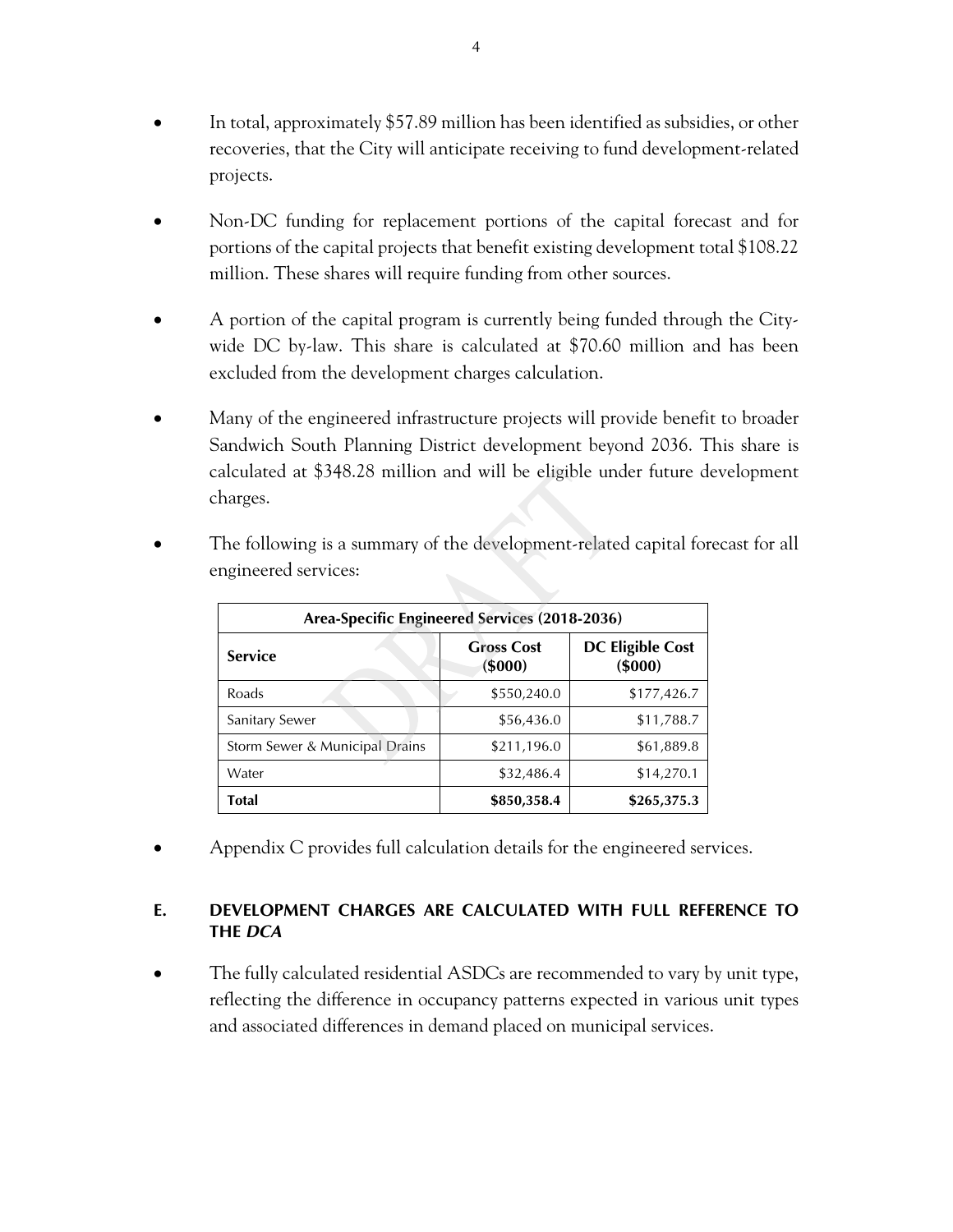- In total, approximately $57.89 million has been identified as subsidies, or other recoveries, that the City will anticipate receiving to fund development-related projects.

- Non-DC funding for replacement portions of the capital forecast and for portions of the capital projects that benefit existing development total $108.22 million. These shares will require funding from other sources.

- A portion of the capital program is currently being funded through the City-wide DC by-law. This share is calculated at $70.60 million and has been excluded from the development charges calculation.

- Many of the engineered infrastructure projects will provide benefit to broader Sandwich South Planning District development beyond 2036. This share is calculated at $348.28 million and will be eligible under future development charges.

- The following is a summary of the development-related capital forecast for all engineered services:

| Area-Specific Engineered Services (2018-2036) | | |
|---|---|---|
| **Service** | **Gross Cost ($000)** | **DC Eligible Cost ($000)** |
| Roads | $550,240.0 | $177,426.7 |
| Sanitary Sewer | $56,436.0 | $11,788.7 |
| Storm Sewer & Municipal Drains | $211,196.0 | $61,889.8 |
| Water | $32,486.4 | $14,270.1 |
| **Total** | **$850,358.4** | **$265,375.3** |

- Appendix C provides full calculation details for the engineered services.

## E. DEVELOPMENT CHARGES ARE CALCULATED WITH FULL REFERENCE TO THE *DCA*

- The fully calculated residential ASDCs are recommended to vary by unit type, reflecting the difference in occupancy patterns expected in various unit types and associated differences in demand placed on municipal services.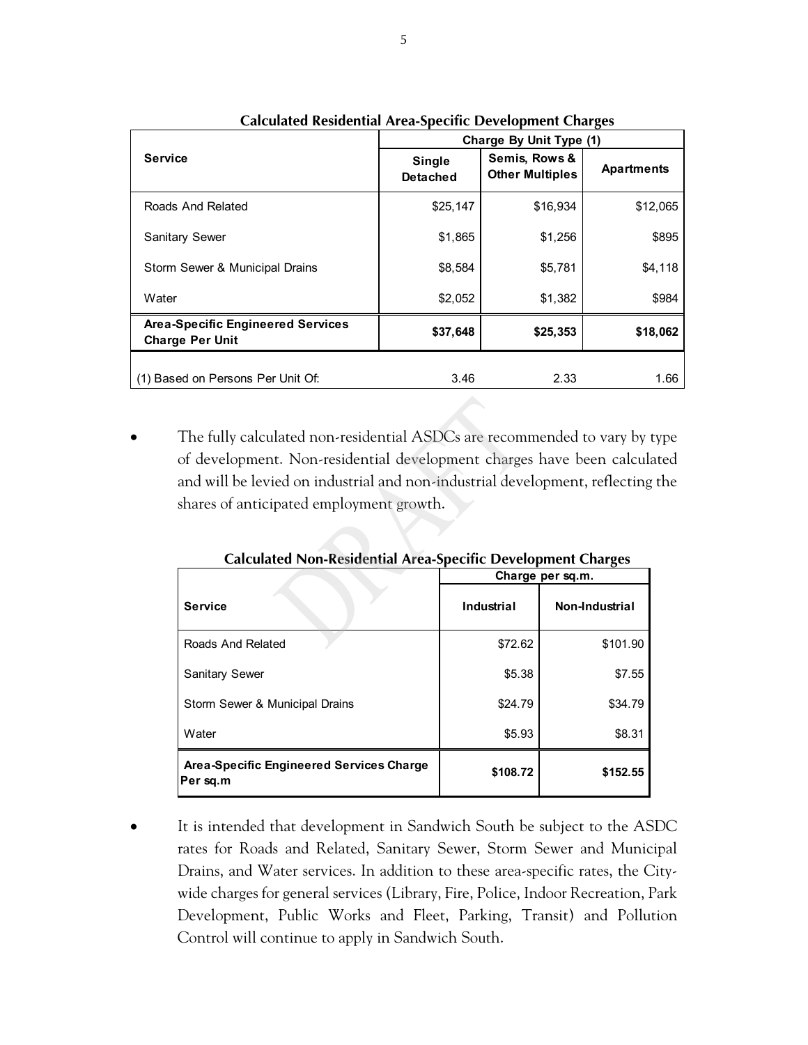**Calculated Residential Area-Specific Development Charges**

| Service | Charge By Unit Type (1) | | |
|---|---|---|---|
| | Single Detached | Semis, Rows & Other Multiples | Apartments |
| Roads And Related | $25,147 | $16,934 | $12,065 |
| Sanitary Sewer | $1,865 | $1,256 | $895 |
| Storm Sewer & Municipal Drains | $8,584 | $5,781 | $4,118 |
| Water | $2,052 | $1,382 | $984 |
| **Area-Specific Engineered Services Charge Per Unit** | **$37,648** | **$25,353** | **$18,062** |
| (1) Based on Persons Per Unit Of: | 3.46 | 2.33 | 1.66 |

- The fully calculated non-residential ASDCs are recommended to vary by type of development. Non-residential development charges have been calculated and will be levied on industrial and non-industrial development, reflecting the shares of anticipated employment growth.

**Calculated Non-Residential Area-Specific Development Charges**

| Service | Charge per sq.m. | |
|---|---|---|
| | Industrial | Non-Industrial |
| Roads And Related | $72.62 | $101.90 |
| Sanitary Sewer | $5.38 | $7.55 |
| Storm Sewer & Municipal Drains | $24.79 | $34.79 |
| Water | $5.93 | $8.31 |
| **Area-Specific Engineered Services Charge Per sq.m** | **$108.72** | **$152.55** |

- It is intended that development in Sandwich South be subject to the ASDC rates for Roads and Related, Sanitary Sewer, Storm Sewer and Municipal Drains, and Water services. In addition to these area-specific rates, the City-wide charges for general services (Library, Fire, Police, Indoor Recreation, Park Development, Public Works and Fleet, Parking, Transit) and Pollution Control will continue to apply in Sandwich South.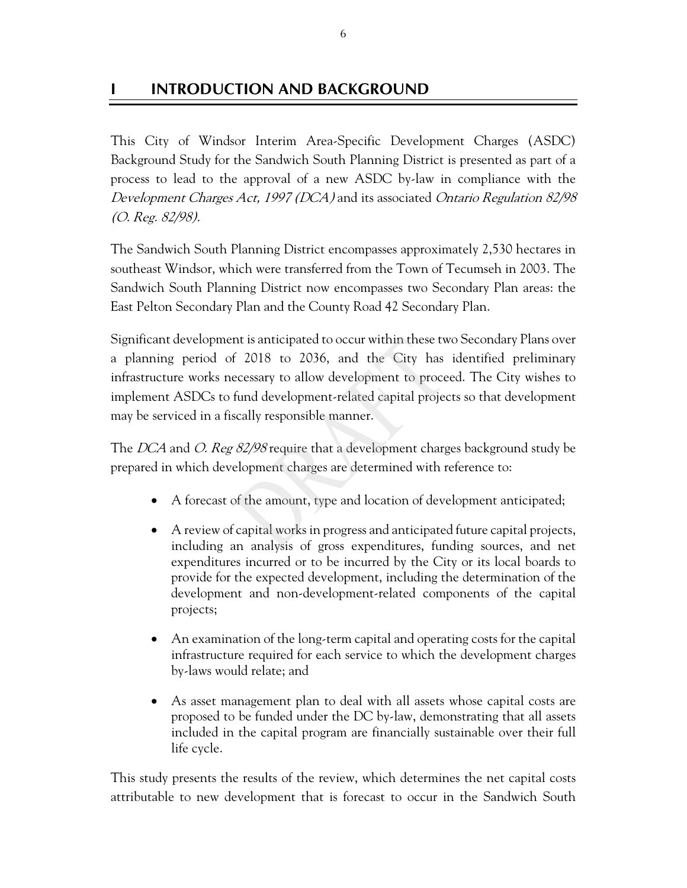# 1 INTRODUCTION AND BACKGROUND

This City of Windsor Interim Area-Specific Development Charges (ASDC) Background Study for the Sandwich South Planning District is presented as part of a process to lead to the approval of a new ASDC by-law in compliance with the *Development Charges Act, 1997 (DCA)* and its associated *Ontario Regulation 82/98 (O. Reg. 82/98).*

The Sandwich South Planning District encompasses approximately 2,530 hectares in southeast Windsor, which were transferred from the Town of Tecumseh in 2003. The Sandwich South Planning District now encompasses two Secondary Plan areas: the East Pelton Secondary Plan and the County Road 42 Secondary Plan.

Significant development is anticipated to occur within these two Secondary Plans over a planning period of 2018 to 2036, and the City has identified preliminary infrastructure works necessary to allow development to proceed. The City wishes to implement ASDCs to fund development-related capital projects so that development may be serviced in a fiscally responsible manner.

The *DCA* and *O. Reg 82/98* require that a development charges background study be prepared in which development charges are determined with reference to:

- A forecast of the amount, type and location of development anticipated;
- A review of capital works in progress and anticipated future capital projects, including an analysis of gross expenditures, funding sources, and net expenditures incurred or to be incurred by the City or its local boards to provide for the expected development, including the determination of the development and non-development-related components of the capital projects;
- An examination of the long-term capital and operating costs for the capital infrastructure required for each service to which the development charges by-laws would relate; and
- As asset management plan to deal with all assets whose capital costs are proposed to be funded under the DC by-law, demonstrating that all assets included in the capital program are financially sustainable over their full life cycle.

This study presents the results of the review, which determines the net capital costs attributable to new development that is forecast to occur in the Sandwich South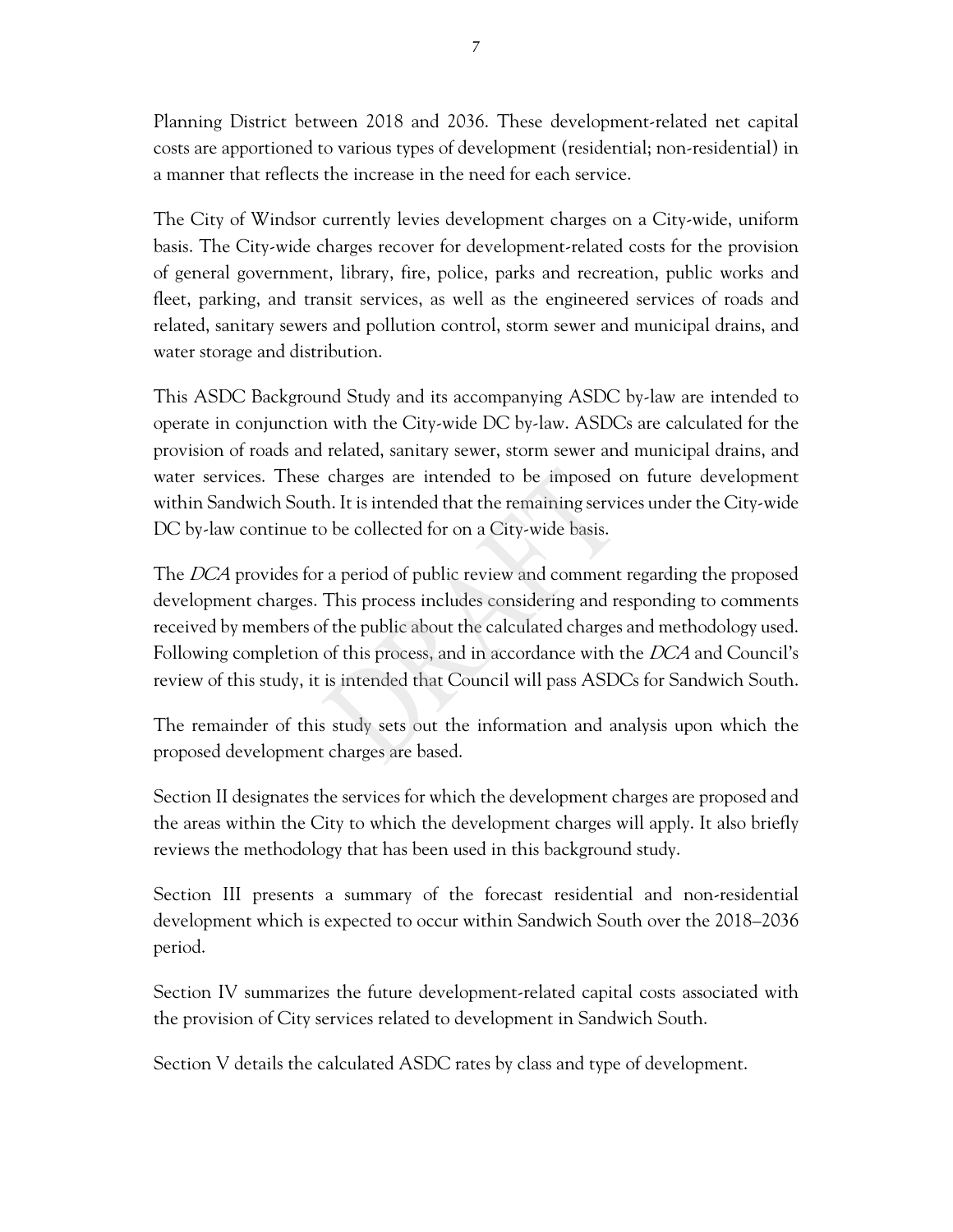Planning District between 2018 and 2036. These development-related net capital costs are apportioned to various types of development (residential; non-residential) in a manner that reflects the increase in the need for each service.

The City of Windsor currently levies development charges on a City-wide, uniform basis. The City-wide charges recover for development-related costs for the provision of general government, library, fire, police, parks and recreation, public works and fleet, parking, and transit services, as well as the engineered services of roads and related, sanitary sewers and pollution control, storm sewer and municipal drains, and water storage and distribution.

This ASDC Background Study and its accompanying ASDC by-law are intended to operate in conjunction with the City-wide DC by-law. ASDCs are calculated for the provision of roads and related, sanitary sewer, storm sewer and municipal drains, and water services. These charges are intended to be imposed on future development within Sandwich South. It is intended that the remaining services under the City-wide DC by-law continue to be collected for on a City-wide basis.

The *DCA* provides for a period of public review and comment regarding the proposed development charges. This process includes considering and responding to comments received by members of the public about the calculated charges and methodology used. Following completion of this process, and in accordance with the *DCA* and Council's review of this study, it is intended that Council will pass ASDCs for Sandwich South.

The remainder of this study sets out the information and analysis upon which the proposed development charges are based.

Section II designates the services for which the development charges are proposed and the areas within the City to which the development charges will apply. It also briefly reviews the methodology that has been used in this background study.

Section III presents a summary of the forecast residential and non-residential development which is expected to occur within Sandwich South over the 2018–2036 period.

Section IV summarizes the future development-related capital costs associated with the provision of City services related to development in Sandwich South.

Section V details the calculated ASDC rates by class and type of development.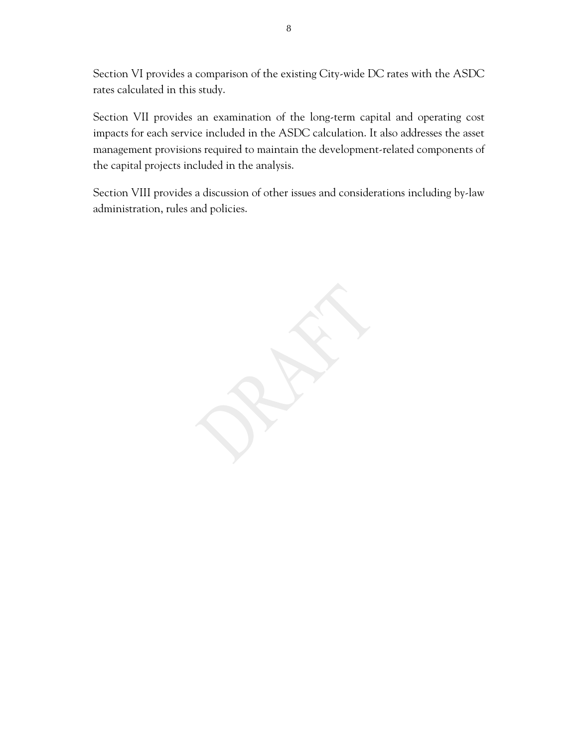Section VI provides a comparison of the existing City-wide DC rates with the ASDC rates calculated in this study.

Section VII provides an examination of the long-term capital and operating cost impacts for each service included in the ASDC calculation. It also addresses the asset management provisions required to maintain the development-related components of the capital projects included in the analysis.

Section VIII provides a discussion of other issues and considerations including by-law administration, rules and policies.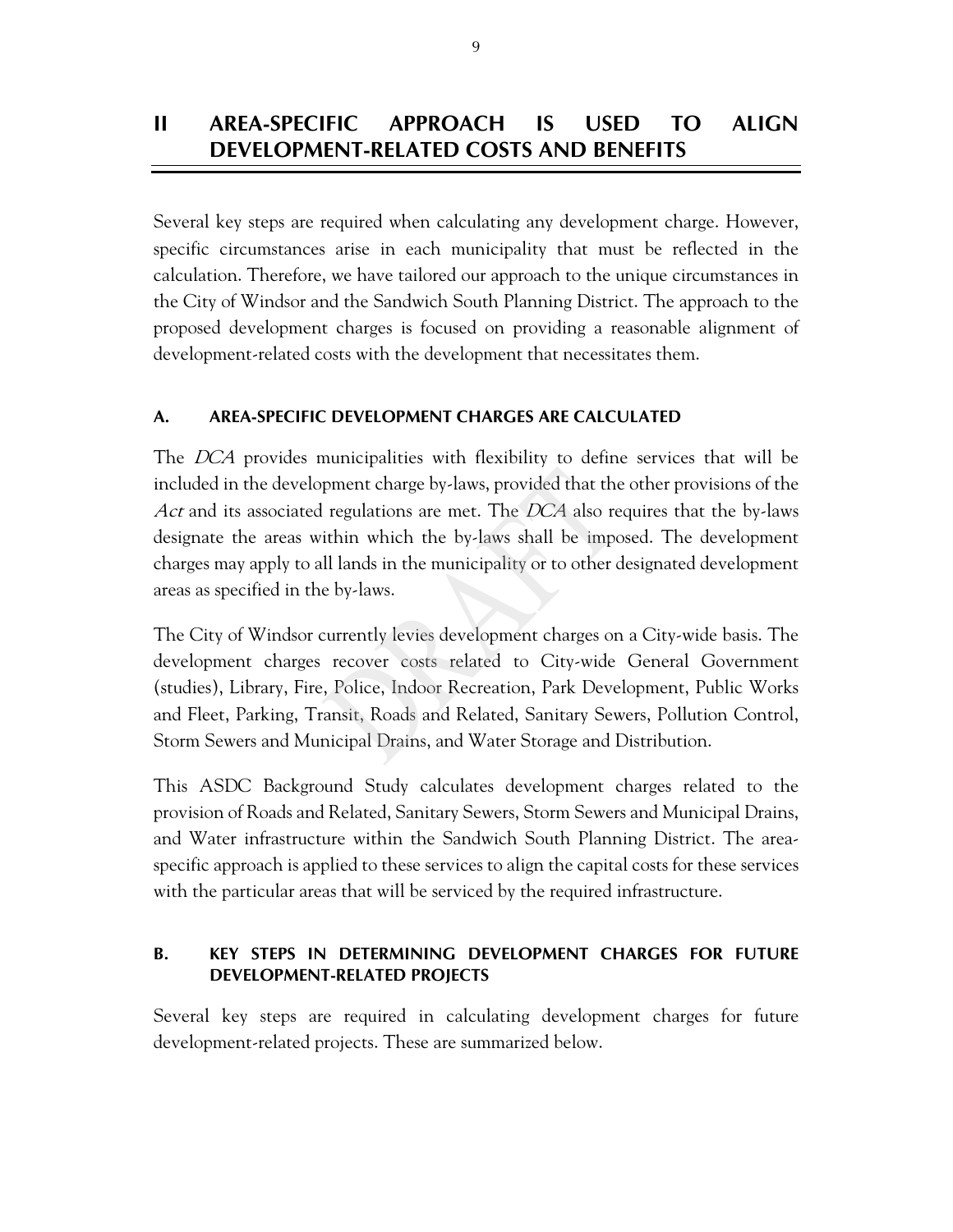# II AREA-SPECIFIC APPROACH IS USED TO ALIGN DEVELOPMENT-RELATED COSTS AND BENEFITS

Several key steps are required when calculating any development charge. However, specific circumstances arise in each municipality that must be reflected in the calculation. Therefore, we have tailored our approach to the unique circumstances in the City of Windsor and the Sandwich South Planning District. The approach to the proposed development charges is focused on providing a reasonable alignment of development-related costs with the development that necessitates them.

## A. AREA-SPECIFIC DEVELOPMENT CHARGES ARE CALCULATED

The *DCA* provides municipalities with flexibility to define services that will be included in the development charge by-laws, provided that the other provisions of the *Act* and its associated regulations are met. The *DCA* also requires that the by-laws designate the areas within which the by-laws shall be imposed. The development charges may apply to all lands in the municipality or to other designated development areas as specified in the by-laws.

The City of Windsor currently levies development charges on a City-wide basis. The development charges recover costs related to City-wide General Government (studies), Library, Fire, Police, Indoor Recreation, Park Development, Public Works and Fleet, Parking, Transit, Roads and Related, Sanitary Sewers, Pollution Control, Storm Sewers and Municipal Drains, and Water Storage and Distribution.

This ASDC Background Study calculates development charges related to the provision of Roads and Related, Sanitary Sewers, Storm Sewers and Municipal Drains, and Water infrastructure within the Sandwich South Planning District. The area-specific approach is applied to these services to align the capital costs for these services with the particular areas that will be serviced by the required infrastructure.

## B. KEY STEPS IN DETERMINING DEVELOPMENT CHARGES FOR FUTURE DEVELOPMENT-RELATED PROJECTS

Several key steps are required in calculating development charges for future development-related projects. These are summarized below.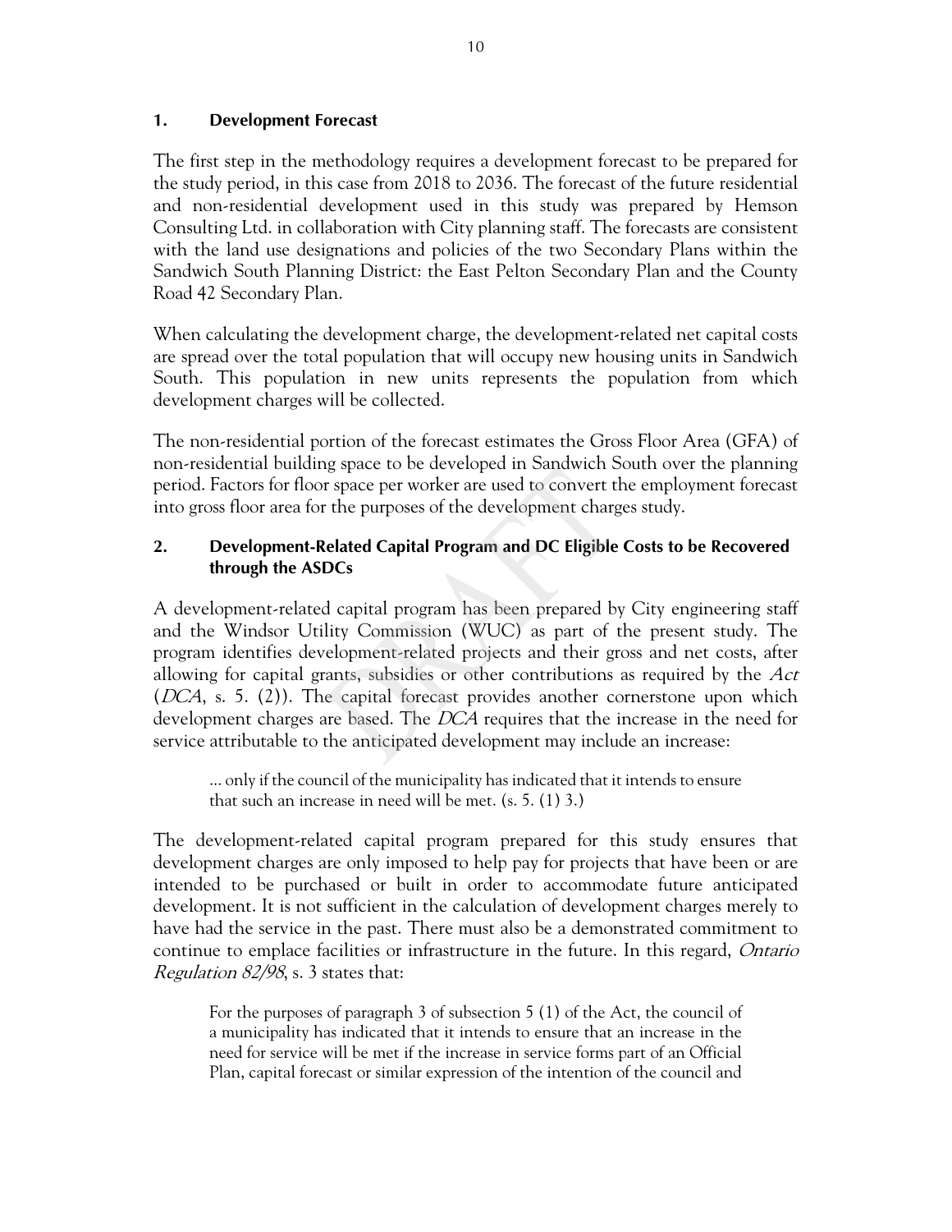## 1. Development Forecast

The first step in the methodology requires a development forecast to be prepared for the study period, in this case from 2018 to 2036. The forecast of the future residential and non-residential development used in this study was prepared by Hemson Consulting Ltd. in collaboration with City planning staff. The forecasts are consistent with the land use designations and policies of the two Secondary Plans within the Sandwich South Planning District: the East Pelton Secondary Plan and the County Road 42 Secondary Plan.

When calculating the development charge, the development-related net capital costs are spread over the total population that will occupy new housing units in Sandwich South. This population in new units represents the population from which development charges will be collected.

The non-residential portion of the forecast estimates the Gross Floor Area (GFA) of non-residential building space to be developed in Sandwich South over the planning period. Factors for floor space per worker are used to convert the employment forecast into gross floor area for the purposes of the development charges study.

## 2. Development-Related Capital Program and DC Eligible Costs to be Recovered through the ASDCs

A development-related capital program has been prepared by City engineering staff and the Windsor Utility Commission (WUC) as part of the present study. The program identifies development-related projects and their gross and net costs, after allowing for capital grants, subsidies or other contributions as required by the *Act* (*DCA*, s. 5. (2)). The capital forecast provides another cornerstone upon which development charges are based. The *DCA* requires that the increase in the need for service attributable to the anticipated development may include an increase:

> ... only if the council of the municipality has indicated that it intends to ensure that such an increase in need will be met. (s. 5. (1) 3.)

The development-related capital program prepared for this study ensures that development charges are only imposed to help pay for projects that have been or are intended to be purchased or built in order to accommodate future anticipated development. It is not sufficient in the calculation of development charges merely to have had the service in the past. There must also be a demonstrated commitment to continue to emplace facilities or infrastructure in the future. In this regard, *Ontario Regulation 82/98*, s. 3 states that:

> For the purposes of paragraph 3 of subsection 5 (1) of the Act, the council of a municipality has indicated that it intends to ensure that an increase in the need for service will be met if the increase in service forms part of an Official Plan, capital forecast or similar expression of the intention of the council and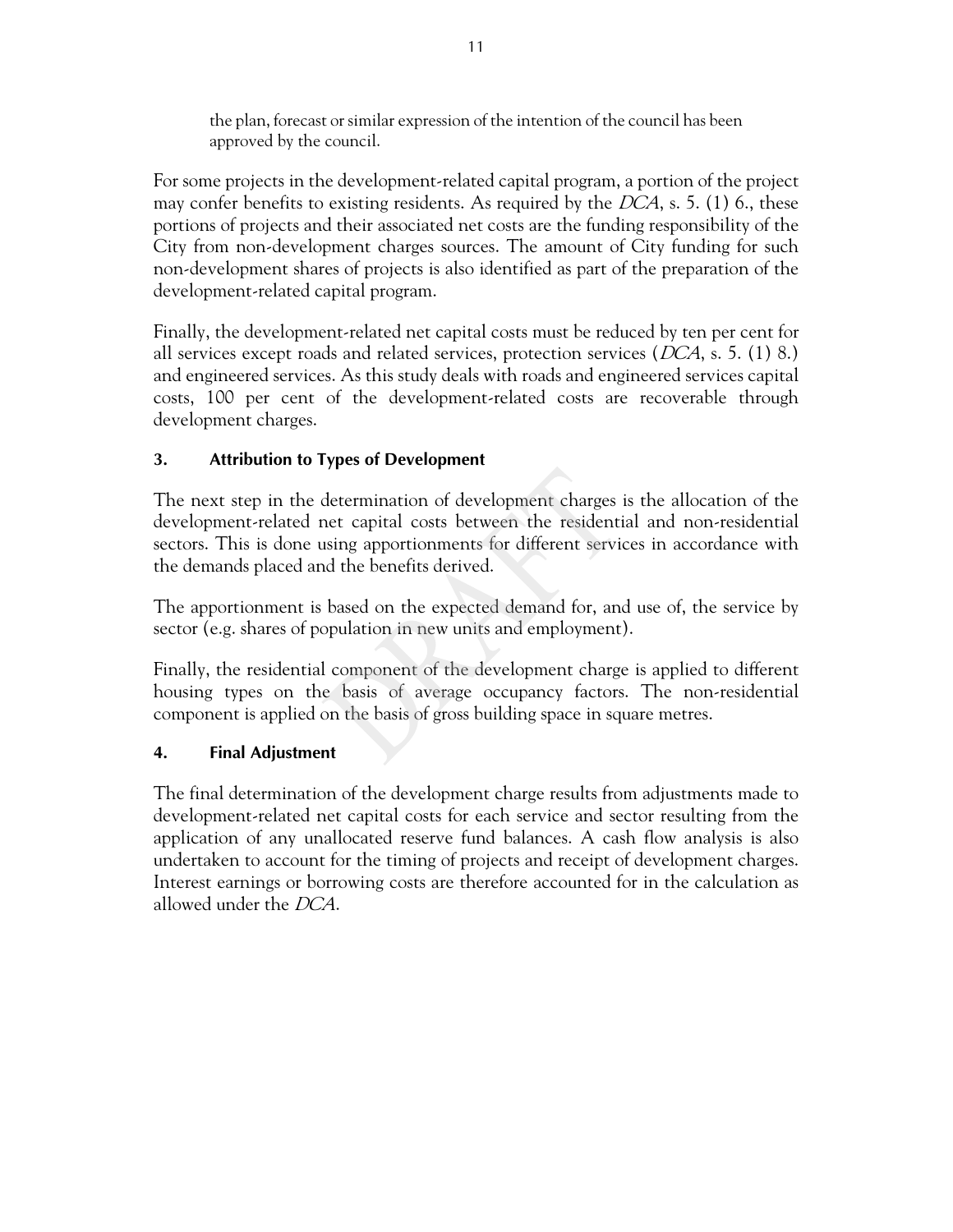the plan, forecast or similar expression of the intention of the council has been approved by the council.

For some projects in the development-related capital program, a portion of the project may confer benefits to existing residents. As required by the *DCA*, s. 5. (1) 6., these portions of projects and their associated net costs are the funding responsibility of the City from non-development charges sources. The amount of City funding for such non-development shares of projects is also identified as part of the preparation of the development-related capital program.

Finally, the development-related net capital costs must be reduced by ten per cent for all services except roads and related services, protection services (*DCA*, s. 5. (1) 8.) and engineered services. As this study deals with roads and engineered services capital costs, 100 per cent of the development-related costs are recoverable through development charges.

### 3. Attribution to Types of Development

The next step in the determination of development charges is the allocation of the development-related net capital costs between the residential and non-residential sectors. This is done using apportionments for different services in accordance with the demands placed and the benefits derived.

The apportionment is based on the expected demand for, and use of, the service by sector (e.g. shares of population in new units and employment).

Finally, the residential component of the development charge is applied to different housing types on the basis of average occupancy factors. The non-residential component is applied on the basis of gross building space in square metres.

### 4. Final Adjustment

The final determination of the development charge results from adjustments made to development-related net capital costs for each service and sector resulting from the application of any unallocated reserve fund balances. A cash flow analysis is also undertaken to account for the timing of projects and receipt of development charges. Interest earnings or borrowing costs are therefore accounted for in the calculation as allowed under the *DCA*.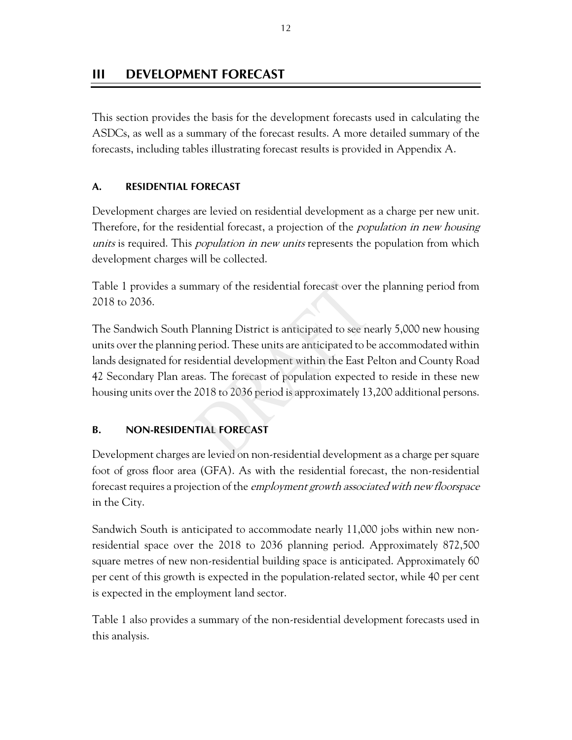## III DEVELOPMENT FORECAST

This section provides the basis for the development forecasts used in calculating the ASDCs, as well as a summary of the forecast results. A more detailed summary of the forecasts, including tables illustrating forecast results is provided in Appendix A.

### A. RESIDENTIAL FORECAST

Development charges are levied on residential development as a charge per new unit. Therefore, for the residential forecast, a projection of the *population in new housing units* is required. This *population in new units* represents the population from which development charges will be collected.

Table 1 provides a summary of the residential forecast over the planning period from 2018 to 2036.

The Sandwich South Planning District is anticipated to see nearly 5,000 new housing units over the planning period. These units are anticipated to be accommodated within lands designated for residential development within the East Pelton and County Road 42 Secondary Plan areas. The forecast of population expected to reside in these new housing units over the 2018 to 2036 period is approximately 13,200 additional persons.

### B. NON-RESIDENTIAL FORECAST

Development charges are levied on non-residential development as a charge per square foot of gross floor area (GFA). As with the residential forecast, the non-residential forecast requires a projection of the *employment growth associated with new floorspace* in the City.

Sandwich South is anticipated to accommodate nearly 11,000 jobs within new non-residential space over the 2018 to 2036 planning period. Approximately 872,500 square metres of new non-residential building space is anticipated. Approximately 60 per cent of this growth is expected in the population-related sector, while 40 per cent is expected in the employment land sector.

Table 1 also provides a summary of the non-residential development forecasts used in this analysis.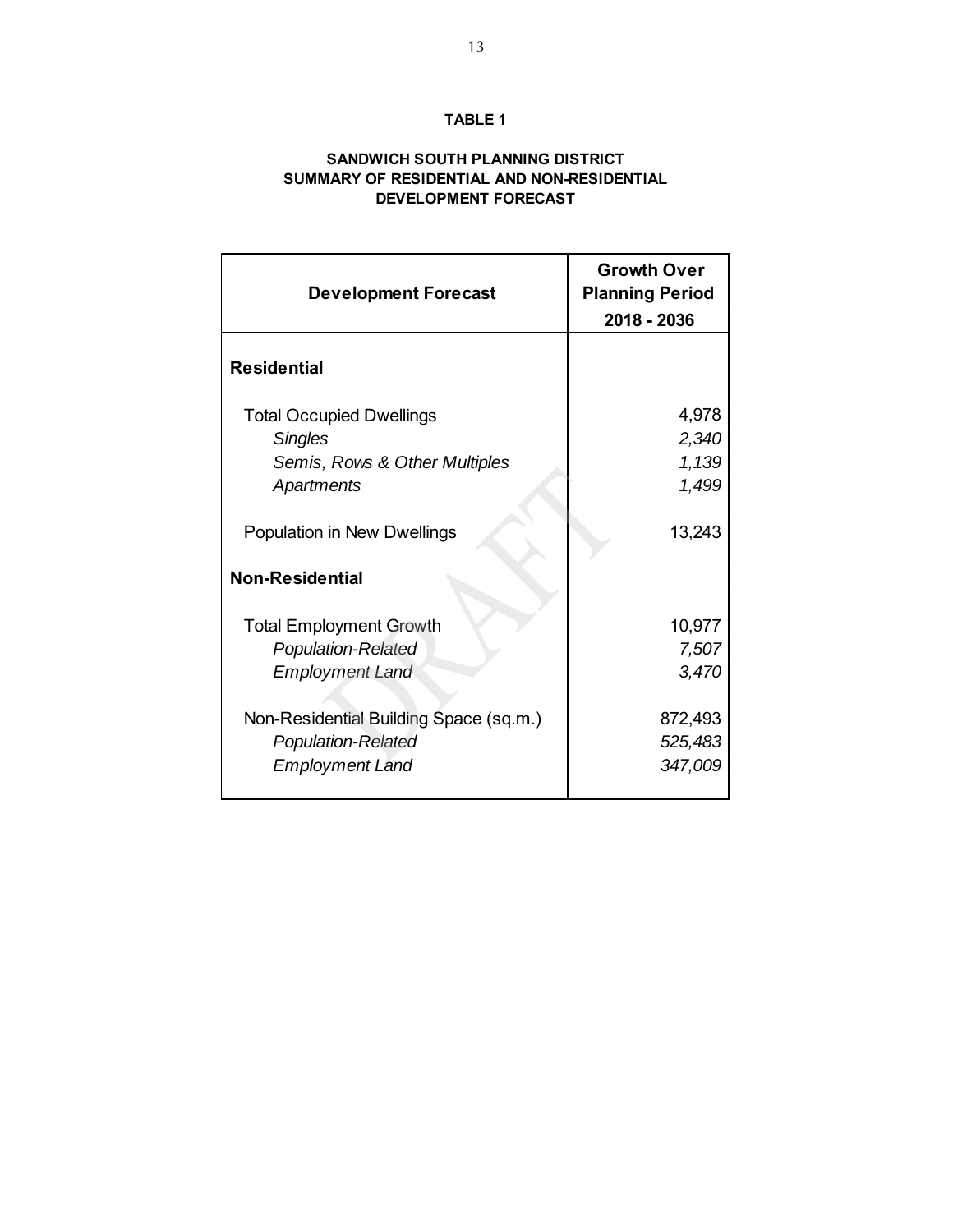**TABLE 1**

**SANDWICH SOUTH PLANNING DISTRICT**
**SUMMARY OF RESIDENTIAL AND NON-RESIDENTIAL**
**DEVELOPMENT FORECAST**

| **Development Forecast** | **Growth Over Planning Period 2018 - 2036** |
|---|---|
| **Residential** | |
| Total Occupied Dwellings | 4,978 |
| *Singles* | *2,340* |
| *Semis, Rows & Other Multiples* | *1,139* |
| *Apartments* | *1,499* |
| Population in New Dwellings | 13,243 |
| **Non-Residential** | |
| Total Employment Growth | 10,977 |
| *Population-Related* | *7,507* |
| *Employment Land* | *3,470* |
| Non-Residential Building Space (sq.m.) | 872,493 |
| *Population-Related* | *525,483* |
| *Employment Land* | *347,009* |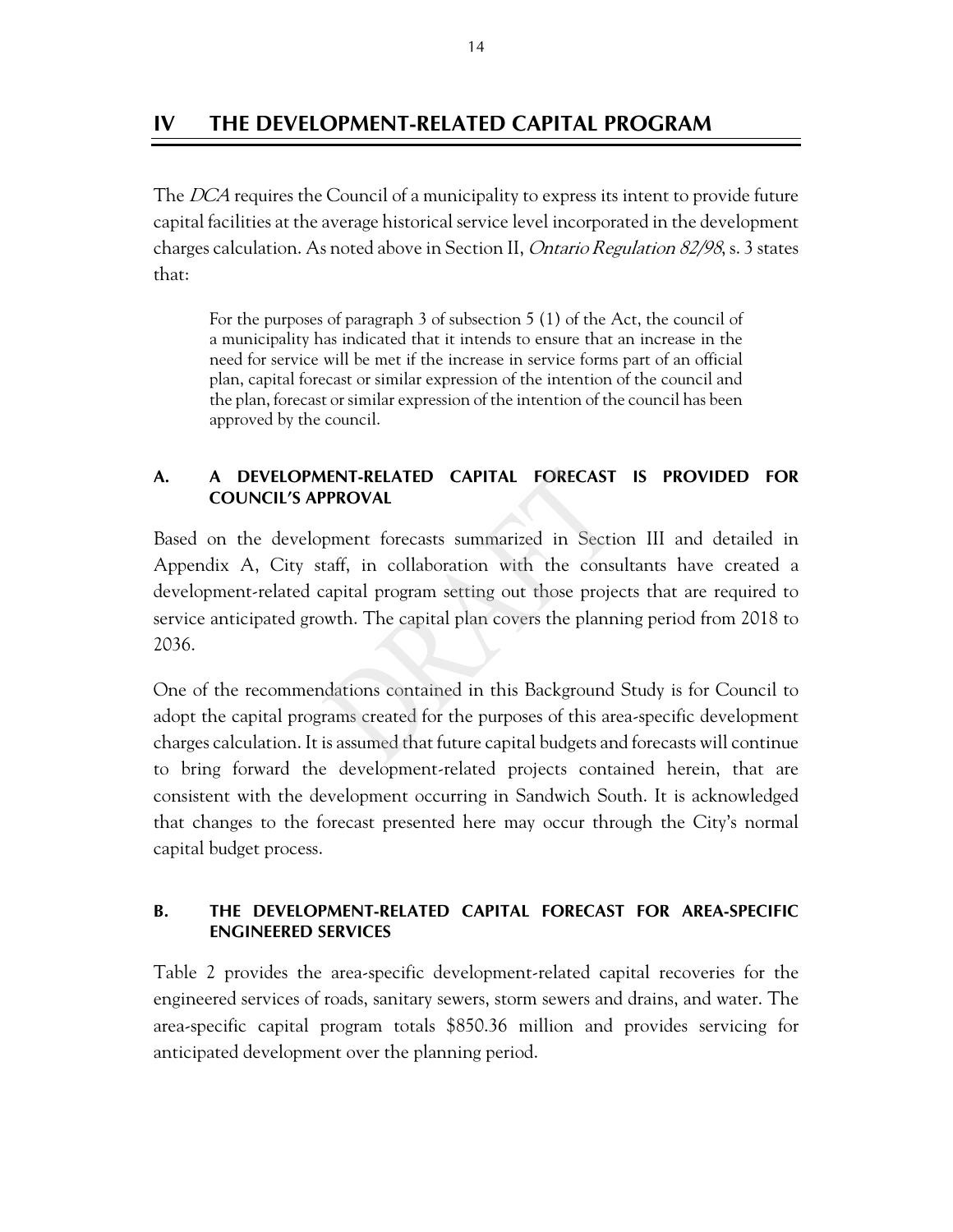# IV THE DEVELOPMENT-RELATED CAPITAL PROGRAM

The *DCA* requires the Council of a municipality to express its intent to provide future capital facilities at the average historical service level incorporated in the development charges calculation. As noted above in Section II, *Ontario Regulation 82/98*, s. 3 states that:

> For the purposes of paragraph 3 of subsection 5 (1) of the Act, the council of a municipality has indicated that it intends to ensure that an increase in the need for service will be met if the increase in service forms part of an official plan, capital forecast or similar expression of the intention of the council and the plan, forecast or similar expression of the intention of the council has been approved by the council.

### A. A DEVELOPMENT-RELATED CAPITAL FORECAST IS PROVIDED FOR COUNCIL'S APPROVAL

Based on the development forecasts summarized in Section III and detailed in Appendix A, City staff, in collaboration with the consultants have created a development-related capital program setting out those projects that are required to service anticipated growth. The capital plan covers the planning period from 2018 to 2036.

One of the recommendations contained in this Background Study is for Council to adopt the capital programs created for the purposes of this area-specific development charges calculation. It is assumed that future capital budgets and forecasts will continue to bring forward the development-related projects contained herein, that are consistent with the development occurring in Sandwich South. It is acknowledged that changes to the forecast presented here may occur through the City's normal capital budget process.

### B. THE DEVELOPMENT-RELATED CAPITAL FORECAST FOR AREA-SPECIFIC ENGINEERED SERVICES

Table 2 provides the area-specific development-related capital recoveries for the engineered services of roads, sanitary sewers, storm sewers and drains, and water. The area-specific capital program totals $850.36 million and provides servicing for anticipated development over the planning period.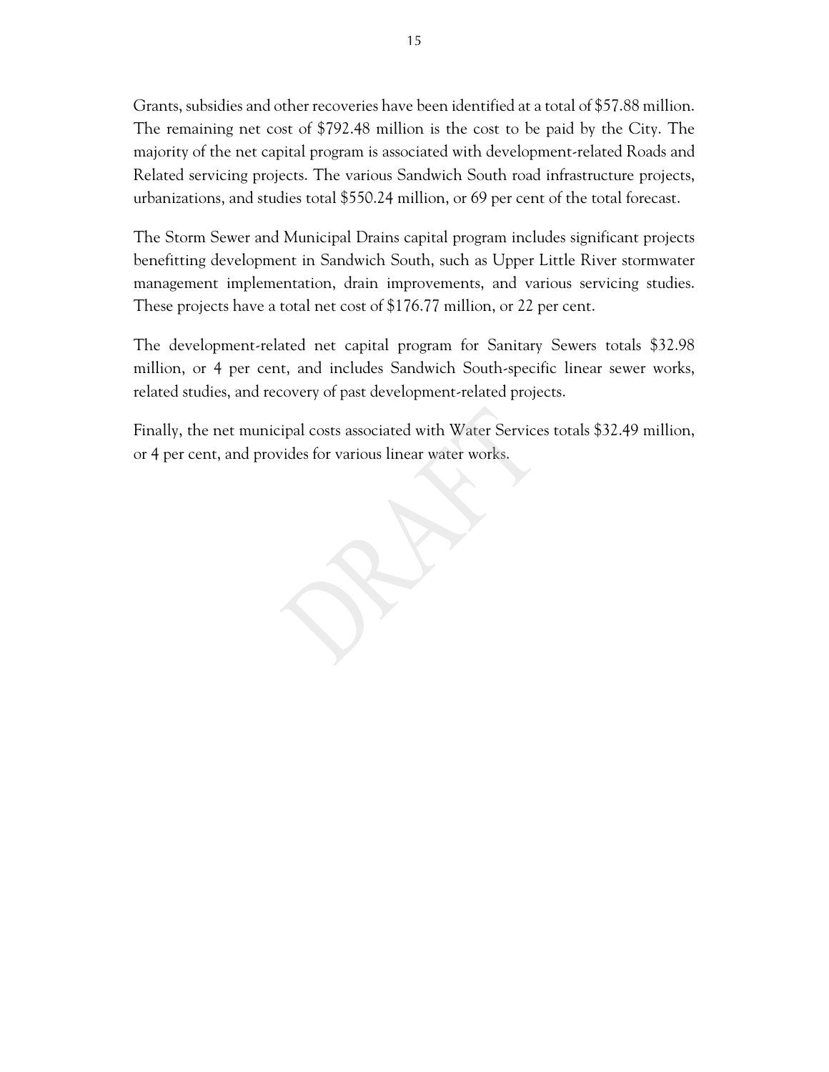Grants, subsidies and other recoveries have been identified at a total of $57.88 million. The remaining net cost of $792.48 million is the cost to be paid by the City. The majority of the net capital program is associated with development-related Roads and Related servicing projects. The various Sandwich South road infrastructure projects, urbanizations, and studies total $550.24 million, or 69 per cent of the total forecast.

The Storm Sewer and Municipal Drains capital program includes significant projects benefitting development in Sandwich South, such as Upper Little River stormwater management implementation, drain improvements, and various servicing studies. These projects have a total net cost of $176.77 million, or 22 per cent.

The development-related net capital program for Sanitary Sewers totals $32.98 million, or 4 per cent, and includes Sandwich South-specific linear sewer works, related studies, and recovery of past development-related projects.

Finally, the net municipal costs associated with Water Services totals $32.49 million, or 4 per cent, and provides for various linear water works.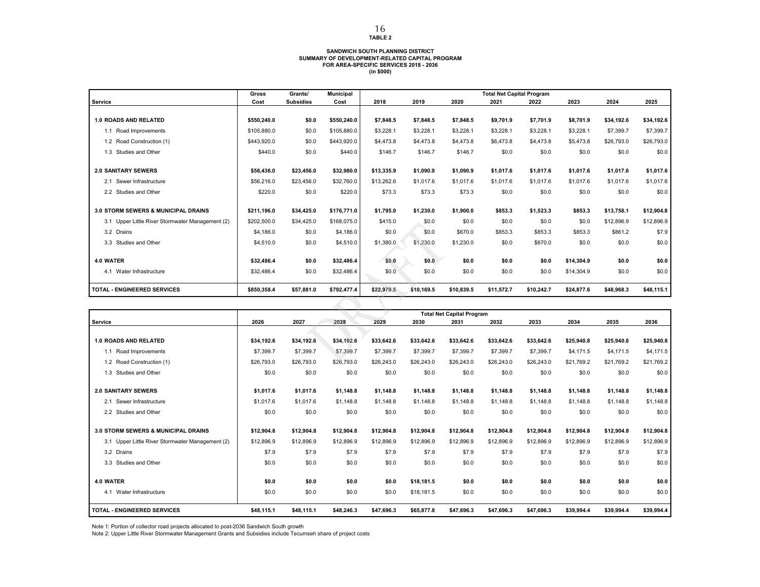**TABLE 2**

**SANDWICH SOUTH PLANNING DISTRICT**
**SUMMARY OF DEVELOPMENT-RELATED CAPITAL PROGRAM**
**FOR AREA-SPECIFIC SERVICES 2018 - 2036**
**(in $000)**

| Service | Gross Cost | Grants/ Subsidies | Municipal Cost | Total Net Capital Program 2018 | 2019 | 2020 | 2021 | 2022 | 2023 | 2024 | 2025 |
|---|---|---|---|---|---|---|---|---|---|---|---|
| **1.0 ROADS AND RELATED** | **$550,240.0** | **$0.0** | **$550,240.0** | **$7,848.5** | **$7,848.5** | **$7,848.5** | **$9,701.9** | **$7,701.9** | **$8,701.9** | **$34,192.6** | **$34,192.6** |
| 1.1 Road Improvements | $105,880.0 | $0.0 | $105,880.0 | $3,228.1 | $3,228.1 | $3,228.1 | $3,228.1 | $3,228.1 | $3,228.1 | $7,399.7 | $7,399.7 |
| 1.2 Road Construction (1) | $443,920.0 | $0.0 | $443,920.0 | $4,473.8 | $4,473.8 | $4,473.8 | $6,473.8 | $4,473.8 | $5,473.8 | $26,793.0 | $26,793.0 |
| 1.3 Studies and Other | $440.0 | $0.0 | $440.0 | $146.7 | $146.7 | $146.7 | $0.0 | $0.0 | $0.0 | $0.0 | $0.0 |
| **2.0 SANITARY SEWERS** | **$56,436.0** | **$23,456.0** | **$32,980.0** | **$13,335.9** | **$1,090.9** | **$1,090.9** | **$1,017.6** | **$1,017.6** | **$1,017.6** | **$1,017.6** | **$1,017.6** |
| 2.1 Sewer Infrastructure | $56,216.0 | $23,456.0 | $32,760.0 | $13,262.6 | $1,017.6 | $1,017.6 | $1,017.6 | $1,017.6 | $1,017.6 | $1,017.6 | $1,017.6 |
| 2.2 Studies and Other | $220.0 | $0.0 | $220.0 | $73.3 | $73.3 | $73.3 | $0.0 | $0.0 | $0.0 | $0.0 | $0.0 |
| **3.0 STORM SEWERS & MUNICIPAL DRAINS** | **$211,196.0** | **$34,425.0** | **$176,771.0** | **$1,795.0** | **$1,230.0** | **$1,900.0** | **$853.3** | **$1,523.3** | **$853.3** | **$13,758.1** | **$12,904.8** |
| 3.1 Upper Little River Stormwater Management (2) | $202,500.0 | $34,425.0 | $168,075.0 | $415.0 | $0.0 | $0.0 | $0.0 | $0.0 | $0.0 | $12,896.9 | $12,896.9 |
| 3.2 Drains | $4,186.0 | $0.0 | $4,186.0 | $0.0 | $0.0 | $670.0 | $853.3 | $853.3 | $853.3 | $861.2 | $7.9 |
| 3.3 Studies and Other | $4,510.0 | $0.0 | $4,510.0 | $1,380.0 | $1,230.0 | $1,230.0 | $0.0 | $670.0 | $0.0 | $0.0 | $0.0 |
| **4.0 WATER** | **$32,486.4** | **$0.0** | **$32,486.4** | **$0.0** | **$0.0** | **$0.0** | **$0.0** | **$0.0** | **$14,304.9** | **$0.0** | **$0.0** |
| 4.1 Water Infrastructure | $32,486.4 | $0.0 | $32,486.4 | $0.0 | $0.0 | $0.0 | $0.0 | $0.0 | $14,304.9 | $0.0 | $0.0 |
| **TOTAL - ENGINEERED SERVICES** | **$850,358.4** | **$57,881.0** | **$792,477.4** | **$22,979.5** | **$10,169.5** | **$10,839.5** | **$11,572.7** | **$10,242.7** | **$24,877.6** | **$48,968.3** | **$48,115.1** |

| Service | Total Net Capital Program 2026 | 2027 | 2028 | 2029 | 2030 | 2031 | 2032 | 2033 | 2034 | 2035 | 2036 |
|---|---|---|---|---|---|---|---|---|---|---|---|
| **1.0 ROADS AND RELATED** | **$34,192.6** | **$34,192.6** | **$34,192.6** | **$33,642.6** | **$33,642.6** | **$33,642.6** | **$33,642.6** | **$33,642.6** | **$25,940.8** | **$25,940.8** | **$25,940.8** |
| 1.1 Road Improvements | $7,399.7 | $7,399.7 | $7,399.7 | $7,399.7 | $7,399.7 | $7,399.7 | $7,399.7 | $7,399.7 | $4,171.5 | $4,171.5 | $4,171.5 |
| 1.2 Road Construction (1) | $26,793.0 | $26,793.0 | $26,793.0 | $26,243.0 | $26,243.0 | $26,243.0 | $26,243.0 | $26,243.0 | $21,769.2 | $21,769.2 | $21,769.2 |
| 1.3 Studies and Other | $0.0 | $0.0 | $0.0 | $0.0 | $0.0 | $0.0 | $0.0 | $0.0 | $0.0 | $0.0 | $0.0 |
| **2.0 SANITARY SEWERS** | **$1,017.6** | **$1,017.6** | **$1,148.8** | **$1,148.8** | **$1,148.8** | **$1,148.8** | **$1,148.8** | **$1,148.8** | **$1,148.8** | **$1,148.8** | **$1,148.8** |
| 2.1 Sewer Infrastructure | $1,017.6 | $1,017.6 | $1,148.8 | $1,148.8 | $1,148.8 | $1,148.8 | $1,148.8 | $1,148.8 | $1,148.8 | $1,148.8 | $1,148.8 |
| 2.2 Studies and Other | $0.0 | $0.0 | $0.0 | $0.0 | $0.0 | $0.0 | $0.0 | $0.0 | $0.0 | $0.0 | $0.0 |
| **3.0 STORM SEWERS & MUNICIPAL DRAINS** | **$12,904.8** | **$12,904.8** | **$12,904.8** | **$12,904.8** | **$12,904.8** | **$12,904.8** | **$12,904.8** | **$12,904.8** | **$12,904.8** | **$12,904.8** | **$12,904.8** |
| 3.1 Upper Little River Stormwater Management (2) | $12,896.9 | $12,896.9 | $12,896.9 | $12,896.9 | $12,896.9 | $12,896.9 | $12,896.9 | $12,896.9 | $12,896.9 | $12,896.9 | $12,896.9 |
| 3.2 Drains | $7.9 | $7.9 | $7.9 | $7.9 | $7.9 | $7.9 | $7.9 | $7.9 | $7.9 | $7.9 | $7.9 |
| 3.3 Studies and Other | $0.0 | $0.0 | $0.0 | $0.0 | $0.0 | $0.0 | $0.0 | $0.0 | $0.0 | $0.0 | $0.0 |
| **4.0 WATER** | **$0.0** | **$0.0** | **$0.0** | **$0.0** | **$18,181.5** | **$0.0** | **$0.0** | **$0.0** | **$0.0** | **$0.0** | **$0.0** |
| 4.1 Water Infrastructure | $0.0 | $0.0 | $0.0 | $0.0 | $18,181.5 | $0.0 | $0.0 | $0.0 | $0.0 | $0.0 | $0.0 |
| **TOTAL - ENGINEERED SERVICES** | **$48,115.1** | **$48,115.1** | **$48,246.3** | **$47,696.3** | **$65,877.8** | **$47,696.3** | **$47,696.3** | **$47,696.3** | **$39,994.4** | **$39,994.4** | **$39,994.4** |

Note 1: Portion of collector road projects allocated to post-2036 Sandwich South growth
Note 2: Upper Little River Stormwater Management Grants and Subsidies include Tecumseh share of project costs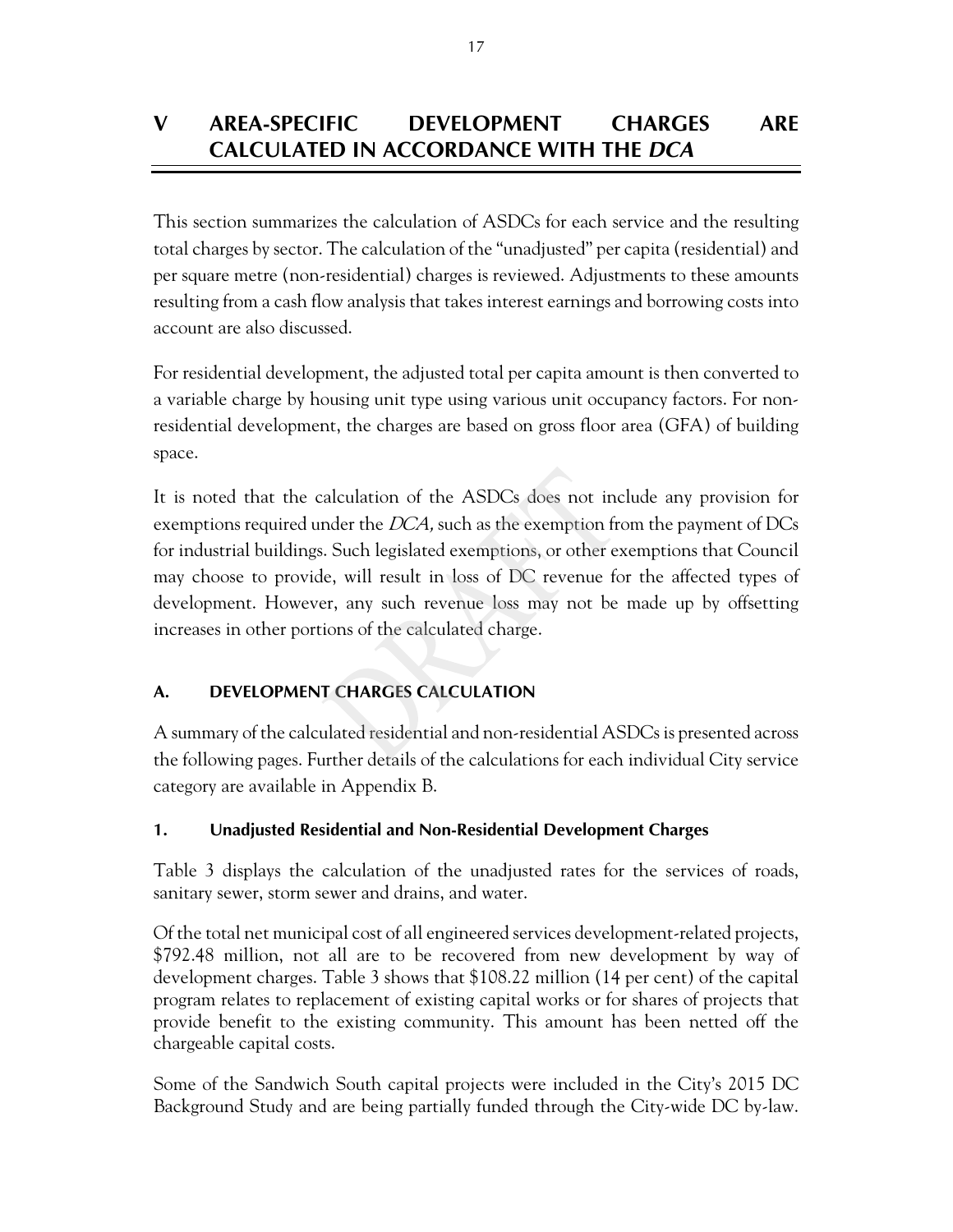# V AREA-SPECIFIC DEVELOPMENT CHARGES ARE CALCULATED IN ACCORDANCE WITH THE *DCA*

This section summarizes the calculation of ASDCs for each service and the resulting total charges by sector. The calculation of the "unadjusted" per capita (residential) and per square metre (non-residential) charges is reviewed. Adjustments to these amounts resulting from a cash flow analysis that takes interest earnings and borrowing costs into account are also discussed.

For residential development, the adjusted total per capita amount is then converted to a variable charge by housing unit type using various unit occupancy factors. For non-residential development, the charges are based on gross floor area (GFA) of building space.

It is noted that the calculation of the ASDCs does not include any provision for exemptions required under the *DCA,* such as the exemption from the payment of DCs for industrial buildings. Such legislated exemptions, or other exemptions that Council may choose to provide, will result in loss of DC revenue for the affected types of development. However, any such revenue loss may not be made up by offsetting increases in other portions of the calculated charge.

## A. DEVELOPMENT CHARGES CALCULATION

A summary of the calculated residential and non-residential ASDCs is presented across the following pages. Further details of the calculations for each individual City service category are available in Appendix B.

### 1. Unadjusted Residential and Non-Residential Development Charges

Table 3 displays the calculation of the unadjusted rates for the services of roads, sanitary sewer, storm sewer and drains, and water.

Of the total net municipal cost of all engineered services development-related projects, \$792.48 million, not all are to be recovered from new development by way of development charges. Table 3 shows that \$108.22 million (14 per cent) of the capital program relates to replacement of existing capital works or for shares of projects that provide benefit to the existing community. This amount has been netted off the chargeable capital costs.

Some of the Sandwich South capital projects were included in the City's 2015 DC Background Study and are being partially funded through the City-wide DC by-law.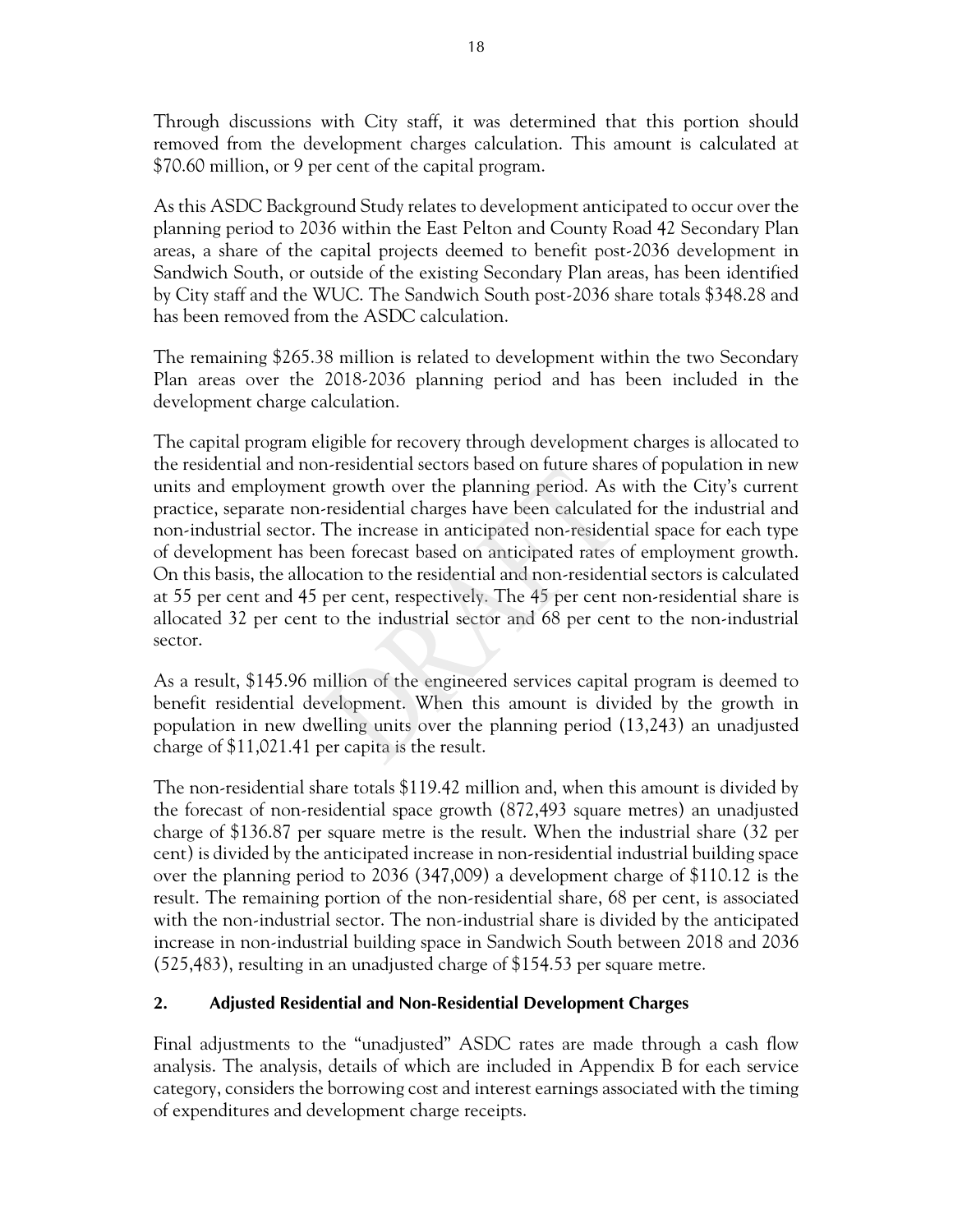Through discussions with City staff, it was determined that this portion should removed from the development charges calculation. This amount is calculated at $70.60 million, or 9 per cent of the capital program.

As this ASDC Background Study relates to development anticipated to occur over the planning period to 2036 within the East Pelton and County Road 42 Secondary Plan areas, a share of the capital projects deemed to benefit post-2036 development in Sandwich South, or outside of the existing Secondary Plan areas, has been identified by City staff and the WUC. The Sandwich South post-2036 share totals $348.28 and has been removed from the ASDC calculation.

The remaining $265.38 million is related to development within the two Secondary Plan areas over the 2018-2036 planning period and has been included in the development charge calculation.

The capital program eligible for recovery through development charges is allocated to the residential and non-residential sectors based on future shares of population in new units and employment growth over the planning period. As with the City's current practice, separate non-residential charges have been calculated for the industrial and non-industrial sector. The increase in anticipated non-residential space for each type of development has been forecast based on anticipated rates of employment growth. On this basis, the allocation to the residential and non-residential sectors is calculated at 55 per cent and 45 per cent, respectively. The 45 per cent non-residential share is allocated 32 per cent to the industrial sector and 68 per cent to the non-industrial sector.

As a result, $145.96 million of the engineered services capital program is deemed to benefit residential development. When this amount is divided by the growth in population in new dwelling units over the planning period (13,243) an unadjusted charge of $11,021.41 per capita is the result.

The non-residential share totals $119.42 million and, when this amount is divided by the forecast of non-residential space growth (872,493 square metres) an unadjusted charge of $136.87 per square metre is the result. When the industrial share (32 per cent) is divided by the anticipated increase in non-residential industrial building space over the planning period to 2036 (347,009) a development charge of $110.12 is the result. The remaining portion of the non-residential share, 68 per cent, is associated with the non-industrial sector. The non-industrial share is divided by the anticipated increase in non-industrial building space in Sandwich South between 2018 and 2036 (525,483), resulting in an unadjusted charge of $154.53 per square metre.

## 2. Adjusted Residential and Non-Residential Development Charges

Final adjustments to the "unadjusted" ASDC rates are made through a cash flow analysis. The analysis, details of which are included in Appendix B for each service category, considers the borrowing cost and interest earnings associated with the timing of expenditures and development charge receipts.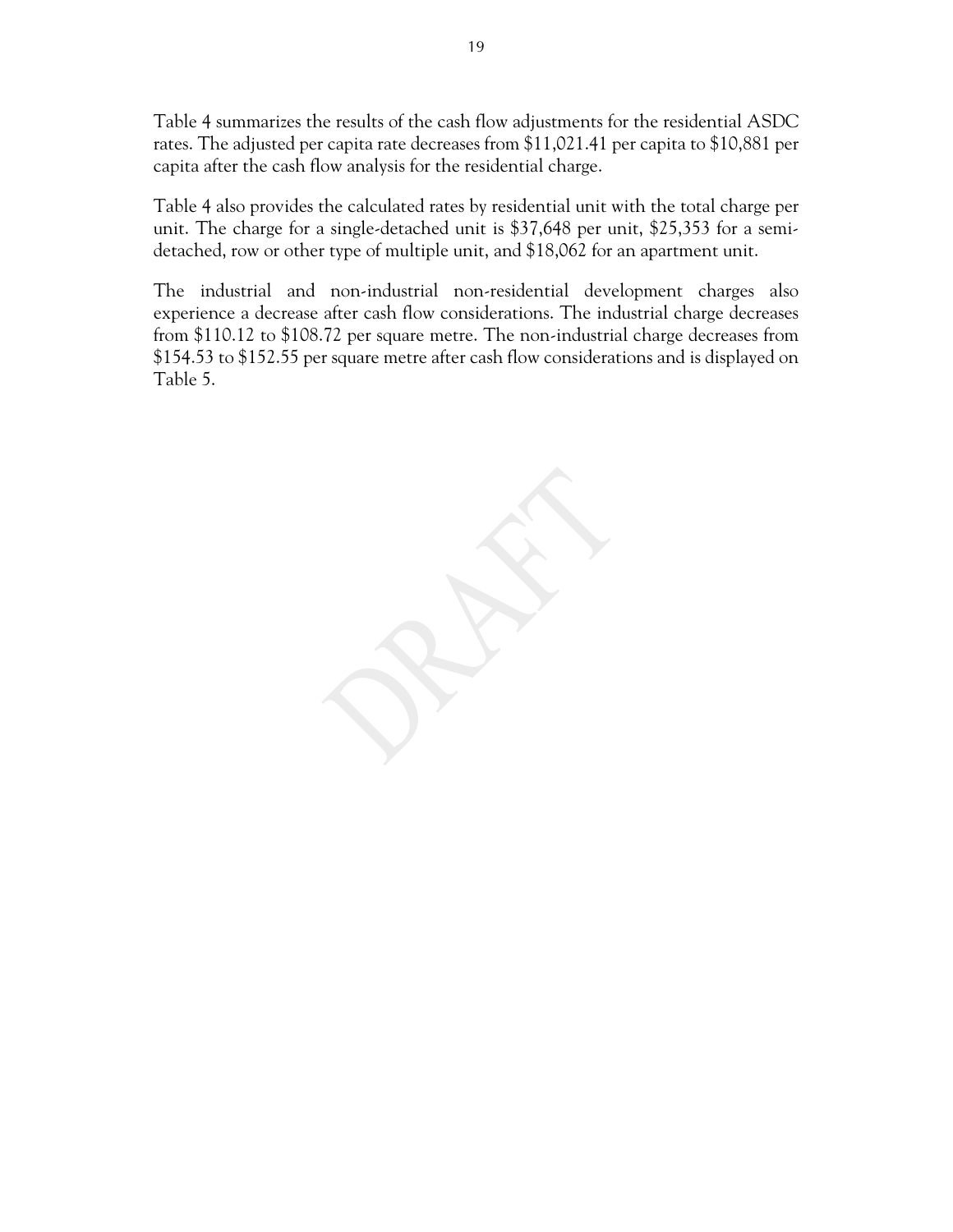Table 4 summarizes the results of the cash flow adjustments for the residential ASDC rates. The adjusted per capita rate decreases from $11,021.41 per capita to $10,881 per capita after the cash flow analysis for the residential charge.

Table 4 also provides the calculated rates by residential unit with the total charge per unit. The charge for a single-detached unit is $37,648 per unit, $25,353 for a semi-detached, row or other type of multiple unit, and $18,062 for an apartment unit.

The industrial and non-industrial non-residential development charges also experience a decrease after cash flow considerations. The industrial charge decreases from $110.12 to $108.72 per square metre. The non-industrial charge decreases from $154.53 to $152.55 per square metre after cash flow considerations and is displayed on Table 5.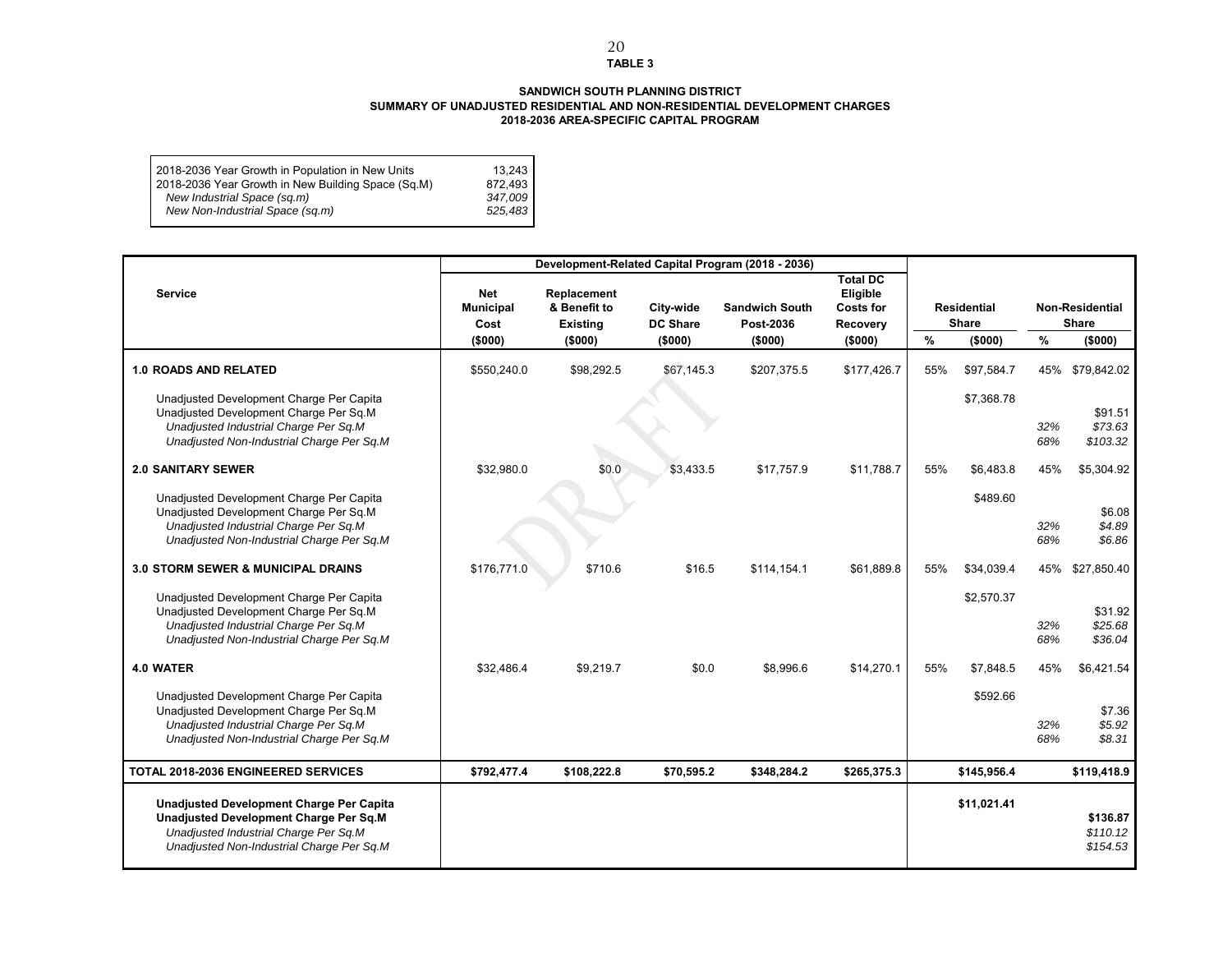**TABLE 3**

**SANDWICH SOUTH PLANNING DISTRICT**
**SUMMARY OF UNADJUSTED RESIDENTIAL AND NON-RESIDENTIAL DEVELOPMENT CHARGES**
**2018-2036 AREA-SPECIFIC CAPITAL PROGRAM**

| | |
|---|---|
| 2018-2036 Year Growth in Population in New Units | 13,243 |
| 2018-2036 Year Growth in New Building Space (Sq.M) | 872,493 |
| *New Industrial Space (sq.m)* | *347,009* |
| *New Non-Industrial Space (sq.m)* | *525,483* |

| Service | Development-Related Capital Program (2018 - 2036) Net Municipal Cost ($000) | Replacement & Benefit to Existing ($000) | City-wide DC Share ($000) | Sandwich South Post-2036 ($000) | Total DC Eligible Costs for Recovery ($000) | Residential Share % | Residential Share ($000) | Non-Residential Share % | Non-Residential Share ($000) |
|---|---|---|---|---|---|---|---|---|---|
| **1.0 ROADS AND RELATED** | $550,240.0 | $98,292.5 | $67,145.3 | $207,375.5 | $177,426.7 | 55% | $97,584.7 | 45% | $79,842.02 |
| Unadjusted Development Charge Per Capita | | | | | | | $7,368.78 | | |
| Unadjusted Development Charge Per Sq.M | | | | | | | | | $91.51 |
| *Unadjusted Industrial Charge Per Sq.M* | | | | | | | | *32%* | *$73.63* |
| *Unadjusted Non-Industrial Charge Per Sq.M* | | | | | | | | *68%* | *$103.32* |
| **2.0 SANITARY SEWER** | $32,980.0 | $0.0 | $3,433.5 | $17,757.9 | $11,788.7 | 55% | $6,483.8 | 45% | $5,304.92 |
| Unadjusted Development Charge Per Capita | | | | | | | $489.60 | | |
| Unadjusted Development Charge Per Sq.M | | | | | | | | | $6.08 |
| *Unadjusted Industrial Charge Per Sq.M* | | | | | | | | *32%* | *$4.89* |
| *Unadjusted Non-Industrial Charge Per Sq.M* | | | | | | | | *68%* | *$6.86* |
| **3.0 STORM SEWER & MUNICIPAL DRAINS** | $176,771.0 | $710.6 | $16.5 | $114,154.1 | $61,889.8 | 55% | $34,039.4 | 45% | $27,850.40 |
| Unadjusted Development Charge Per Capita | | | | | | | $2,570.37 | | |
| Unadjusted Development Charge Per Sq.M | | | | | | | | | $31.92 |
| *Unadjusted Industrial Charge Per Sq.M* | | | | | | | | *32%* | *$25.68* |
| *Unadjusted Non-Industrial Charge Per Sq.M* | | | | | | | | *68%* | *$36.04* |
| **4.0 WATER** | $32,486.4 | $9,219.7 | $0.0 | $8,996.6 | $14,270.1 | 55% | $7,848.5 | 45% | $6,421.54 |
| Unadjusted Development Charge Per Capita | | | | | | | $592.66 | | |
| Unadjusted Development Charge Per Sq.M | | | | | | | | | $7.36 |
| *Unadjusted Industrial Charge Per Sq.M* | | | | | | | | *32%* | *$5.92* |
| *Unadjusted Non-Industrial Charge Per Sq.M* | | | | | | | | *68%* | *$8.31* |
| **TOTAL 2018-2036 ENGINEERED SERVICES** | **$792,477.4** | **$108,222.8** | **$70,595.2** | **$348,284.2** | **$265,375.3** | | **$145,956.4** | | **$119,418.9** |
| **Unadjusted Development Charge Per Capita** | | | | | | | **$11,021.41** | | |
| **Unadjusted Development Charge Per Sq.M** | | | | | | | | | **$136.87** |
| *Unadjusted Industrial Charge Per Sq.M* | | | | | | | | | *$110.12* |
| *Unadjusted Non-Industrial Charge Per Sq.M* | | | | | | | | | *$154.53* |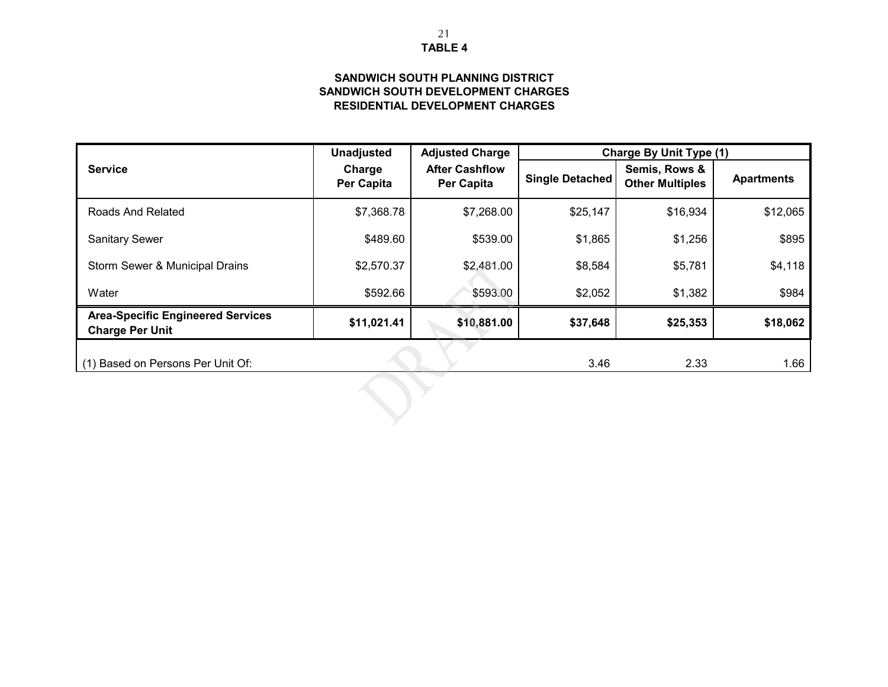**TABLE 4**

**SANDWICH SOUTH PLANNING DISTRICT**
**SANDWICH SOUTH DEVELOPMENT CHARGES**
**RESIDENTIAL DEVELOPMENT CHARGES**

| Service | Unadjusted Charge Per Capita | Adjusted Charge After Cashflow Per Capita | Charge By Unit Type (1) | | |
|---|---|---|---|---|---|
| | | | Single Detached | Semis, Rows & Other Multiples | Apartments |
| Roads And Related | $7,368.78 | $7,268.00 | $25,147 | $16,934 | $12,065 |
| Sanitary Sewer | $489.60 | $539.00 | $1,865 | $1,256 | $895 |
| Storm Sewer & Municipal Drains | $2,570.37 | $2,481.00 | $8,584 | $5,781 | $4,118 |
| Water | $592.66 | $593.00 | $2,052 | $1,382 | $984 |
| **Area-Specific Engineered Services Charge Per Unit** | **$11,021.41** | **$10,881.00** | **$37,648** | **$25,353** | **$18,062** |
| (1) Based on Persons Per Unit Of: | | | 3.46 | 2.33 | 1.66 |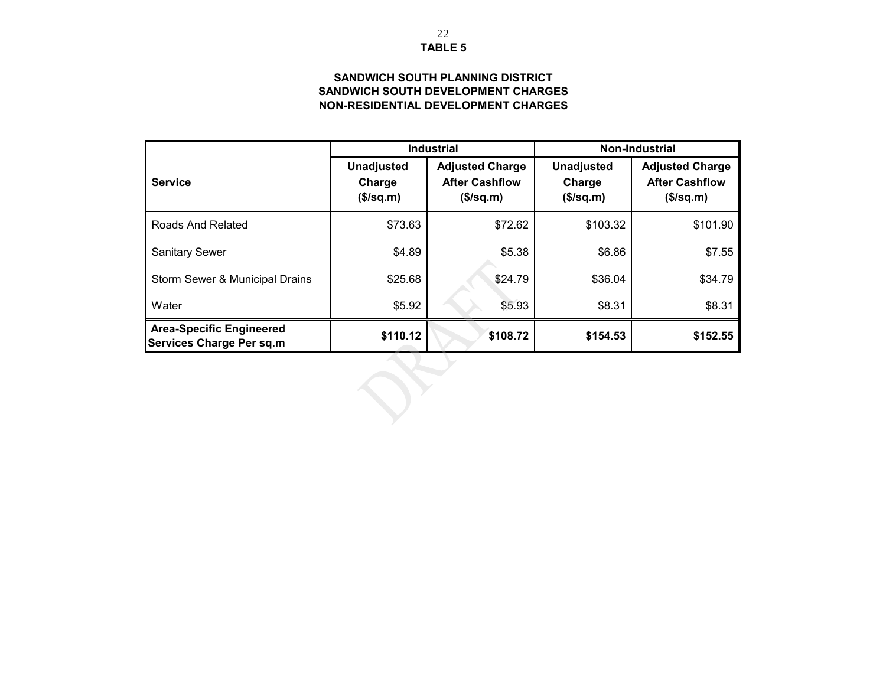# TABLE 5

## SANDWICH SOUTH PLANNING DISTRICT
## SANDWICH SOUTH DEVELOPMENT CHARGES
## NON-RESIDENTIAL DEVELOPMENT CHARGES

| | Industrial | | Non-Industrial | |
|---|---|---|---|---|
| **Service** | **Unadjusted Charge ($/sq.m)** | **Adjusted Charge After Cashflow ($/sq.m)** | **Unadjusted Charge ($/sq.m)** | **Adjusted Charge After Cashflow ($/sq.m)** |
| Roads And Related | $73.63 | $72.62 | $103.32 | $101.90 |
| Sanitary Sewer | $4.89 | $5.38 | $6.86 | $7.55 |
| Storm Sewer & Municipal Drains | $25.68 | $24.79 | $36.04 | $34.79 |
| Water | $5.92 | $5.93 | $8.31 | $8.31 |
| **Area-Specific Engineered Services Charge Per sq.m** | **$110.12** | **$108.72** | **$154.53** | **$152.55** |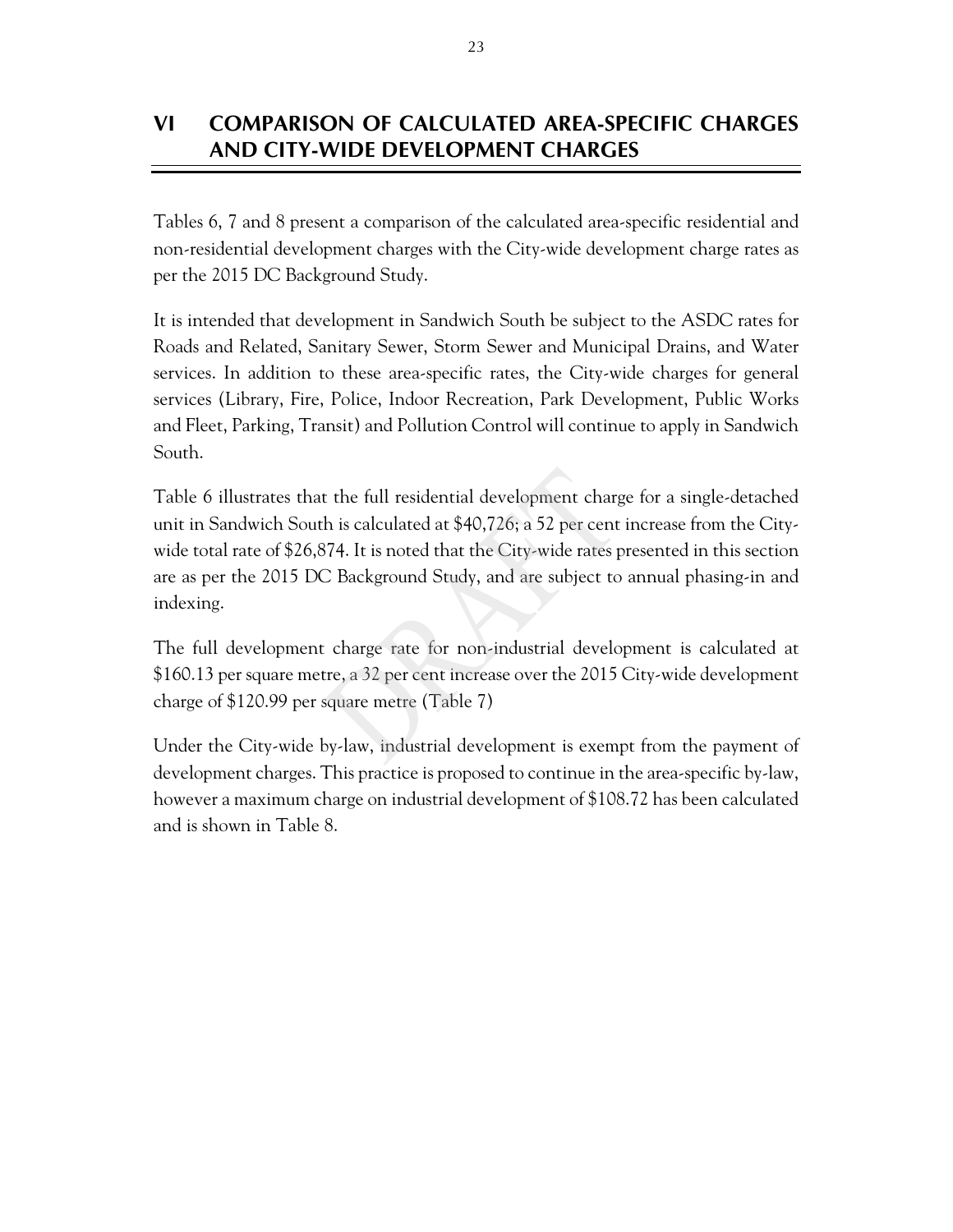# VI COMPARISON OF CALCULATED AREA-SPECIFIC CHARGES AND CITY-WIDE DEVELOPMENT CHARGES

Tables 6, 7 and 8 present a comparison of the calculated area-specific residential and non-residential development charges with the City-wide development charge rates as per the 2015 DC Background Study.

It is intended that development in Sandwich South be subject to the ASDC rates for Roads and Related, Sanitary Sewer, Storm Sewer and Municipal Drains, and Water services. In addition to these area-specific rates, the City-wide charges for general services (Library, Fire, Police, Indoor Recreation, Park Development, Public Works and Fleet, Parking, Transit) and Pollution Control will continue to apply in Sandwich South.

Table 6 illustrates that the full residential development charge for a single-detached unit in Sandwich South is calculated at $40,726; a 52 per cent increase from the City-wide total rate of $26,874. It is noted that the City-wide rates presented in this section are as per the 2015 DC Background Study, and are subject to annual phasing-in and indexing.

The full development charge rate for non-industrial development is calculated at $160.13 per square metre, a 32 per cent increase over the 2015 City-wide development charge of $120.99 per square metre (Table 7)

Under the City-wide by-law, industrial development is exempt from the payment of development charges. This practice is proposed to continue in the area-specific by-law, however a maximum charge on industrial development of $108.72 has been calculated and is shown in Table 8.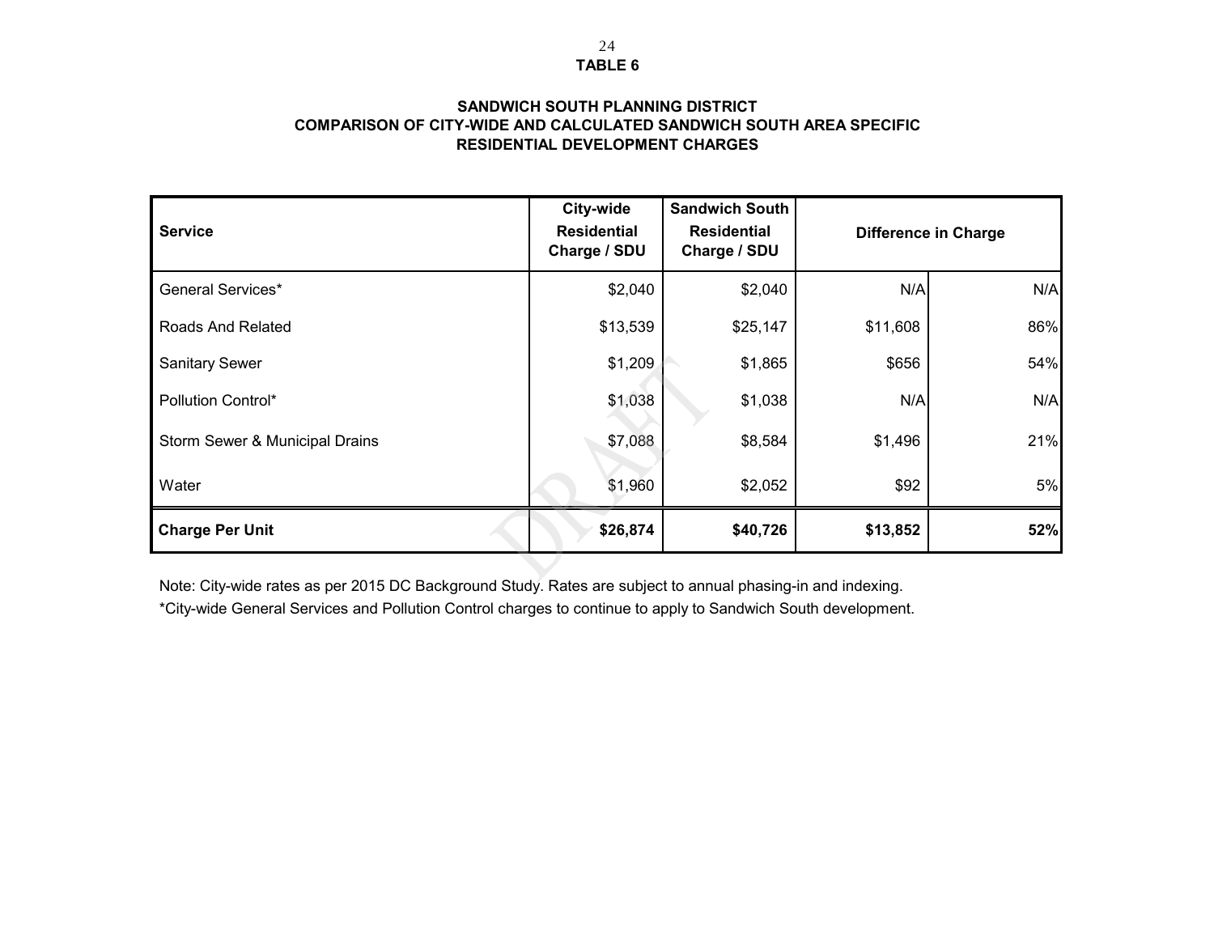**TABLE 6**

**SANDWICH SOUTH PLANNING DISTRICT**
**COMPARISON OF CITY-WIDE AND CALCULATED SANDWICH SOUTH AREA SPECIFIC RESIDENTIAL DEVELOPMENT CHARGES**

| Service | City-wide Residential Charge / SDU | Sandwich South Residential Charge / SDU | Difference in Charge | |
|---|---|---|---|---|
| General Services* | $2,040 | $2,040 | N/A | N/A |
| Roads And Related | $13,539 | $25,147 | $11,608 | 86% |
| Sanitary Sewer | $1,209 | $1,865 | $656 | 54% |
| Pollution Control* | $1,038 | $1,038 | N/A | N/A |
| Storm Sewer & Municipal Drains | $7,088 | $8,584 | $1,496 | 21% |
| Water | $1,960 | $2,052 | $92 | 5% |
| **Charge Per Unit** | **$26,874** | **$40,726** | **$13,852** | **52%** |

Note: City-wide rates as per 2015 DC Background Study. Rates are subject to annual phasing-in and indexing.

*City-wide General Services and Pollution Control charges to continue to apply to Sandwich South development.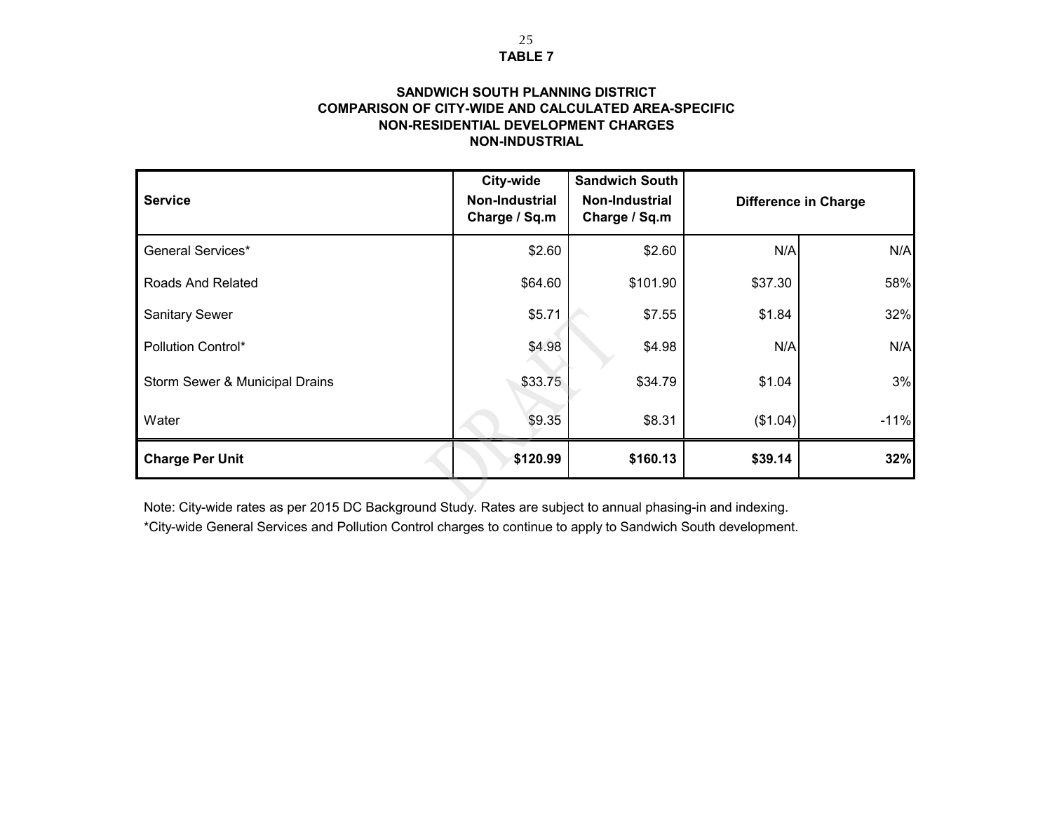**TABLE 7**

**SANDWICH SOUTH PLANNING DISTRICT**
**COMPARISON OF CITY-WIDE AND CALCULATED AREA-SPECIFIC**
**NON-RESIDENTIAL DEVELOPMENT CHARGES**
**NON-INDUSTRIAL**

| Service | City-wide Non-Industrial Charge / Sq.m | Sandwich South Non-Industrial Charge / Sq.m | Difference in Charge | |
|---|---|---|---|---|
| General Services* | $2.60 | $2.60 | N/A | N/A |
| Roads And Related | $64.60 | $101.90 | $37.30 | 58% |
| Sanitary Sewer | $5.71 | $7.55 | $1.84 | 32% |
| Pollution Control* | $4.98 | $4.98 | N/A | N/A |
| Storm Sewer & Municipal Drains | $33.75 | $34.79 | $1.04 | 3% |
| Water | $9.35 | $8.31 | ($1.04) | -11% |
| **Charge Per Unit** | **$120.99** | **$160.13** | **$39.14** | **32%** |

Note: City-wide rates as per 2015 DC Background Study. Rates are subject to annual phasing-in and indexing.

*City-wide General Services and Pollution Control charges to continue to apply to Sandwich South development.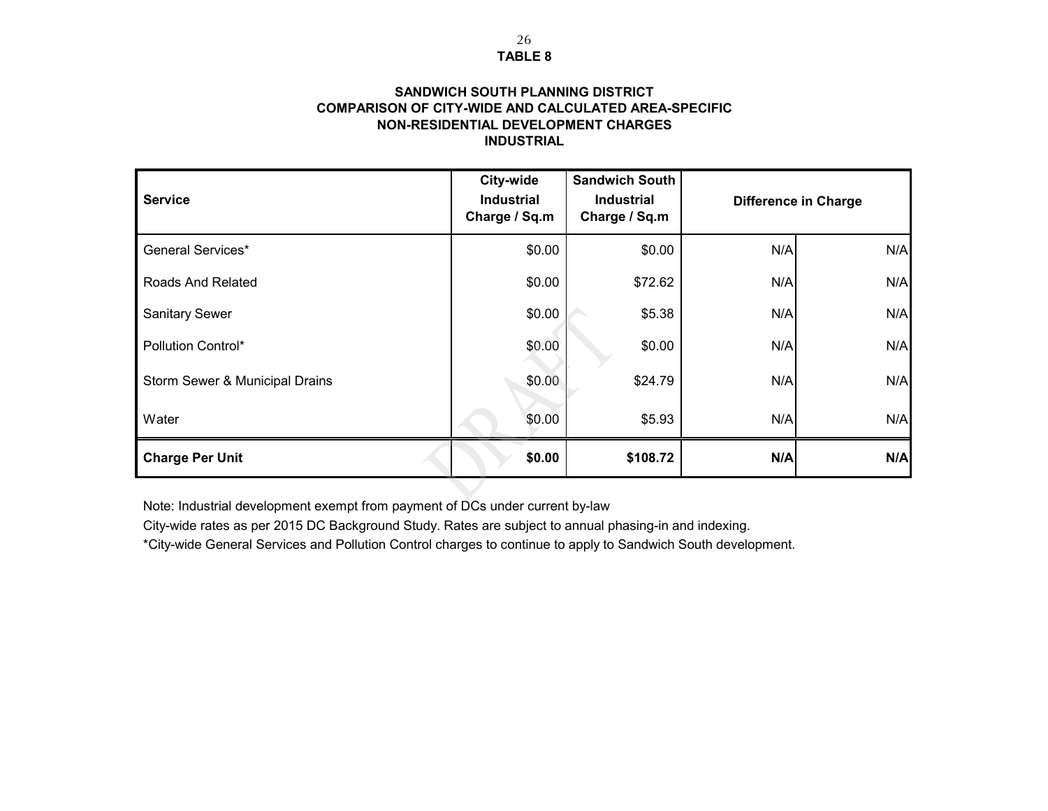**TABLE 8**

**SANDWICH SOUTH PLANNING DISTRICT**
**COMPARISON OF CITY-WIDE AND CALCULATED AREA-SPECIFIC**
**NON-RESIDENTIAL DEVELOPMENT CHARGES**
**INDUSTRIAL**

| Service | City-wide Industrial Charge / Sq.m | Sandwich South Industrial Charge / Sq.m | Difference in Charge | |
|---|---|---|---|---|
| General Services* | $0.00 | $0.00 | N/A | N/A |
| Roads And Related | $0.00 | $72.62 | N/A | N/A |
| Sanitary Sewer | $0.00 | $5.38 | N/A | N/A |
| Pollution Control* | $0.00 | $0.00 | N/A | N/A |
| Storm Sewer & Municipal Drains | $0.00 | $24.79 | N/A | N/A |
| Water | $0.00 | $5.93 | N/A | N/A |
| **Charge Per Unit** | **$0.00** | **$108.72** | **N/A** | **N/A** |

Note: Industrial development exempt from payment of DCs under current by-law

City-wide rates as per 2015 DC Background Study. Rates are subject to annual phasing-in and indexing.

*City-wide General Services and Pollution Control charges to continue to apply to Sandwich South development.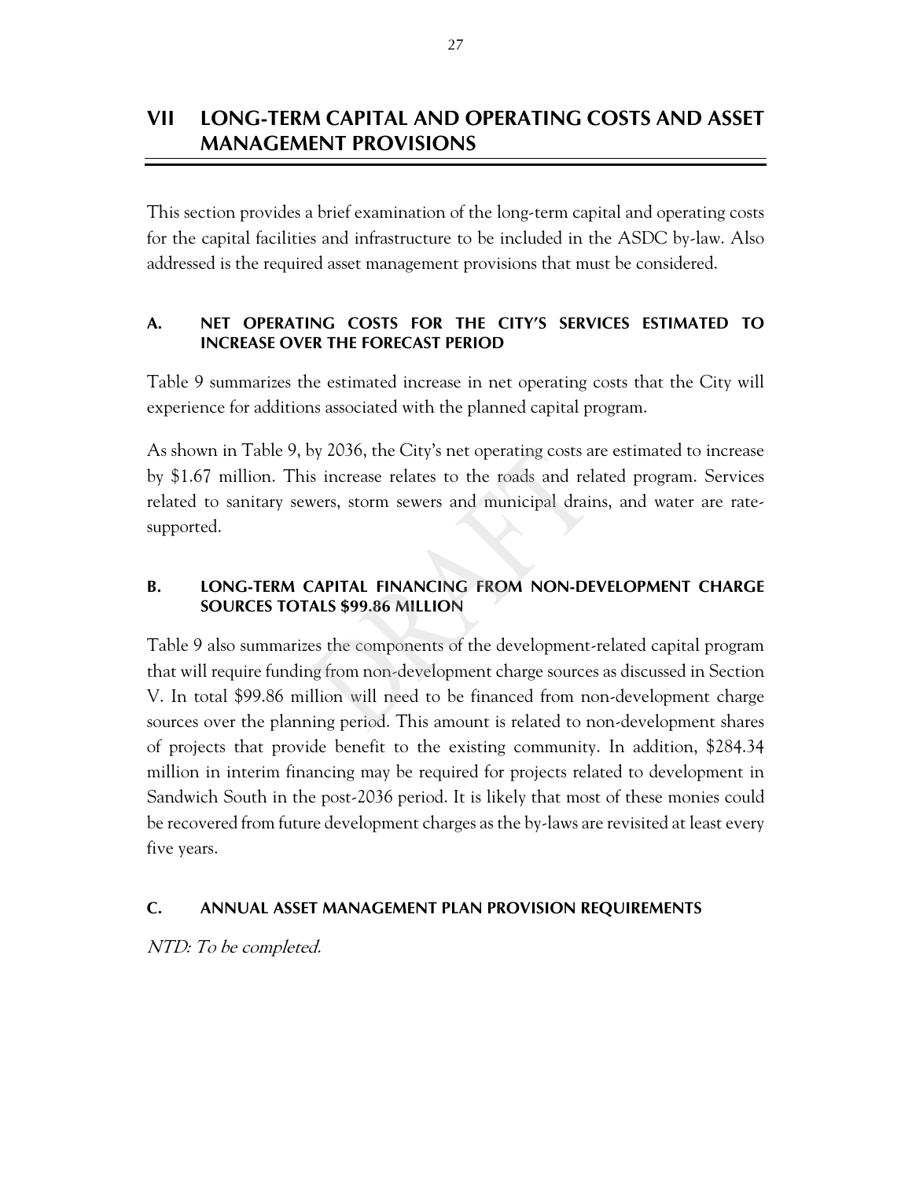# VII LONG-TERM CAPITAL AND OPERATING COSTS AND ASSET MANAGEMENT PROVISIONS

This section provides a brief examination of the long-term capital and operating costs for the capital facilities and infrastructure to be included in the ASDC by-law. Also addressed is the required asset management provisions that must be considered.

## A. NET OPERATING COSTS FOR THE CITY'S SERVICES ESTIMATED TO INCREASE OVER THE FORECAST PERIOD

Table 9 summarizes the estimated increase in net operating costs that the City will experience for additions associated with the planned capital program.

As shown in Table 9, by 2036, the City's net operating costs are estimated to increase by $1.67 million. This increase relates to the roads and related program. Services related to sanitary sewers, storm sewers and municipal drains, and water are rate-supported.

## B. LONG-TERM CAPITAL FINANCING FROM NON-DEVELOPMENT CHARGE SOURCES TOTALS $99.86 MILLION

Table 9 also summarizes the components of the development-related capital program that will require funding from non-development charge sources as discussed in Section V. In total $99.86 million will need to be financed from non-development charge sources over the planning period. This amount is related to non-development shares of projects that provide benefit to the existing community. In addition, $284.34 million in interim financing may be required for projects related to development in Sandwich South in the post-2036 period. It is likely that most of these monies could be recovered from future development charges as the by-laws are revisited at least every five years.

## C. ANNUAL ASSET MANAGEMENT PLAN PROVISION REQUIREMENTS

*NTD: To be completed.*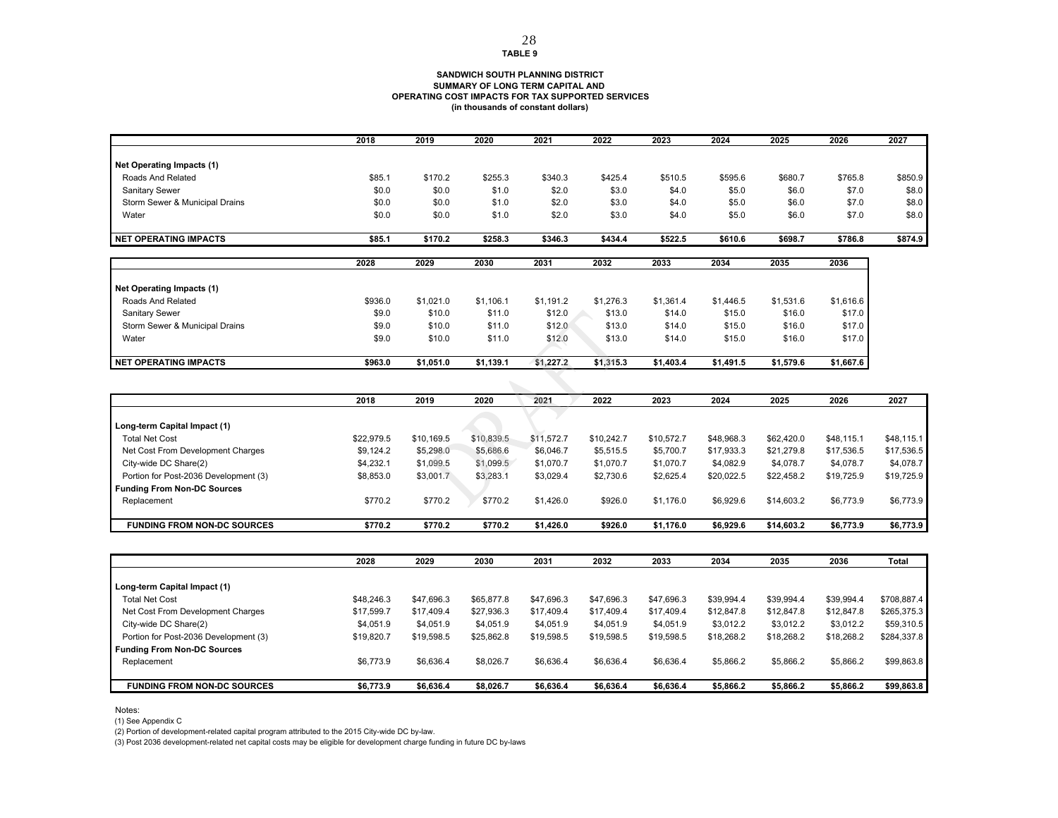**TABLE 9**

**SANDWICH SOUTH PLANNING DISTRICT**
**SUMMARY OF LONG TERM CAPITAL AND**
**OPERATING COST IMPACTS FOR TAX SUPPORTED SERVICES**
**(in thousands of constant dollars)**

| | 2018 | 2019 | 2020 | 2021 | 2022 | 2023 | 2024 | 2025 | 2026 | 2027 |
|---|---|---|---|---|---|---|---|---|---|---|
| **Net Operating Impacts (1)** | | | | | | | | | | |
| Roads And Related | $85.1 | $170.2 | $255.3 | $340.3 | $425.4 | $510.5 | $595.6 | $680.7 | $765.8 | $850.9 |
| Sanitary Sewer | $0.0 | $0.0 | $1.0 | $2.0 | $3.0 | $4.0 | $5.0 | $6.0 | $7.0 | $8.0 |
| Storm Sewer & Municipal Drains | $0.0 | $0.0 | $1.0 | $2.0 | $3.0 | $4.0 | $5.0 | $6.0 | $7.0 | $8.0 |
| Water | $0.0 | $0.0 | $1.0 | $2.0 | $3.0 | $4.0 | $5.0 | $6.0 | $7.0 | $8.0 |
| **NET OPERATING IMPACTS** | **$85.1** | **$170.2** | **$258.3** | **$346.3** | **$434.4** | **$522.5** | **$610.6** | **$698.7** | **$786.8** | **$874.9** |

| | 2028 | 2029 | 2030 | 2031 | 2032 | 2033 | 2034 | 2035 | 2036 |
|---|---|---|---|---|---|---|---|---|---|
| **Net Operating Impacts (1)** | | | | | | | | | |
| Roads And Related | $936.0 | $1,021.0 | $1,106.1 | $1,191.2 | $1,276.3 | $1,361.4 | $1,446.5 | $1,531.6 | $1,616.6 |
| Sanitary Sewer | $9.0 | $10.0 | $11.0 | $12.0 | $13.0 | $14.0 | $15.0 | $16.0 | $17.0 |
| Storm Sewer & Municipal Drains | $9.0 | $10.0 | $11.0 | $12.0 | $13.0 | $14.0 | $15.0 | $16.0 | $17.0 |
| Water | $9.0 | $10.0 | $11.0 | $12.0 | $13.0 | $14.0 | $15.0 | $16.0 | $17.0 |
| **NET OPERATING IMPACTS** | **$963.0** | **$1,051.0** | **$1,139.1** | **$1,227.2** | **$1,315.3** | **$1,403.4** | **$1,491.5** | **$1,579.6** | **$1,667.6** |

| | 2018 | 2019 | 2020 | 2021 | 2022 | 2023 | 2024 | 2025 | 2026 | 2027 |
|---|---|---|---|---|---|---|---|---|---|---|
| **Long-term Capital Impact (1)** | | | | | | | | | | |
| Total Net Cost | $22,979.5 | $10,169.5 | $10,839.5 | $11,572.7 | $10,242.7 | $10,572.7 | $48,968.3 | $62,420.0 | $48,115.1 | $48,115.1 |
| Net Cost From Development Charges | $9,124.2 | $5,298.0 | $5,686.6 | $6,046.7 | $5,515.5 | $5,700.7 | $17,933.3 | $21,279.8 | $17,536.5 | $17,536.5 |
| City-wide DC Share(2) | $4,232.1 | $1,099.5 | $1,099.5 | $1,070.7 | $1,070.7 | $1,070.7 | $4,082.9 | $4,078.7 | $4,078.7 | $4,078.7 |
| Portion for Post-2036 Development (3) | $8,853.0 | $3,001.7 | $3,283.1 | $3,029.4 | $2,730.6 | $2,625.4 | $20,022.5 | $22,458.2 | $19,725.9 | $19,725.9 |
| **Funding From Non-DC Sources** | | | | | | | | | | |
| Replacement | $770.2 | $770.2 | $770.2 | $1,426.0 | $926.0 | $1,176.0 | $6,929.6 | $14,603.2 | $6,773.9 | $6,773.9 |
| **FUNDING FROM NON-DC SOURCES** | **$770.2** | **$770.2** | **$770.2** | **$1,426.0** | **$926.0** | **$1,176.0** | **$6,929.6** | **$14,603.2** | **$6,773.9** | **$6,773.9** |

| | 2028 | 2029 | 2030 | 2031 | 2032 | 2033 | 2034 | 2035 | 2036 | Total |
|---|---|---|---|---|---|---|---|---|---|---|
| **Long-term Capital Impact (1)** | | | | | | | | | | |
| Total Net Cost | $48,246.3 | $47,696.3 | $65,877.8 | $47,696.3 | $47,696.3 | $47,696.3 | $39,994.4 | $39,994.4 | $39,994.4 | $708,887.4 |
| Net Cost From Development Charges | $17,599.7 | $17,409.4 | $27,936.3 | $17,409.4 | $17,409.4 | $17,409.4 | $12,847.8 | $12,847.8 | $12,847.8 | $265,375.3 |
| City-wide DC Share(2) | $4,051.9 | $4,051.9 | $4,051.9 | $4,051.9 | $4,051.9 | $4,051.9 | $3,012.2 | $3,012.2 | $3,012.2 | $59,310.5 |
| Portion for Post-2036 Development (3) | $19,820.7 | $19,598.5 | $25,862.8 | $19,598.5 | $19,598.5 | $19,598.5 | $18,268.2 | $18,268.2 | $18,268.2 | $284,337.8 |
| **Funding From Non-DC Sources** | | | | | | | | | | |
| Replacement | $6,773.9 | $6,636.4 | $8,026.7 | $6,636.4 | $6,636.4 | $6,636.4 | $5,866.2 | $5,866.2 | $5,866.2 | $99,863.8 |
| **FUNDING FROM NON-DC SOURCES** | **$6,773.9** | **$6,636.4** | **$8,026.7** | **$6,636.4** | **$6,636.4** | **$6,636.4** | **$5,866.2** | **$5,866.2** | **$5,866.2** | **$99,863.8** |

Notes:
(1) See Appendix C
(2) Portion of development-related capital program attributed to the 2015 City-wide DC by-law.
(3) Post 2036 development-related net capital costs may be eligible for development charge funding in future DC by-laws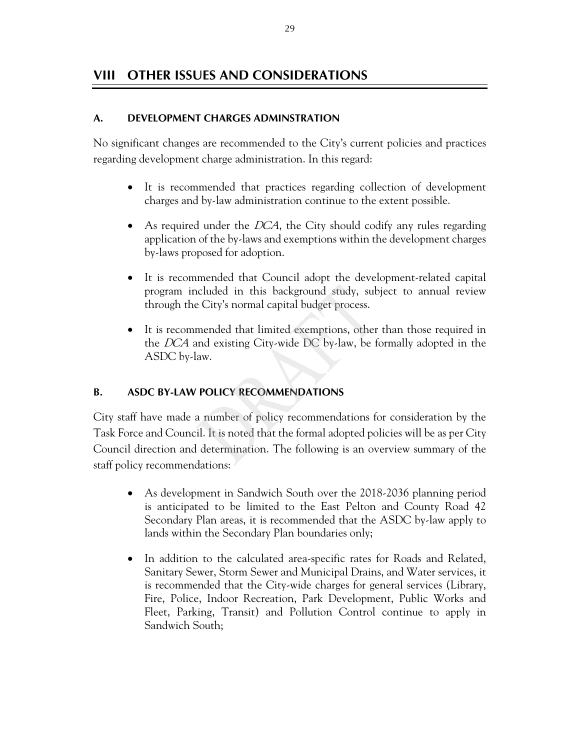# VIII OTHER ISSUES AND CONSIDERATIONS

## A. DEVELOPMENT CHARGES ADMINSTRATION

No significant changes are recommended to the City's current policies and practices regarding development charge administration. In this regard:

- It is recommended that practices regarding collection of development charges and by-law administration continue to the extent possible.
- As required under the *DCA*, the City should codify any rules regarding application of the by-laws and exemptions within the development charges by-laws proposed for adoption.
- It is recommended that Council adopt the development-related capital program included in this background study, subject to annual review through the City's normal capital budget process.
- It is recommended that limited exemptions, other than those required in the *DCA* and existing City-wide DC by-law, be formally adopted in the ASDC by-law.

## B. ASDC BY-LAW POLICY RECOMMENDATIONS

City staff have made a number of policy recommendations for consideration by the Task Force and Council. It is noted that the formal adopted policies will be as per City Council direction and determination. The following is an overview summary of the staff policy recommendations:

- As development in Sandwich South over the 2018-2036 planning period is anticipated to be limited to the East Pelton and County Road 42 Secondary Plan areas, it is recommended that the ASDC by-law apply to lands within the Secondary Plan boundaries only;
- In addition to the calculated area-specific rates for Roads and Related, Sanitary Sewer, Storm Sewer and Municipal Drains, and Water services, it is recommended that the City-wide charges for general services (Library, Fire, Police, Indoor Recreation, Park Development, Public Works and Fleet, Parking, Transit) and Pollution Control continue to apply in Sandwich South;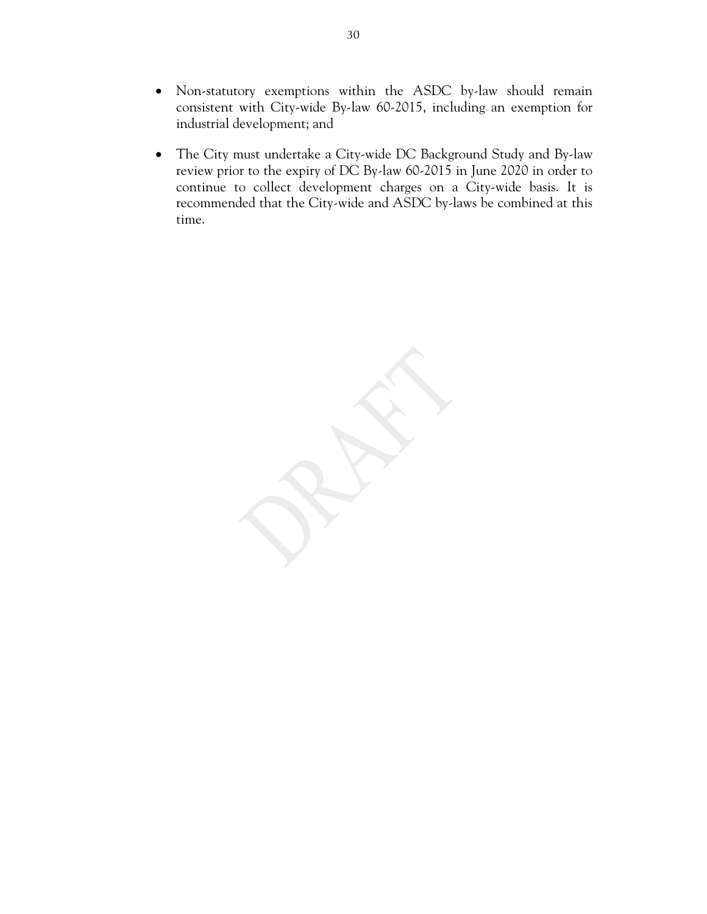- Non-statutory exemptions within the ASDC by-law should remain consistent with City-wide By-law 60-2015, including an exemption for industrial development; and

- The City must undertake a City-wide DC Background Study and By-law review prior to the expiry of DC By-law 60-2015 in June 2020 in order to continue to collect development charges on a City-wide basis. It is recommended that the City-wide and ASDC by-laws be combined at this time.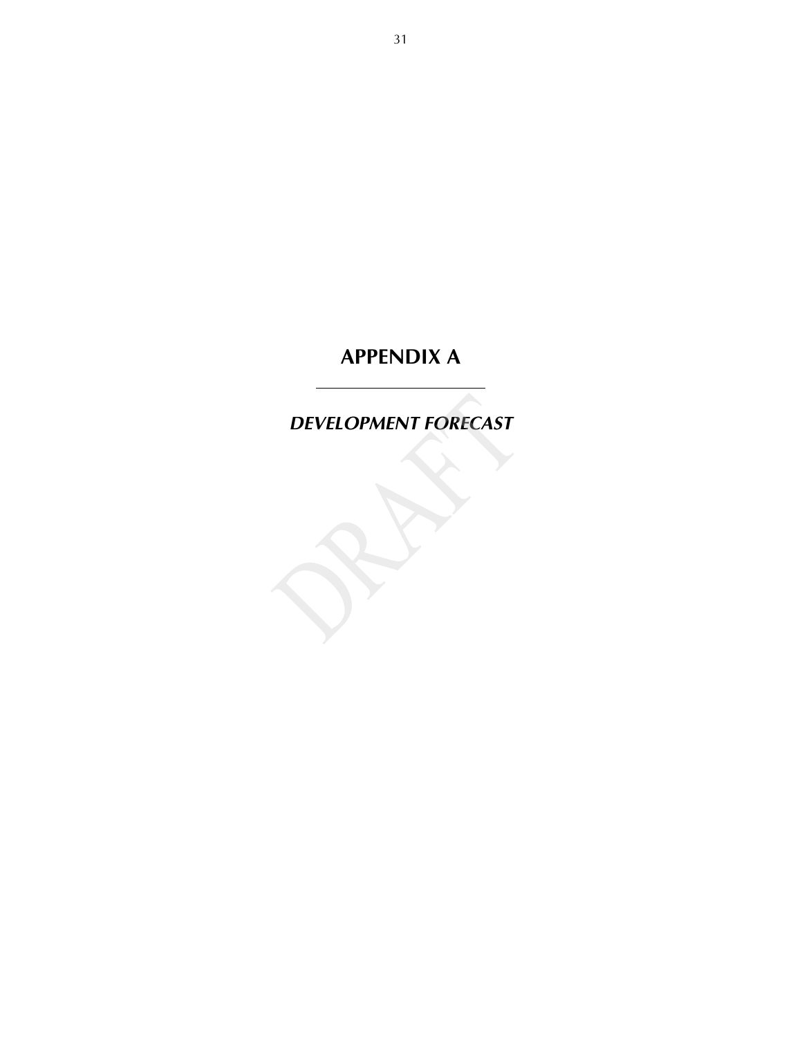# APPENDIX A

---

***DEVELOPMENT FORECAST***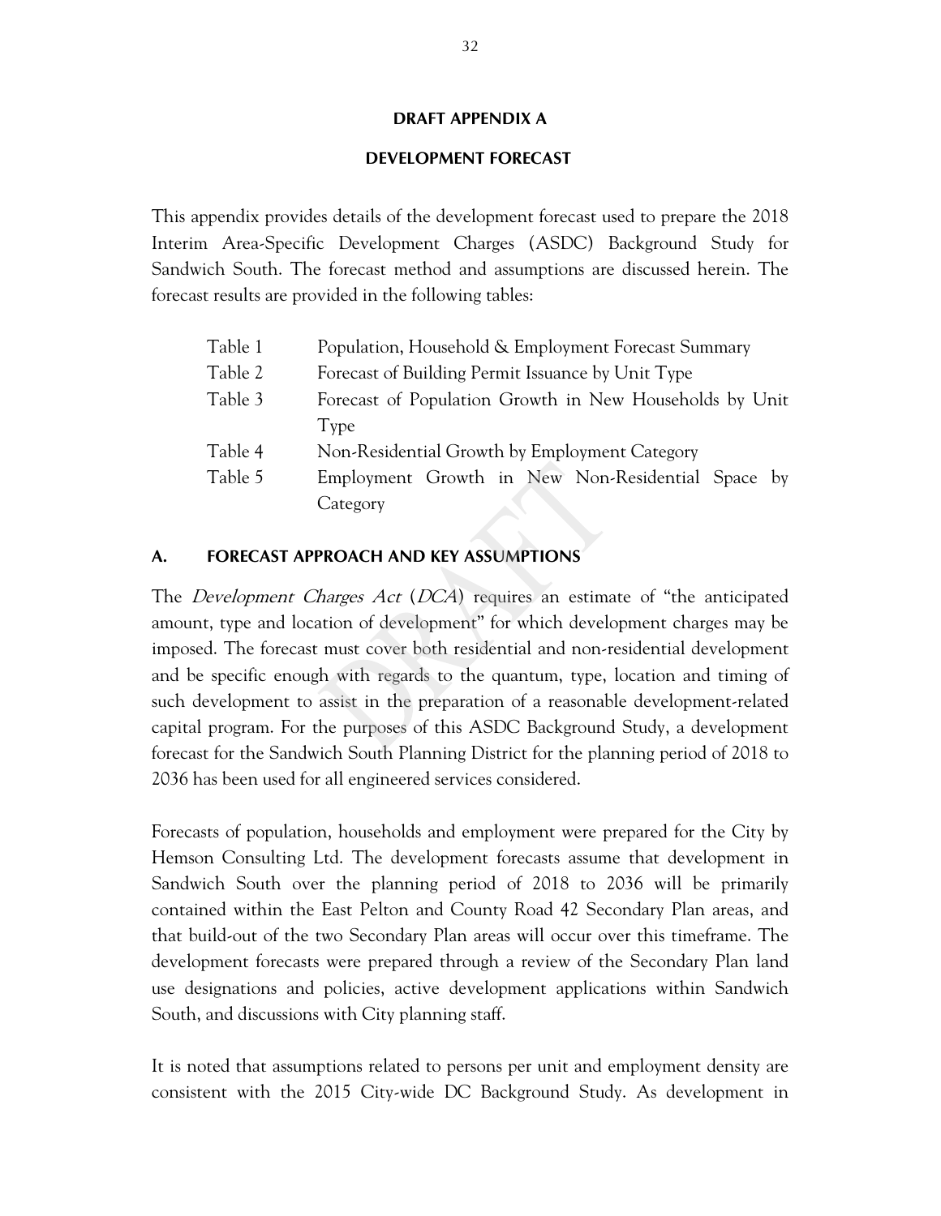**DRAFT APPENDIX A**

**DEVELOPMENT FORECAST**

This appendix provides details of the development forecast used to prepare the 2018 Interim Area-Specific Development Charges (ASDC) Background Study for Sandwich South. The forecast method and assumptions are discussed herein. The forecast results are provided in the following tables:

| | |
|---|---|
| Table 1 | Population, Household & Employment Forecast Summary |
| Table 2 | Forecast of Building Permit Issuance by Unit Type |
| Table 3 | Forecast of Population Growth in New Households by Unit Type |
| Table 4 | Non-Residential Growth by Employment Category |
| Table 5 | Employment Growth in New Non-Residential Space by Category |

## A. FORECAST APPROACH AND KEY ASSUMPTIONS

The *Development Charges Act* (*DCA*) requires an estimate of "the anticipated amount, type and location of development" for which development charges may be imposed. The forecast must cover both residential and non-residential development and be specific enough with regards to the quantum, type, location and timing of such development to assist in the preparation of a reasonable development-related capital program. For the purposes of this ASDC Background Study, a development forecast for the Sandwich South Planning District for the planning period of 2018 to 2036 has been used for all engineered services considered.

Forecasts of population, households and employment were prepared for the City by Hemson Consulting Ltd. The development forecasts assume that development in Sandwich South over the planning period of 2018 to 2036 will be primarily contained within the East Pelton and County Road 42 Secondary Plan areas, and that build-out of the two Secondary Plan areas will occur over this timeframe. The development forecasts were prepared through a review of the Secondary Plan land use designations and policies, active development applications within Sandwich South, and discussions with City planning staff.

It is noted that assumptions related to persons per unit and employment density are consistent with the 2015 City-wide DC Background Study. As development in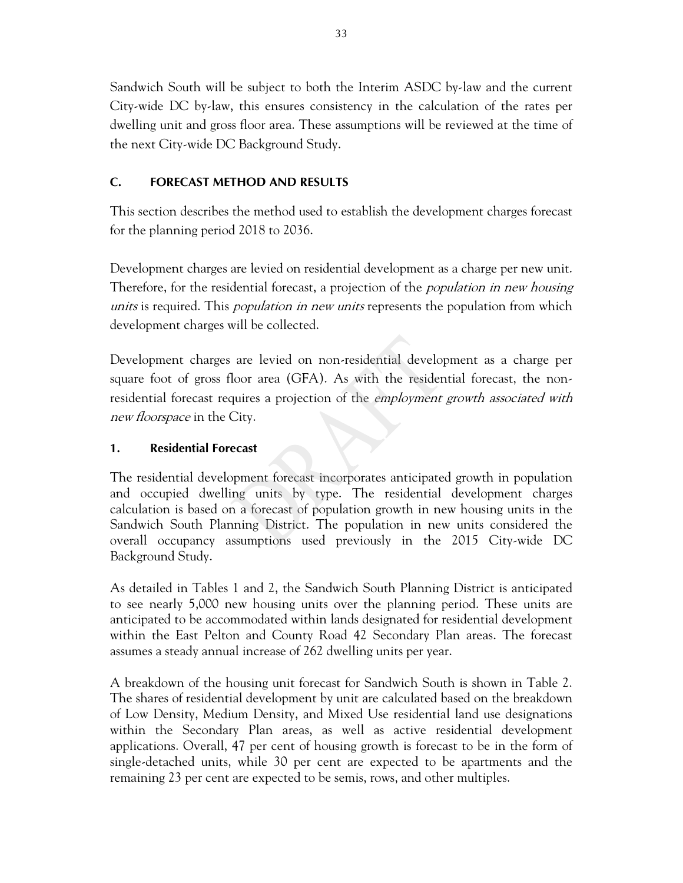Sandwich South will be subject to both the Interim ASDC by-law and the current City-wide DC by-law, this ensures consistency in the calculation of the rates per dwelling unit and gross floor area. These assumptions will be reviewed at the time of the next City-wide DC Background Study.

## C. FORECAST METHOD AND RESULTS

This section describes the method used to establish the development charges forecast for the planning period 2018 to 2036.

Development charges are levied on residential development as a charge per new unit. Therefore, for the residential forecast, a projection of the *population in new housing units* is required. This *population in new units* represents the population from which development charges will be collected.

Development charges are levied on non-residential development as a charge per square foot of gross floor area (GFA). As with the residential forecast, the non-residential forecast requires a projection of the *employment growth associated with new floorspace* in the City.

### 1. Residential Forecast

The residential development forecast incorporates anticipated growth in population and occupied dwelling units by type. The residential development charges calculation is based on a forecast of population growth in new housing units in the Sandwich South Planning District. The population in new units considered the overall occupancy assumptions used previously in the 2015 City-wide DC Background Study.

As detailed in Tables 1 and 2, the Sandwich South Planning District is anticipated to see nearly 5,000 new housing units over the planning period. These units are anticipated to be accommodated within lands designated for residential development within the East Pelton and County Road 42 Secondary Plan areas. The forecast assumes a steady annual increase of 262 dwelling units per year.

A breakdown of the housing unit forecast for Sandwich South is shown in Table 2. The shares of residential development by unit are calculated based on the breakdown of Low Density, Medium Density, and Mixed Use residential land use designations within the Secondary Plan areas, as well as active residential development applications. Overall, 47 per cent of housing growth is forecast to be in the form of single-detached units, while 30 per cent are expected to be apartments and the remaining 23 per cent are expected to be semis, rows, and other multiples.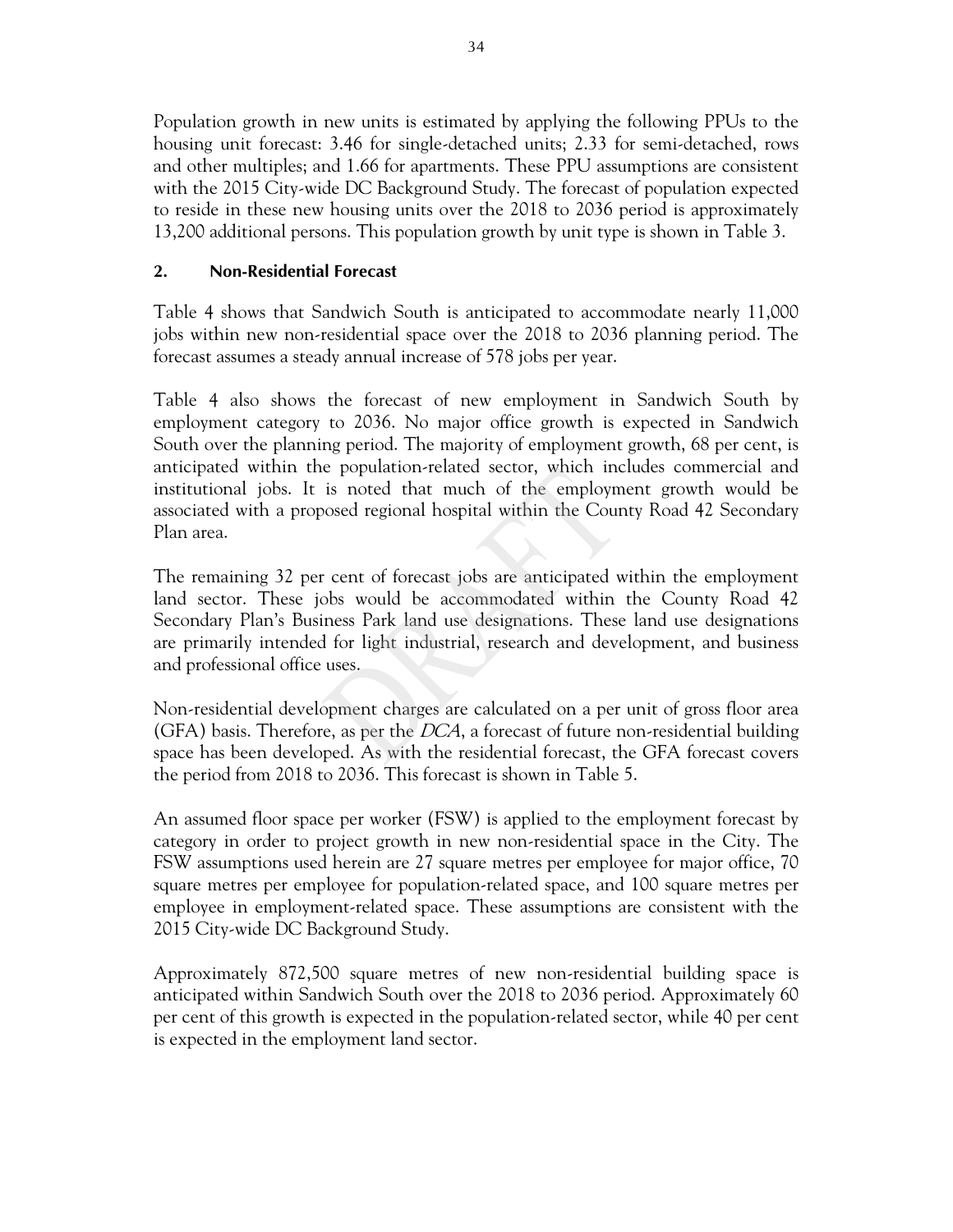Population growth in new units is estimated by applying the following PPUs to the housing unit forecast: 3.46 for single-detached units; 2.33 for semi-detached, rows and other multiples; and 1.66 for apartments. These PPU assumptions are consistent with the 2015 City-wide DC Background Study. The forecast of population expected to reside in these new housing units over the 2018 to 2036 period is approximately 13,200 additional persons. This population growth by unit type is shown in Table 3.

## 2. Non-Residential Forecast

Table 4 shows that Sandwich South is anticipated to accommodate nearly 11,000 jobs within new non-residential space over the 2018 to 2036 planning period. The forecast assumes a steady annual increase of 578 jobs per year.

Table 4 also shows the forecast of new employment in Sandwich South by employment category to 2036. No major office growth is expected in Sandwich South over the planning period. The majority of employment growth, 68 per cent, is anticipated within the population-related sector, which includes commercial and institutional jobs. It is noted that much of the employment growth would be associated with a proposed regional hospital within the County Road 42 Secondary Plan area.

The remaining 32 per cent of forecast jobs are anticipated within the employment land sector. These jobs would be accommodated within the County Road 42 Secondary Plan's Business Park land use designations. These land use designations are primarily intended for light industrial, research and development, and business and professional office uses.

Non-residential development charges are calculated on a per unit of gross floor area (GFA) basis. Therefore, as per the *DCA*, a forecast of future non-residential building space has been developed. As with the residential forecast, the GFA forecast covers the period from 2018 to 2036. This forecast is shown in Table 5.

An assumed floor space per worker (FSW) is applied to the employment forecast by category in order to project growth in new non-residential space in the City. The FSW assumptions used herein are 27 square metres per employee for major office, 70 square metres per employee for population-related space, and 100 square metres per employee in employment-related space. These assumptions are consistent with the 2015 City-wide DC Background Study.

Approximately 872,500 square metres of new non-residential building space is anticipated within Sandwich South over the 2018 to 2036 period. Approximately 60 per cent of this growth is expected in the population-related sector, while 40 per cent is expected in the employment land sector.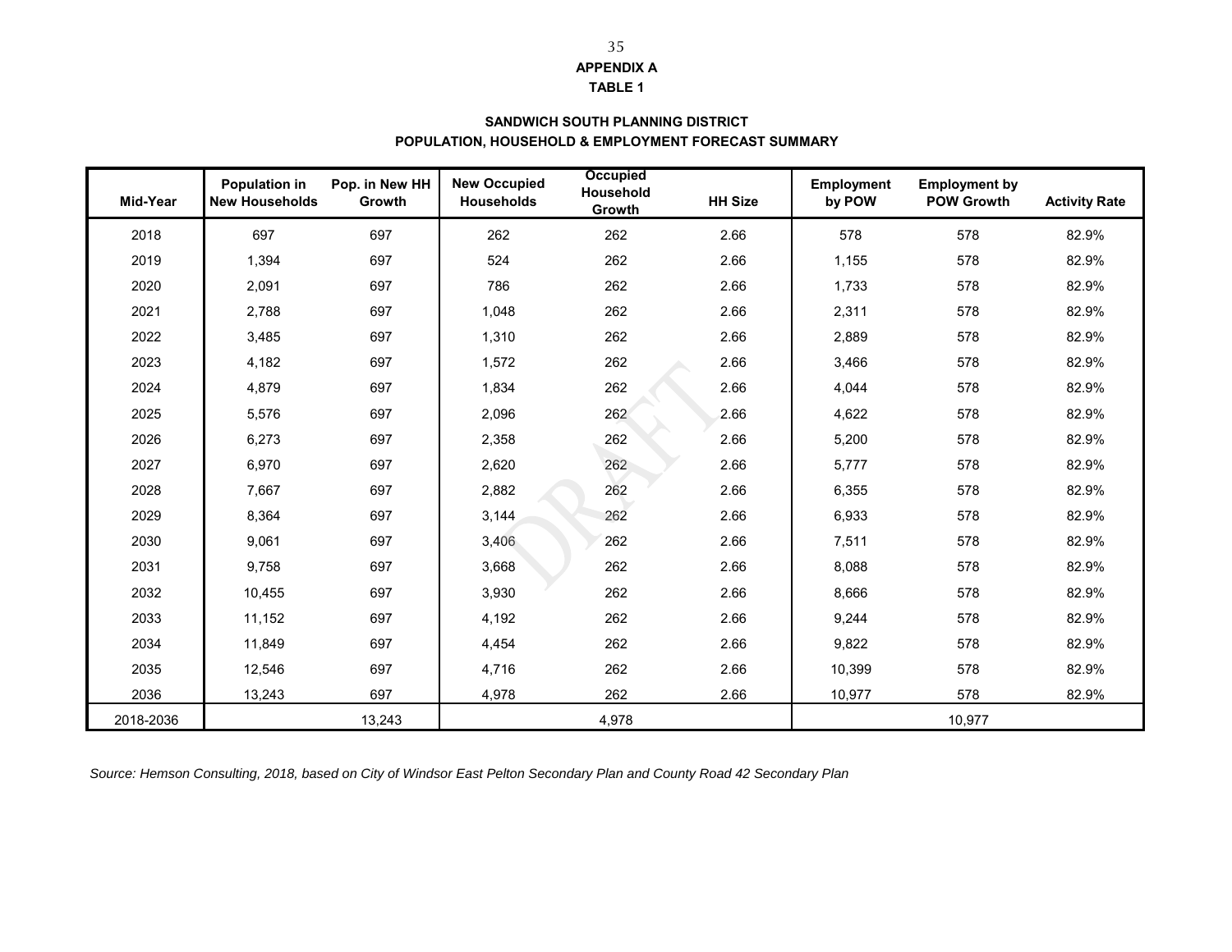## APPENDIX A
## TABLE 1

### SANDWICH SOUTH PLANNING DISTRICT
### POPULATION, HOUSEHOLD & EMPLOYMENT FORECAST SUMMARY

| Mid-Year | Population in New Households | Pop. in New HH Growth | New Occupied Households | Occupied Household Growth | HH Size | Employment by POW | Employment by POW Growth | Activity Rate |
|---|---|---|---|---|---|---|---|---|
| 2018 | 697 | 697 | 262 | 262 | 2.66 | 578 | 578 | 82.9% |
| 2019 | 1,394 | 697 | 524 | 262 | 2.66 | 1,155 | 578 | 82.9% |
| 2020 | 2,091 | 697 | 786 | 262 | 2.66 | 1,733 | 578 | 82.9% |
| 2021 | 2,788 | 697 | 1,048 | 262 | 2.66 | 2,311 | 578 | 82.9% |
| 2022 | 3,485 | 697 | 1,310 | 262 | 2.66 | 2,889 | 578 | 82.9% |
| 2023 | 4,182 | 697 | 1,572 | 262 | 2.66 | 3,466 | 578 | 82.9% |
| 2024 | 4,879 | 697 | 1,834 | 262 | 2.66 | 4,044 | 578 | 82.9% |
| 2025 | 5,576 | 697 | 2,096 | 262 | 2.66 | 4,622 | 578 | 82.9% |
| 2026 | 6,273 | 697 | 2,358 | 262 | 2.66 | 5,200 | 578 | 82.9% |
| 2027 | 6,970 | 697 | 2,620 | 262 | 2.66 | 5,777 | 578 | 82.9% |
| 2028 | 7,667 | 697 | 2,882 | 262 | 2.66 | 6,355 | 578 | 82.9% |
| 2029 | 8,364 | 697 | 3,144 | 262 | 2.66 | 6,933 | 578 | 82.9% |
| 2030 | 9,061 | 697 | 3,406 | 262 | 2.66 | 7,511 | 578 | 82.9% |
| 2031 | 9,758 | 697 | 3,668 | 262 | 2.66 | 8,088 | 578 | 82.9% |
| 2032 | 10,455 | 697 | 3,930 | 262 | 2.66 | 8,666 | 578 | 82.9% |
| 2033 | 11,152 | 697 | 4,192 | 262 | 2.66 | 9,244 | 578 | 82.9% |
| 2034 | 11,849 | 697 | 4,454 | 262 | 2.66 | 9,822 | 578 | 82.9% |
| 2035 | 12,546 | 697 | 4,716 | 262 | 2.66 | 10,399 | 578 | 82.9% |
| 2036 | 13,243 | 697 | 4,978 | 262 | 2.66 | 10,977 | 578 | 82.9% |
| 2018-2036 | | 13,243 | | 4,978 | | | 10,977 | |

*Source: Hemson Consulting, 2018, based on City of Windsor East Pelton Secondary Plan and County Road 42 Secondary Plan*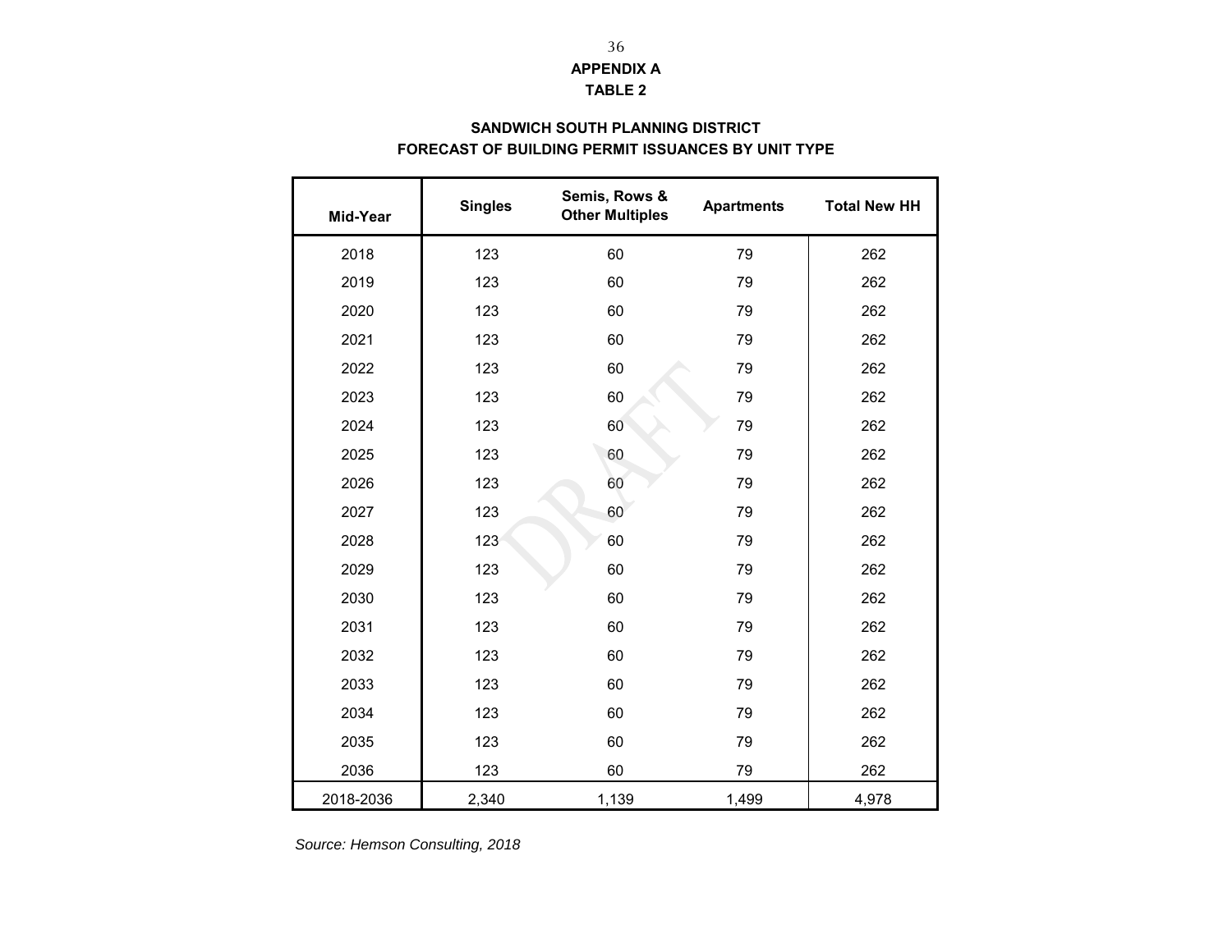**APPENDIX A**

**TABLE 2**

**SANDWICH SOUTH PLANNING DISTRICT**
**FORECAST OF BUILDING PERMIT ISSUANCES BY UNIT TYPE**

| Mid-Year | Singles | Semis, Rows & Other Multiples | Apartments | Total New HH |
|---|---|---|---|---|
| 2018 | 123 | 60 | 79 | 262 |
| 2019 | 123 | 60 | 79 | 262 |
| 2020 | 123 | 60 | 79 | 262 |
| 2021 | 123 | 60 | 79 | 262 |
| 2022 | 123 | 60 | 79 | 262 |
| 2023 | 123 | 60 | 79 | 262 |
| 2024 | 123 | 60 | 79 | 262 |
| 2025 | 123 | 60 | 79 | 262 |
| 2026 | 123 | 60 | 79 | 262 |
| 2027 | 123 | 60 | 79 | 262 |
| 2028 | 123 | 60 | 79 | 262 |
| 2029 | 123 | 60 | 79 | 262 |
| 2030 | 123 | 60 | 79 | 262 |
| 2031 | 123 | 60 | 79 | 262 |
| 2032 | 123 | 60 | 79 | 262 |
| 2033 | 123 | 60 | 79 | 262 |
| 2034 | 123 | 60 | 79 | 262 |
| 2035 | 123 | 60 | 79 | 262 |
| 2036 | 123 | 60 | 79 | 262 |
| 2018-2036 | 2,340 | 1,139 | 1,499 | 4,978 |

*Source: Hemson Consulting, 2018*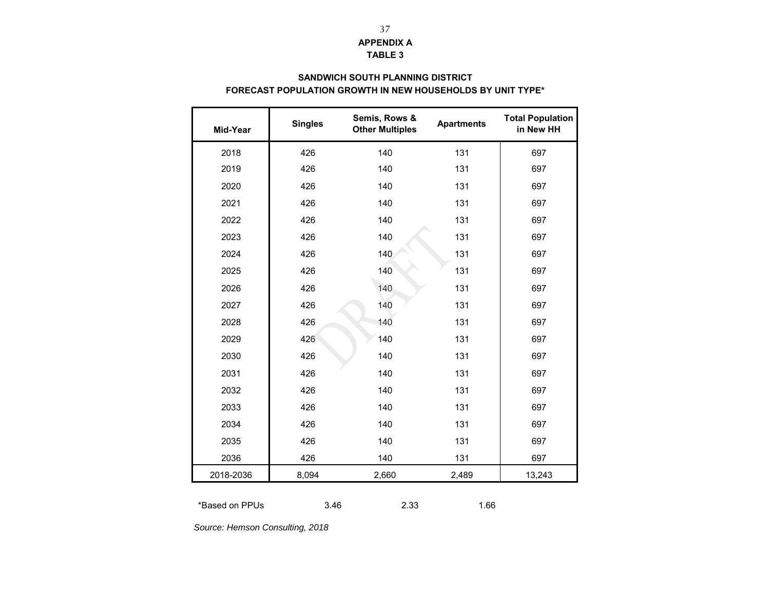**APPENDIX A**
**TABLE 3**

**SANDWICH SOUTH PLANNING DISTRICT**
**FORECAST POPULATION GROWTH IN NEW HOUSEHOLDS BY UNIT TYPE***

| Mid-Year | Singles | Semis, Rows & Other Multiples | Apartments | Total Population in New HH |
|---|---|---|---|---|
| 2018 | 426 | 140 | 131 | 697 |
| 2019 | 426 | 140 | 131 | 697 |
| 2020 | 426 | 140 | 131 | 697 |
| 2021 | 426 | 140 | 131 | 697 |
| 2022 | 426 | 140 | 131 | 697 |
| 2023 | 426 | 140 | 131 | 697 |
| 2024 | 426 | 140 | 131 | 697 |
| 2025 | 426 | 140 | 131 | 697 |
| 2026 | 426 | 140 | 131 | 697 |
| 2027 | 426 | 140 | 131 | 697 |
| 2028 | 426 | 140 | 131 | 697 |
| 2029 | 426 | 140 | 131 | 697 |
| 2030 | 426 | 140 | 131 | 697 |
| 2031 | 426 | 140 | 131 | 697 |
| 2032 | 426 | 140 | 131 | 697 |
| 2033 | 426 | 140 | 131 | 697 |
| 2034 | 426 | 140 | 131 | 697 |
| 2035 | 426 | 140 | 131 | 697 |
| 2036 | 426 | 140 | 131 | 697 |
| 2018-2036 | 8,094 | 2,660 | 2,489 | 13,243 |

| *Based on PPUs | 3.46 | 2.33 | 1.66 |
|---|---|---|---|

*Source: Hemson Consulting, 2018*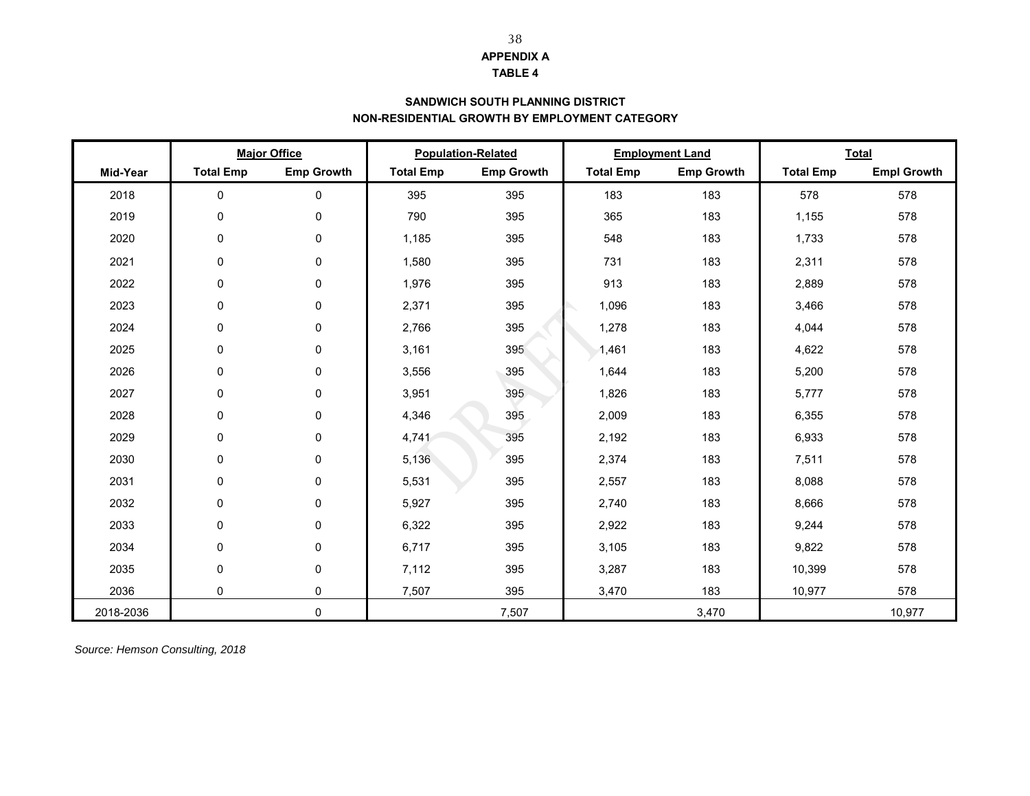# APPENDIX A

## TABLE 4

### SANDWICH SOUTH PLANNING DISTRICT
### NON-RESIDENTIAL GROWTH BY EMPLOYMENT CATEGORY

| | Major Office | | Population-Related | | Employment Land | | Total | |
|---|---|---|---|---|---|---|---|---|
| Mid-Year | Total Emp | Emp Growth | Total Emp | Emp Growth | Total Emp | Emp Growth | Total Emp | Empl Growth |
| 2018 | 0 | 0 | 395 | 395 | 183 | 183 | 578 | 578 |
| 2019 | 0 | 0 | 790 | 395 | 365 | 183 | 1,155 | 578 |
| 2020 | 0 | 0 | 1,185 | 395 | 548 | 183 | 1,733 | 578 |
| 2021 | 0 | 0 | 1,580 | 395 | 731 | 183 | 2,311 | 578 |
| 2022 | 0 | 0 | 1,976 | 395 | 913 | 183 | 2,889 | 578 |
| 2023 | 0 | 0 | 2,371 | 395 | 1,096 | 183 | 3,466 | 578 |
| 2024 | 0 | 0 | 2,766 | 395 | 1,278 | 183 | 4,044 | 578 |
| 2025 | 0 | 0 | 3,161 | 395 | 1,461 | 183 | 4,622 | 578 |
| 2026 | 0 | 0 | 3,556 | 395 | 1,644 | 183 | 5,200 | 578 |
| 2027 | 0 | 0 | 3,951 | 395 | 1,826 | 183 | 5,777 | 578 |
| 2028 | 0 | 0 | 4,346 | 395 | 2,009 | 183 | 6,355 | 578 |
| 2029 | 0 | 0 | 4,741 | 395 | 2,192 | 183 | 6,933 | 578 |
| 2030 | 0 | 0 | 5,136 | 395 | 2,374 | 183 | 7,511 | 578 |
| 2031 | 0 | 0 | 5,531 | 395 | 2,557 | 183 | 8,088 | 578 |
| 2032 | 0 | 0 | 5,927 | 395 | 2,740 | 183 | 8,666 | 578 |
| 2033 | 0 | 0 | 6,322 | 395 | 2,922 | 183 | 9,244 | 578 |
| 2034 | 0 | 0 | 6,717 | 395 | 3,105 | 183 | 9,822 | 578 |
| 2035 | 0 | 0 | 7,112 | 395 | 3,287 | 183 | 10,399 | 578 |
| 2036 | 0 | 0 | 7,507 | 395 | 3,470 | 183 | 10,977 | 578 |
| 2018-2036 | | 0 | | 7,507 | | 3,470 | | 10,977 |

*Source: Hemson Consulting, 2018*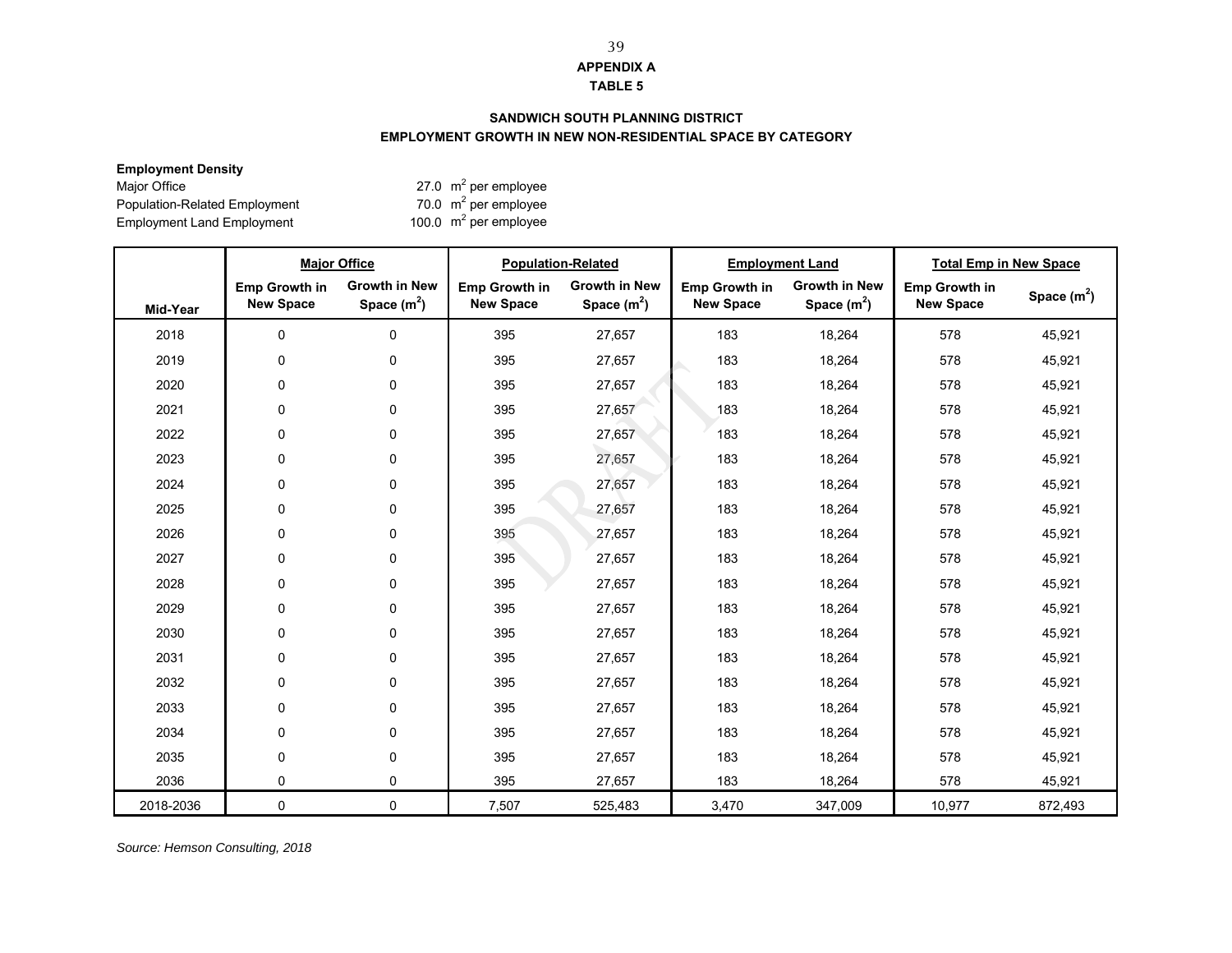**APPENDIX A**
**TABLE 5**

**SANDWICH SOUTH PLANNING DISTRICT**
**EMPLOYMENT GROWTH IN NEW NON-RESIDENTIAL SPACE BY CATEGORY**

**Employment Density**

| | |
|---|---|
| Major Office | 27.0 $m^2$ per employee |
| Population-Related Employment | 70.0 $m^2$ per employee |
| Employment Land Employment | 100.0 $m^2$ per employee |

| | Major Office | | Population-Related | | Employment Land | | Total Emp in New Space | |
|---|---|---|---|---|---|---|---|---|
| Mid-Year | Emp Growth in New Space | Growth in New Space ($m^2$) | Emp Growth in New Space | Growth in New Space ($m^2$) | Emp Growth in New Space | Growth in New Space ($m^2$) | Emp Growth in New Space | Space ($m^2$) |
| 2018 | 0 | 0 | 395 | 27,657 | 183 | 18,264 | 578 | 45,921 |
| 2019 | 0 | 0 | 395 | 27,657 | 183 | 18,264 | 578 | 45,921 |
| 2020 | 0 | 0 | 395 | 27,657 | 183 | 18,264 | 578 | 45,921 |
| 2021 | 0 | 0 | 395 | 27,657 | 183 | 18,264 | 578 | 45,921 |
| 2022 | 0 | 0 | 395 | 27,657 | 183 | 18,264 | 578 | 45,921 |
| 2023 | 0 | 0 | 395 | 27,657 | 183 | 18,264 | 578 | 45,921 |
| 2024 | 0 | 0 | 395 | 27,657 | 183 | 18,264 | 578 | 45,921 |
| 2025 | 0 | 0 | 395 | 27,657 | 183 | 18,264 | 578 | 45,921 |
| 2026 | 0 | 0 | 395 | 27,657 | 183 | 18,264 | 578 | 45,921 |
| 2027 | 0 | 0 | 395 | 27,657 | 183 | 18,264 | 578 | 45,921 |
| 2028 | 0 | 0 | 395 | 27,657 | 183 | 18,264 | 578 | 45,921 |
| 2029 | 0 | 0 | 395 | 27,657 | 183 | 18,264 | 578 | 45,921 |
| 2030 | 0 | 0 | 395 | 27,657 | 183 | 18,264 | 578 | 45,921 |
| 2031 | 0 | 0 | 395 | 27,657 | 183 | 18,264 | 578 | 45,921 |
| 2032 | 0 | 0 | 395 | 27,657 | 183 | 18,264 | 578 | 45,921 |
| 2033 | 0 | 0 | 395 | 27,657 | 183 | 18,264 | 578 | 45,921 |
| 2034 | 0 | 0 | 395 | 27,657 | 183 | 18,264 | 578 | 45,921 |
| 2035 | 0 | 0 | 395 | 27,657 | 183 | 18,264 | 578 | 45,921 |
| 2036 | 0 | 0 | 395 | 27,657 | 183 | 18,264 | 578 | 45,921 |
| 2018-2036 | 0 | 0 | 7,507 | 525,483 | 3,470 | 347,009 | 10,977 | 872,493 |

*Source: Hemson Consulting, 2018*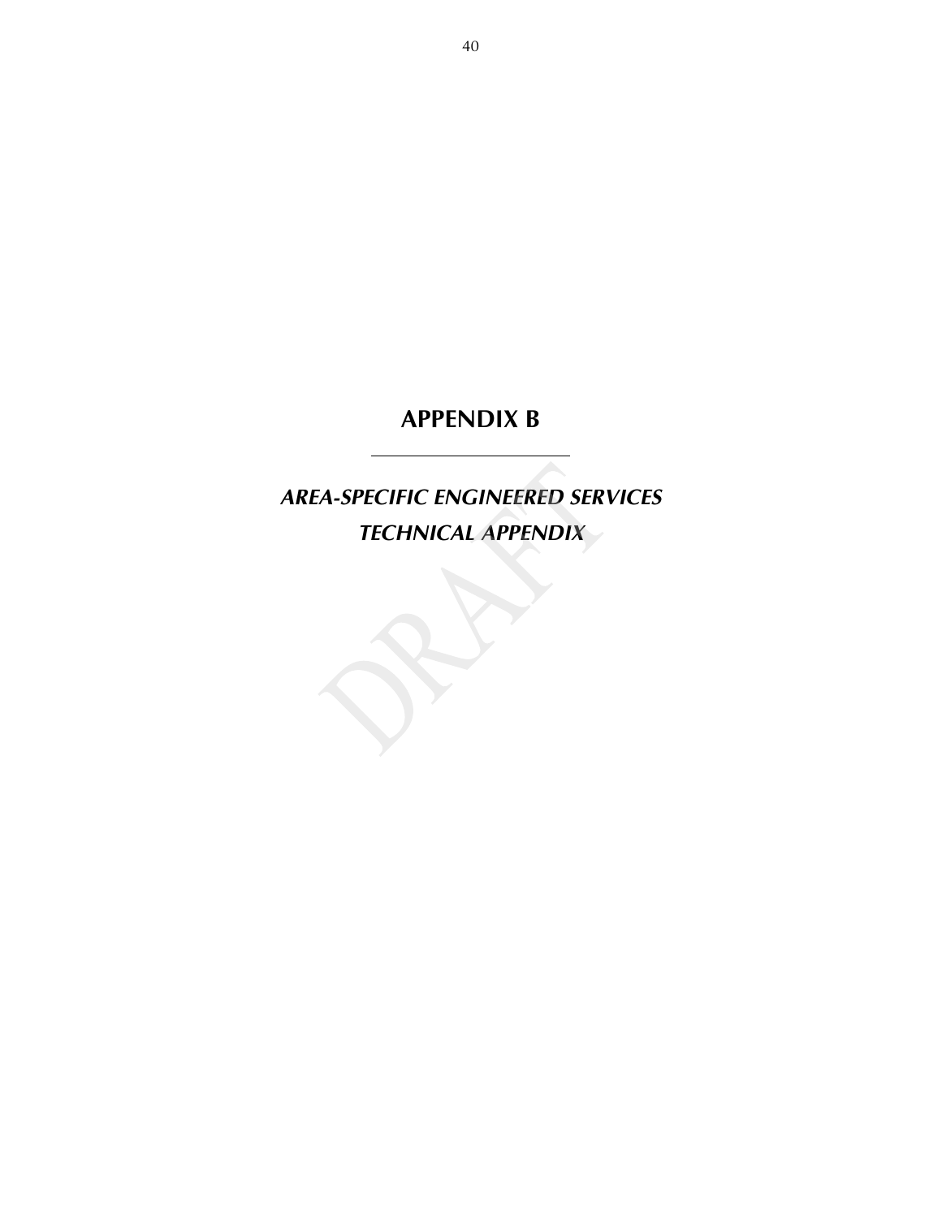# APPENDIX B

---

***AREA-SPECIFIC ENGINEERED SERVICES TECHNICAL APPENDIX***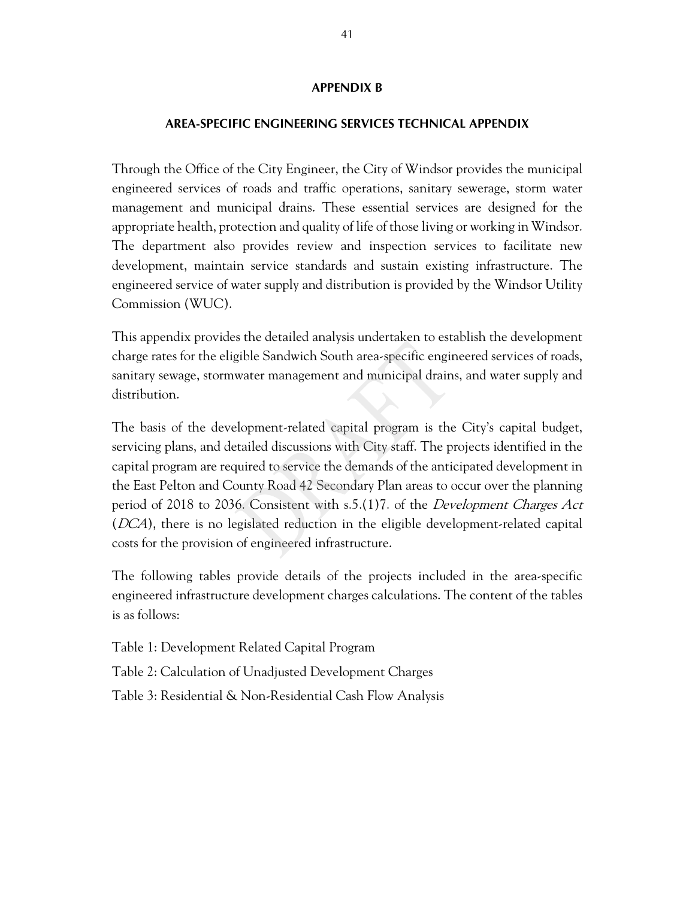# APPENDIX B

## AREA-SPECIFIC ENGINEERING SERVICES TECHNICAL APPENDIX

Through the Office of the City Engineer, the City of Windsor provides the municipal engineered services of roads and traffic operations, sanitary sewerage, storm water management and municipal drains. These essential services are designed for the appropriate health, protection and quality of life of those living or working in Windsor. The department also provides review and inspection services to facilitate new development, maintain service standards and sustain existing infrastructure. The engineered service of water supply and distribution is provided by the Windsor Utility Commission (WUC).

This appendix provides the detailed analysis undertaken to establish the development charge rates for the eligible Sandwich South area-specific engineered services of roads, sanitary sewage, stormwater management and municipal drains, and water supply and distribution.

The basis of the development-related capital program is the City's capital budget, servicing plans, and detailed discussions with City staff. The projects identified in the capital program are required to service the demands of the anticipated development in the East Pelton and County Road 42 Secondary Plan areas to occur over the planning period of 2018 to 2036. Consistent with s.5.(1)7. of the *Development Charges Act* (*DCA*), there is no legislated reduction in the eligible development-related capital costs for the provision of engineered infrastructure.

The following tables provide details of the projects included in the area-specific engineered infrastructure development charges calculations. The content of the tables is as follows:

Table 1: Development Related Capital Program

Table 2: Calculation of Unadjusted Development Charges

Table 3: Residential & Non-Residential Cash Flow Analysis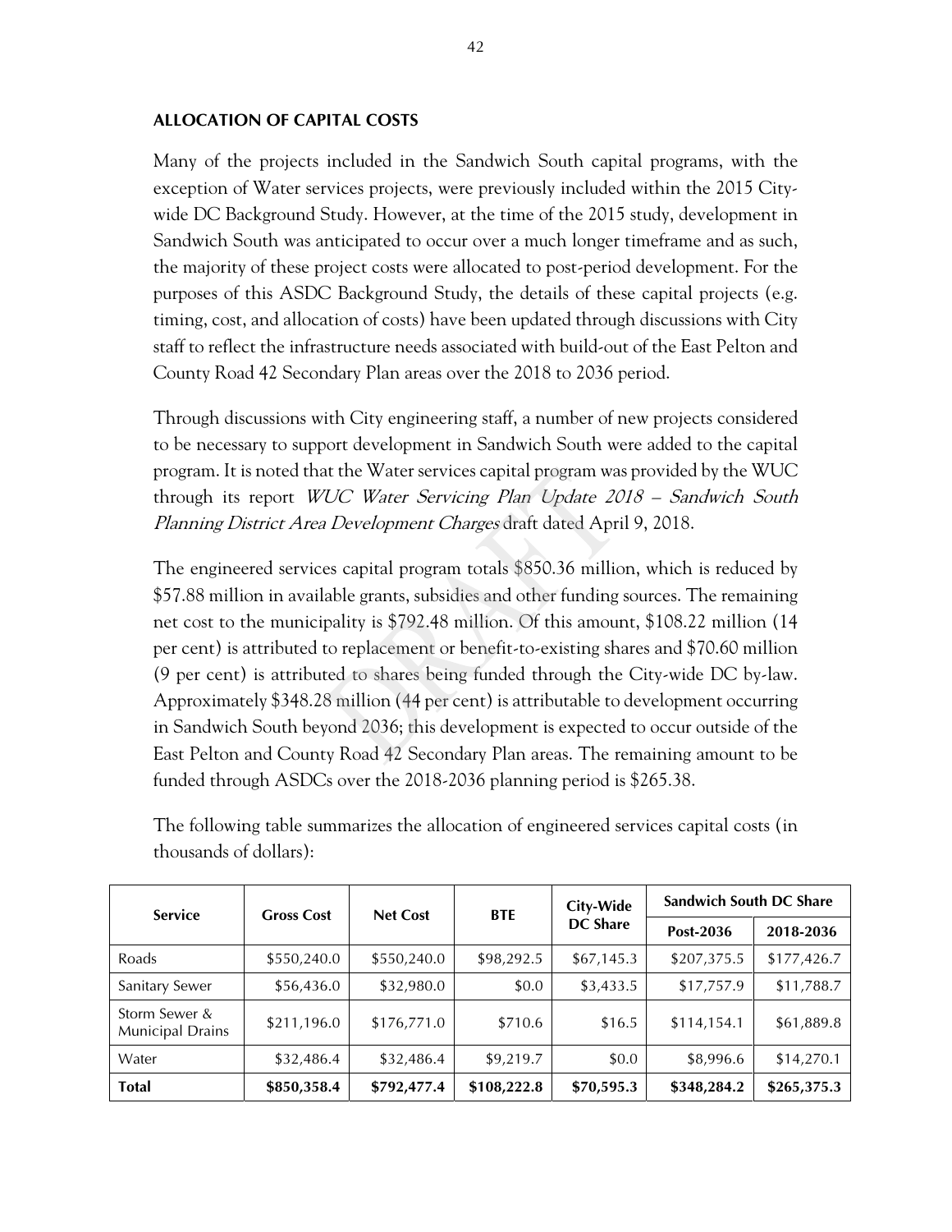**ALLOCATION OF CAPITAL COSTS**

Many of the projects included in the Sandwich South capital programs, with the exception of Water services projects, were previously included within the 2015 City-wide DC Background Study. However, at the time of the 2015 study, development in Sandwich South was anticipated to occur over a much longer timeframe and as such, the majority of these project costs were allocated to post-period development. For the purposes of this ASDC Background Study, the details of these capital projects (e.g. timing, cost, and allocation of costs) have been updated through discussions with City staff to reflect the infrastructure needs associated with build-out of the East Pelton and County Road 42 Secondary Plan areas over the 2018 to 2036 period.

Through discussions with City engineering staff, a number of new projects considered to be necessary to support development in Sandwich South were added to the capital program. It is noted that the Water services capital program was provided by the WUC through its report *WUC Water Servicing Plan Update 2018 – Sandwich South Planning District Area Development Charges* draft dated April 9, 2018.

The engineered services capital program totals $850.36 million, which is reduced by $57.88 million in available grants, subsidies and other funding sources. The remaining net cost to the municipality is $792.48 million. Of this amount, $108.22 million (14 per cent) is attributed to replacement or benefit-to-existing shares and $70.60 million (9 per cent) is attributed to shares being funded through the City-wide DC by-law. Approximately $348.28 million (44 per cent) is attributable to development occurring in Sandwich South beyond 2036; this development is expected to occur outside of the East Pelton and County Road 42 Secondary Plan areas. The remaining amount to be funded through ASDCs over the 2018-2036 planning period is $265.38.

The following table summarizes the allocation of engineered services capital costs (in thousands of dollars):

| Service | Gross Cost | Net Cost | BTE | City-Wide DC Share | Sandwich South DC Share | |
|---|---|---|---|---|---|---|
| | | | | | Post-2036 | 2018-2036 |
| Roads | $550,240.0 | $550,240.0 | $98,292.5 | $67,145.3 | $207,375.5 | $177,426.7 |
| Sanitary Sewer | $56,436.0 | $32,980.0 | $0.0 | $3,433.5 | $17,757.9 | $11,788.7 |
| Storm Sewer & Municipal Drains | $211,196.0 | $176,771.0 | $710.6 | $16.5 | $114,154.1 | $61,889.8 |
| Water | $32,486.4 | $32,486.4 | $9,219.7 | $0.0 | $8,996.6 | $14,270.1 |
| **Total** | **$850,358.4** | **$792,477.4** | **$108,222.8** | **$70,595.3** | **$348,284.2** | **$265,375.3** |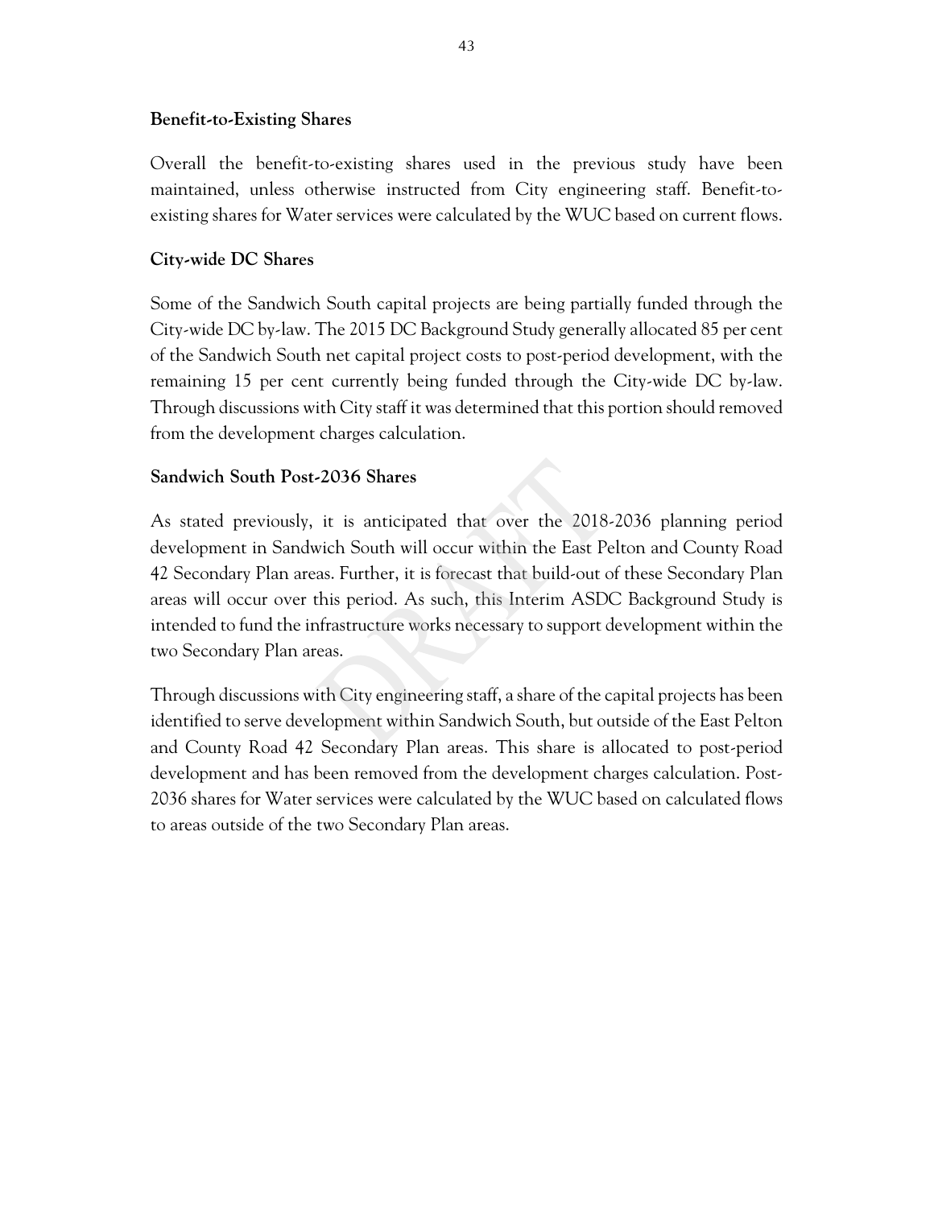### Benefit-to-Existing Shares

Overall the benefit-to-existing shares used in the previous study have been maintained, unless otherwise instructed from City engineering staff. Benefit-to-existing shares for Water services were calculated by the WUC based on current flows.

### City-wide DC Shares

Some of the Sandwich South capital projects are being partially funded through the City-wide DC by-law. The 2015 DC Background Study generally allocated 85 per cent of the Sandwich South net capital project costs to post-period development, with the remaining 15 per cent currently being funded through the City-wide DC by-law. Through discussions with City staff it was determined that this portion should removed from the development charges calculation.

### Sandwich South Post-2036 Shares

As stated previously, it is anticipated that over the 2018-2036 planning period development in Sandwich South will occur within the East Pelton and County Road 42 Secondary Plan areas. Further, it is forecast that build-out of these Secondary Plan areas will occur over this period. As such, this Interim ASDC Background Study is intended to fund the infrastructure works necessary to support development within the two Secondary Plan areas.

Through discussions with City engineering staff, a share of the capital projects has been identified to serve development within Sandwich South, but outside of the East Pelton and County Road 42 Secondary Plan areas. This share is allocated to post-period development and has been removed from the development charges calculation. Post-2036 shares for Water services were calculated by the WUC based on calculated flows to areas outside of the two Secondary Plan areas.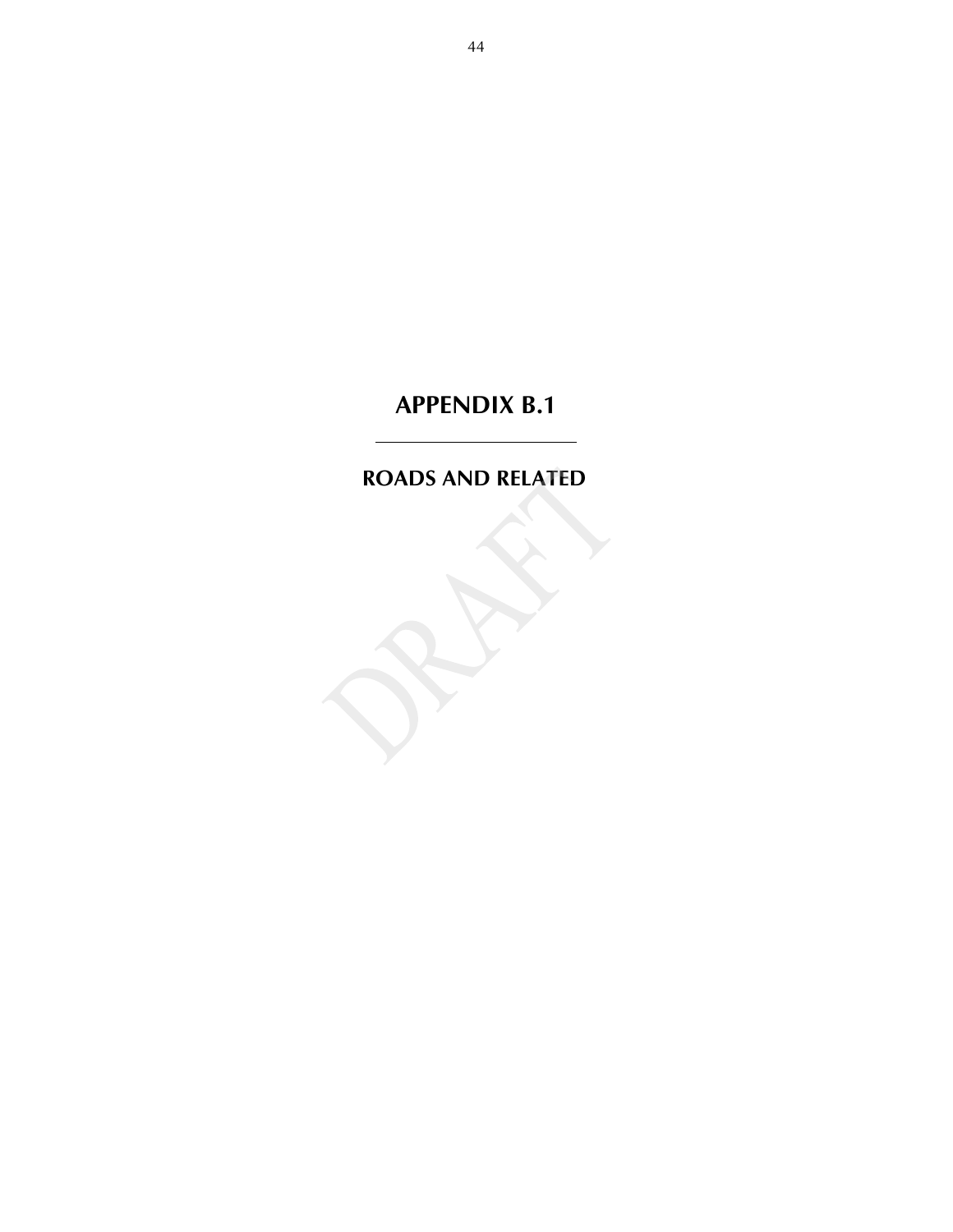# APPENDIX B.1

---

## ROADS AND RELATED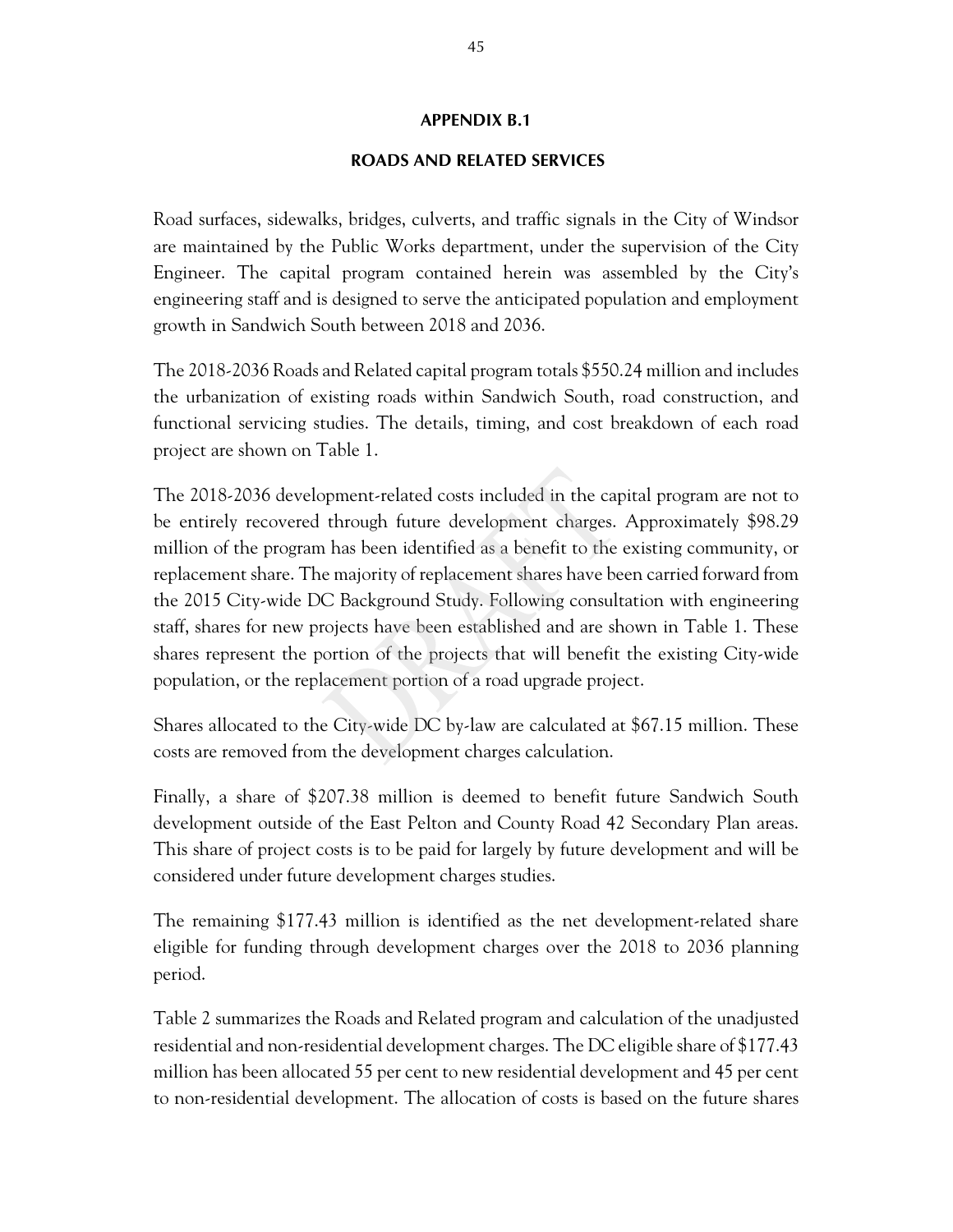## APPENDIX B.1

## ROADS AND RELATED SERVICES

Road surfaces, sidewalks, bridges, culverts, and traffic signals in the City of Windsor are maintained by the Public Works department, under the supervision of the City Engineer. The capital program contained herein was assembled by the City's engineering staff and is designed to serve the anticipated population and employment growth in Sandwich South between 2018 and 2036.

The 2018-2036 Roads and Related capital program totals $550.24 million and includes the urbanization of existing roads within Sandwich South, road construction, and functional servicing studies. The details, timing, and cost breakdown of each road project are shown on Table 1.

The 2018-2036 development-related costs included in the capital program are not to be entirely recovered through future development charges. Approximately $98.29 million of the program has been identified as a benefit to the existing community, or replacement share. The majority of replacement shares have been carried forward from the 2015 City-wide DC Background Study. Following consultation with engineering staff, shares for new projects have been established and are shown in Table 1. These shares represent the portion of the projects that will benefit the existing City-wide population, or the replacement portion of a road upgrade project.

Shares allocated to the City-wide DC by-law are calculated at $67.15 million. These costs are removed from the development charges calculation.

Finally, a share of $207.38 million is deemed to benefit future Sandwich South development outside of the East Pelton and County Road 42 Secondary Plan areas. This share of project costs is to be paid for largely by future development and will be considered under future development charges studies.

The remaining $177.43 million is identified as the net development-related share eligible for funding through development charges over the 2018 to 2036 planning period.

Table 2 summarizes the Roads and Related program and calculation of the unadjusted residential and non-residential development charges. The DC eligible share of $177.43 million has been allocated 55 per cent to new residential development and 45 per cent to non-residential development. The allocation of costs is based on the future shares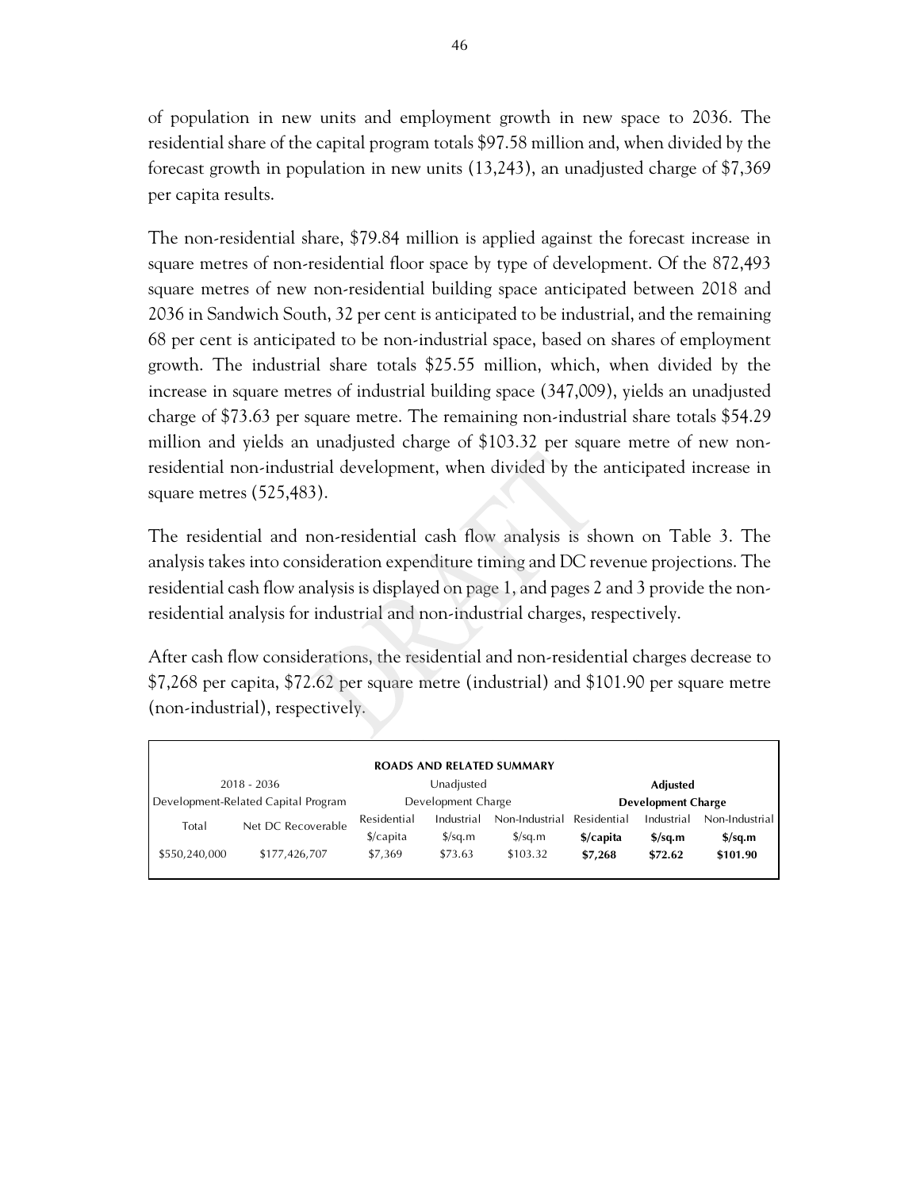of population in new units and employment growth in new space to 2036. The residential share of the capital program totals $97.58 million and, when divided by the forecast growth in population in new units (13,243), an unadjusted charge of $7,369 per capita results.

The non-residential share, $79.84 million is applied against the forecast increase in square metres of non-residential floor space by type of development. Of the 872,493 square metres of new non-residential building space anticipated between 2018 and 2036 in Sandwich South, 32 per cent is anticipated to be industrial, and the remaining 68 per cent is anticipated to be non-industrial space, based on shares of employment growth. The industrial share totals $25.55 million, which, when divided by the increase in square metres of industrial building space (347,009), yields an unadjusted charge of $73.63 per square metre. The remaining non-industrial share totals $54.29 million and yields an unadjusted charge of $103.32 per square metre of new non-residential non-industrial development, when divided by the anticipated increase in square metres (525,483).

The residential and non-residential cash flow analysis is shown on Table 3. The analysis takes into consideration expenditure timing and DC revenue projections. The residential cash flow analysis is displayed on page 1, and pages 2 and 3 provide the non-residential analysis for industrial and non-industrial charges, respectively.

After cash flow considerations, the residential and non-residential charges decrease to $7,268 per capita, $72.62 per square metre (industrial) and $101.90 per square metre (non-industrial), respectively.

| ROADS AND RELATED SUMMARY | | | | | | | |
|---|---|---|---|---|---|---|---|
| 2018 - 2036 Development-Related Capital Program | | Unadjusted Development Charge | | | **Adjusted Development Charge** | | |
| Total | Net DC Recoverable | Residential $/capita | Industrial $/sq.m | Non-Industrial $/sq.m | **Residential $/capita** | **Industrial $/sq.m** | **Non-Industrial $/sq.m** |
| $550,240,000 | $177,426,707 | $7,369 | $73.63 | $103.32 | **$7,268** | **$72.62** | **$101.90** |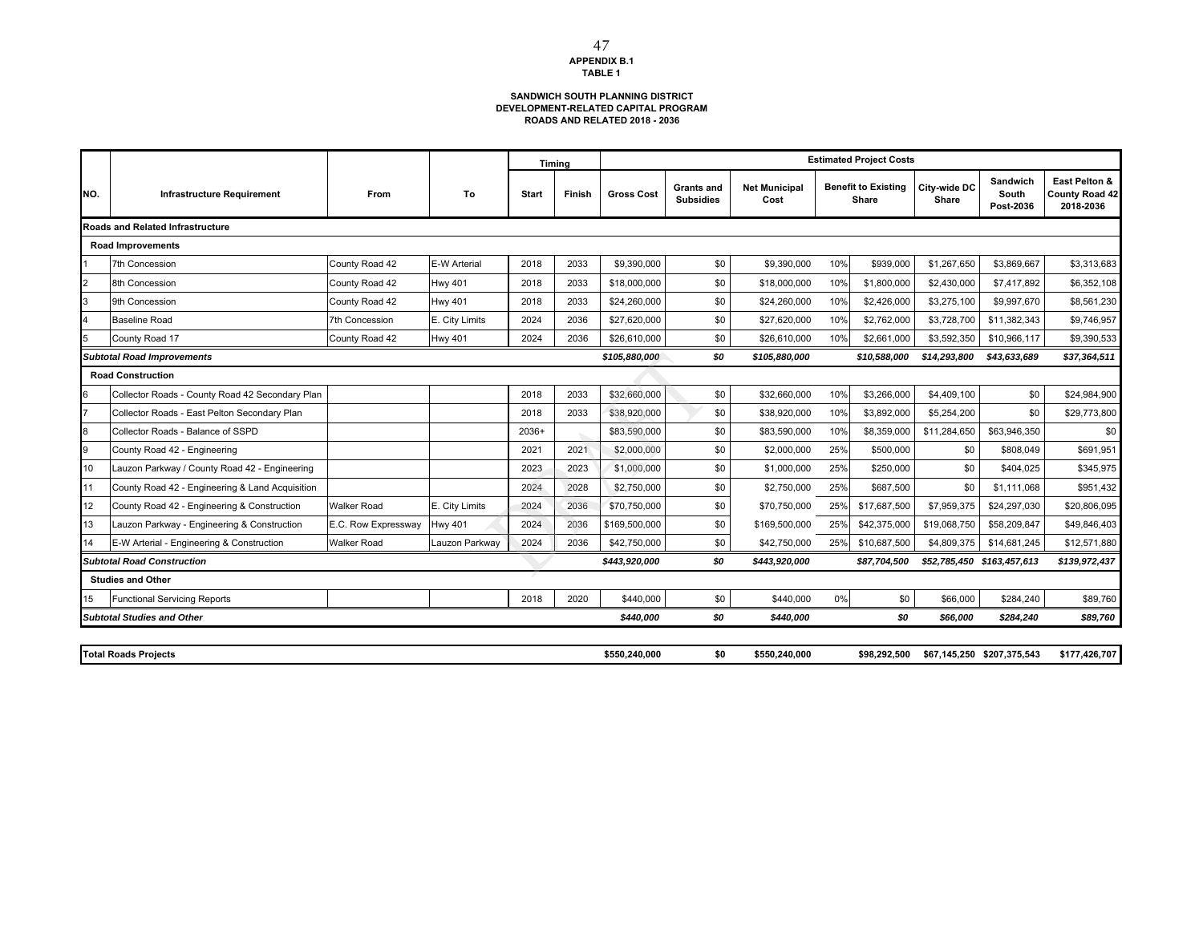**APPENDIX B.1**
**TABLE 1**

**SANDWICH SOUTH PLANNING DISTRICT**
**DEVELOPMENT-RELATED CAPITAL PROGRAM**
**ROADS AND RELATED 2018 - 2036**

| NO. | Infrastructure Requirement | From | To | Timing | | Estimated Project Costs | | | | | | | |
|---|---|---|---|---|---|---|---|---|---|---|---|---|---|
| | | | | Start | Finish | Gross Cost | Grants and Subsidies | Net Municipal Cost | Benefit to Existing Share | | City-wide DC Share | Sandwich South Post-2036 | East Pelton & County Road 42 2018-2036 |
| **Roads and Related Infrastructure** | | | | | | | | | | | | | |
| **Road Improvements** | | | | | | | | | | | | | |
| 1 | 7th Concession | County Road 42 | E-W Arterial | 2018 | 2033 | $9,390,000 | $0 | $9,390,000 | 10% | $939,000 | $1,267,650 | $3,869,667 | $3,313,683 |
| 2 | 8th Concession | County Road 42 | Hwy 401 | 2018 | 2033 | $18,000,000 | $0 | $18,000,000 | 10% | $1,800,000 | $2,430,000 | $7,417,892 | $6,352,108 |
| 3 | 9th Concession | County Road 42 | Hwy 401 | 2018 | 2033 | $24,260,000 | $0 | $24,260,000 | 10% | $2,426,000 | $3,275,100 | $9,997,670 | $8,561,230 |
| 4 | Baseline Road | 7th Concession | E. City Limits | 2024 | 2036 | $27,620,000 | $0 | $27,620,000 | 10% | $2,762,000 | $3,728,700 | $11,382,343 | $9,746,957 |
| 5 | County Road 17 | County Road 42 | Hwy 401 | 2024 | 2036 | $26,610,000 | $0 | $26,610,000 | 10% | $2,661,000 | $3,592,350 | $10,966,117 | $9,390,533 |
| ***Subtotal Road Improvements*** | | | | | | ***$105,880,000*** | ***$0*** | ***$105,880,000*** | | ***$10,588,000*** | ***$14,293,800*** | ***$43,633,689*** | ***$37,364,511*** |
| **Road Construction** | | | | | | | | | | | | | |
| 6 | Collector Roads - County Road 42 Secondary Plan | | | 2018 | 2033 | $32,660,000 | $0 | $32,660,000 | 10% | $3,266,000 | $4,409,100 | $0 | $24,984,900 |
| 7 | Collector Roads - East Pelton Secondary Plan | | | 2018 | 2033 | $38,920,000 | $0 | $38,920,000 | 10% | $3,892,000 | $5,254,200 | $0 | $29,773,800 |
| 8 | Collector Roads - Balance of SSPD | | | 2036+ | | $83,590,000 | $0 | $83,590,000 | 10% | $8,359,000 | $11,284,650 | $63,946,350 | $0 |
| 9 | County Road 42 - Engineering | | | 2021 | 2021 | $2,000,000 | $0 | $2,000,000 | 25% | $500,000 | $0 | $808,049 | $691,951 |
| 10 | Lauzon Parkway / County Road 42 - Engineering | | | 2023 | 2023 | $1,000,000 | $0 | $1,000,000 | 25% | $250,000 | $0 | $404,025 | $345,975 |
| 11 | County Road 42 - Engineering & Land Acquisition | | | 2024 | 2028 | $2,750,000 | $0 | $2,750,000 | 25% | $687,500 | $0 | $1,111,068 | $951,432 |
| 12 | County Road 42 - Engineering & Construction | Walker Road | E. City Limits | 2024 | 2036 | $70,750,000 | $0 | $70,750,000 | 25% | $17,687,500 | $7,959,375 | $24,297,030 | $20,806,095 |
| 13 | Lauzon Parkway - Engineering & Construction | E.C. Row Expressway | Hwy 401 | 2024 | 2036 | $169,500,000 | $0 | $169,500,000 | 25% | $42,375,000 | $19,068,750 | $58,209,847 | $49,846,403 |
| 14 | E-W Arterial - Engineering & Construction | Walker Road | Lauzon Parkway | 2024 | 2036 | $42,750,000 | $0 | $42,750,000 | 25% | $10,687,500 | $4,809,375 | $14,681,245 | $12,571,880 |
| ***Subtotal Road Construction*** | | | | | | ***$443,920,000*** | ***$0*** | ***$443,920,000*** | | ***$87,704,500*** | ***$52,785,450*** | ***$163,457,613*** | ***$139,972,437*** |
| **Studies and Other** | | | | | | | | | | | | | |
| 15 | Functional Servicing Reports | | | 2018 | 2020 | $440,000 | $0 | $440,000 | 0% | $0 | $66,000 | $284,240 | $89,760 |
| ***Subtotal Studies and Other*** | | | | | | ***$440,000*** | ***$0*** | ***$440,000*** | | ***$0*** | ***$66,000*** | ***$284,240*** | ***$89,760*** |
| **Total Roads Projects** | | | | | | **$550,240,000** | **$0** | **$550,240,000** | | **$98,292,500** | **$67,145,250** | **$207,375,543** | **$177,426,707** |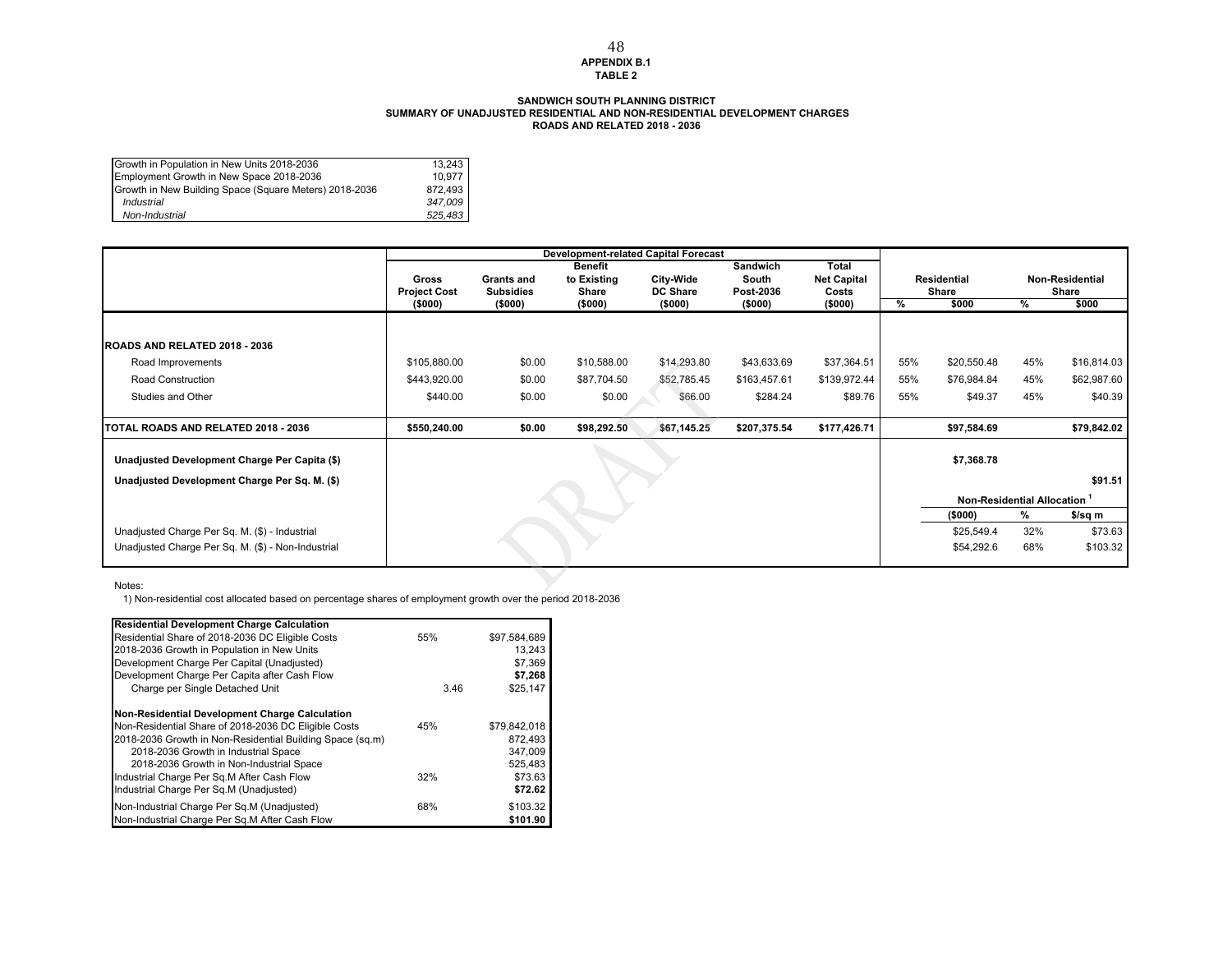**APPENDIX B.1**
**TABLE 2**

**SANDWICH SOUTH PLANNING DISTRICT**
**SUMMARY OF UNADJUSTED RESIDENTIAL AND NON-RESIDENTIAL DEVELOPMENT CHARGES**
**ROADS AND RELATED 2018 - 2036**

| | |
|---|---|
| Growth in Population in New Units 2018-2036 | 13,243 |
| Employment Growth in New Space 2018-2036 | 10,977 |
| Growth in New Building Space (Square Meters) 2018-2036 | 872,493 |
| *Industrial* | *347,009* |
| *Non-Industrial* | *525,483* |

| | Development-related Capital Forecast | | | | | | | | | |
|---|---|---|---|---|---|---|---|---|---|---|
| | Gross Project Cost ($000) | Grants and Subsidies ($000) | Benefit to Existing Share ($000) | City-Wide DC Share ($000) | Sandwich South Post-2036 ($000) | Total Net Capital Costs ($000) | Residential Share % | Residential Share $000 | Non-Residential Share % | Non-Residential Share $000 |
| **ROADS AND RELATED 2018 - 2036** | | | | | | | | | | |
| Road Improvements | $105,880.00 | $0.00 | $10,588.00 | $14,293.80 | $43,633.69 | $37,364.51 | 55% | $20,550.48 | 45% | $16,814.03 |
| Road Construction | $443,920.00 | $0.00 | $87,704.50 | $52,785.45 | $163,457.61 | $139,972.44 | 55% | $76,984.84 | 45% | $62,987.60 |
| Studies and Other | $440.00 | $0.00 | $0.00 | $66.00 | $284.24 | $89.76 | 55% | $49.37 | 45% | $40.39 |
| **TOTAL ROADS AND RELATED 2018 - 2036** | **$550,240.00** | **$0.00** | **$98,292.50** | **$67,145.25** | **$207,375.54** | **$177,426.71** | | **$97,584.69** | | **$79,842.02** |
| **Unadjusted Development Charge Per Capita ($)** | | | | | | | | **$7,368.78** | | |
| **Unadjusted Development Charge Per Sq. M. ($)** | | | | | | | | | | **$91.51** |
| | | | | | | | | **Non-Residential Allocation [1]** | | |
| | | | | | | | | **($000)** | **%** | **$/sq m** |
| Unadjusted Charge Per Sq. M. ($) - Industrial | | | | | | | | $25,549.4 | 32% | $73.63 |
| Unadjusted Charge Per Sq. M. ($) - Non-Industrial | | | | | | | | $54,292.6 | 68% | $103.32 |

Notes:
1) Non-residential cost allocated based on percentage shares of employment growth over the period 2018-2036

| **Residential Development Charge Calculation** | | |
|---|---|---|
| Residential Share of 2018-2036 DC Eligible Costs | 55% | $97,584,689 |
| 2018-2036 Growth in Population in New Units | | 13,243 |
| Development Charge Per Capital (Unadjusted) | | $7,369 |
| Development Charge Per Capita after Cash Flow | | **$7,268** |
| Charge per Single Detached Unit | 3.46 | $25,147 |
| **Non-Residential Development Charge Calculation** | | |
| Non-Residential Share of 2018-2036 DC Eligible Costs | 45% | $79,842,018 |
| 2018-2036 Growth in Non-Residential Building Space (sq.m) | | 872,493 |
| 2018-2036 Growth in Industrial Space | | 347,009 |
| 2018-2036 Growth in Non-Industrial Space | | 525,483 |
| Industrial Charge Per Sq.M After Cash Flow | 32% | $73.63 |
| Industrial Charge Per Sq.M (Unadjusted) | | **$72.62** |
| Non-Industrial Charge Per Sq.M (Unadjusted) | 68% | $103.32 |
| Non-Industrial Charge Per Sq.M After Cash Flow | | **$101.90** |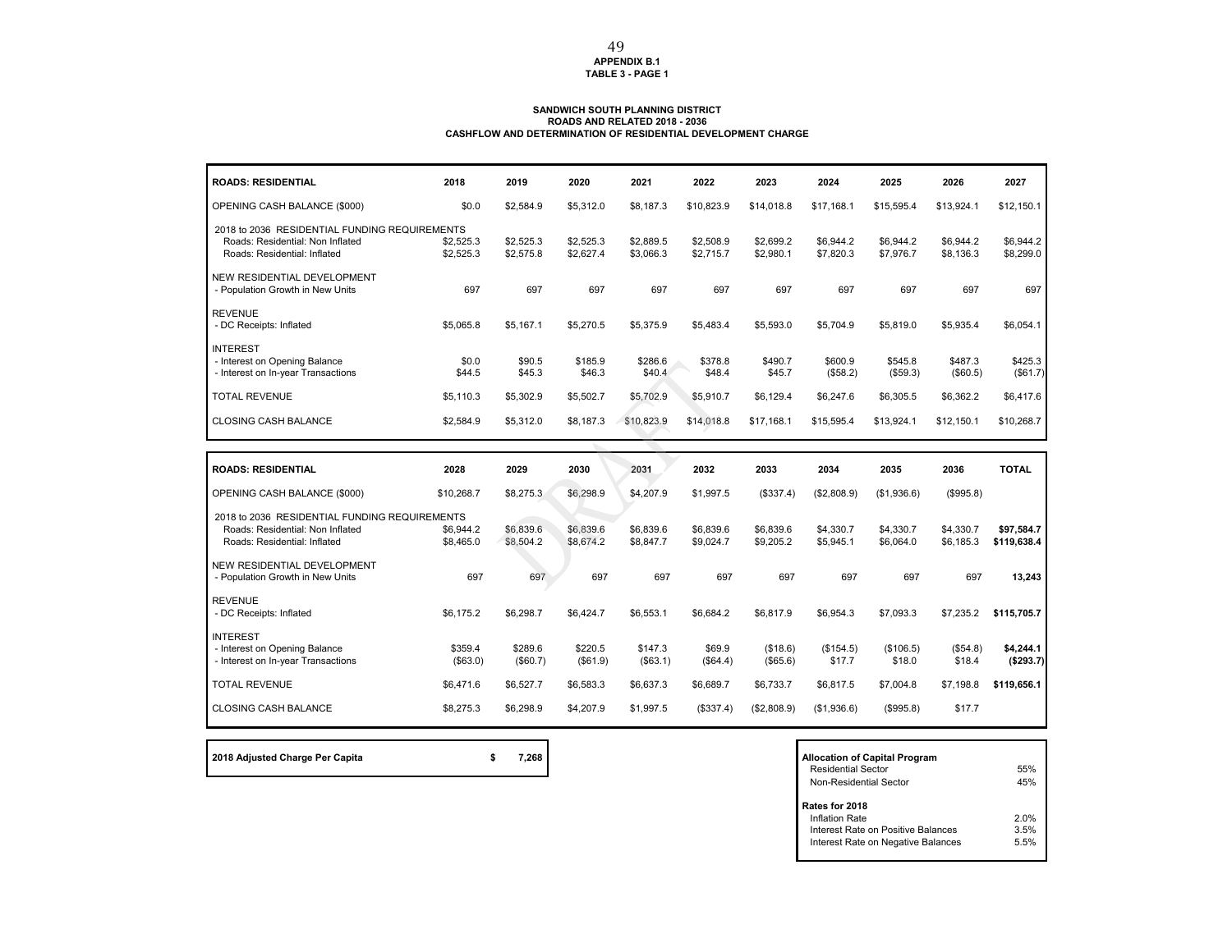**APPENDIX B.1**
**TABLE 3 - PAGE 1**

**SANDWICH SOUTH PLANNING DISTRICT**
**ROADS AND RELATED 2018 - 2036**
**CASHFLOW AND DETERMINATION OF RESIDENTIAL DEVELOPMENT CHARGE**

| ROADS: RESIDENTIAL | 2018 | 2019 | 2020 | 2021 | 2022 | 2023 | 2024 | 2025 | 2026 | 2027 |
|---|---|---|---|---|---|---|---|---|---|---|
| OPENING CASH BALANCE ($000) | $0.0 | $2,584.9 | $5,312.0 | $8,187.3 | $10,823.9 | $14,018.8 | $17,168.1 | $15,595.4 | $13,924.1 | $12,150.1 |
| 2018 to 2036 RESIDENTIAL FUNDING REQUIREMENTS | | | | | | | | | | |
| Roads: Residential: Non Inflated | $2,525.3 | $2,525.3 | $2,525.3 | $2,889.5 | $2,508.9 | $2,699.2 | $6,944.2 | $6,944.2 | $6,944.2 | $6,944.2 |
| Roads: Residential: Inflated | $2,525.3 | $2,575.8 | $2,627.4 | $3,066.3 | $2,715.7 | $2,980.1 | $7,820.3 | $7,976.7 | $8,136.3 | $8,299.0 |
| NEW RESIDENTIAL DEVELOPMENT | | | | | | | | | | |
| - Population Growth in New Units | 697 | 697 | 697 | 697 | 697 | 697 | 697 | 697 | 697 | 697 |
| REVENUE | | | | | | | | | | |
| - DC Receipts: Inflated | $5,065.8 | $5,167.1 | $5,270.5 | $5,375.9 | $5,483.4 | $5,593.0 | $5,704.9 | $5,819.0 | $5,935.4 | $6,054.1 |
| INTEREST | | | | | | | | | | |
| - Interest on Opening Balance | $0.0 | $90.5 | $185.9 | $286.6 | $378.8 | $490.7 | $600.9 | $545.8 | $487.3 | $425.3 |
| - Interest on In-year Transactions | $44.5 | $45.3 | $46.3 | $40.4 | $48.4 | $45.7 | ($58.2) | ($59.3) | ($60.5) | ($61.7) |
| TOTAL REVENUE | $5,110.3 | $5,302.9 | $5,502.7 | $5,702.9 | $5,910.7 | $6,129.4 | $6,247.6 | $6,305.5 | $6,362.2 | $6,417.6 |
| CLOSING CASH BALANCE | $2,584.9 | $5,312.0 | $8,187.3 | $10,823.9 | $14,018.8 | $17,168.1 | $15,595.4 | $13,924.1 | $12,150.1 | $10,268.7 |

| ROADS: RESIDENTIAL | 2028 | 2029 | 2030 | 2031 | 2032 | 2033 | 2034 | 2035 | 2036 | TOTAL |
|---|---|---|---|---|---|---|---|---|---|---|
| OPENING CASH BALANCE ($000) | $10,268.7 | $8,275.3 | $6,298.9 | $4,207.9 | $1,997.5 | ($337.4) | ($2,808.9) | ($1,936.6) | ($995.8) | |
| 2018 to 2036 RESIDENTIAL FUNDING REQUIREMENTS | | | | | | | | | | |
| Roads: Residential: Non Inflated | $6,944.2 | $6,839.6 | $6,839.6 | $6,839.6 | $6,839.6 | $6,839.6 | $4,330.7 | $4,330.7 | $4,330.7 | **$97,584.7** |
| Roads: Residential: Inflated | $8,465.0 | $8,504.2 | $8,674.2 | $8,847.7 | $9,024.7 | $9,205.2 | $5,945.1 | $6,064.0 | $6,185.3 | **$119,638.4** |
| NEW RESIDENTIAL DEVELOPMENT | | | | | | | | | | |
| - Population Growth in New Units | 697 | 697 | 697 | 697 | 697 | 697 | 697 | 697 | 697 | **13,243** |
| REVENUE | | | | | | | | | | |
| - DC Receipts: Inflated | $6,175.2 | $6,298.7 | $6,424.7 | $6,553.1 | $6,684.2 | $6,817.9 | $6,954.3 | $7,093.3 | $7,235.2 | **$115,705.7** |
| INTEREST | | | | | | | | | | |
| - Interest on Opening Balance | $359.4 | $289.6 | $220.5 | $147.3 | $69.9 | ($18.6) | ($154.5) | ($106.5) | ($54.8) | **$4,244.1** |
| - Interest on In-year Transactions | ($63.0) | ($60.7) | ($61.9) | ($63.1) | ($64.4) | ($65.6) | $17.7 | $18.0 | $18.4 | **($293.7)** |
| TOTAL REVENUE | $6,471.6 | $6,527.7 | $6,583.3 | $6,637.3 | $6,689.7 | $6,733.7 | $6,817.5 | $7,004.8 | $7,198.8 | **$119,656.1** |
| CLOSING CASH BALANCE | $8,275.3 | $6,298.9 | $4,207.9 | $1,997.5 | ($337.4) | ($2,808.9) | ($1,936.6) | ($995.8) | $17.7 | |

| **2018 Adjusted Charge Per Capita** | **$ 7,268** |
|---|---|

| **Allocation of Capital Program** | |
|---|---|
| Residential Sector | 55% |
| Non-Residential Sector | 45% |
| **Rates for 2018** | |
| Inflation Rate | 2.0% |
| Interest Rate on Positive Balances | 3.5% |
| Interest Rate on Negative Balances | 5.5% |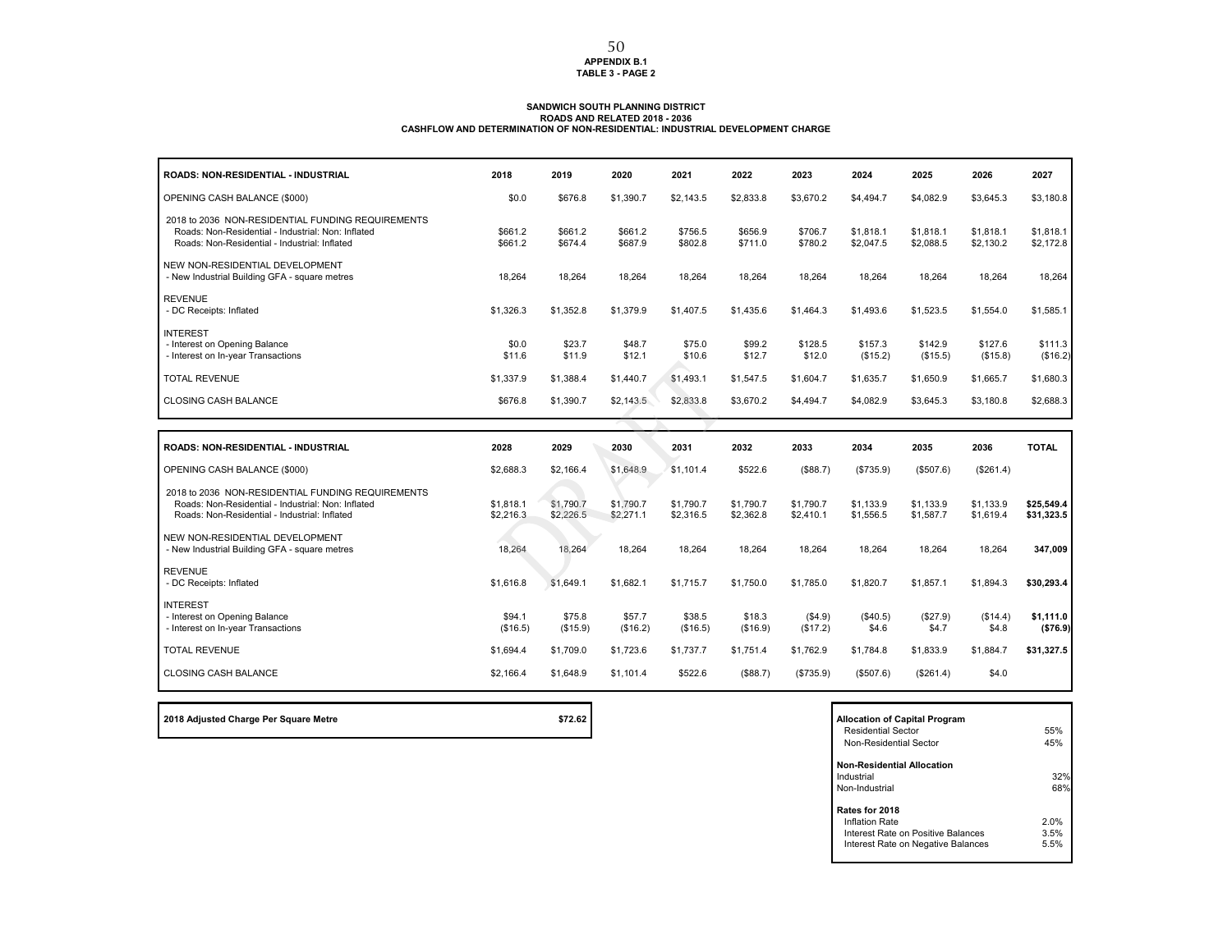**APPENDIX B.1**
**TABLE 3 - PAGE 2**

**SANDWICH SOUTH PLANNING DISTRICT**
**ROADS AND RELATED 2018 - 2036**
**CASHFLOW AND DETERMINATION OF NON-RESIDENTIAL: INDUSTRIAL DEVELOPMENT CHARGE**

| ROADS: NON-RESIDENTIAL - INDUSTRIAL | 2018 | 2019 | 2020 | 2021 | 2022 | 2023 | 2024 | 2025 | 2026 | 2027 |
|---|---|---|---|---|---|---|---|---|---|---|
| OPENING CASH BALANCE ($000) | $0.0 | $676.8 | $1,390.7 | $2,143.5 | $2,833.8 | $3,670.2 | $4,494.7 | $4,082.9 | $3,645.3 | $3,180.8 |
| 2018 to 2036 NON-RESIDENTIAL FUNDING REQUIREMENTS | | | | | | | | | | |
| Roads: Non-Residential - Industrial: Non: Inflated | $661.2 | $661.2 | $661.2 | $756.5 | $656.9 | $706.7 | $1,818.1 | $1,818.1 | $1,818.1 | $1,818.1 |
| Roads: Non-Residential - Industrial: Inflated | $661.2 | $674.4 | $687.9 | $802.8 | $711.0 | $780.2 | $2,047.5 | $2,088.5 | $2,130.2 | $2,172.8 |
| NEW NON-RESIDENTIAL DEVELOPMENT | | | | | | | | | | |
| - New Industrial Building GFA - square metres | 18,264 | 18,264 | 18,264 | 18,264 | 18,264 | 18,264 | 18,264 | 18,264 | 18,264 | 18,264 |
| REVENUE | | | | | | | | | | |
| - DC Receipts: Inflated | $1,326.3 | $1,352.8 | $1,379.9 | $1,407.5 | $1,435.6 | $1,464.3 | $1,493.6 | $1,523.5 | $1,554.0 | $1,585.1 |
| INTEREST | | | | | | | | | | |
| - Interest on Opening Balance | $0.0 | $23.7 | $48.7 | $75.0 | $99.2 | $128.5 | $157.3 | $142.9 | $127.6 | $111.3 |
| - Interest on In-year Transactions | $11.6 | $11.9 | $12.1 | $10.6 | $12.7 | $12.0 | ($15.2) | ($15.5) | ($15.8) | ($16.2) |
| TOTAL REVENUE | $1,337.9 | $1,388.4 | $1,440.7 | $1,493.1 | $1,547.5 | $1,604.7 | $1,635.7 | $1,650.9 | $1,665.7 | $1,680.3 |
| CLOSING CASH BALANCE | $676.8 | $1,390.7 | $2,143.5 | $2,833.8 | $3,670.2 | $4,494.7 | $4,082.9 | $3,645.3 | $3,180.8 | $2,688.3 |

| ROADS: NON-RESIDENTIAL - INDUSTRIAL | 2028 | 2029 | 2030 | 2031 | 2032 | 2033 | 2034 | 2035 | 2036 | TOTAL |
|---|---|---|---|---|---|---|---|---|---|---|
| OPENING CASH BALANCE ($000) | $2,688.3 | $2,166.4 | $1,648.9 | $1,101.4 | $522.6 | ($88.7) | ($735.9) | ($507.6) | ($261.4) | |
| 2018 to 2036 NON-RESIDENTIAL FUNDING REQUIREMENTS | | | | | | | | | | |
| Roads: Non-Residential - Industrial: Non: Inflated | $1,818.1 | $1,790.7 | $1,790.7 | $1,790.7 | $1,790.7 | $1,790.7 | $1,133.9 | $1,133.9 | $1,133.9 | **$25,549.4** |
| Roads: Non-Residential - Industrial: Inflated | $2,216.3 | $2,226.5 | $2,271.1 | $2,316.5 | $2,362.8 | $2,410.1 | $1,556.5 | $1,587.7 | $1,619.4 | **$31,323.5** |
| NEW NON-RESIDENTIAL DEVELOPMENT | | | | | | | | | | |
| - New Industrial Building GFA - square metres | 18,264 | 18,264 | 18,264 | 18,264 | 18,264 | 18,264 | 18,264 | 18,264 | 18,264 | **347,009** |
| REVENUE | | | | | | | | | | |
| - DC Receipts: Inflated | $1,616.8 | $1,649.1 | $1,682.1 | $1,715.7 | $1,750.0 | $1,785.0 | $1,820.7 | $1,857.1 | $1,894.3 | **$30,293.4** |
| INTEREST | | | | | | | | | | |
| - Interest on Opening Balance | $94.1 | $75.8 | $57.7 | $38.5 | $18.3 | ($4.9) | ($40.5) | ($27.9) | ($14.4) | **$1,111.0** |
| - Interest on In-year Transactions | ($16.5) | ($15.9) | ($16.2) | ($16.5) | ($16.9) | ($17.2) | $4.6 | $4.7 | $4.8 | **($76.9)** |
| TOTAL REVENUE | $1,694.4 | $1,709.0 | $1,723.6 | $1,737.7 | $1,751.4 | $1,762.9 | $1,784.8 | $1,833.9 | $1,884.7 | **$31,327.5** |
| CLOSING CASH BALANCE | $2,166.4 | $1,648.9 | $1,101.4 | $522.6 | ($88.7) | ($735.9) | ($507.6) | ($261.4) | $4.0 | |

| **2018 Adjusted Charge Per Square Metre** | **$72.62** |
|---|---|

| **Allocation of Capital Program** | |
|---|---|
| Residential Sector | 55% |
| Non-Residential Sector | 45% |
| **Non-Residential Allocation** | |
| Industrial | 32% |
| Non-Industrial | 68% |
| **Rates for 2018** | |
| Inflation Rate | 2.0% |
| Interest Rate on Positive Balances | 3.5% |
| Interest Rate on Negative Balances | 5.5% |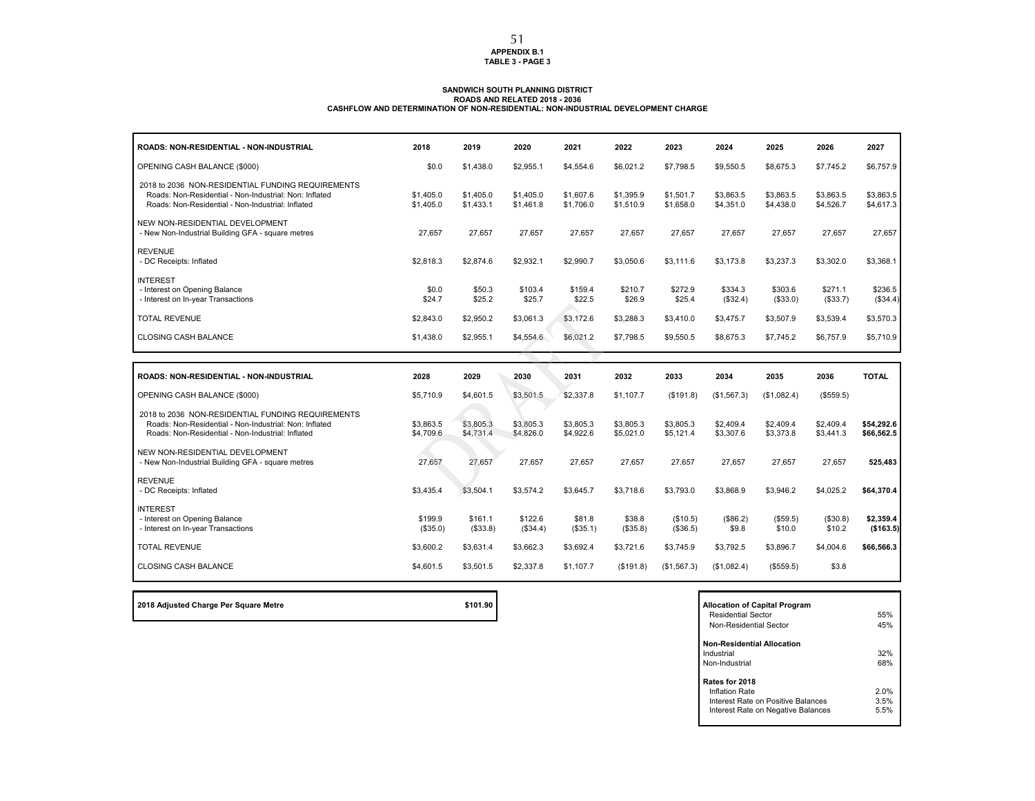**APPENDIX B.1**
**TABLE 3 - PAGE 3**

### SANDWICH SOUTH PLANNING DISTRICT
### ROADS AND RELATED 2018 - 2036
### CASHFLOW AND DETERMINATION OF NON-RESIDENTIAL: NON-INDUSTRIAL DEVELOPMENT CHARGE

| ROADS: NON-RESIDENTIAL - NON-INDUSTRIAL | 2018 | 2019 | 2020 | 2021 | 2022 | 2023 | 2024 | 2025 | 2026 | 2027 |
|---|---|---|---|---|---|---|---|---|---|---|
| OPENING CASH BALANCE ($000) | $0.0 | $1,438.0 | $2,955.1 | $4,554.6 | $6,021.2 | $7,798.5 | $9,550.5 | $8,675.3 | $7,745.2 | $6,757.9 |
| 2018 to 2036 NON-RESIDENTIAL FUNDING REQUIREMENTS | | | | | | | | | | |
| Roads: Non-Residential - Non-Industrial: Non: Inflated | $1,405.0 | $1,405.0 | $1,405.0 | $1,607.6 | $1,395.9 | $1,501.7 | $3,863.5 | $3,863.5 | $3,863.5 | $3,863.5 |
| Roads: Non-Residential - Non-Industrial: Inflated | $1,405.0 | $1,433.1 | $1,461.8 | $1,706.0 | $1,510.9 | $1,658.0 | $4,351.0 | $4,438.0 | $4,526.7 | $4,617.3 |
| NEW NON-RESIDENTIAL DEVELOPMENT | | | | | | | | | | |
| - New Non-Industrial Building GFA - square metres | 27,657 | 27,657 | 27,657 | 27,657 | 27,657 | 27,657 | 27,657 | 27,657 | 27,657 | 27,657 |
| REVENUE | | | | | | | | | | |
| - DC Receipts: Inflated | $2,818.3 | $2,874.6 | $2,932.1 | $2,990.7 | $3,050.6 | $3,111.6 | $3,173.8 | $3,237.3 | $3,302.0 | $3,368.1 |
| INTEREST | | | | | | | | | | |
| - Interest on Opening Balance | $0.0 | $50.3 | $103.4 | $159.4 | $210.7 | $272.9 | $334.3 | $303.6 | $271.1 | $236.5 |
| - Interest on In-year Transactions | $24.7 | $25.2 | $25.7 | $22.5 | $26.9 | $25.4 | ($32.4) | ($33.0) | ($33.7) | ($34.4) |
| TOTAL REVENUE | $2,843.0 | $2,950.2 | $3,061.3 | $3,172.6 | $3,288.3 | $3,410.0 | $3,475.7 | $3,507.9 | $3,539.4 | $3,570.3 |
| CLOSING CASH BALANCE | $1,438.0 | $2,955.1 | $4,554.6 | $6,021.2 | $7,798.5 | $9,550.5 | $8,675.3 | $7,745.2 | $6,757.9 | $5,710.9 |

| ROADS: NON-RESIDENTIAL - NON-INDUSTRIAL | 2028 | 2029 | 2030 | 2031 | 2032 | 2033 | 2034 | 2035 | 2036 | TOTAL |
|---|---|---|---|---|---|---|---|---|---|---|
| OPENING CASH BALANCE ($000) | $5,710.9 | $4,601.5 | $3,501.5 | $2,337.8 | $1,107.7 | ($191.8) | ($1,567.3) | ($1,082.4) | ($559.5) | |
| 2018 to 2036 NON-RESIDENTIAL FUNDING REQUIREMENTS | | | | | | | | | | |
| Roads: Non-Residential - Non-Industrial: Non: Inflated | $3,863.5 | $3,805.3 | $3,805.3 | $3,805.3 | $3,805.3 | $3,805.3 | $2,409.4 | $2,409.4 | $2,409.4 | **$54,292.6** |
| Roads: Non-Residential - Non-Industrial: Inflated | $4,709.6 | $4,731.4 | $4,826.0 | $4,922.6 | $5,021.0 | $5,121.4 | $3,307.6 | $3,373.8 | $3,441.3 | **$66,562.5** |
| NEW NON-RESIDENTIAL DEVELOPMENT | | | | | | | | | | |
| - New Non-Industrial Building GFA - square metres | 27,657 | 27,657 | 27,657 | 27,657 | 27,657 | 27,657 | 27,657 | 27,657 | 27,657 | **525,483** |
| REVENUE | | | | | | | | | | |
| - DC Receipts: Inflated | $3,435.4 | $3,504.1 | $3,574.2 | $3,645.7 | $3,718.6 | $3,793.0 | $3,868.9 | $3,946.2 | $4,025.2 | **$64,370.4** |
| INTEREST | | | | | | | | | | |
| - Interest on Opening Balance | $199.9 | $161.1 | $122.6 | $81.8 | $38.8 | ($10.5) | ($86.2) | ($59.5) | ($30.8) | **$2,359.4** |
| - Interest on In-year Transactions | ($35.0) | ($33.8) | ($34.4) | ($35.1) | ($35.8) | ($36.5) | $9.8 | $10.0 | $10.2 | **($163.5)** |
| TOTAL REVENUE | $3,600.2 | $3,631.4 | $3,662.3 | $3,692.4 | $3,721.6 | $3,745.9 | $3,792.5 | $3,896.7 | $4,004.6 | **$66,566.3** |
| CLOSING CASH BALANCE | $4,601.5 | $3,501.5 | $2,337.8 | $1,107.7 | ($191.8) | ($1,567.3) | ($1,082.4) | ($559.5) | $3.8 | |

| **2018 Adjusted Charge Per Square Metre** | **$101.90** |
|---|---|

| **Allocation of Capital Program** | |
|---|---|
| Residential Sector | 55% |
| Non-Residential Sector | 45% |
| **Non-Residential Allocation** | |
| Industrial | 32% |
| Non-Industrial | 68% |
| **Rates for 2018** | |
| Inflation Rate | 2.0% |
| Interest Rate on Positive Balances | 3.5% |
| Interest Rate on Negative Balances | 5.5% |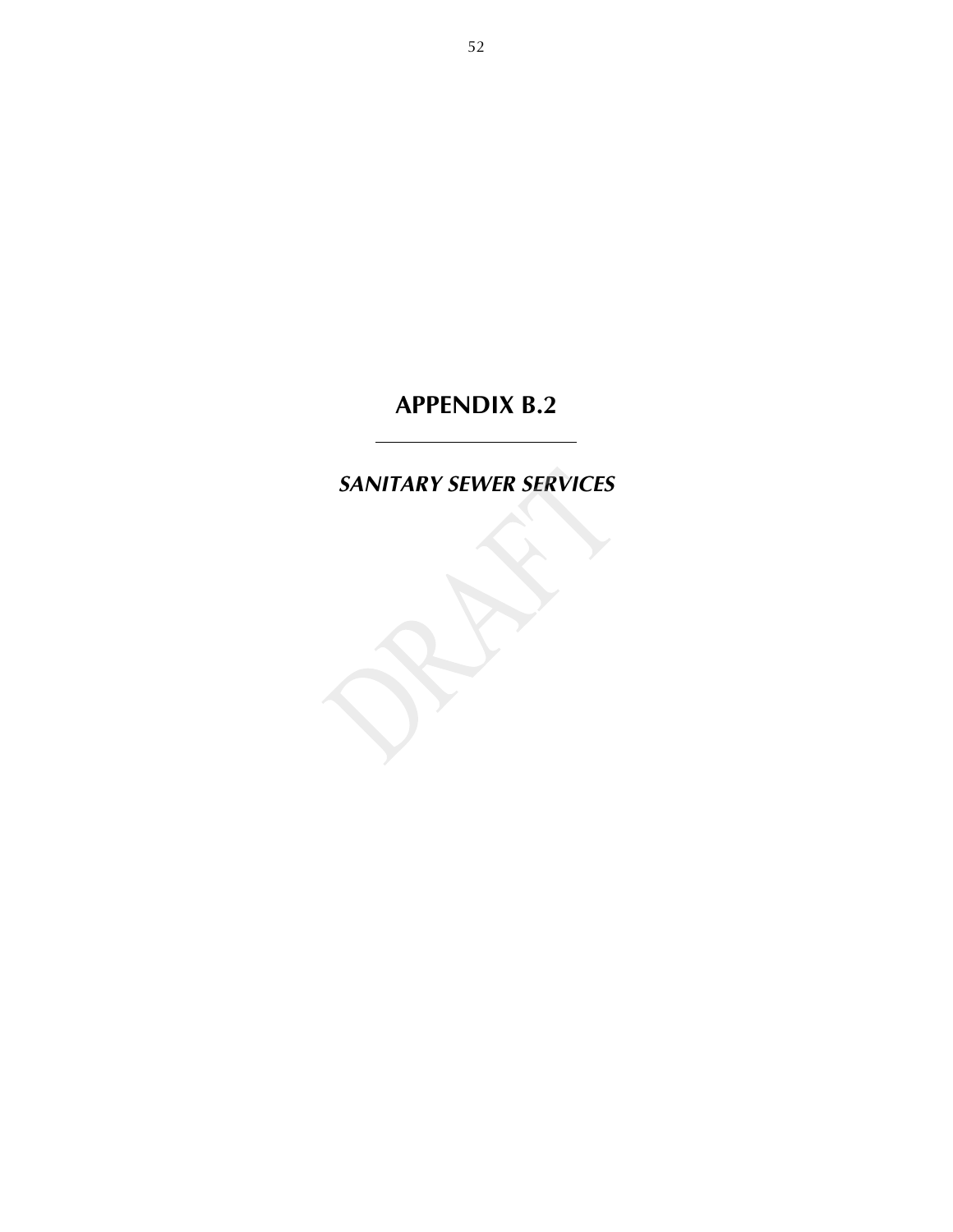# APPENDIX B.2

---

## *SANITARY SEWER SERVICES*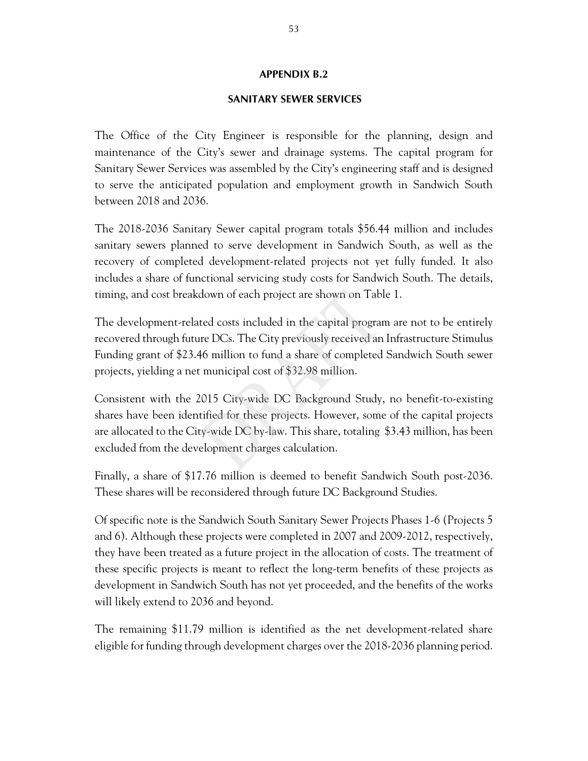## APPENDIX B.2

## SANITARY SEWER SERVICES

The Office of the City Engineer is responsible for the planning, design and maintenance of the City's sewer and drainage systems. The capital program for Sanitary Sewer Services was assembled by the City's engineering staff and is designed to serve the anticipated population and employment growth in Sandwich South between 2018 and 2036.

The 2018-2036 Sanitary Sewer capital program totals $56.44 million and includes sanitary sewers planned to serve development in Sandwich South, as well as the recovery of completed development-related projects not yet fully funded. It also includes a share of functional servicing study costs for Sandwich South. The details, timing, and cost breakdown of each project are shown on Table 1.

The development-related costs included in the capital program are not to be entirely recovered through future DCs. The City previously received an Infrastructure Stimulus Funding grant of $23.46 million to fund a share of completed Sandwich South sewer projects, yielding a net municipal cost of $32.98 million.

Consistent with the 2015 City-wide DC Background Study, no benefit-to-existing shares have been identified for these projects. However, some of the capital projects are allocated to the City-wide DC by-law. This share, totaling $3.43 million, has been excluded from the development charges calculation.

Finally, a share of $17.76 million is deemed to benefit Sandwich South post-2036. These shares will be reconsidered through future DC Background Studies.

Of specific note is the Sandwich South Sanitary Sewer Projects Phases 1-6 (Projects 5 and 6). Although these projects were completed in 2007 and 2009-2012, respectively, they have been treated as a future project in the allocation of costs. The treatment of these specific projects is meant to reflect the long-term benefits of these projects as development in Sandwich South has not yet proceeded, and the benefits of the works will likely extend to 2036 and beyond.

The remaining $11.79 million is identified as the net development-related share eligible for funding through development charges over the 2018-2036 planning period.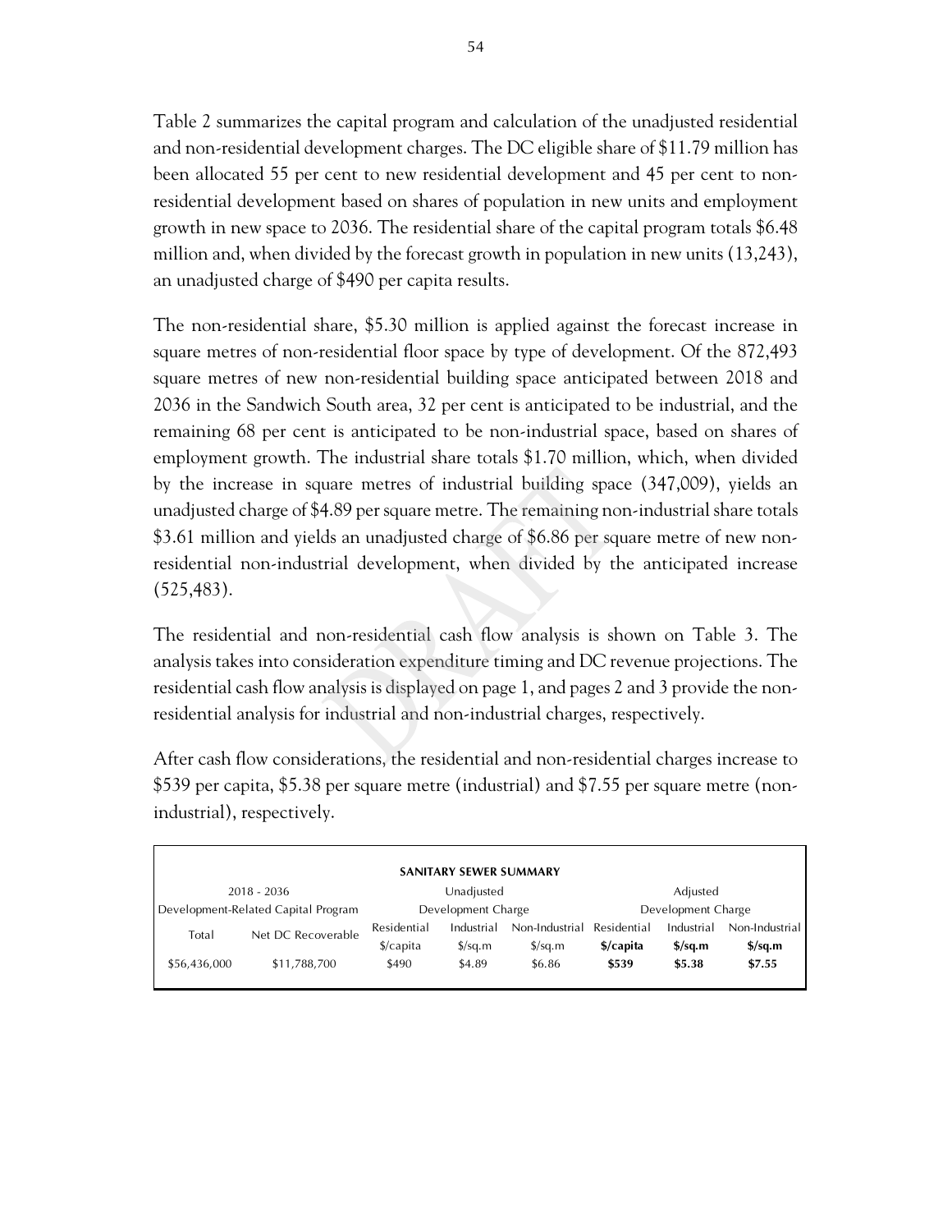Table 2 summarizes the capital program and calculation of the unadjusted residential and non-residential development charges. The DC eligible share of $11.79 million has been allocated 55 per cent to new residential development and 45 per cent to non-residential development based on shares of population in new units and employment growth in new space to 2036. The residential share of the capital program totals $6.48 million and, when divided by the forecast growth in population in new units (13,243), an unadjusted charge of $490 per capita results.

The non-residential share, $5.30 million is applied against the forecast increase in square metres of non-residential floor space by type of development. Of the 872,493 square metres of new non-residential building space anticipated between 2018 and 2036 in the Sandwich South area, 32 per cent is anticipated to be industrial, and the remaining 68 per cent is anticipated to be non-industrial space, based on shares of employment growth. The industrial share totals $1.70 million, which, when divided by the increase in square metres of industrial building space (347,009), yields an unadjusted charge of $4.89 per square metre. The remaining non-industrial share totals $3.61 million and yields an unadjusted charge of $6.86 per square metre of new non-residential non-industrial development, when divided by the anticipated increase (525,483).

The residential and non-residential cash flow analysis is shown on Table 3. The analysis takes into consideration expenditure timing and DC revenue projections. The residential cash flow analysis is displayed on page 1, and pages 2 and 3 provide the non-residential analysis for industrial and non-industrial charges, respectively.

After cash flow considerations, the residential and non-residential charges increase to $539 per capita, $5.38 per square metre (industrial) and $7.55 per square metre (non-industrial), respectively.

**SANITARY SEWER SUMMARY**

| 2018 - 2036 Development-Related Capital Program | | Unadjusted Development Charge | | | Adjusted Development Charge | | |
|---|---|---|---|---|---|---|---|
| Total | Net DC Recoverable | Residential $/capita | Industrial $/sq.m | Non-Industrial $/sq.m | **Residential $/capita** | **Industrial $/sq.m** | **Non-Industrial $/sq.m** |
| $56,436,000 | $11,788,700 | $490 | $4.89 | $6.86 | **$539** | **$5.38** | **$7.55** |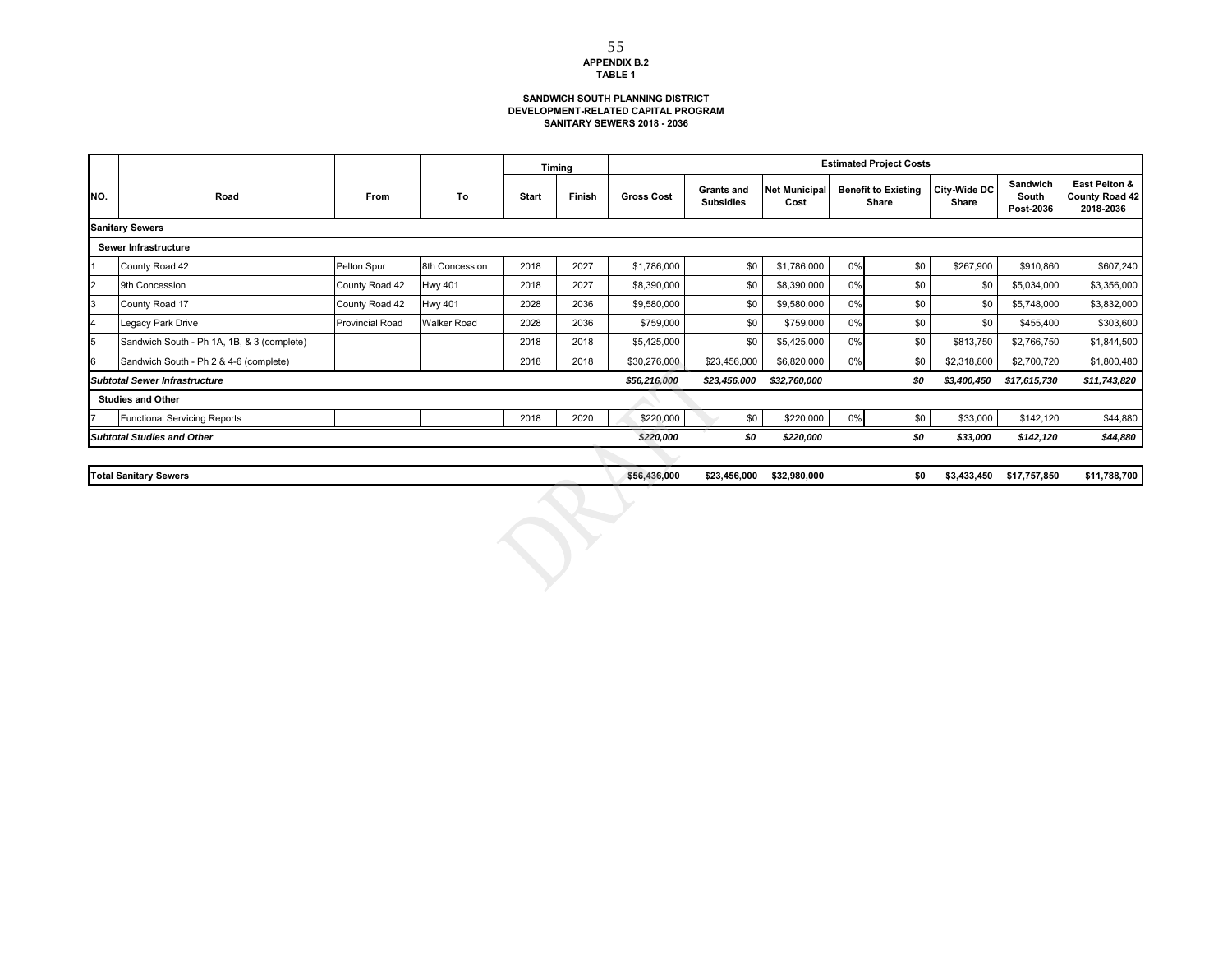**APPENDIX B.2**
**TABLE 1**

**SANDWICH SOUTH PLANNING DISTRICT**
**DEVELOPMENT-RELATED CAPITAL PROGRAM**
**SANITARY SEWERS 2018 - 2036**

| NO. | Road | From | To | Timing | | Estimated Project Costs | | | | | | | |
|---|---|---|---|---|---|---|---|---|---|---|---|---|---|
| | | | | Start | Finish | Gross Cost | Grants and Subsidies | Net Municipal Cost | Benefit to Existing Share | | City-Wide DC Share | Sandwich South Post-2036 | East Pelton & County Road 42 2018-2036 |
| **Sanitary Sewers** | | | | | | | | | | | | | |
| **Sewer Infrastructure** | | | | | | | | | | | | | |
| 1 | County Road 42 | Pelton Spur | 8th Concession | 2018 | 2027 | $1,786,000 | $0 | $1,786,000 | 0% | $0 | $267,900 | $910,860 | $607,240 |
| 2 | 9th Concession | County Road 42 | Hwy 401 | 2018 | 2027 | $8,390,000 | $0 | $8,390,000 | 0% | $0 | $0 | $5,034,000 | $3,356,000 |
| 3 | County Road 17 | County Road 42 | Hwy 401 | 2028 | 2036 | $9,580,000 | $0 | $9,580,000 | 0% | $0 | $0 | $5,748,000 | $3,832,000 |
| 4 | Legacy Park Drive | Provincial Road | Walker Road | 2028 | 2036 | $759,000 | $0 | $759,000 | 0% | $0 | $0 | $455,400 | $303,600 |
| 5 | Sandwich South - Ph 1A, 1B, & 3 (complete) | | | 2018 | 2018 | $5,425,000 | $0 | $5,425,000 | 0% | $0 | $813,750 | $2,766,750 | $1,844,500 |
| 6 | Sandwich South - Ph 2 & 4-6 (complete) | | | 2018 | 2018 | $30,276,000 | $23,456,000 | $6,820,000 | 0% | $0 | $2,318,800 | $2,700,720 | $1,800,480 |
| ***Subtotal Sewer Infrastructure*** | | | | | | ***$56,216,000*** | ***$23,456,000*** | ***$32,760,000*** | | ***$0*** | ***$3,400,450*** | ***$17,615,730*** | ***$11,743,820*** |
| **Studies and Other** | | | | | | | | | | | | | |
| 7 | Functional Servicing Reports | | | 2018 | 2020 | $220,000 | $0 | $220,000 | 0% | $0 | $33,000 | $142,120 | $44,880 |
| ***Subtotal Studies and Other*** | | | | | | ***$220,000*** | ***$0*** | ***$220,000*** | | ***$0*** | ***$33,000*** | ***$142,120*** | ***$44,880*** |
| **Total Sanitary Sewers** | | | | | | **$56,436,000** | **$23,456,000** | **$32,980,000** | | **$0** | **$3,433,450** | **$17,757,850** | **$11,788,700** |

DRAFT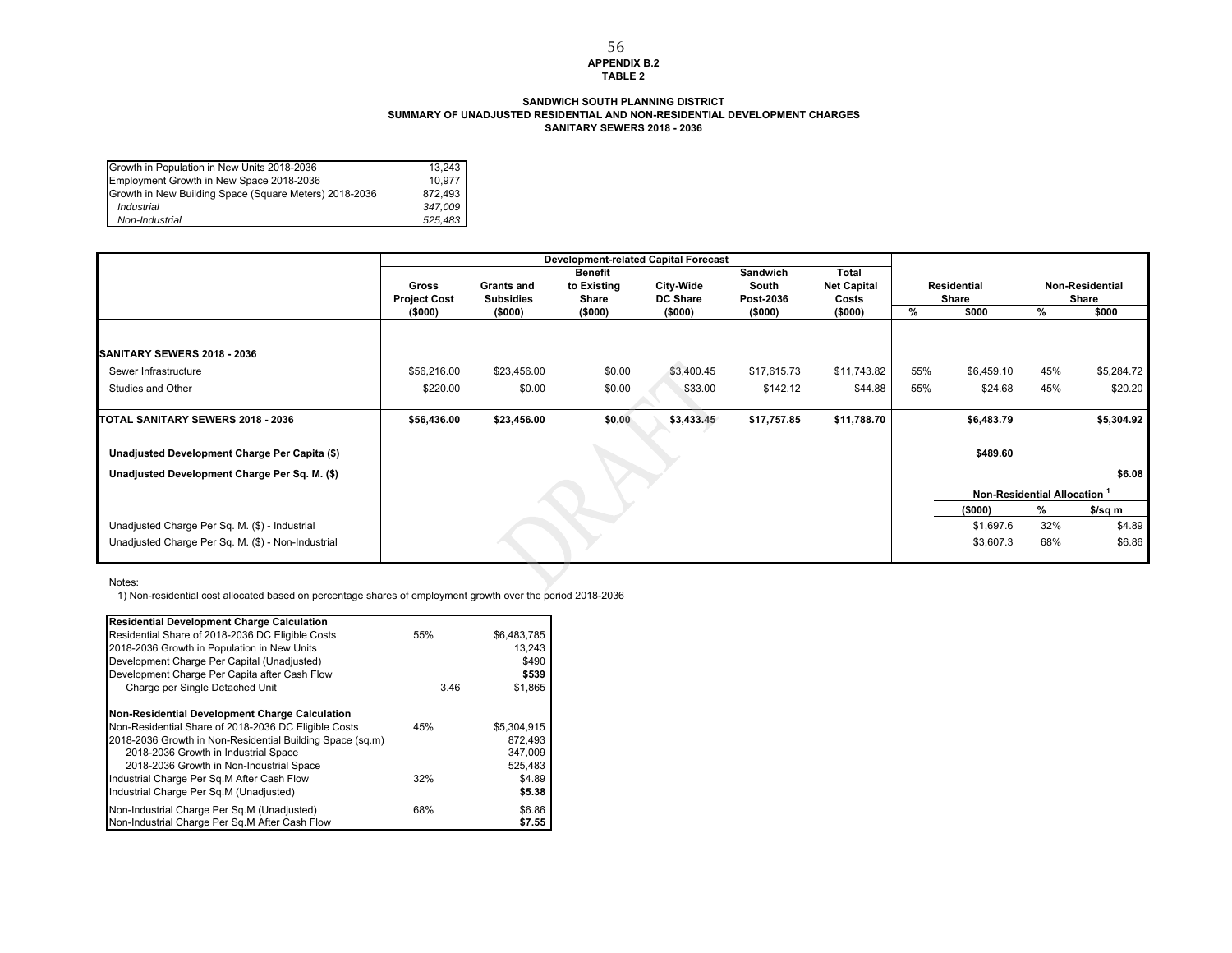**APPENDIX B.2**
**TABLE 2**

**SANDWICH SOUTH PLANNING DISTRICT**
**SUMMARY OF UNADJUSTED RESIDENTIAL AND NON-RESIDENTIAL DEVELOPMENT CHARGES**
**SANITARY SEWERS 2018 - 2036**

| | |
|---|---|
| Growth in Population in New Units 2018-2036 | 13,243 |
| Employment Growth in New Space 2018-2036 | 10,977 |
| Growth in New Building Space (Square Meters) 2018-2036 | 872,493 |
| *Industrial* | *347,009* |
| *Non-Industrial* | *525,483* |

| | Development-related Capital Forecast | | | | | | | | | |
|---|---|---|---|---|---|---|---|---|---|---|
| | **Gross Project Cost ($000)** | **Grants and Subsidies ($000)** | **Benefit to Existing Share ($000)** | **City-Wide DC Share ($000)** | **Sandwich South Post-2036 ($000)** | **Total Net Capital Costs ($000)** | **Residential Share %** | **Residential Share $000** | **Non-Residential Share %** | **Non-Residential Share $000** |
| **SANITARY SEWERS 2018 - 2036** | | | | | | | | | | |
| Sewer Infrastructure | $56,216.00 | $23,456.00 | $0.00 | $3,400.45 | $17,615.73 | $11,743.82 | 55% | $6,459.10 | 45% | $5,284.72 |
| Studies and Other | $220.00 | $0.00 | $0.00 | $33.00 | $142.12 | $44.88 | 55% | $24.68 | 45% | $20.20 |
| **TOTAL SANITARY SEWERS 2018 - 2036** | **$56,436.00** | **$23,456.00** | **$0.00** | **$3,433.45** | **$17,757.85** | **$11,788.70** | | **$6,483.79** | | **$5,304.92** |
| **Unadjusted Development Charge Per Capita ($)** | | | | | | | | **$489.60** | | |
| **Unadjusted Development Charge Per Sq. M. ($)** | | | | | | | | | | **$6.08** |
| | | | | | | | | **Non-Residential Allocation [1] ($000)** | **%** | **$/sq m** |
| Unadjusted Charge Per Sq. M. ($) - Industrial | | | | | | | | $1,697.6 | 32% | $4.89 |
| Unadjusted Charge Per Sq. M. ($) - Non-Industrial | | | | | | | | $3,607.3 | 68% | $6.86 |

Notes:
1) Non-residential cost allocated based on percentage shares of employment growth over the period 2018-2036

| **Residential Development Charge Calculation** | | |
|---|---|---|
| Residential Share of 2018-2036 DC Eligible Costs | 55% | $6,483,785 |
| 2018-2036 Growth in Population in New Units | | 13,243 |
| Development Charge Per Capital (Unadjusted) | | $490 |
| Development Charge Per Capita after Cash Flow | | **$539** |
| Charge per Single Detached Unit | 3.46 | $1,865 |
| **Non-Residential Development Charge Calculation** | | |
| Non-Residential Share of 2018-2036 DC Eligible Costs | 45% | $5,304,915 |
| 2018-2036 Growth in Non-Residential Building Space (sq.m) | | 872,493 |
| 2018-2036 Growth in Industrial Space | | 347,009 |
| 2018-2036 Growth in Non-Industrial Space | | 525,483 |
| Industrial Charge Per Sq.M After Cash Flow | 32% | $4.89 |
| Industrial Charge Per Sq.M (Unadjusted) | | **$5.38** |
| Non-Industrial Charge Per Sq.M (Unadjusted) | 68% | $6.86 |
| Non-Industrial Charge Per Sq.M After Cash Flow | | **$7.55** |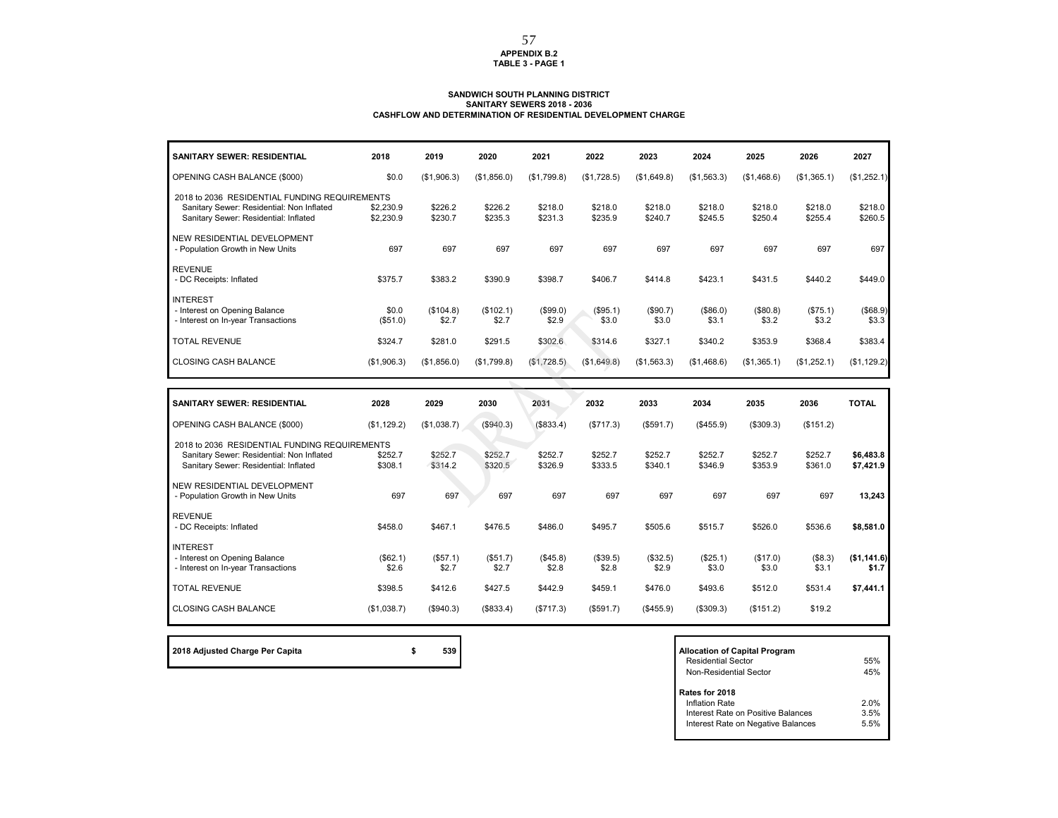**APPENDIX B.2**
**TABLE 3 - PAGE 1**

**SANDWICH SOUTH PLANNING DISTRICT**
**SANITARY SEWERS 2018 - 2036**
**CASHFLOW AND DETERMINATION OF RESIDENTIAL DEVELOPMENT CHARGE**

| SANITARY SEWER: RESIDENTIAL | 2018 | 2019 | 2020 | 2021 | 2022 | 2023 | 2024 | 2025 | 2026 | 2027 |
|---|---|---|---|---|---|---|---|---|---|---|
| OPENING CASH BALANCE ($000) | $0.0 | ($1,906.3) | ($1,856.0) | ($1,799.8) | ($1,728.5) | ($1,649.8) | ($1,563.3) | ($1,468.6) | ($1,365.1) | ($1,252.1) |
| 2018 to 2036 RESIDENTIAL FUNDING REQUIREMENTS | | | | | | | | | | |
| Sanitary Sewer: Residential: Non Inflated | $2,230.9 | $226.2 | $226.2 | $218.0 | $218.0 | $218.0 | $218.0 | $218.0 | $218.0 | $218.0 |
| Sanitary Sewer: Residential: Inflated | $2,230.9 | $230.7 | $235.3 | $231.3 | $235.9 | $240.7 | $245.5 | $250.4 | $255.4 | $260.5 |
| NEW RESIDENTIAL DEVELOPMENT | | | | | | | | | | |
| - Population Growth in New Units | 697 | 697 | 697 | 697 | 697 | 697 | 697 | 697 | 697 | 697 |
| REVENUE | | | | | | | | | | |
| - DC Receipts: Inflated | $375.7 | $383.2 | $390.9 | $398.7 | $406.7 | $414.8 | $423.1 | $431.5 | $440.2 | $449.0 |
| INTEREST | | | | | | | | | | |
| - Interest on Opening Balance | $0.0 | ($104.8) | ($102.1) | ($99.0) | ($95.1) | ($90.7) | ($86.0) | ($80.8) | ($75.1) | ($68.9) |
| - Interest on In-year Transactions | ($51.0) | $2.7 | $2.7 | $2.9 | $3.0 | $3.0 | $3.1 | $3.2 | $3.2 | $3.3 |
| TOTAL REVENUE | $324.7 | $281.0 | $291.5 | $302.6 | $314.6 | $327.1 | $340.2 | $353.9 | $368.4 | $383.4 |
| CLOSING CASH BALANCE | ($1,906.3) | ($1,856.0) | ($1,799.8) | ($1,728.5) | ($1,649.8) | ($1,563.3) | ($1,468.6) | ($1,365.1) | ($1,252.1) | ($1,129.2) |

| SANITARY SEWER: RESIDENTIAL | 2028 | 2029 | 2030 | 2031 | 2032 | 2033 | 2034 | 2035 | 2036 | TOTAL |
|---|---|---|---|---|---|---|---|---|---|---|
| OPENING CASH BALANCE ($000) | ($1,129.2) | ($1,038.7) | ($940.3) | ($833.4) | ($717.3) | ($591.7) | ($455.9) | ($309.3) | ($151.2) | |
| 2018 to 2036 RESIDENTIAL FUNDING REQUIREMENTS | | | | | | | | | | |
| Sanitary Sewer: Residential: Non Inflated | $252.7 | $252.7 | $252.7 | $252.7 | $252.7 | $252.7 | $252.7 | $252.7 | $252.7 | **$6,483.8** |
| Sanitary Sewer: Residential: Inflated | $308.1 | $314.2 | $320.5 | $326.9 | $333.5 | $340.1 | $346.9 | $353.9 | $361.0 | **$7,421.9** |
| NEW RESIDENTIAL DEVELOPMENT | | | | | | | | | | |
| - Population Growth in New Units | 697 | 697 | 697 | 697 | 697 | 697 | 697 | 697 | 697 | **13,243** |
| REVENUE | | | | | | | | | | |
| - DC Receipts: Inflated | $458.0 | $467.1 | $476.5 | $486.0 | $495.7 | $505.6 | $515.7 | $526.0 | $536.6 | **$8,581.0** |
| INTEREST | | | | | | | | | | |
| - Interest on Opening Balance | ($62.1) | ($57.1) | ($51.7) | ($45.8) | ($39.5) | ($32.5) | ($25.1) | ($17.0) | ($8.3) | **($1,141.6)** |
| - Interest on In-year Transactions | $2.6 | $2.7 | $2.7 | $2.8 | $2.8 | $2.9 | $3.0 | $3.0 | $3.1 | **$1.7** |
| TOTAL REVENUE | $398.5 | $412.6 | $427.5 | $442.9 | $459.1 | $476.0 | $493.6 | $512.0 | $531.4 | **$7,441.1** |
| CLOSING CASH BALANCE | ($1,038.7) | ($940.3) | ($833.4) | ($717.3) | ($591.7) | ($455.9) | ($309.3) | ($151.2) | $19.2 | |

| **2018 Adjusted Charge Per Capita** | **$ 539** |
|---|---|

| **Allocation of Capital Program** | |
|---|---|
| Residential Sector | 55% |
| Non-Residential Sector | 45% |
| **Rates for 2018** | |
| Inflation Rate | 2.0% |
| Interest Rate on Positive Balances | 3.5% |
| Interest Rate on Negative Balances | 5.5% |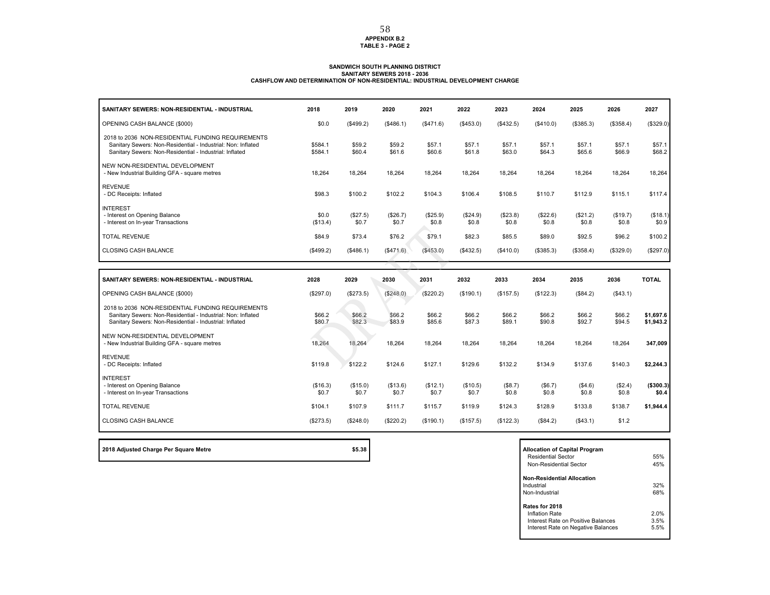**APPENDIX B.2**
**TABLE 3 - PAGE 2**

**SANDWICH SOUTH PLANNING DISTRICT**
**SANITARY SEWERS 2018 - 2036**
**CASHFLOW AND DETERMINATION OF NON-RESIDENTIAL: INDUSTRIAL DEVELOPMENT CHARGE**

| SANITARY SEWERS: NON-RESIDENTIAL - INDUSTRIAL | 2018 | 2019 | 2020 | 2021 | 2022 | 2023 | 2024 | 2025 | 2026 | 2027 |
|---|---|---|---|---|---|---|---|---|---|---|
| OPENING CASH BALANCE ($000) | $0.0 | ($499.2) | ($486.1) | ($471.6) | ($453.0) | ($432.5) | ($410.0) | ($385.3) | ($358.4) | ($329.0) |
| 2018 to 2036 NON-RESIDENTIAL FUNDING REQUIREMENTS | | | | | | | | | | |
| Sanitary Sewers: Non-Residential - Industrial: Non: Inflated | $584.1 | $59.2 | $59.2 | $57.1 | $57.1 | $57.1 | $57.1 | $57.1 | $57.1 | $57.1 |
| Sanitary Sewers: Non-Residential - Industrial: Inflated | $584.1 | $60.4 | $61.6 | $60.6 | $61.8 | $63.0 | $64.3 | $65.6 | $66.9 | $68.2 |
| NEW NON-RESIDENTIAL DEVELOPMENT | | | | | | | | | | |
| - New Industrial Building GFA - square metres | 18,264 | 18,264 | 18,264 | 18,264 | 18,264 | 18,264 | 18,264 | 18,264 | 18,264 | 18,264 |
| REVENUE | | | | | | | | | | |
| - DC Receipts: Inflated | $98.3 | $100.2 | $102.2 | $104.3 | $106.4 | $108.5 | $110.7 | $112.9 | $115.1 | $117.4 |
| INTEREST | | | | | | | | | | |
| - Interest on Opening Balance | $0.0 | ($27.5) | ($26.7) | ($25.9) | ($24.9) | ($23.8) | ($22.6) | ($21.2) | ($19.7) | ($18.1) |
| - Interest on In-year Transactions | ($13.4) | $0.7 | $0.7 | $0.8 | $0.8 | $0.8 | $0.8 | $0.8 | $0.8 | $0.9 |
| TOTAL REVENUE | $84.9 | $73.4 | $76.2 | $79.1 | $82.3 | $85.5 | $89.0 | $92.5 | $96.2 | $100.2 |
| CLOSING CASH BALANCE | ($499.2) | ($486.1) | ($471.6) | ($453.0) | ($432.5) | ($410.0) | ($385.3) | ($358.4) | ($329.0) | ($297.0) |

| SANITARY SEWERS: NON-RESIDENTIAL - INDUSTRIAL | 2028 | 2029 | 2030 | 2031 | 2032 | 2033 | 2034 | 2035 | 2036 | TOTAL |
|---|---|---|---|---|---|---|---|---|---|---|
| OPENING CASH BALANCE ($000) | ($297.0) | ($273.5) | ($248.0) | ($220.2) | ($190.1) | ($157.5) | ($122.3) | ($84.2) | ($43.1) | |
| 2018 to 2036 NON-RESIDENTIAL FUNDING REQUIREMENTS | | | | | | | | | | |
| Sanitary Sewers: Non-Residential - Industrial: Non: Inflated | $66.2 | $66.2 | $66.2 | $66.2 | $66.2 | $66.2 | $66.2 | $66.2 | $66.2 | **$1,697.6** |
| Sanitary Sewers: Non-Residential - Industrial: Inflated | $80.7 | $82.3 | $83.9 | $85.6 | $87.3 | $89.1 | $90.8 | $92.7 | $94.5 | **$1,943.2** |
| NEW NON-RESIDENTIAL DEVELOPMENT | | | | | | | | | | |
| - New Industrial Building GFA - square metres | 18,264 | 18,264 | 18,264 | 18,264 | 18,264 | 18,264 | 18,264 | 18,264 | 18,264 | **347,009** |
| REVENUE | | | | | | | | | | |
| - DC Receipts: Inflated | $119.8 | $122.2 | $124.6 | $127.1 | $129.6 | $132.2 | $134.9 | $137.6 | $140.3 | **$2,244.3** |
| INTEREST | | | | | | | | | | |
| - Interest on Opening Balance | ($16.3) | ($15.0) | ($13.6) | ($12.1) | ($10.5) | ($8.7) | ($6.7) | ($4.6) | ($2.4) | **($300.3)** |
| - Interest on In-year Transactions | $0.7 | $0.7 | $0.7 | $0.7 | $0.7 | $0.8 | $0.8 | $0.8 | $0.8 | **$0.4** |
| TOTAL REVENUE | $104.1 | $107.9 | $111.7 | $115.7 | $119.9 | $124.3 | $128.9 | $133.8 | $138.7 | **$1,944.4** |
| CLOSING CASH BALANCE | ($273.5) | ($248.0) | ($220.2) | ($190.1) | ($157.5) | ($122.3) | ($84.2) | ($43.1) | $1.2 | |

| **2018 Adjusted Charge Per Square Metre** | **$5.38** |
|---|---|

| **Allocation of Capital Program** | |
|---|---|
| Residential Sector | 55% |
| Non-Residential Sector | 45% |
| **Non-Residential Allocation** | |
| Industrial | 32% |
| Non-Industrial | 68% |
| **Rates for 2018** | |
| Inflation Rate | 2.0% |
| Interest Rate on Positive Balances | 3.5% |
| Interest Rate on Negative Balances | 5.5% |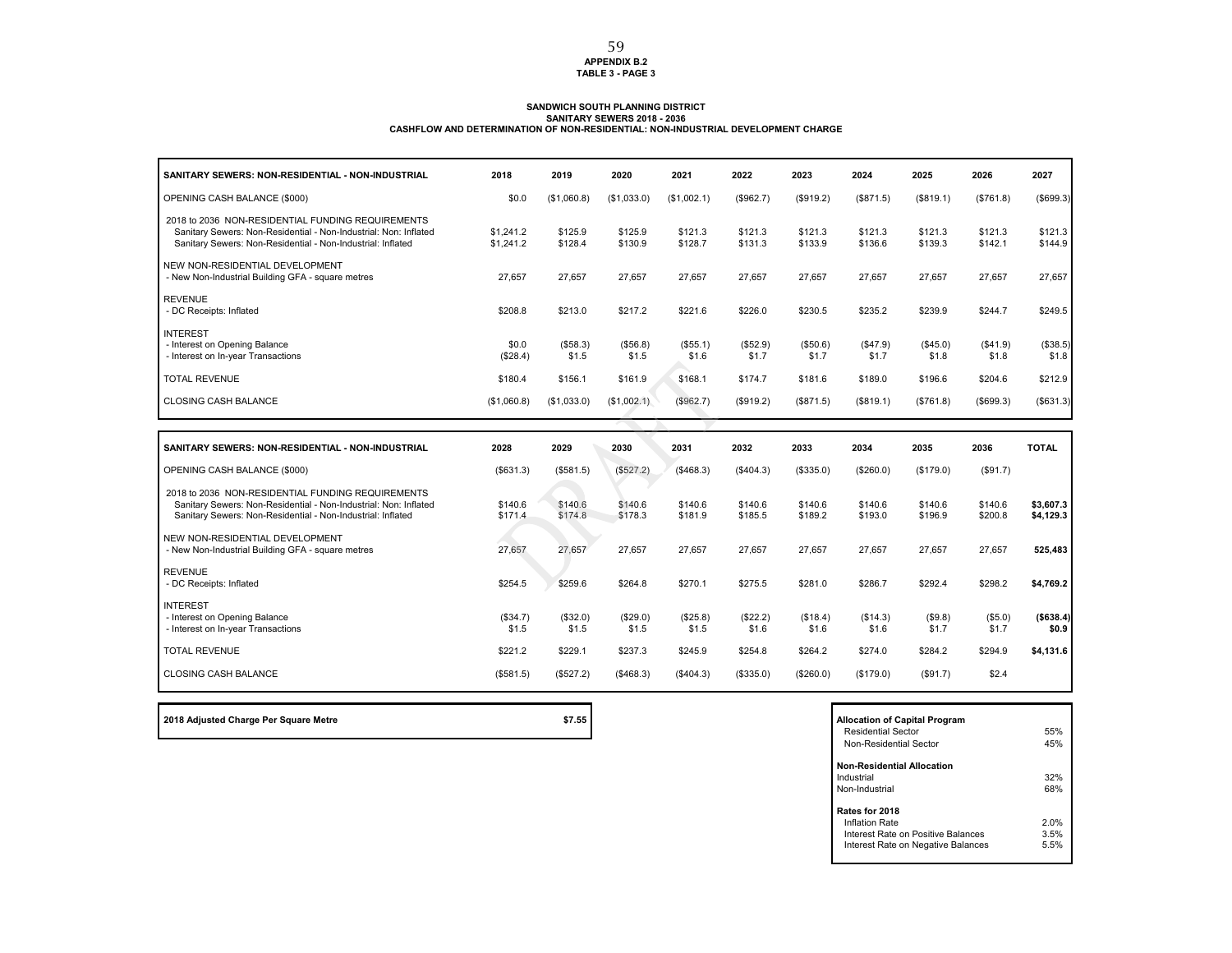**APPENDIX B.2**
**TABLE 3 - PAGE 3**

**SANDWICH SOUTH PLANNING DISTRICT**
**SANITARY SEWERS 2018 - 2036**
**CASHFLOW AND DETERMINATION OF NON-RESIDENTIAL: NON-INDUSTRIAL DEVELOPMENT CHARGE**

| SANITARY SEWERS: NON-RESIDENTIAL - NON-INDUSTRIAL | 2018 | 2019 | 2020 | 2021 | 2022 | 2023 | 2024 | 2025 | 2026 | 2027 |
|---|---|---|---|---|---|---|---|---|---|---|
| OPENING CASH BALANCE ($000) | $0.0 | ($1,060.8) | ($1,033.0) | ($1,002.1) | ($962.7) | ($919.2) | ($871.5) | ($819.1) | ($761.8) | ($699.3) |
| 2018 to 2036 NON-RESIDENTIAL FUNDING REQUIREMENTS | | | | | | | | | | |
| Sanitary Sewers: Non-Residential - Non-Industrial: Non: Inflated | $1,241.2 | $125.9 | $125.9 | $121.3 | $121.3 | $121.3 | $121.3 | $121.3 | $121.3 | $121.3 |
| Sanitary Sewers: Non-Residential - Non-Industrial: Inflated | $1,241.2 | $128.4 | $130.9 | $128.7 | $131.3 | $133.9 | $136.6 | $139.3 | $142.1 | $144.9 |
| NEW NON-RESIDENTIAL DEVELOPMENT | | | | | | | | | | |
| - New Non-Industrial Building GFA - square metres | 27,657 | 27,657 | 27,657 | 27,657 | 27,657 | 27,657 | 27,657 | 27,657 | 27,657 | 27,657 |
| REVENUE | | | | | | | | | | |
| - DC Receipts: Inflated | $208.8 | $213.0 | $217.2 | $221.6 | $226.0 | $230.5 | $235.2 | $239.9 | $244.7 | $249.5 |
| INTEREST | | | | | | | | | | |
| - Interest on Opening Balance | $0.0 | ($58.3) | ($56.8) | ($55.1) | ($52.9) | ($50.6) | ($47.9) | ($45.0) | ($41.9) | ($38.5) |
| - Interest on In-year Transactions | ($28.4) | $1.5 | $1.5 | $1.6 | $1.7 | $1.7 | $1.7 | $1.8 | $1.8 | $1.8 |
| TOTAL REVENUE | $180.4 | $156.1 | $161.9 | $168.1 | $174.7 | $181.6 | $189.0 | $196.6 | $204.6 | $212.9 |
| CLOSING CASH BALANCE | ($1,060.8) | ($1,033.0) | ($1,002.1) | ($962.7) | ($919.2) | ($871.5) | ($819.1) | ($761.8) | ($699.3) | ($631.3) |

| SANITARY SEWERS: NON-RESIDENTIAL - NON-INDUSTRIAL | 2028 | 2029 | 2030 | 2031 | 2032 | 2033 | 2034 | 2035 | 2036 | TOTAL |
|---|---|---|---|---|---|---|---|---|---|---|
| OPENING CASH BALANCE ($000) | ($631.3) | ($581.5) | ($527.2) | ($468.3) | ($404.3) | ($335.0) | ($260.0) | ($179.0) | ($91.7) | |
| 2018 to 2036 NON-RESIDENTIAL FUNDING REQUIREMENTS | | | | | | | | | | |
| Sanitary Sewers: Non-Residential - Non-Industrial: Non: Inflated | $140.6 | $140.6 | $140.6 | $140.6 | $140.6 | $140.6 | $140.6 | $140.6 | $140.6 | **$3,607.3** |
| Sanitary Sewers: Non-Residential - Non-Industrial: Inflated | $171.4 | $174.8 | $178.3 | $181.9 | $185.5 | $189.2 | $193.0 | $196.9 | $200.8 | **$4,129.3** |
| NEW NON-RESIDENTIAL DEVELOPMENT | | | | | | | | | | |
| - New Non-Industrial Building GFA - square metres | 27,657 | 27,657 | 27,657 | 27,657 | 27,657 | 27,657 | 27,657 | 27,657 | 27,657 | **525,483** |
| REVENUE | | | | | | | | | | |
| - DC Receipts: Inflated | $254.5 | $259.6 | $264.8 | $270.1 | $275.5 | $281.0 | $286.7 | $292.4 | $298.2 | **$4,769.2** |
| INTEREST | | | | | | | | | | |
| - Interest on Opening Balance | ($34.7) | ($32.0) | ($29.0) | ($25.8) | ($22.2) | ($18.4) | ($14.3) | ($9.8) | ($5.0) | **($638.4)** |
| - Interest on In-year Transactions | $1.5 | $1.5 | $1.5 | $1.5 | $1.6 | $1.6 | $1.6 | $1.7 | $1.7 | **$0.9** |
| TOTAL REVENUE | $221.2 | $229.1 | $237.3 | $245.9 | $254.8 | $264.2 | $274.0 | $284.2 | $294.9 | **$4,131.6** |
| CLOSING CASH BALANCE | ($581.5) | ($527.2) | ($468.3) | ($404.3) | ($335.0) | ($260.0) | ($179.0) | ($91.7) | $2.4 | |

| **2018 Adjusted Charge Per Square Metre** | **$7.55** |
|---|---|

| **Allocation of Capital Program** | |
|---|---|
| Residential Sector | 55% |
| Non-Residential Sector | 45% |
| **Non-Residential Allocation** | |
| Industrial | 32% |
| Non-Industrial | 68% |
| **Rates for 2018** | |
| Inflation Rate | 2.0% |
| Interest Rate on Positive Balances | 3.5% |
| Interest Rate on Negative Balances | 5.5% |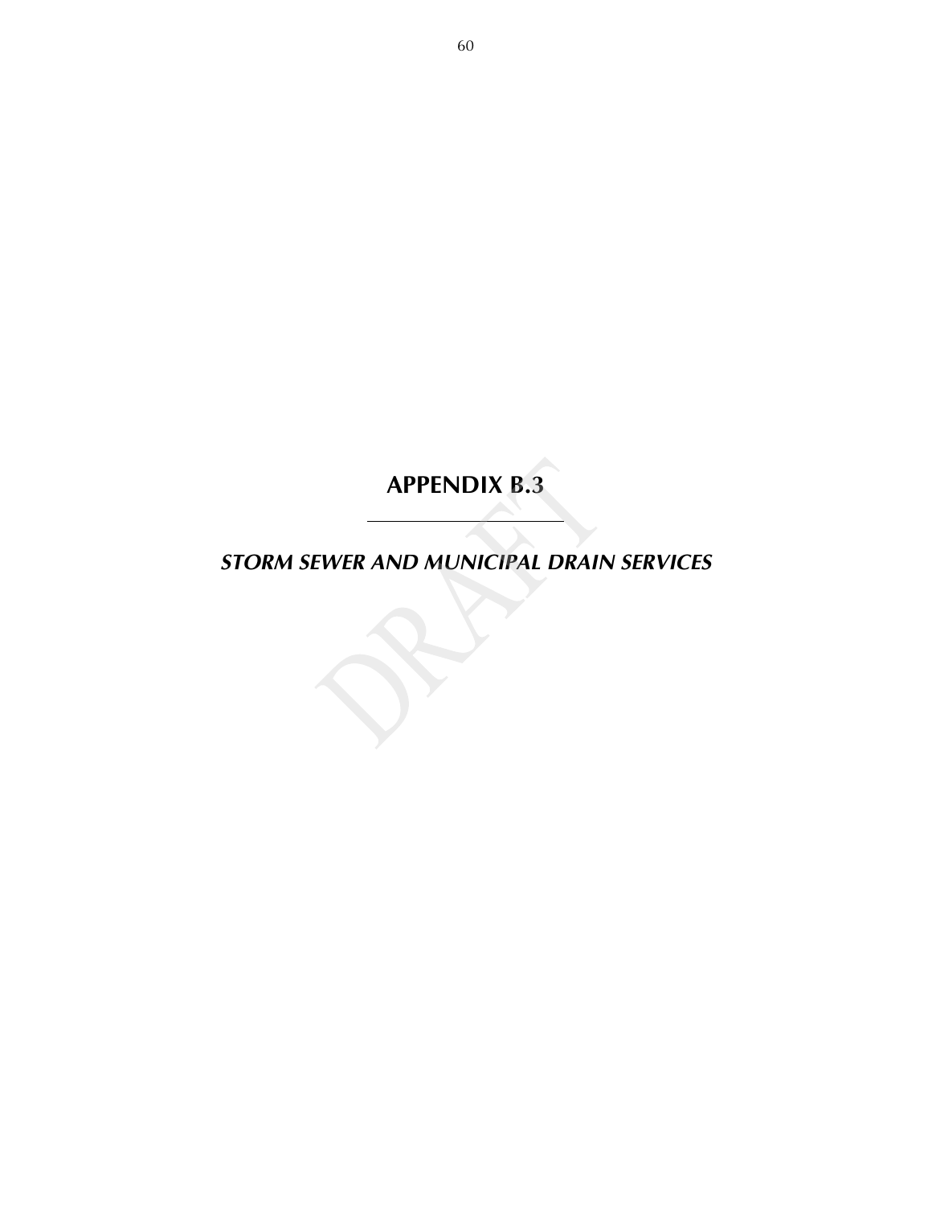# APPENDIX B.3

---

***STORM SEWER AND MUNICIPAL DRAIN SERVICES***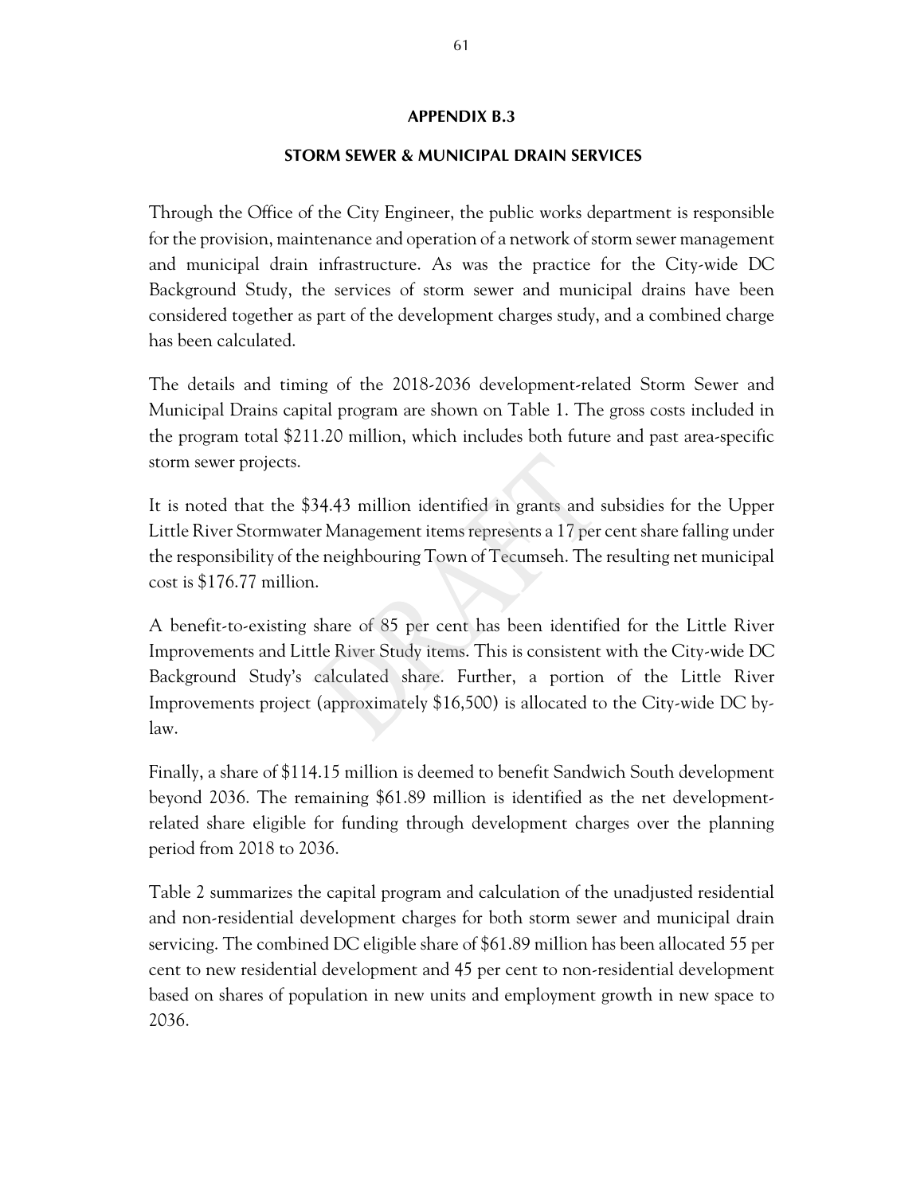## APPENDIX B.3

## STORM SEWER & MUNICIPAL DRAIN SERVICES

Through the Office of the City Engineer, the public works department is responsible for the provision, maintenance and operation of a network of storm sewer management and municipal drain infrastructure. As was the practice for the City-wide DC Background Study, the services of storm sewer and municipal drains have been considered together as part of the development charges study, and a combined charge has been calculated.

The details and timing of the 2018-2036 development-related Storm Sewer and Municipal Drains capital program are shown on Table 1. The gross costs included in the program total $211.20 million, which includes both future and past area-specific storm sewer projects.

It is noted that the $34.43 million identified in grants and subsidies for the Upper Little River Stormwater Management items represents a 17 per cent share falling under the responsibility of the neighbouring Town of Tecumseh. The resulting net municipal cost is $176.77 million.

A benefit-to-existing share of 85 per cent has been identified for the Little River Improvements and Little River Study items. This is consistent with the City-wide DC Background Study's calculated share. Further, a portion of the Little River Improvements project (approximately $16,500) is allocated to the City-wide DC by-law.

Finally, a share of $114.15 million is deemed to benefit Sandwich South development beyond 2036. The remaining $61.89 million is identified as the net development-related share eligible for funding through development charges over the planning period from 2018 to 2036.

Table 2 summarizes the capital program and calculation of the unadjusted residential and non-residential development charges for both storm sewer and municipal drain servicing. The combined DC eligible share of $61.89 million has been allocated 55 per cent to new residential development and 45 per cent to non-residential development based on shares of population in new units and employment growth in new space to 2036.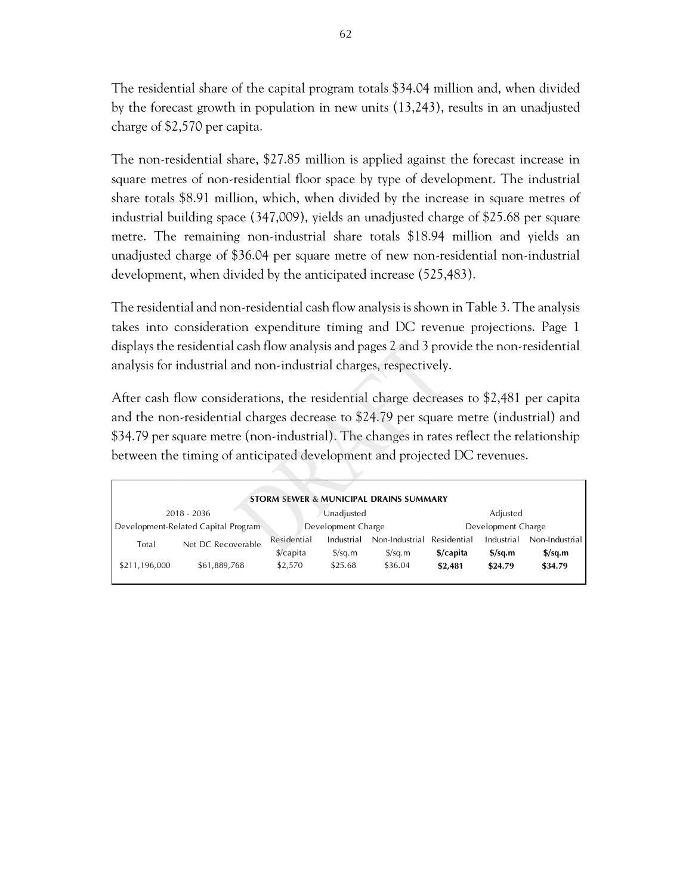The residential share of the capital program totals $34.04 million and, when divided by the forecast growth in population in new units (13,243), results in an unadjusted charge of $2,570 per capita.

The non-residential share, $27.85 million is applied against the forecast increase in square metres of non-residential floor space by type of development. The industrial share totals $8.91 million, which, when divided by the increase in square metres of industrial building space (347,009), yields an unadjusted charge of $25.68 per square metre. The remaining non-industrial share totals $18.94 million and yields an unadjusted charge of $36.04 per square metre of new non-residential non-industrial development, when divided by the anticipated increase (525,483).

The residential and non-residential cash flow analysis is shown in Table 3. The analysis takes into consideration expenditure timing and DC revenue projections. Page 1 displays the residential cash flow analysis and pages 2 and 3 provide the non-residential analysis for industrial and non-industrial charges, respectively.

After cash flow considerations, the residential charge decreases to $2,481 per capita and the non-residential charges decrease to $24.79 per square metre (industrial) and $34.79 per square metre (non-industrial). The changes in rates reflect the relationship between the timing of anticipated development and projected DC revenues.

| STORM SEWER & MUNICIPAL DRAINS SUMMARY | | | | | | | |
|---|---|---|---|---|---|---|---|
| 2018 - 2036 Development-Related Capital Program | | Unadjusted Development Charge | | | Adjusted Development Charge | | |
| Total | Net DC Recoverable | Residential $/capita | Industrial $/sq.m | Non-Industrial $/sq.m | **Residential $/capita** | **Industrial $/sq.m** | **Non-Industrial $/sq.m** |
| $211,196,000 | $61,889,768 | $2,570 | $25.68 | $36.04 | **$2,481** | **$24.79** | **$34.79** |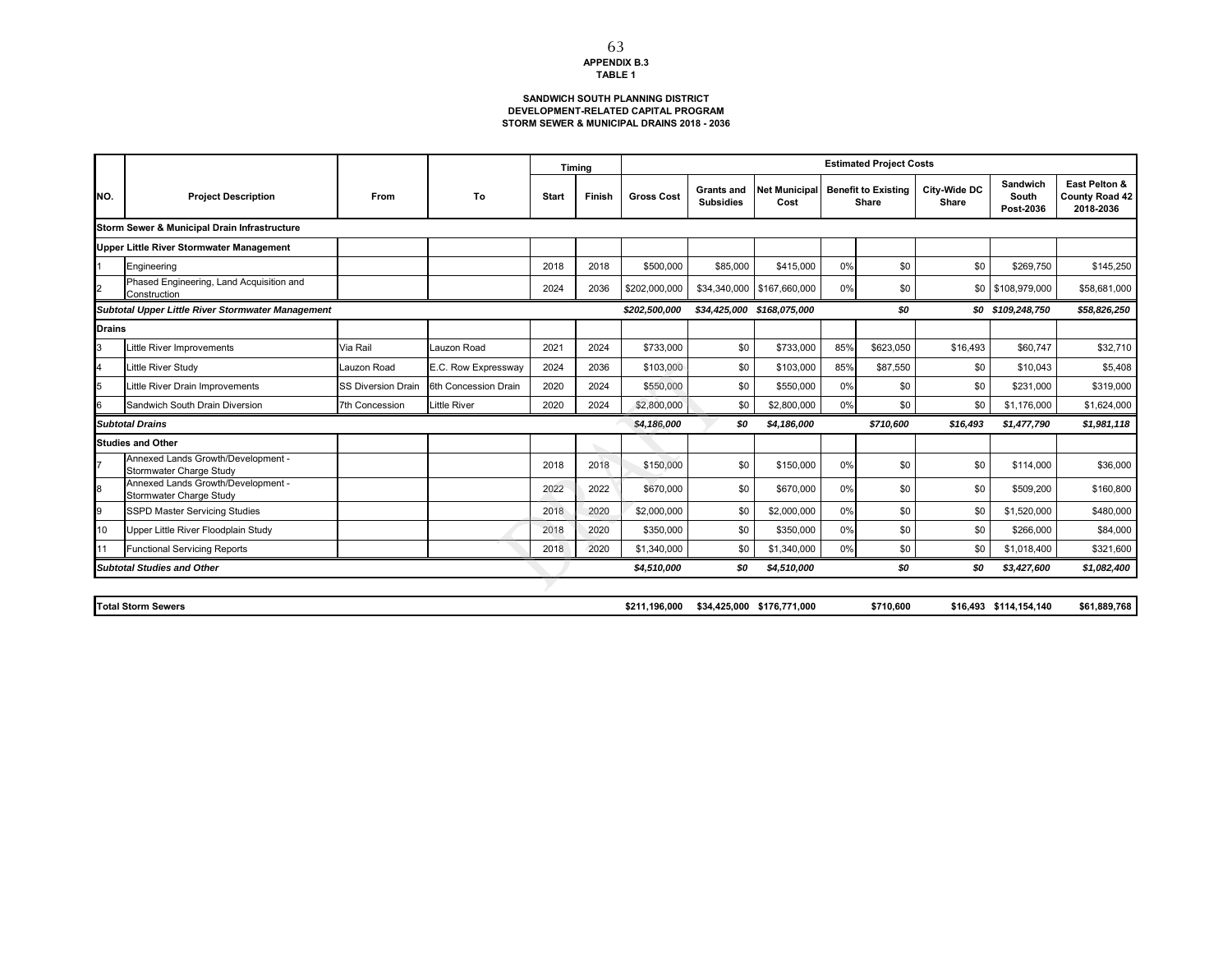**APPENDIX B.3**
**TABLE 1**

**SANDWICH SOUTH PLANNING DISTRICT**
**DEVELOPMENT-RELATED CAPITAL PROGRAM**
**STORM SEWER & MUNICIPAL DRAINS 2018 - 2036**

| NO. | Project Description | From | To | Timing | | Estimated Project Costs | | | | | | | |
|---|---|---|---|---|---|---|---|---|---|---|---|---|---|
| | | | | Start | Finish | Gross Cost | Grants and Subsidies | Net Municipal Cost | Benefit to Existing Share | | City-Wide DC Share | Sandwich South Post-2036 | East Pelton & County Road 42 2018-2036 |
| **Storm Sewer & Municipal Drain Infrastructure** | | | | | | | | | | | | | |
| **Upper Little River Stormwater Management** | | | | | | | | | | | | | |
| 1 | Engineering | | | 2018 | 2018 | $500,000 | $85,000 | $415,000 | 0% | $0 | $0 | $269,750 | $145,250 |
| 2 | Phased Engineering, Land Acquisition and Construction | | | 2024 | 2036 | $202,000,000 | $34,340,000 | $167,660,000 | 0% | $0 | $0 | $108,979,000 | $58,681,000 |
| ***Subtotal Upper Little River Stormwater Management*** | | | | | | ***$202,500,000*** | ***$34,425,000*** | ***$168,075,000*** | | ***$0*** | ***$0*** | ***$109,248,750*** | ***$58,826,250*** |
| **Drains** | | | | | | | | | | | | | |
| 3 | Little River Improvements | Via Rail | Lauzon Road | 2021 | 2024 | $733,000 | $0 | $733,000 | 85% | $623,050 | $16,493 | $60,747 | $32,710 |
| 4 | Little River Study | Lauzon Road | E.C. Row Expressway | 2024 | 2036 | $103,000 | $0 | $103,000 | 85% | $87,550 | $0 | $10,043 | $5,408 |
| 5 | Little River Drain Improvements | SS Diversion Drain | 6th Concession Drain | 2020 | 2024 | $550,000 | $0 | $550,000 | 0% | $0 | $0 | $231,000 | $319,000 |
| 6 | Sandwich South Drain Diversion | 7th Concession | Little River | 2020 | 2024 | $2,800,000 | $0 | $2,800,000 | 0% | $0 | $0 | $1,176,000 | $1,624,000 |
| ***Subtotal Drains*** | | | | | | ***$4,186,000*** | ***$0*** | ***$4,186,000*** | | ***$710,600*** | ***$16,493*** | ***$1,477,790*** | ***$1,981,118*** |
| **Studies and Other** | | | | | | | | | | | | | |
| 7 | Annexed Lands Growth/Development - Stormwater Charge Study | | | 2018 | 2018 | $150,000 | $0 | $150,000 | 0% | $0 | $0 | $114,000 | $36,000 |
| 8 | Annexed Lands Growth/Development - Stormwater Charge Study | | | 2022 | 2022 | $670,000 | $0 | $670,000 | 0% | $0 | $0 | $509,200 | $160,800 |
| 9 | SSPD Master Servicing Studies | | | 2018 | 2020 | $2,000,000 | $0 | $2,000,000 | 0% | $0 | $0 | $1,520,000 | $480,000 |
| 10 | Upper Little River Floodplain Study | | | 2018 | 2020 | $350,000 | $0 | $350,000 | 0% | $0 | $0 | $266,000 | $84,000 |
| 11 | Functional Servicing Reports | | | 2018 | 2020 | $1,340,000 | $0 | $1,340,000 | 0% | $0 | $0 | $1,018,400 | $321,600 |
| ***Subtotal Studies and Other*** | | | | | | ***$4,510,000*** | ***$0*** | ***$4,510,000*** | | ***$0*** | ***$0*** | ***$3,427,600*** | ***$1,082,400*** |
| **Total Storm Sewers** | | | | | | **$211,196,000** | **$34,425,000** | **$176,771,000** | | **$710,600** | **$16,493** | **$114,154,140** | **$61,889,768** |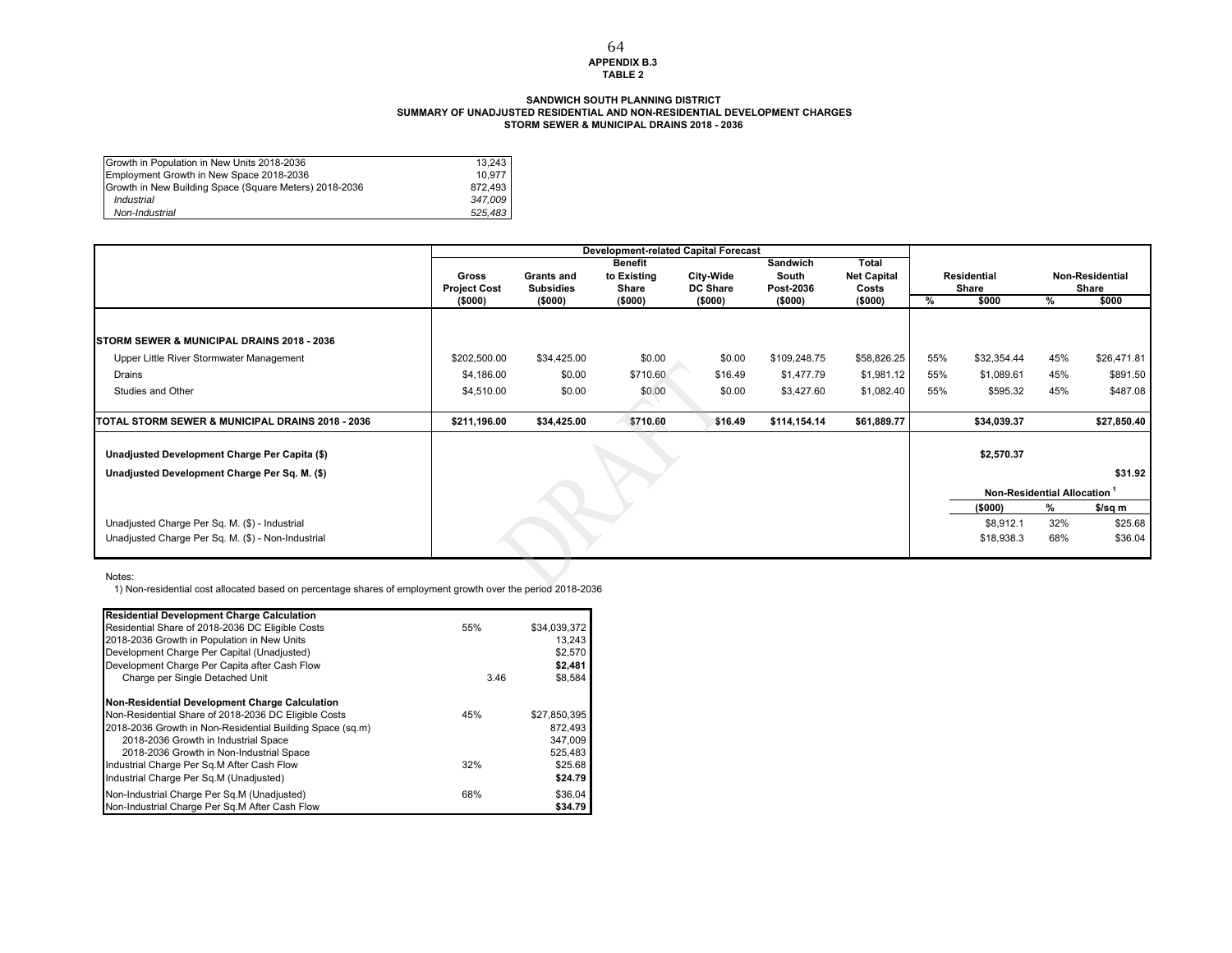**APPENDIX B.3**
**TABLE 2**

**SANDWICH SOUTH PLANNING DISTRICT**
**SUMMARY OF UNADJUSTED RESIDENTIAL AND NON-RESIDENTIAL DEVELOPMENT CHARGES**
**STORM SEWER & MUNICIPAL DRAINS 2018 - 2036**

| | |
|---|---|
| Growth in Population in New Units 2018-2036 | 13,243 |
| Employment Growth in New Space 2018-2036 | 10,977 |
| Growth in New Building Space (Square Meters) 2018-2036 | 872,493 |
| *Industrial* | *347,009* |
| *Non-Industrial* | *525,483* |

| | Development-related Capital Forecast | | | | | | | | | |
|---|---|---|---|---|---|---|---|---|---|---|
| | Gross Project Cost ($000) | Grants and Subsidies ($000) | Benefit to Existing Share ($000) | City-Wide DC Share ($000) | Sandwich South Post-2036 ($000) | Total Net Capital Costs ($000) | Residential Share % | Residential Share $000 | Non-Residential Share % | Non-Residential Share $000 |
| **STORM SEWER & MUNICIPAL DRAINS 2018 - 2036** | | | | | | | | | | |
| Upper Little River Stormwater Management | $202,500.00 | $34,425.00 | $0.00 | $0.00 | $109,248.75 | $58,826.25 | 55% | $32,354.44 | 45% | $26,471.81 |
| Drains | $4,186.00 | $0.00 | $710.60 | $16.49 | $1,477.79 | $1,981.12 | 55% | $1,089.61 | 45% | $891.50 |
| Studies and Other | $4,510.00 | $0.00 | $0.00 | $0.00 | $3,427.60 | $1,082.40 | 55% | $595.32 | 45% | $487.08 |
| **TOTAL STORM SEWER & MUNICIPAL DRAINS 2018 - 2036** | **$211,196.00** | **$34,425.00** | **$710.60** | **$16.49** | **$114,154.14** | **$61,889.77** | | **$34,039.37** | | **$27,850.40** |
| **Unadjusted Development Charge Per Capita ($)** | | | | | | | | **$2,570.37** | | |
| **Unadjusted Development Charge Per Sq. M. ($)** | | | | | | | | | | **$31.92** |
| | | | | | | | | **Non-Residential Allocation [1]** | | |
| | | | | | | | | **($000)** | **%** | **$/sq m** |
| Unadjusted Charge Per Sq. M. ($) - Industrial | | | | | | | | $8,912.1 | 32% | $25.68 |
| Unadjusted Charge Per Sq. M. ($) - Non-Industrial | | | | | | | | $18,938.3 | 68% | $36.04 |

Notes:
1) Non-residential cost allocated based on percentage shares of employment growth over the period 2018-2036

| **Residential Development Charge Calculation** | | |
|---|---|---|
| Residential Share of 2018-2036 DC Eligible Costs | 55% | $34,039,372 |
| 2018-2036 Growth in Population in New Units | | 13,243 |
| Development Charge Per Capital (Unadjusted) | | $2,570 |
| Development Charge Per Capita after Cash Flow | | **$2,481** |
| Charge per Single Detached Unit | 3.46 | $8,584 |
| **Non-Residential Development Charge Calculation** | | |
| Non-Residential Share of 2018-2036 DC Eligible Costs | 45% | $27,850,395 |
| 2018-2036 Growth in Non-Residential Building Space (sq.m) | | 872,493 |
| 2018-2036 Growth in Industrial Space | | 347,009 |
| 2018-2036 Growth in Non-Industrial Space | | 525,483 |
| Industrial Charge Per Sq.M After Cash Flow | 32% | $25.68 |
| Industrial Charge Per Sq.M (Unadjusted) | | **$24.79** |
| Non-Industrial Charge Per Sq.M (Unadjusted) | 68% | $36.04 |
| Non-Industrial Charge Per Sq.M After Cash Flow | | **$34.79** |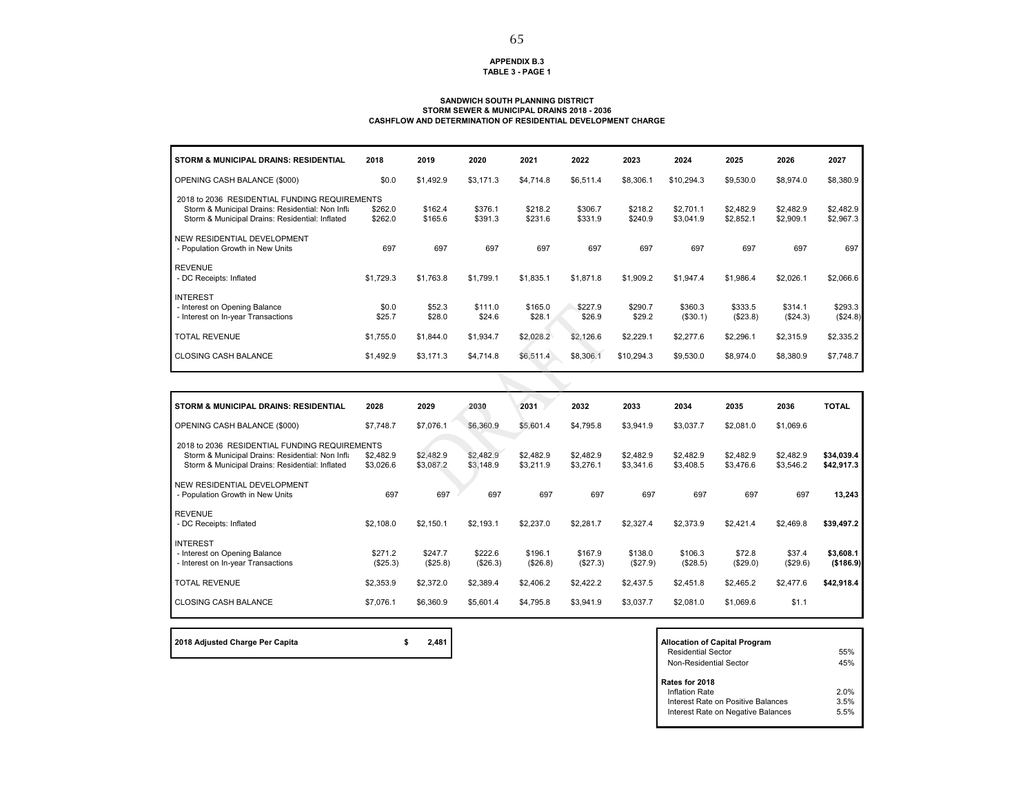**APPENDIX B.3**
**TABLE 3 - PAGE 1**

**SANDWICH SOUTH PLANNING DISTRICT**
**STORM SEWER & MUNICIPAL DRAINS 2018 - 2036**
**CASHFLOW AND DETERMINATION OF RESIDENTIAL DEVELOPMENT CHARGE**

| STORM & MUNICIPAL DRAINS: RESIDENTIAL | 2018 | 2019 | 2020 | 2021 | 2022 | 2023 | 2024 | 2025 | 2026 | 2027 |
|---|---|---|---|---|---|---|---|---|---|---|
| OPENING CASH BALANCE ($000) | $0.0 | $1,492.9 | $3,171.3 | $4,714.8 | $6,511.4 | $8,306.1 | $10,294.3 | $9,530.0 | $8,974.0 | $8,380.9 |
| 2018 to 2036 RESIDENTIAL FUNDING REQUIREMENTS | | | | | | | | | | |
| Storm & Municipal Drains: Residential: Non Infla | $262.0 | $162.4 | $376.1 | $218.2 | $306.7 | $218.2 | $2,701.1 | $2,482.9 | $2,482.9 | $2,482.9 |
| Storm & Municipal Drains: Residential: Inflated | $262.0 | $165.6 | $391.3 | $231.6 | $331.9 | $240.9 | $3,041.9 | $2,852.1 | $2,909.1 | $2,967.3 |
| NEW RESIDENTIAL DEVELOPMENT | | | | | | | | | | |
| - Population Growth in New Units | 697 | 697 | 697 | 697 | 697 | 697 | 697 | 697 | 697 | 697 |
| REVENUE | | | | | | | | | | |
| - DC Receipts: Inflated | $1,729.3 | $1,763.8 | $1,799.1 | $1,835.1 | $1,871.8 | $1,909.2 | $1,947.4 | $1,986.4 | $2,026.1 | $2,066.6 |
| INTEREST | | | | | | | | | | |
| - Interest on Opening Balance | $0.0 | $52.3 | $111.0 | $165.0 | $227.9 | $290.7 | $360.3 | $333.5 | $314.1 | $293.3 |
| - Interest on In-year Transactions | $25.7 | $28.0 | $24.6 | $28.1 | $26.9 | $29.2 | ($30.1) | ($23.8) | ($24.3) | ($24.8) |
| TOTAL REVENUE | $1,755.0 | $1,844.0 | $1,934.7 | $2,028.2 | $2,126.6 | $2,229.1 | $2,277.6 | $2,296.1 | $2,315.9 | $2,335.2 |
| CLOSING CASH BALANCE | $1,492.9 | $3,171.3 | $4,714.8 | $6,511.4 | $8,306.1 | $10,294.3 | $9,530.0 | $8,974.0 | $8,380.9 | $7,748.7 |

| STORM & MUNICIPAL DRAINS: RESIDENTIAL | 2028 | 2029 | 2030 | 2031 | 2032 | 2033 | 2034 | 2035 | 2036 | TOTAL |
|---|---|---|---|---|---|---|---|---|---|---|
| OPENING CASH BALANCE ($000) | $7,748.7 | $7,076.1 | $6,360.9 | $5,601.4 | $4,795.8 | $3,941.9 | $3,037.7 | $2,081.0 | $1,069.6 | |
| 2018 to 2036 RESIDENTIAL FUNDING REQUIREMENTS | | | | | | | | | | |
| Storm & Municipal Drains: Residential: Non Infla | $2,482.9 | $2,482.9 | $2,482.9 | $2,482.9 | $2,482.9 | $2,482.9 | $2,482.9 | $2,482.9 | $2,482.9 | **$34,039.4** |
| Storm & Municipal Drains: Residential: Inflated | $3,026.6 | $3,087.2 | $3,148.9 | $3,211.9 | $3,276.1 | $3,341.6 | $3,408.5 | $3,476.6 | $3,546.2 | **$42,917.3** |
| NEW RESIDENTIAL DEVELOPMENT | | | | | | | | | | |
| - Population Growth in New Units | 697 | 697 | 697 | 697 | 697 | 697 | 697 | 697 | 697 | **13,243** |
| REVENUE | | | | | | | | | | |
| - DC Receipts: Inflated | $2,108.0 | $2,150.1 | $2,193.1 | $2,237.0 | $2,281.7 | $2,327.4 | $2,373.9 | $2,421.4 | $2,469.8 | **$39,497.2** |
| INTEREST | | | | | | | | | | |
| - Interest on Opening Balance | $271.2 | $247.7 | $222.6 | $196.1 | $167.9 | $138.0 | $106.3 | $72.8 | $37.4 | **$3,608.1** |
| - Interest on In-year Transactions | ($25.3) | ($25.8) | ($26.3) | ($26.8) | ($27.3) | ($27.9) | ($28.5) | ($29.0) | ($29.6) | **($186.9)** |
| TOTAL REVENUE | $2,353.9 | $2,372.0 | $2,389.4 | $2,406.2 | $2,422.2 | $2,437.5 | $2,451.8 | $2,465.2 | $2,477.6 | **$42,918.4** |
| CLOSING CASH BALANCE | $7,076.1 | $6,360.9 | $5,601.4 | $4,795.8 | $3,941.9 | $3,037.7 | $2,081.0 | $1,069.6 | $1.1 | |

| **2018 Adjusted Charge Per Capita** | **$ 2,481** |
|---|---|

| **Allocation of Capital Program** | |
|---|---|
| Residential Sector | 55% |
| Non-Residential Sector | 45% |
| **Rates for 2018** | |
| Inflation Rate | 2.0% |
| Interest Rate on Positive Balances | 3.5% |
| Interest Rate on Negative Balances | 5.5% |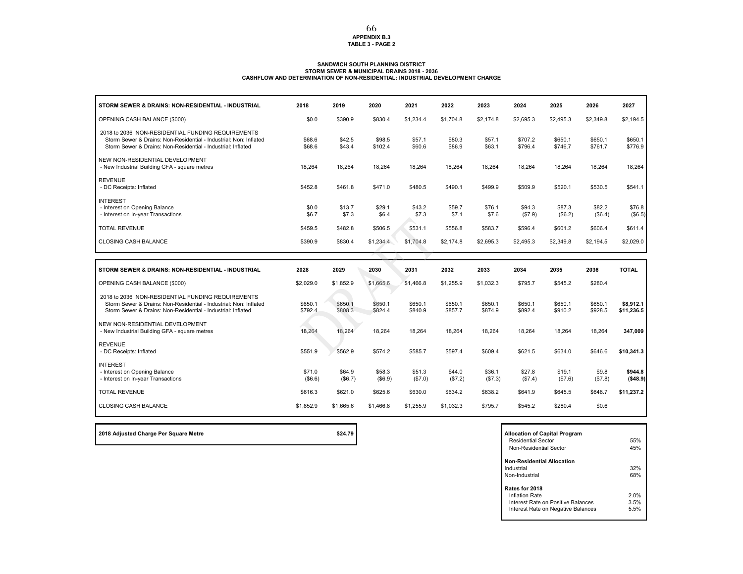**APPENDIX B.3**
**TABLE 3 - PAGE 2**

**SANDWICH SOUTH PLANNING DISTRICT**
**STORM SEWER & MUNICIPAL DRAINS 2018 - 2036**
**CASHFLOW AND DETERMINATION OF NON-RESIDENTIAL: INDUSTRIAL DEVELOPMENT CHARGE**

| STORM SEWER & DRAINS: NON-RESIDENTIAL - INDUSTRIAL | 2018 | 2019 | 2020 | 2021 | 2022 | 2023 | 2024 | 2025 | 2026 | 2027 |
|---|---|---|---|---|---|---|---|---|---|---|
| OPENING CASH BALANCE ($000) | $0.0 | $390.9 | $830.4 | $1,234.4 | $1,704.8 | $2,174.8 | $2,695.3 | $2,495.3 | $2,349.8 | $2,194.5 |
| 2018 to 2036 NON-RESIDENTIAL FUNDING REQUIREMENTS | | | | | | | | | | |
| Storm Sewer & Drains: Non-Residential - Industrial: Non: Inflated | $68.6 | $42.5 | $98.5 | $57.1 | $80.3 | $57.1 | $707.2 | $650.1 | $650.1 | $650.1 |
| Storm Sewer & Drains: Non-Residential - Industrial: Inflated | $68.6 | $43.4 | $102.4 | $60.6 | $86.9 | $63.1 | $796.4 | $746.7 | $761.7 | $776.9 |
| NEW NON-RESIDENTIAL DEVELOPMENT | | | | | | | | | | |
| - New Industrial Building GFA - square metres | 18,264 | 18,264 | 18,264 | 18,264 | 18,264 | 18,264 | 18,264 | 18,264 | 18,264 | 18,264 |
| REVENUE | | | | | | | | | | |
| - DC Receipts: Inflated | $452.8 | $461.8 | $471.0 | $480.5 | $490.1 | $499.9 | $509.9 | $520.1 | $530.5 | $541.1 |
| INTEREST | | | | | | | | | | |
| - Interest on Opening Balance | $0.0 | $13.7 | $29.1 | $43.2 | $59.7 | $76.1 | $94.3 | $87.3 | $82.2 | $76.8 |
| - Interest on In-year Transactions | $6.7 | $7.3 | $6.4 | $7.3 | $7.1 | $7.6 | ($7.9) | ($6.2) | ($6.4) | ($6.5) |
| TOTAL REVENUE | $459.5 | $482.8 | $506.5 | $531.1 | $556.8 | $583.7 | $596.4 | $601.2 | $606.4 | $611.4 |
| CLOSING CASH BALANCE | $390.9 | $830.4 | $1,234.4 | $1,704.8 | $2,174.8 | $2,695.3 | $2,495.3 | $2,349.8 | $2,194.5 | $2,029.0 |

| STORM SEWER & DRAINS: NON-RESIDENTIAL - INDUSTRIAL | 2028 | 2029 | 2030 | 2031 | 2032 | 2033 | 2034 | 2035 | 2036 | TOTAL |
|---|---|---|---|---|---|---|---|---|---|---|
| OPENING CASH BALANCE ($000) | $2,029.0 | $1,852.9 | $1,665.6 | $1,466.8 | $1,255.9 | $1,032.3 | $795.7 | $545.2 | $280.4 | |
| 2018 to 2036 NON-RESIDENTIAL FUNDING REQUIREMENTS | | | | | | | | | | |
| Storm Sewer & Drains: Non-Residential - Industrial: Non: Inflated | $650.1 | $650.1 | $650.1 | $650.1 | $650.1 | $650.1 | $650.1 | $650.1 | $650.1 | **$8,912.1** |
| Storm Sewer & Drains: Non-Residential - Industrial: Inflated | $792.4 | $808.3 | $824.4 | $840.9 | $857.7 | $874.9 | $892.4 | $910.2 | $928.5 | **$11,236.5** |
| NEW NON-RESIDENTIAL DEVELOPMENT | | | | | | | | | | |
| - New Industrial Building GFA - square metres | 18,264 | 18,264 | 18,264 | 18,264 | 18,264 | 18,264 | 18,264 | 18,264 | 18,264 | **347,009** |
| REVENUE | | | | | | | | | | |
| - DC Receipts: Inflated | $551.9 | $562.9 | $574.2 | $585.7 | $597.4 | $609.4 | $621.5 | $634.0 | $646.6 | **$10,341.3** |
| INTEREST | | | | | | | | | | |
| - Interest on Opening Balance | $71.0 | $64.9 | $58.3 | $51.3 | $44.0 | $36.1 | $27.8 | $19.1 | $9.8 | **$944.8** |
| - Interest on In-year Transactions | ($6.6) | ($6.7) | ($6.9) | ($7.0) | ($7.2) | ($7.3) | ($7.4) | ($7.6) | ($7.8) | **($48.9)** |
| TOTAL REVENUE | $616.3 | $621.0 | $625.6 | $630.0 | $634.2 | $638.2 | $641.9 | $645.5 | $648.7 | **$11,237.2** |
| CLOSING CASH BALANCE | $1,852.9 | $1,665.6 | $1,466.8 | $1,255.9 | $1,032.3 | $795.7 | $545.2 | $280.4 | $0.6 | |

| **2018 Adjusted Charge Per Square Metre** | **$24.79** |
|---|---|

| **Allocation of Capital Program** | |
|---|---|
| Residential Sector | 55% |
| Non-Residential Sector | 45% |
| **Non-Residential Allocation** | |
| Industrial | 32% |
| Non-Industrial | 68% |
| **Rates for 2018** | |
| Inflation Rate | 2.0% |
| Interest Rate on Positive Balances | 3.5% |
| Interest Rate on Negative Balances | 5.5% |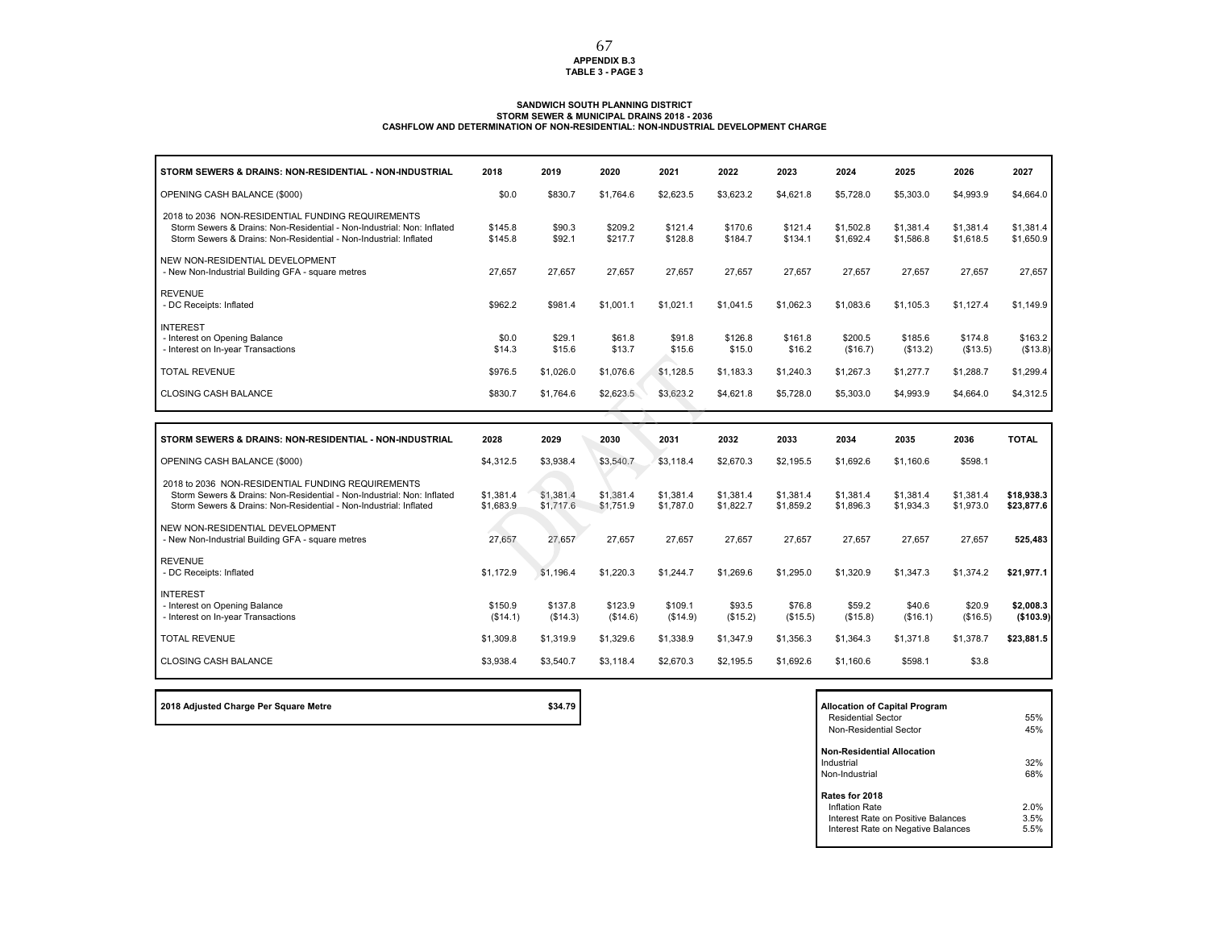**APPENDIX B.3**
**TABLE 3 - PAGE 3**

**SANDWICH SOUTH PLANNING DISTRICT**
**STORM SEWER & MUNICIPAL DRAINS 2018 - 2036**
**CASHFLOW AND DETERMINATION OF NON-RESIDENTIAL: NON-INDUSTRIAL DEVELOPMENT CHARGE**

| STORM SEWERS & DRAINS: NON-RESIDENTIAL - NON-INDUSTRIAL | 2018 | 2019 | 2020 | 2021 | 2022 | 2023 | 2024 | 2025 | 2026 | 2027 |
|---|---|---|---|---|---|---|---|---|---|---|
| OPENING CASH BALANCE ($000) | $0.0 | $830.7 | $1,764.6 | $2,623.5 | $3,623.2 | $4,621.8 | $5,728.0 | $5,303.0 | $4,993.9 | $4,664.0 |
| 2018 to 2036 NON-RESIDENTIAL FUNDING REQUIREMENTS | | | | | | | | | | |
| Storm Sewers & Drains: Non-Residential - Non-Industrial: Non: Inflated | $145.8 | $90.3 | $209.2 | $121.4 | $170.6 | $121.4 | $1,502.8 | $1,381.4 | $1,381.4 | $1,381.4 |
| Storm Sewers & Drains: Non-Residential - Non-Industrial: Inflated | $145.8 | $92.1 | $217.7 | $128.8 | $184.7 | $134.1 | $1,692.4 | $1,586.8 | $1,618.5 | $1,650.9 |
| NEW NON-RESIDENTIAL DEVELOPMENT | | | | | | | | | | |
| - New Non-Industrial Building GFA - square metres | 27,657 | 27,657 | 27,657 | 27,657 | 27,657 | 27,657 | 27,657 | 27,657 | 27,657 | 27,657 |
| REVENUE | | | | | | | | | | |
| - DC Receipts: Inflated | $962.2 | $981.4 | $1,001.1 | $1,021.1 | $1,041.5 | $1,062.3 | $1,083.6 | $1,105.3 | $1,127.4 | $1,149.9 |
| INTEREST | | | | | | | | | | |
| - Interest on Opening Balance | $0.0 | $29.1 | $61.8 | $91.8 | $126.8 | $161.8 | $200.5 | $185.6 | $174.8 | $163.2 |
| - Interest on In-year Transactions | $14.3 | $15.6 | $13.7 | $15.6 | $15.0 | $16.2 | ($16.7) | ($13.2) | ($13.5) | ($13.8) |
| TOTAL REVENUE | $976.5 | $1,026.0 | $1,076.6 | $1,128.5 | $1,183.3 | $1,240.3 | $1,267.3 | $1,277.7 | $1,288.7 | $1,299.4 |
| CLOSING CASH BALANCE | $830.7 | $1,764.6 | $2,623.5 | $3,623.2 | $4,621.8 | $5,728.0 | $5,303.0 | $4,993.9 | $4,664.0 | $4,312.5 |

| STORM SEWERS & DRAINS: NON-RESIDENTIAL - NON-INDUSTRIAL | 2028 | 2029 | 2030 | 2031 | 2032 | 2033 | 2034 | 2035 | 2036 | TOTAL |
|---|---|---|---|---|---|---|---|---|---|---|
| OPENING CASH BALANCE ($000) | $4,312.5 | $3,938.4 | $3,540.7 | $3,118.4 | $2,670.3 | $2,195.5 | $1,692.6 | $1,160.6 | $598.1 | |
| 2018 to 2036 NON-RESIDENTIAL FUNDING REQUIREMENTS | | | | | | | | | | |
| Storm Sewers & Drains: Non-Residential - Non-Industrial: Non: Inflated | $1,381.4 | $1,381.4 | $1,381.4 | $1,381.4 | $1,381.4 | $1,381.4 | $1,381.4 | $1,381.4 | $1,381.4 | **$18,938.3** |
| Storm Sewers & Drains: Non-Residential - Non-Industrial: Inflated | $1,683.9 | $1,717.6 | $1,751.9 | $1,787.0 | $1,822.7 | $1,859.2 | $1,896.3 | $1,934.3 | $1,973.0 | **$23,877.6** |
| NEW NON-RESIDENTIAL DEVELOPMENT | | | | | | | | | | |
| - New Non-Industrial Building GFA - square metres | 27,657 | 27,657 | 27,657 | 27,657 | 27,657 | 27,657 | 27,657 | 27,657 | 27,657 | **525,483** |
| REVENUE | | | | | | | | | | |
| - DC Receipts: Inflated | $1,172.9 | $1,196.4 | $1,220.3 | $1,244.7 | $1,269.6 | $1,295.0 | $1,320.9 | $1,347.3 | $1,374.2 | **$21,977.1** |
| INTEREST | | | | | | | | | | |
| - Interest on Opening Balance | $150.9 | $137.8 | $123.9 | $109.1 | $93.5 | $76.8 | $59.2 | $40.6 | $20.9 | **$2,008.3** |
| - Interest on In-year Transactions | ($14.1) | ($14.3) | ($14.6) | ($14.9) | ($15.2) | ($15.5) | ($15.8) | ($16.1) | ($16.5) | **($103.9)** |
| TOTAL REVENUE | $1,309.8 | $1,319.9 | $1,329.6 | $1,338.9 | $1,347.9 | $1,356.3 | $1,364.3 | $1,371.8 | $1,378.7 | **$23,881.5** |
| CLOSING CASH BALANCE | $3,938.4 | $3,540.7 | $3,118.4 | $2,670.3 | $2,195.5 | $1,692.6 | $1,160.6 | $598.1 | $3.8 | |

| **2018 Adjusted Charge Per Square Metre** | **$34.79** |
|---|---|

| **Allocation of Capital Program** | |
|---|---|
| Residential Sector | 55% |
| Non-Residential Sector | 45% |
| **Non-Residential Allocation** | |
| Industrial | 32% |
| Non-Industrial | 68% |
| **Rates for 2018** | |
| Inflation Rate | 2.0% |
| Interest Rate on Positive Balances | 3.5% |
| Interest Rate on Negative Balances | 5.5% |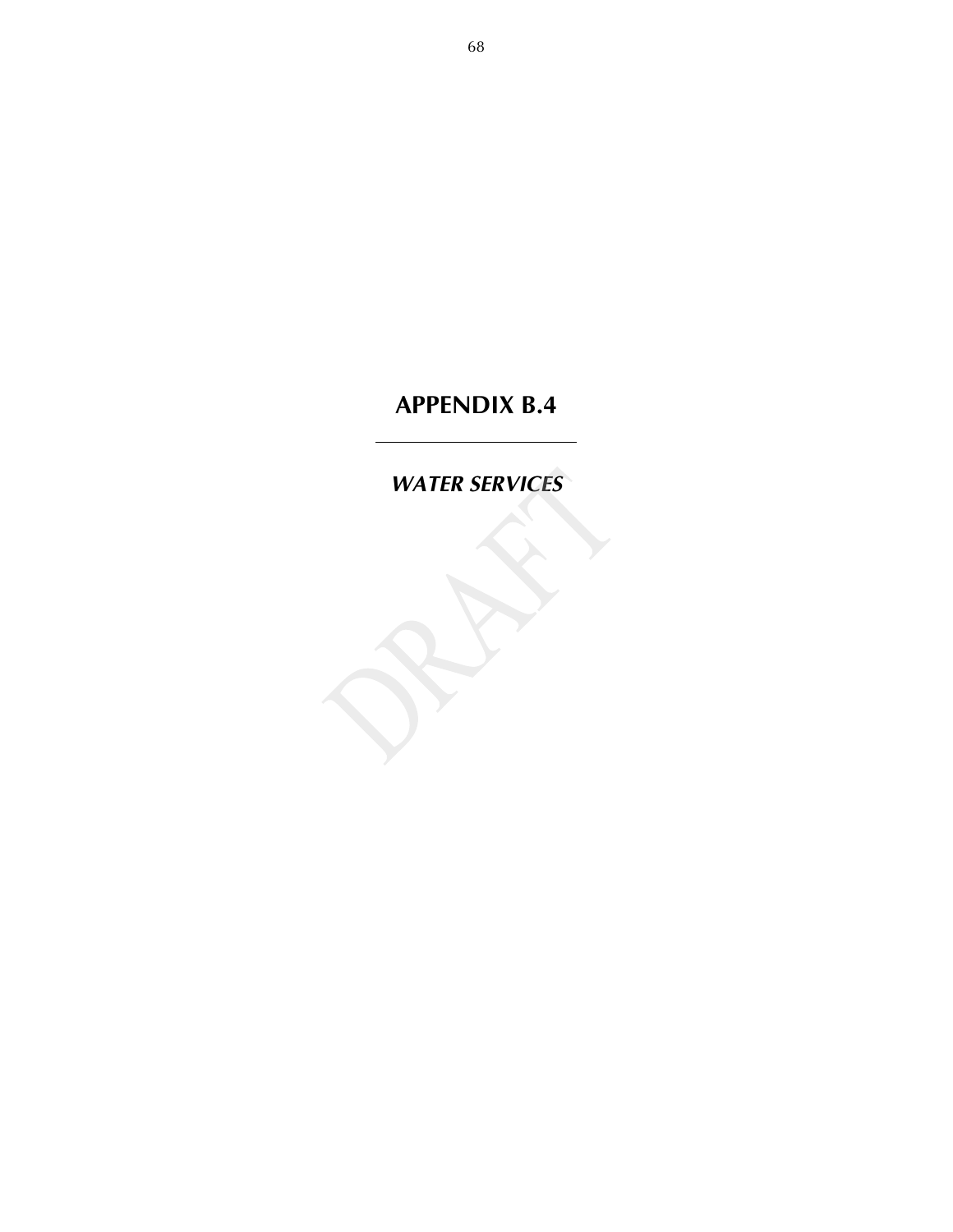# APPENDIX B.4

---

## *WATER SERVICES*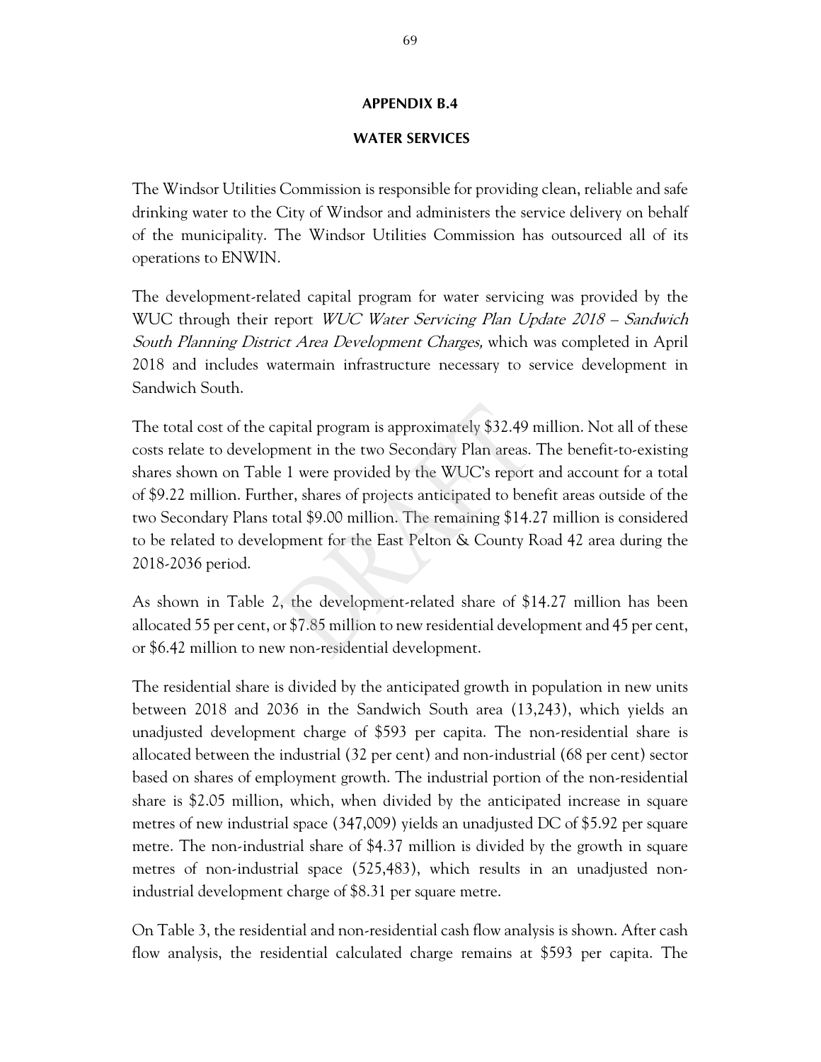# APPENDIX B.4

## WATER SERVICES

The Windsor Utilities Commission is responsible for providing clean, reliable and safe drinking water to the City of Windsor and administers the service delivery on behalf of the municipality. The Windsor Utilities Commission has outsourced all of its operations to ENWIN.

The development-related capital program for water servicing was provided by the WUC through their report *WUC Water Servicing Plan Update 2018 – Sandwich South Planning District Area Development Charges,* which was completed in April 2018 and includes watermain infrastructure necessary to service development in Sandwich South.

The total cost of the capital program is approximately $32.49 million. Not all of these costs relate to development in the two Secondary Plan areas. The benefit-to-existing shares shown on Table 1 were provided by the WUC's report and account for a total of $9.22 million. Further, shares of projects anticipated to benefit areas outside of the two Secondary Plans total $9.00 million. The remaining $14.27 million is considered to be related to development for the East Pelton & County Road 42 area during the 2018-2036 period.

As shown in Table 2, the development-related share of $14.27 million has been allocated 55 per cent, or $7.85 million to new residential development and 45 per cent, or $6.42 million to new non-residential development.

The residential share is divided by the anticipated growth in population in new units between 2018 and 2036 in the Sandwich South area (13,243), which yields an unadjusted development charge of $593 per capita. The non-residential share is allocated between the industrial (32 per cent) and non-industrial (68 per cent) sector based on shares of employment growth. The industrial portion of the non-residential share is $2.05 million, which, when divided by the anticipated increase in square metres of new industrial space (347,009) yields an unadjusted DC of $5.92 per square metre. The non-industrial share of $4.37 million is divided by the growth in square metres of non-industrial space (525,483), which results in an unadjusted non-industrial development charge of $8.31 per square metre.

On Table 3, the residential and non-residential cash flow analysis is shown. After cash flow analysis, the residential calculated charge remains at $593 per capita. The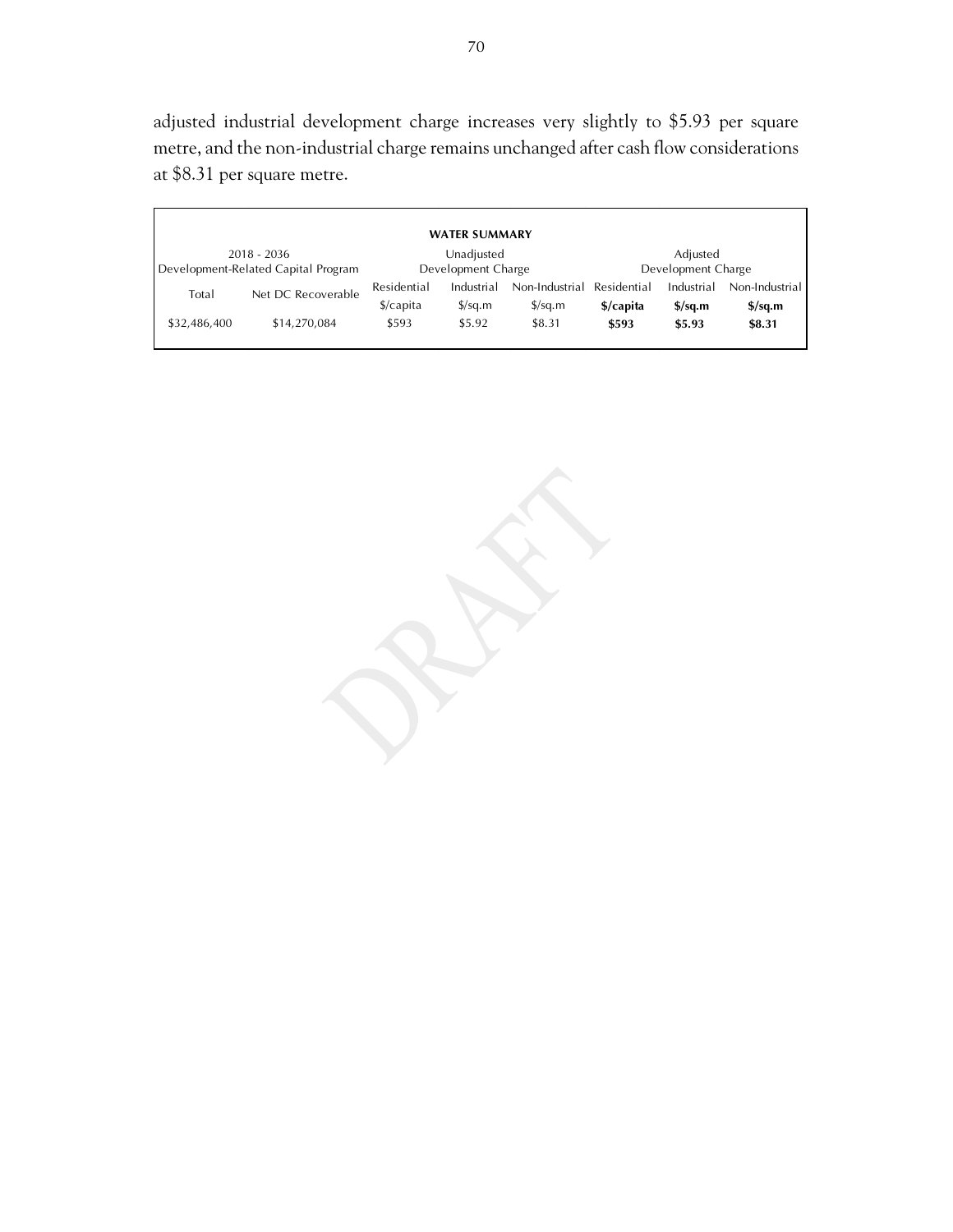adjusted industrial development charge increases very slightly to $5.93 per square metre, and the non-industrial charge remains unchanged after cash flow considerations at $8.31 per square metre.

| **WATER SUMMARY** | | | | | | | |
|---|---|---|---|---|---|---|---|
| 2018 - 2036 Development-Related Capital Program | | Unadjusted Development Charge | | | Adjusted Development Charge | | |
| Total | Net DC Recoverable | Residential $/capita | Industrial $/sq.m | Non-Industrial $/sq.m | **Residential $/capita** | **Industrial $/sq.m** | **Non-Industrial $/sq.m** |
| $32,486,400 | $14,270,084 | $593 | $5.92 | $8.31 | **$593** | **$5.93** | **$8.31** |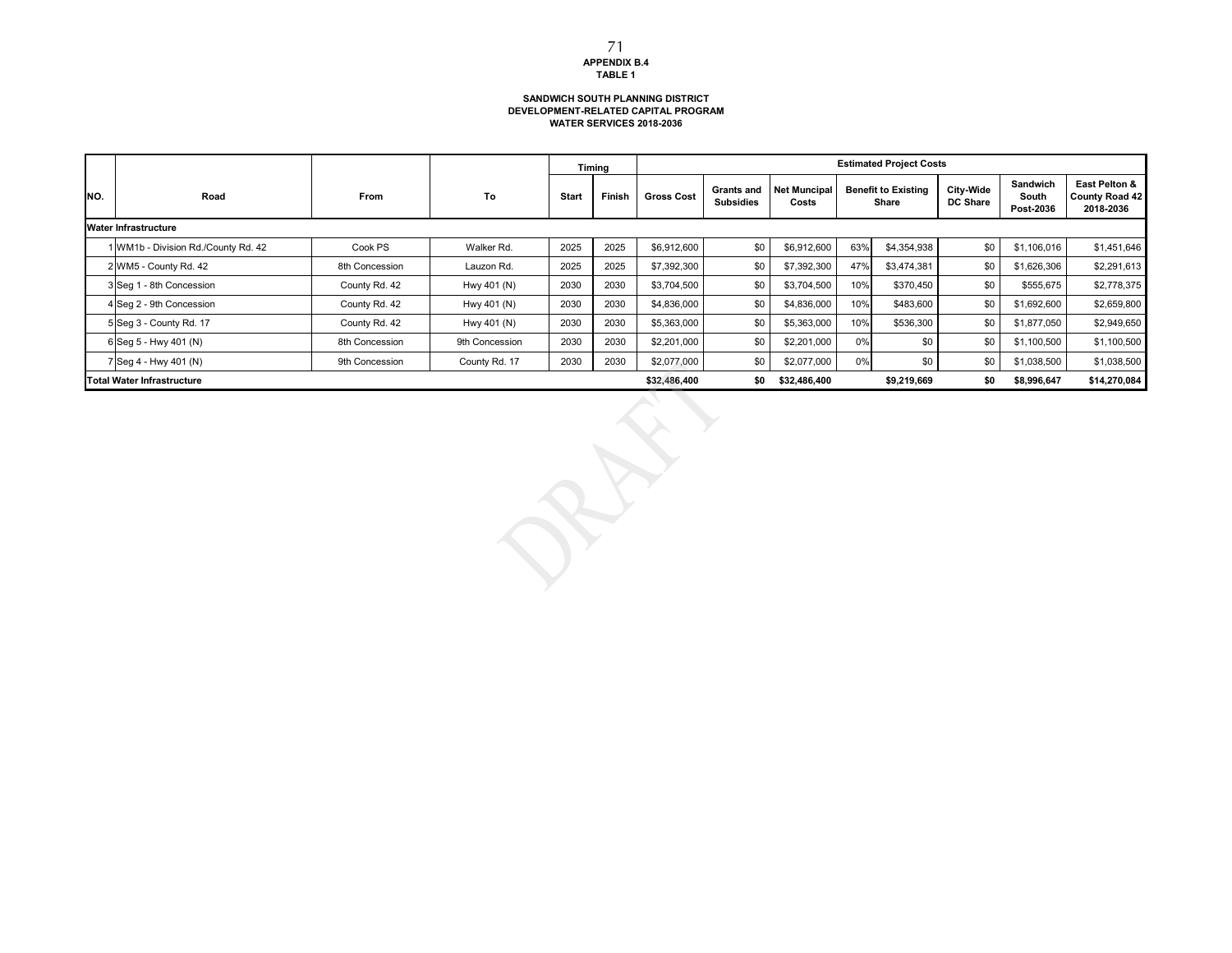**APPENDIX B.4**
**TABLE 1**

**SANDWICH SOUTH PLANNING DISTRICT**
**DEVELOPMENT-RELATED CAPITAL PROGRAM**
**WATER SERVICES 2018-2036**

| NO. | Road | From | To | Timing | | Estimated Project Costs | | | | | | | |
|---|---|---|---|---|---|---|---|---|---|---|---|---|---|
| | | | | Start | Finish | Gross Cost | Grants and Subsidies | Net Muncipal Costs | Benefit to Existing Share | | City-Wide DC Share | Sandwich South Post-2036 | East Pelton & County Road 42 2018-2036 |
| **Water Infrastructure** | | | | | | | | | | | | | |
| 1 | WM1b - Division Rd./County Rd. 42 | Cook PS | Walker Rd. | 2025 | 2025 | $6,912,600 | $0 | $6,912,600 | 63% | $4,354,938 | $0 | $1,106,016 | $1,451,646 |
| 2 | WM5 - County Rd. 42 | 8th Concession | Lauzon Rd. | 2025 | 2025 | $7,392,300 | $0 | $7,392,300 | 47% | $3,474,381 | $0 | $1,626,306 | $2,291,613 |
| 3 | Seg 1 - 8th Concession | County Rd. 42 | Hwy 401 (N) | 2030 | 2030 | $3,704,500 | $0 | $3,704,500 | 10% | $370,450 | $0 | $555,675 | $2,778,375 |
| 4 | Seg 2 - 9th Concession | County Rd. 42 | Hwy 401 (N) | 2030 | 2030 | $4,836,000 | $0 | $4,836,000 | 10% | $483,600 | $0 | $1,692,600 | $2,659,800 |
| 5 | Seg 3 - County Rd. 17 | County Rd. 42 | Hwy 401 (N) | 2030 | 2030 | $5,363,000 | $0 | $5,363,000 | 10% | $536,300 | $0 | $1,877,050 | $2,949,650 |
| 6 | Seg 5 - Hwy 401 (N) | 8th Concession | 9th Concession | 2030 | 2030 | $2,201,000 | $0 | $2,201,000 | 0% | $0 | $0 | $1,100,500 | $1,100,500 |
| 7 | Seg 4 - Hwy 401 (N) | 9th Concession | County Rd. 17 | 2030 | 2030 | $2,077,000 | $0 | $2,077,000 | 0% | $0 | $0 | $1,038,500 | $1,038,500 |
| **Total Water Infrastructure** | | | | | | **$32,486,400** | **$0** | **$32,486,400** | | **$9,219,669** | **$0** | **$8,996,647** | **$14,270,084** |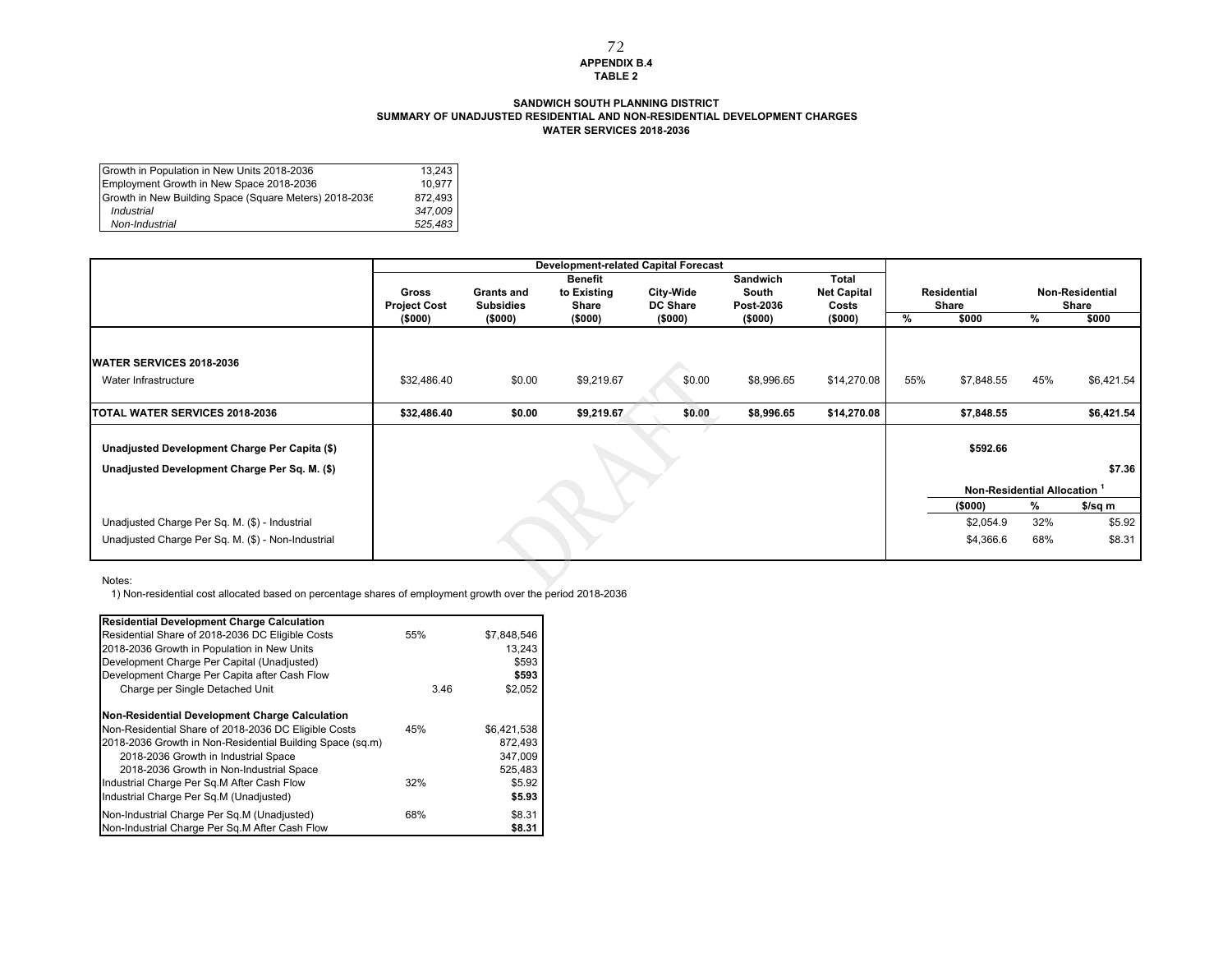**APPENDIX B.4**
**TABLE 2**

**SANDWICH SOUTH PLANNING DISTRICT**
**SUMMARY OF UNADJUSTED RESIDENTIAL AND NON-RESIDENTIAL DEVELOPMENT CHARGES**
**WATER SERVICES 2018-2036**

| | |
|---|---|
| Growth in Population in New Units 2018-2036 | 13,243 |
| Employment Growth in New Space 2018-2036 | 10,977 |
| Growth in New Building Space (Square Meters) 2018-2036 | 872,493 |
| *Industrial* | *347,009* |
| *Non-Industrial* | *525,483* |

| | Development-related Capital Forecast | | | | | | | | | |
|---|---|---|---|---|---|---|---|---|---|---|
| | Gross Project Cost ($000) | Grants and Subsidies ($000) | Benefit to Existing Share ($000) | City-Wide DC Share ($000) | Sandwich South Post-2036 ($000) | Total Net Capital Costs ($000) | Residential Share % | Residential Share $000 | Non-Residential Share % | Non-Residential Share $000 |
| **WATER SERVICES 2018-2036** | | | | | | | | | | |
| Water Infrastructure | $32,486.40 | $0.00 | $9,219.67 | $0.00 | $8,996.65 | $14,270.08 | 55% | $7,848.55 | 45% | $6,421.54 |
| **TOTAL WATER SERVICES 2018-2036** | **$32,486.40** | **$0.00** | **$9,219.67** | **$0.00** | **$8,996.65** | **$14,270.08** | | **$7,848.55** | | **$6,421.54** |
| **Unadjusted Development Charge Per Capita ($)** | | | | | | | | **$592.66** | | |
| **Unadjusted Development Charge Per Sq. M. ($)** | | | | | | | | | | **$7.36** |
| | | | | | | | | **Non-Residential Allocation [1]** | | |
| | | | | | | | | ($000) | % | $/sq m |
| Unadjusted Charge Per Sq. M. ($) - Industrial | | | | | | | | $2,054.9 | 32% | $5.92 |
| Unadjusted Charge Per Sq. M. ($) - Non-Industrial | | | | | | | | $4,366.6 | 68% | $8.31 |

Notes:
1) Non-residential cost allocated based on percentage shares of employment growth over the period 2018-2036

| **Residential Development Charge Calculation** | | |
|---|---|---|
| Residential Share of 2018-2036 DC Eligible Costs | 55% | $7,848,546 |
| 2018-2036 Growth in Population in New Units | | 13,243 |
| Development Charge Per Capital (Unadjusted) | | $593 |
| Development Charge Per Capita after Cash Flow | | **$593** |
| Charge per Single Detached Unit | 3.46 | $2,052 |
| **Non-Residential Development Charge Calculation** | | |
| Non-Residential Share of 2018-2036 DC Eligible Costs | 45% | $6,421,538 |
| 2018-2036 Growth in Non-Residential Building Space (sq.m) | | 872,493 |
| 2018-2036 Growth in Industrial Space | | 347,009 |
| 2018-2036 Growth in Non-Industrial Space | | 525,483 |
| Industrial Charge Per Sq.M After Cash Flow | 32% | $5.92 |
| Industrial Charge Per Sq.M (Unadjusted) | | **$5.93** |
| Non-Industrial Charge Per Sq.M (Unadjusted) | 68% | $8.31 |
| Non-Industrial Charge Per Sq.M After Cash Flow | | **$8.31** |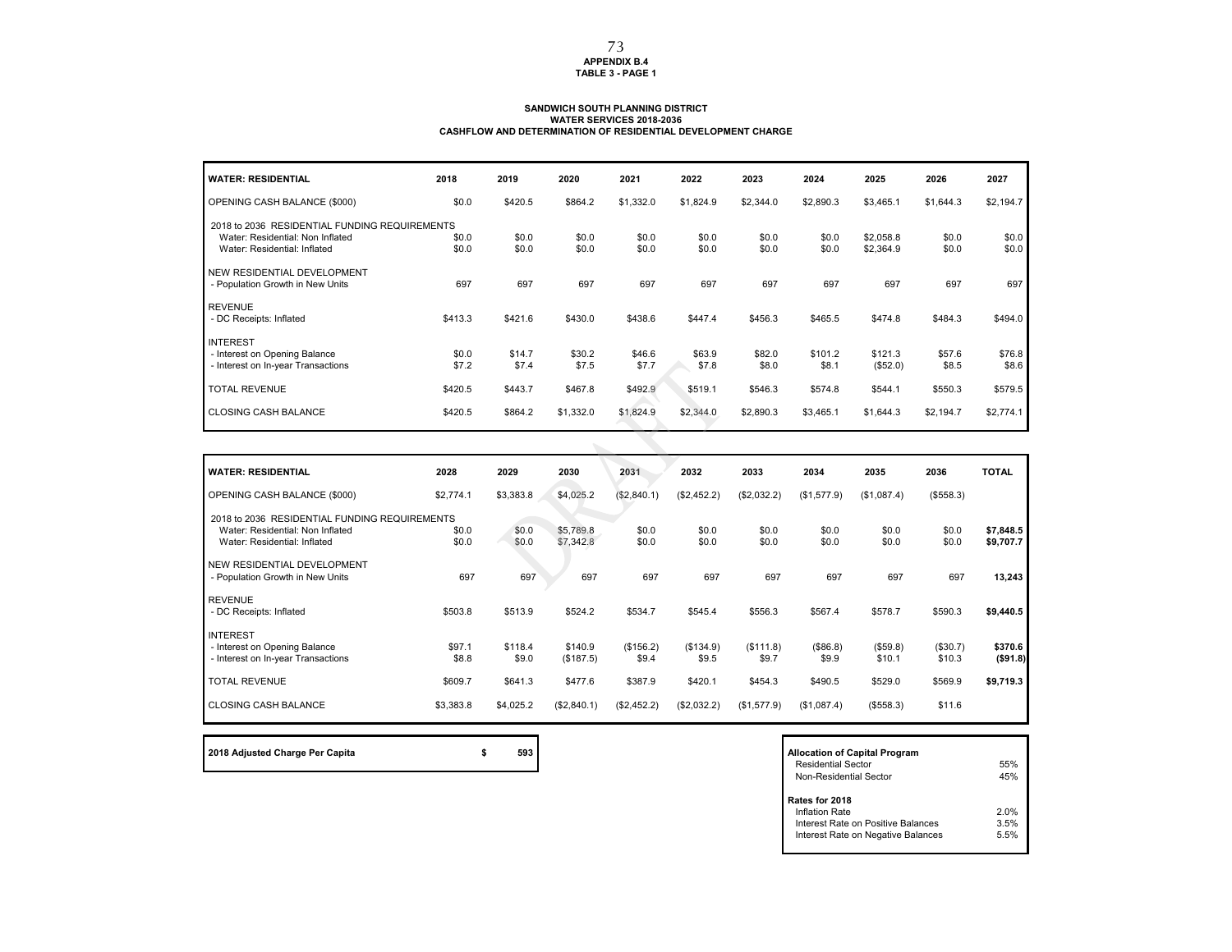**APPENDIX B.4**
**TABLE 3 - PAGE 1**

**SANDWICH SOUTH PLANNING DISTRICT**
**WATER SERVICES 2018-2036**
**CASHFLOW AND DETERMINATION OF RESIDENTIAL DEVELOPMENT CHARGE**

| WATER: RESIDENTIAL | 2018 | 2019 | 2020 | 2021 | 2022 | 2023 | 2024 | 2025 | 2026 | 2027 |
|---|---|---|---|---|---|---|---|---|---|---|
| OPENING CASH BALANCE ($000) | $0.0 | $420.5 | $864.2 | $1,332.0 | $1,824.9 | $2,344.0 | $2,890.3 | $3,465.1 | $1,644.3 | $2,194.7 |
| 2018 to 2036 RESIDENTIAL FUNDING REQUIREMENTS | | | | | | | | | | |
| Water: Residential: Non Inflated | $0.0 | $0.0 | $0.0 | $0.0 | $0.0 | $0.0 | $0.0 | $2,058.8 | $0.0 | $0.0 |
| Water: Residential: Inflated | $0.0 | $0.0 | $0.0 | $0.0 | $0.0 | $0.0 | $0.0 | $2,364.9 | $0.0 | $0.0 |
| NEW RESIDENTIAL DEVELOPMENT | | | | | | | | | | |
| - Population Growth in New Units | 697 | 697 | 697 | 697 | 697 | 697 | 697 | 697 | 697 | 697 |
| REVENUE | | | | | | | | | | |
| - DC Receipts: Inflated | $413.3 | $421.6 | $430.0 | $438.6 | $447.4 | $456.3 | $465.5 | $474.8 | $484.3 | $494.0 |
| INTEREST | | | | | | | | | | |
| - Interest on Opening Balance | $0.0 | $14.7 | $30.2 | $46.6 | $63.9 | $82.0 | $101.2 | $121.3 | $57.6 | $76.8 |
| - Interest on In-year Transactions | $7.2 | $7.4 | $7.5 | $7.7 | $7.8 | $8.0 | $8.1 | ($52.0) | $8.5 | $8.6 |
| TOTAL REVENUE | $420.5 | $443.7 | $467.8 | $492.9 | $519.1 | $546.3 | $574.8 | $544.1 | $550.3 | $579.5 |
| CLOSING CASH BALANCE | $420.5 | $864.2 | $1,332.0 | $1,824.9 | $2,344.0 | $2,890.3 | $3,465.1 | $1,644.3 | $2,194.7 | $2,774.1 |

| WATER: RESIDENTIAL | 2028 | 2029 | 2030 | 2031 | 2032 | 2033 | 2034 | 2035 | 2036 | TOTAL |
|---|---|---|---|---|---|---|---|---|---|---|
| OPENING CASH BALANCE ($000) | $2,774.1 | $3,383.8 | $4,025.2 | ($2,840.1) | ($2,452.2) | ($2,032.2) | ($1,577.9) | ($1,087.4) | ($558.3) | |
| 2018 to 2036 RESIDENTIAL FUNDING REQUIREMENTS | | | | | | | | | | |
| Water: Residential: Non Inflated | $0.0 | $0.0 | $5,789.8 | $0.0 | $0.0 | $0.0 | $0.0 | $0.0 | $0.0 | **$7,848.5** |
| Water: Residential: Inflated | $0.0 | $0.0 | $7,342.8 | $0.0 | $0.0 | $0.0 | $0.0 | $0.0 | $0.0 | **$9,707.7** |
| NEW RESIDENTIAL DEVELOPMENT | | | | | | | | | | |
| - Population Growth in New Units | 697 | 697 | 697 | 697 | 697 | 697 | 697 | 697 | 697 | **13,243** |
| REVENUE | | | | | | | | | | |
| - DC Receipts: Inflated | $503.8 | $513.9 | $524.2 | $534.7 | $545.4 | $556.3 | $567.4 | $578.7 | $590.3 | **$9,440.5** |
| INTEREST | | | | | | | | | | |
| - Interest on Opening Balance | $97.1 | $118.4 | $140.9 | ($156.2) | ($134.9) | ($111.8) | ($86.8) | ($59.8) | ($30.7) | **$370.6** |
| - Interest on In-year Transactions | $8.8 | $9.0 | ($187.5) | $9.4 | $9.5 | $9.7 | $9.9 | $10.1 | $10.3 | **($91.8)** |
| TOTAL REVENUE | $609.7 | $641.3 | $477.6 | $387.9 | $420.1 | $454.3 | $490.5 | $529.0 | $569.9 | **$9,719.3** |
| CLOSING CASH BALANCE | $3,383.8 | $4,025.2 | ($2,840.1) | ($2,452.2) | ($2,032.2) | ($1,577.9) | ($1,087.4) | ($558.3) | $11.6 | |

| **2018 Adjusted Charge Per Capita** | **$ 593** |
|---|---|

| **Allocation of Capital Program** | |
|---|---|
| Residential Sector | 55% |
| Non-Residential Sector | 45% |
| **Rates for 2018** | |
| Inflation Rate | 2.0% |
| Interest Rate on Positive Balances | 3.5% |
| Interest Rate on Negative Balances | 5.5% |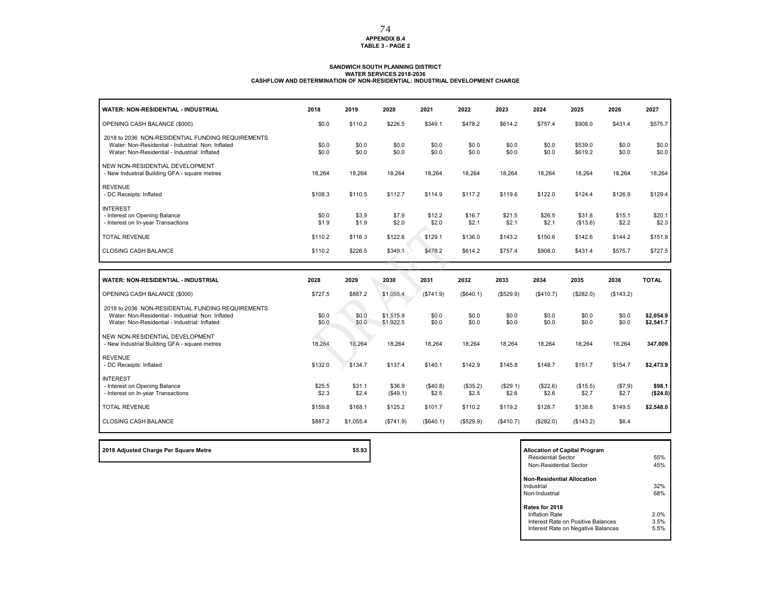**APPENDIX B.4**
**TABLE 3 - PAGE 2**

**SANDWICH SOUTH PLANNING DISTRICT**
**WATER SERVICES 2018-2036**
**CASHFLOW AND DETERMINATION OF NON-RESIDENTIAL: INDUSTRIAL DEVELOPMENT CHARGE**

| WATER: NON-RESIDENTIAL - INDUSTRIAL | 2018 | 2019 | 2020 | 2021 | 2022 | 2023 | 2024 | 2025 | 2026 | 2027 |
|---|---|---|---|---|---|---|---|---|---|---|
| OPENING CASH BALANCE ($000) | $0.0 | $110.2 | $226.5 | $349.1 | $478.2 | $614.2 | $757.4 | $908.0 | $431.4 | $575.7 |
| 2018 to 2036 NON-RESIDENTIAL FUNDING REQUIREMENTS | | | | | | | | | | |
| Water: Non-Residential - Industrial: Non: Inflated | $0.0 | $0.0 | $0.0 | $0.0 | $0.0 | $0.0 | $0.0 | $539.0 | $0.0 | $0.0 |
| Water: Non-Residential - Industrial: Inflated | $0.0 | $0.0 | $0.0 | $0.0 | $0.0 | $0.0 | $0.0 | $619.2 | $0.0 | $0.0 |
| NEW NON-RESIDENTIAL DEVELOPMENT | | | | | | | | | | |
| - New Industrial Building GFA - square metres | 18,264 | 18,264 | 18,264 | 18,264 | 18,264 | 18,264 | 18,264 | 18,264 | 18,264 | 18,264 |
| REVENUE | | | | | | | | | | |
| - DC Receipts: Inflated | $108.3 | $110.5 | $112.7 | $114.9 | $117.2 | $119.6 | $122.0 | $124.4 | $126.9 | $129.4 |
| INTEREST | | | | | | | | | | |
| - Interest on Opening Balance | $0.0 | $3.9 | $7.9 | $12.2 | $16.7 | $21.5 | $26.5 | $31.8 | $15.1 | $20.1 |
| - Interest on In-year Transactions | $1.9 | $1.9 | $2.0 | $2.0 | $2.1 | $2.1 | $2.1 | ($13.6) | $2.2 | $2.3 |
| TOTAL REVENUE | $110.2 | $116.3 | $122.6 | $129.1 | $136.0 | $143.2 | $150.6 | $142.6 | $144.2 | $151.8 |
| CLOSING CASH BALANCE | $110.2 | $226.5 | $349.1 | $478.2 | $614.2 | $757.4 | $908.0 | $431.4 | $575.7 | $727.5 |

| WATER: NON-RESIDENTIAL - INDUSTRIAL | 2028 | 2029 | 2030 | 2031 | 2032 | 2033 | 2034 | 2035 | 2036 | TOTAL |
|---|---|---|---|---|---|---|---|---|---|---|
| OPENING CASH BALANCE ($000) | $727.5 | $887.2 | $1,055.4 | ($741.9) | ($640.1) | ($529.9) | ($410.7) | ($282.0) | ($143.2) | |
| 2018 to 2036 NON-RESIDENTIAL FUNDING REQUIREMENTS | | | | | | | | | | |
| Water: Non-Residential - Industrial: Non: Inflated | $0.0 | $0.0 | $1,515.9 | $0.0 | $0.0 | $0.0 | $0.0 | $0.0 | $0.0 | **$2,054.9** |
| Water: Non-Residential - Industrial: Inflated | $0.0 | $0.0 | $1,922.5 | $0.0 | $0.0 | $0.0 | $0.0 | $0.0 | $0.0 | **$2,541.7** |
| NEW NON-RESIDENTIAL DEVELOPMENT | | | | | | | | | | |
| - New Industrial Building GFA - square metres | 18,264 | 18,264 | 18,264 | 18,264 | 18,264 | 18,264 | 18,264 | 18,264 | 18,264 | **347,009** |
| REVENUE | | | | | | | | | | |
| - DC Receipts: Inflated | $132.0 | $134.7 | $137.4 | $140.1 | $142.9 | $145.8 | $148.7 | $151.7 | $154.7 | **$2,473.9** |
| INTEREST | | | | | | | | | | |
| - Interest on Opening Balance | $25.5 | $31.1 | $36.9 | ($40.8) | ($35.2) | ($29.1) | ($22.6) | ($15.5) | ($7.9) | **$98.1** |
| - Interest on In-year Transactions | $2.3 | $2.4 | ($49.1) | $2.5 | $2.5 | $2.6 | $2.6 | $2.7 | $2.7 | **($24.0)** |
| TOTAL REVENUE | $159.8 | $168.1 | $125.2 | $101.7 | $110.2 | $119.2 | $128.7 | $138.8 | $149.5 | **$2,548.0** |
| CLOSING CASH BALANCE | $887.2 | $1,055.4 | ($741.9) | ($640.1) | ($529.9) | ($410.7) | ($282.0) | ($143.2) | $6.4 | |

| **2018 Adjusted Charge Per Square Metre** | **$5.93** |
|---|---|

| **Allocation of Capital Program** | |
|---|---|
| Residential Sector | 55% |
| Non-Residential Sector | 45% |
| **Non-Residential Allocation** | |
| Industrial | 32% |
| Non-Industrial | 68% |
| **Rates for 2018** | |
| Inflation Rate | 2.0% |
| Interest Rate on Positive Balances | 3.5% |
| Interest Rate on Negative Balances | 5.5% |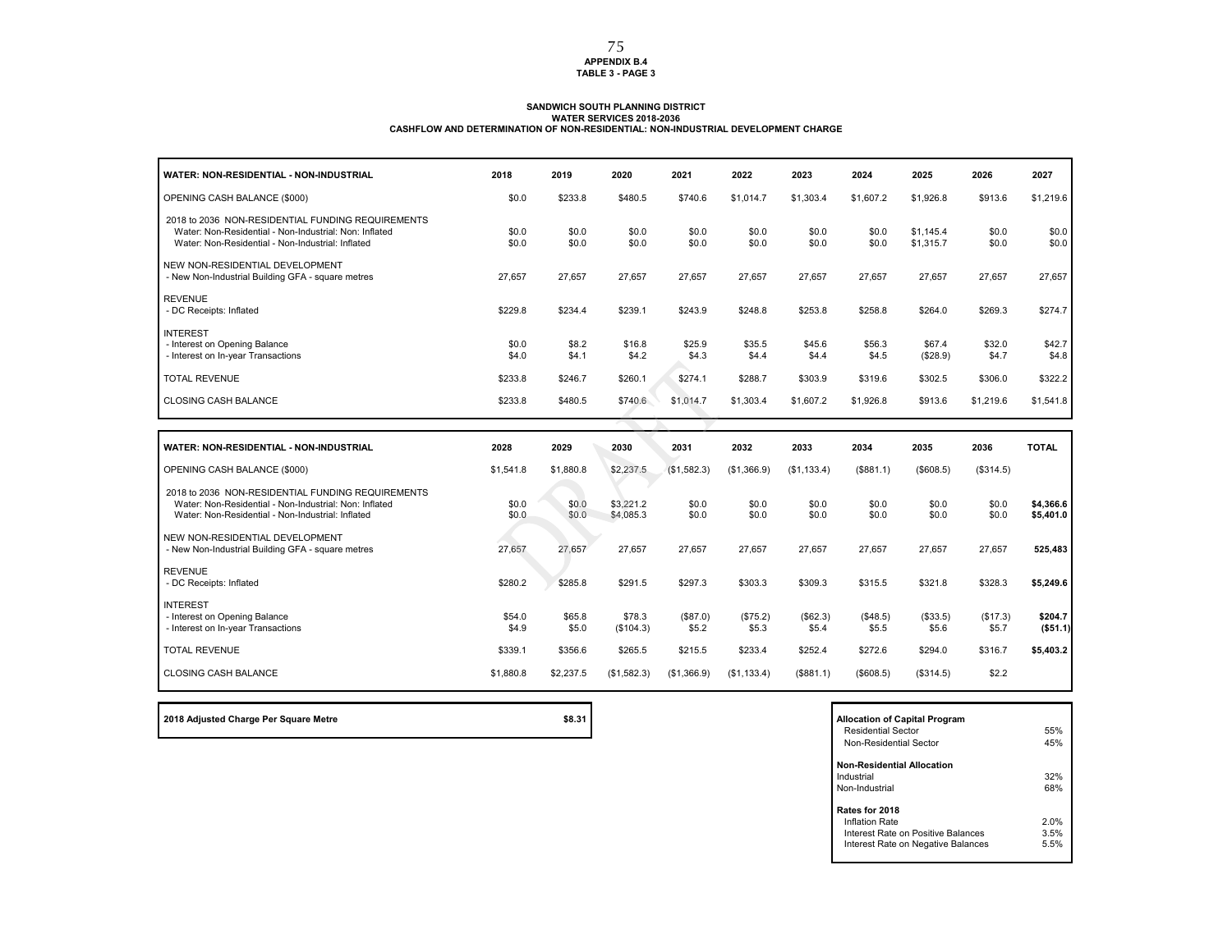**APPENDIX B.4**
**TABLE 3 - PAGE 3**

**SANDWICH SOUTH PLANNING DISTRICT**
**WATER SERVICES 2018-2036**
**CASHFLOW AND DETERMINATION OF NON-RESIDENTIAL: NON-INDUSTRIAL DEVELOPMENT CHARGE**

| WATER: NON-RESIDENTIAL - NON-INDUSTRIAL | 2018 | 2019 | 2020 | 2021 | 2022 | 2023 | 2024 | 2025 | 2026 | 2027 |
|---|---|---|---|---|---|---|---|---|---|---|
| OPENING CASH BALANCE ($000) | $0.0 | $233.8 | $480.5 | $740.6 | $1,014.7 | $1,303.4 | $1,607.2 | $1,926.8 | $913.6 | $1,219.6 |
| 2018 to 2036 NON-RESIDENTIAL FUNDING REQUIREMENTS | | | | | | | | | | |
| Water: Non-Residential - Non-Industrial: Non: Inflated | $0.0 | $0.0 | $0.0 | $0.0 | $0.0 | $0.0 | $0.0 | $1,145.4 | $0.0 | $0.0 |
| Water: Non-Residential - Non-Industrial: Inflated | $0.0 | $0.0 | $0.0 | $0.0 | $0.0 | $0.0 | $0.0 | $1,315.7 | $0.0 | $0.0 |
| NEW NON-RESIDENTIAL DEVELOPMENT | | | | | | | | | | |
| - New Non-Industrial Building GFA - square metres | 27,657 | 27,657 | 27,657 | 27,657 | 27,657 | 27,657 | 27,657 | 27,657 | 27,657 | 27,657 |
| REVENUE | | | | | | | | | | |
| - DC Receipts: Inflated | $229.8 | $234.4 | $239.1 | $243.9 | $248.8 | $253.8 | $258.8 | $264.0 | $269.3 | $274.7 |
| INTEREST | | | | | | | | | | |
| - Interest on Opening Balance | $0.0 | $8.2 | $16.8 | $25.9 | $35.5 | $45.6 | $56.3 | $67.4 | $32.0 | $42.7 |
| - Interest on In-year Transactions | $4.0 | $4.1 | $4.2 | $4.3 | $4.4 | $4.4 | $4.5 | ($28.9) | $4.7 | $4.8 |
| TOTAL REVENUE | $233.8 | $246.7 | $260.1 | $274.1 | $288.7 | $303.9 | $319.6 | $302.5 | $306.0 | $322.2 |
| CLOSING CASH BALANCE | $233.8 | $480.5 | $740.6 | $1,014.7 | $1,303.4 | $1,607.2 | $1,926.8 | $913.6 | $1,219.6 | $1,541.8 |

| WATER: NON-RESIDENTIAL - NON-INDUSTRIAL | 2028 | 2029 | 2030 | 2031 | 2032 | 2033 | 2034 | 2035 | 2036 | TOTAL |
|---|---|---|---|---|---|---|---|---|---|---|
| OPENING CASH BALANCE ($000) | $1,541.8 | $1,880.8 | $2,237.5 | ($1,582.3) | ($1,366.9) | ($1,133.4) | ($881.1) | ($608.5) | ($314.5) | |
| 2018 to 2036 NON-RESIDENTIAL FUNDING REQUIREMENTS | | | | | | | | | | |
| Water: Non-Residential - Non-Industrial: Non: Inflated | $0.0 | $0.0 | $3,221.2 | $0.0 | $0.0 | $0.0 | $0.0 | $0.0 | $0.0 | **$4,366.6** |
| Water: Non-Residential - Non-Industrial: Inflated | $0.0 | $0.0 | $4,085.3 | $0.0 | $0.0 | $0.0 | $0.0 | $0.0 | $0.0 | **$5,401.0** |
| NEW NON-RESIDENTIAL DEVELOPMENT | | | | | | | | | | |
| - New Non-Industrial Building GFA - square metres | 27,657 | 27,657 | 27,657 | 27,657 | 27,657 | 27,657 | 27,657 | 27,657 | 27,657 | **525,483** |
| REVENUE | | | | | | | | | | |
| - DC Receipts: Inflated | $280.2 | $285.8 | $291.5 | $297.3 | $303.3 | $309.3 | $315.5 | $321.8 | $328.3 | **$5,249.6** |
| INTEREST | | | | | | | | | | |
| - Interest on Opening Balance | $54.0 | $65.8 | $78.3 | ($87.0) | ($75.2) | ($62.3) | ($48.5) | ($33.5) | ($17.3) | **$204.7** |
| - Interest on In-year Transactions | $4.9 | $5.0 | ($104.3) | $5.2 | $5.3 | $5.4 | $5.5 | $5.6 | $5.7 | **($51.1)** |
| TOTAL REVENUE | $339.1 | $356.6 | $265.5 | $215.5 | $233.4 | $252.4 | $272.6 | $294.0 | $316.7 | **$5,403.2** |
| CLOSING CASH BALANCE | $1,880.8 | $2,237.5 | ($1,582.3) | ($1,366.9) | ($1,133.4) | ($881.1) | ($608.5) | ($314.5) | $2.2 | |

| **2018 Adjusted Charge Per Square Metre** | **$8.31** |
|---|---|

| **Allocation of Capital Program** | |
|---|---|
| Residential Sector | 55% |
| Non-Residential Sector | 45% |
| **Non-Residential Allocation** | |
| Industrial | 32% |
| Non-Industrial | 68% |
| **Rates for 2018** | |
| Inflation Rate | 2.0% |
| Interest Rate on Positive Balances | 3.5% |
| Interest Rate on Negative Balances | 5.5% |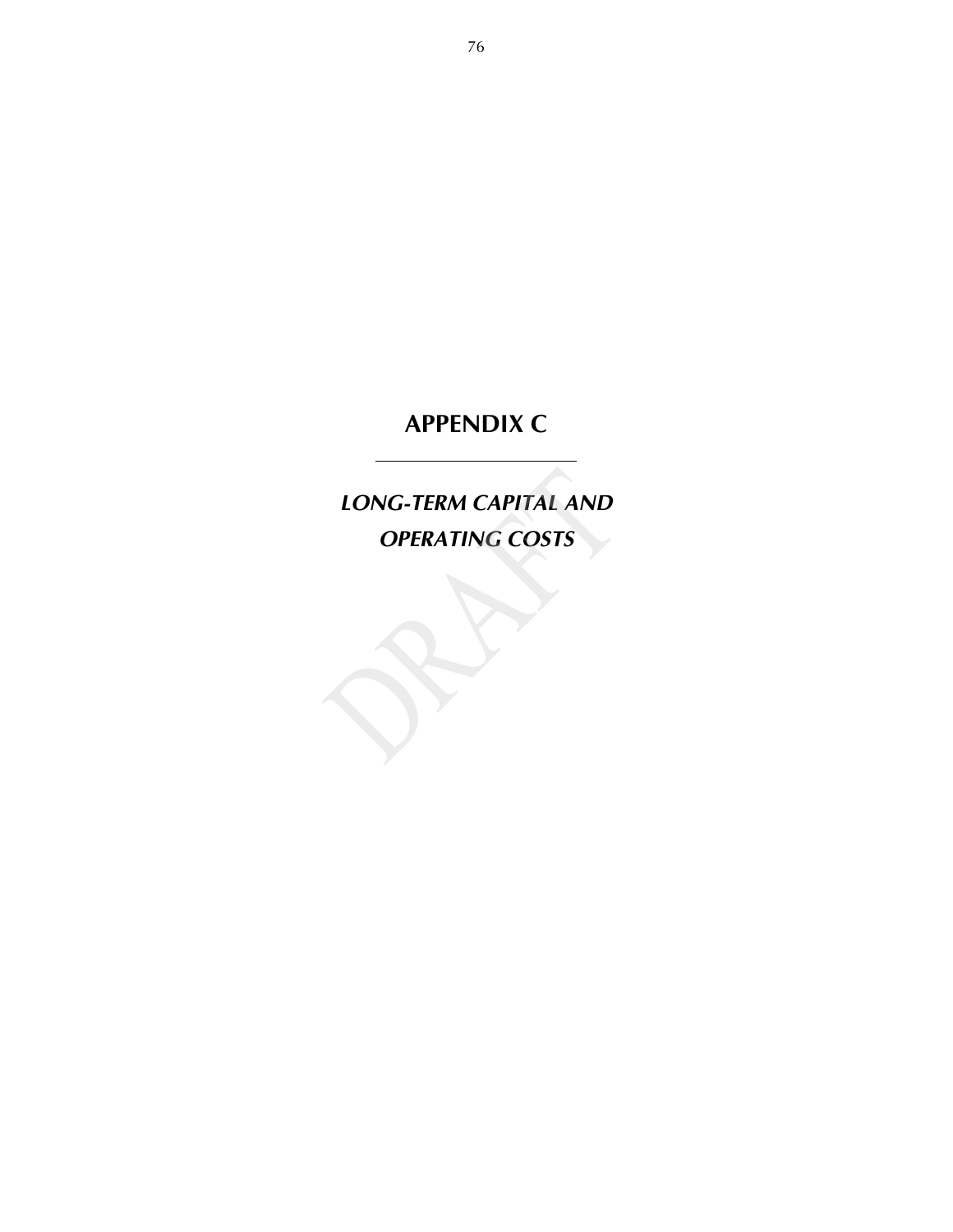# APPENDIX C

---

## *LONG-TERM CAPITAL AND OPERATING COSTS*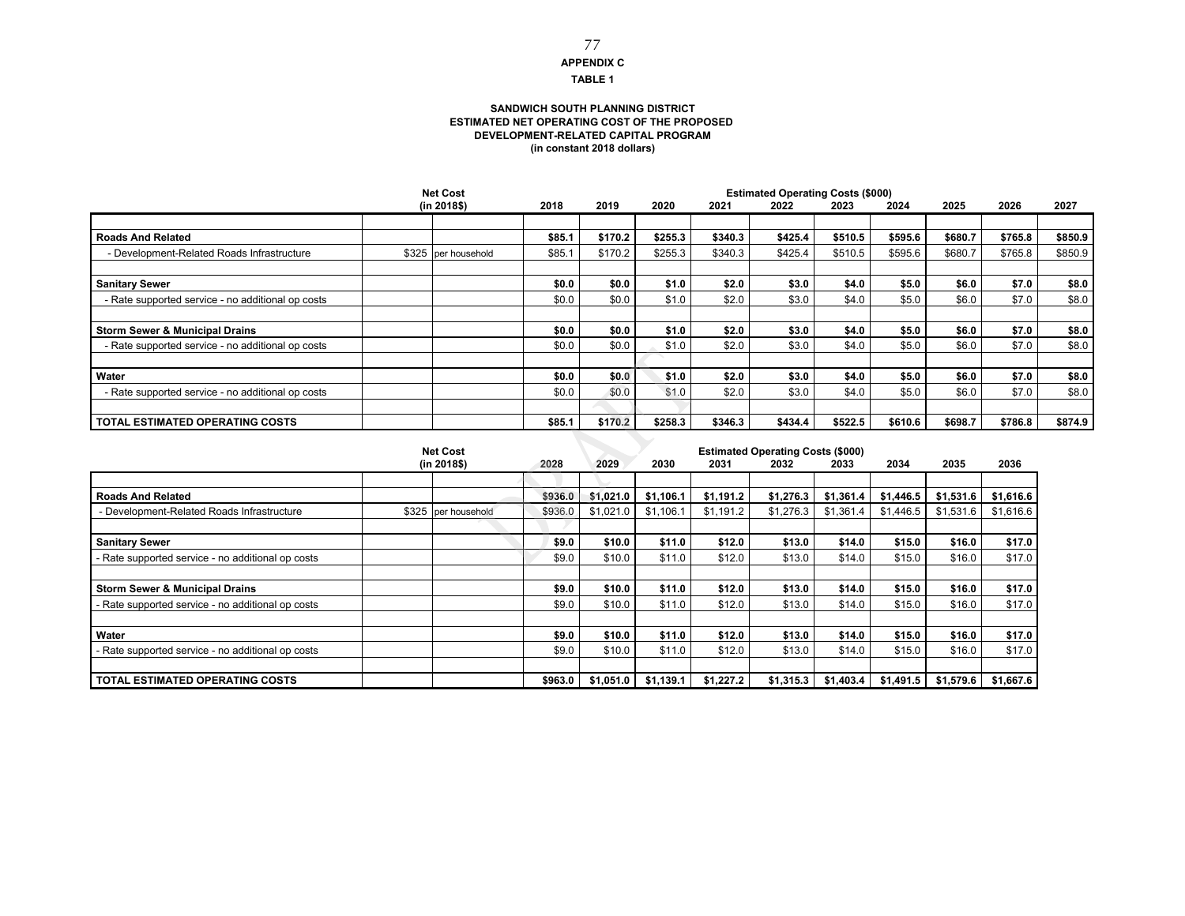**APPENDIX C**

**TABLE 1**

**SANDWICH SOUTH PLANNING DISTRICT**
**ESTIMATED NET OPERATING COST OF THE PROPOSED**
**DEVELOPMENT-RELATED CAPITAL PROGRAM**
**(in constant 2018 dollars)**

| | Net Cost (in 2018$) | | Estimated Operating Costs ($000) | | | | | | | | | |
|---|---|---|---|---|---|---|---|---|---|---|---|---|
| | | | 2018 | 2019 | 2020 | 2021 | 2022 | 2023 | 2024 | 2025 | 2026 | 2027 |
| **Roads And Related** | | | **$85.1** | **$170.2** | **$255.3** | **$340.3** | **$425.4** | **$510.5** | **$595.6** | **$680.7** | **$765.8** | **$850.9** |
| - Development-Related Roads Infrastructure | $325 | per household | $85.1 | $170.2 | $255.3 | $340.3 | $425.4 | $510.5 | $595.6 | $680.7 | $765.8 | $850.9 |
| **Sanitary Sewer** | | | **$0.0** | **$0.0** | **$1.0** | **$2.0** | **$3.0** | **$4.0** | **$5.0** | **$6.0** | **$7.0** | **$8.0** |
| - Rate supported service - no additional op costs | | | $0.0 | $0.0 | $1.0 | $2.0 | $3.0 | $4.0 | $5.0 | $6.0 | $7.0 | $8.0 |
| **Storm Sewer & Municipal Drains** | | | **$0.0** | **$0.0** | **$1.0** | **$2.0** | **$3.0** | **$4.0** | **$5.0** | **$6.0** | **$7.0** | **$8.0** |
| - Rate supported service - no additional op costs | | | $0.0 | $0.0 | $1.0 | $2.0 | $3.0 | $4.0 | $5.0 | $6.0 | $7.0 | $8.0 |
| **Water** | | | **$0.0** | **$0.0** | **$1.0** | **$2.0** | **$3.0** | **$4.0** | **$5.0** | **$6.0** | **$7.0** | **$8.0** |
| - Rate supported service - no additional op costs | | | $0.0 | $0.0 | $1.0 | $2.0 | $3.0 | $4.0 | $5.0 | $6.0 | $7.0 | $8.0 |
| **TOTAL ESTIMATED OPERATING COSTS** | | | **$85.1** | **$170.2** | **$258.3** | **$346.3** | **$434.4** | **$522.5** | **$610.6** | **$698.7** | **$786.8** | **$874.9** |

| | Net Cost (in 2018$) | | Estimated Operating Costs ($000) | | | | | | | | |
|---|---|---|---|---|---|---|---|---|---|---|---|
| | | | 2028 | 2029 | 2030 | 2031 | 2032 | 2033 | 2034 | 2035 | 2036 |
| **Roads And Related** | | | **$936.0** | **$1,021.0** | **$1,106.1** | **$1,191.2** | **$1,276.3** | **$1,361.4** | **$1,446.5** | **$1,531.6** | **$1,616.6** |
| - Development-Related Roads Infrastructure | $325 | per household | $936.0 | $1,021.0 | $1,106.1 | $1,191.2 | $1,276.3 | $1,361.4 | $1,446.5 | $1,531.6 | $1,616.6 |
| **Sanitary Sewer** | | | **$9.0** | **$10.0** | **$11.0** | **$12.0** | **$13.0** | **$14.0** | **$15.0** | **$16.0** | **$17.0** |
| - Rate supported service - no additional op costs | | | $9.0 | $10.0 | $11.0 | $12.0 | $13.0 | $14.0 | $15.0 | $16.0 | $17.0 |
| **Storm Sewer & Municipal Drains** | | | **$9.0** | **$10.0** | **$11.0** | **$12.0** | **$13.0** | **$14.0** | **$15.0** | **$16.0** | **$17.0** |
| - Rate supported service - no additional op costs | | | $9.0 | $10.0 | $11.0 | $12.0 | $13.0 | $14.0 | $15.0 | $16.0 | $17.0 |
| **Water** | | | **$9.0** | **$10.0** | **$11.0** | **$12.0** | **$13.0** | **$14.0** | **$15.0** | **$16.0** | **$17.0** |
| - Rate supported service - no additional op costs | | | $9.0 | $10.0 | $11.0 | $12.0 | $13.0 | $14.0 | $15.0 | $16.0 | $17.0 |
| **TOTAL ESTIMATED OPERATING COSTS** | | | **$963.0** | **$1,051.0** | **$1,139.1** | **$1,227.2** | **$1,315.3** | **$1,403.4** | **$1,491.5** | **$1,579.6** | **$1,667.6** |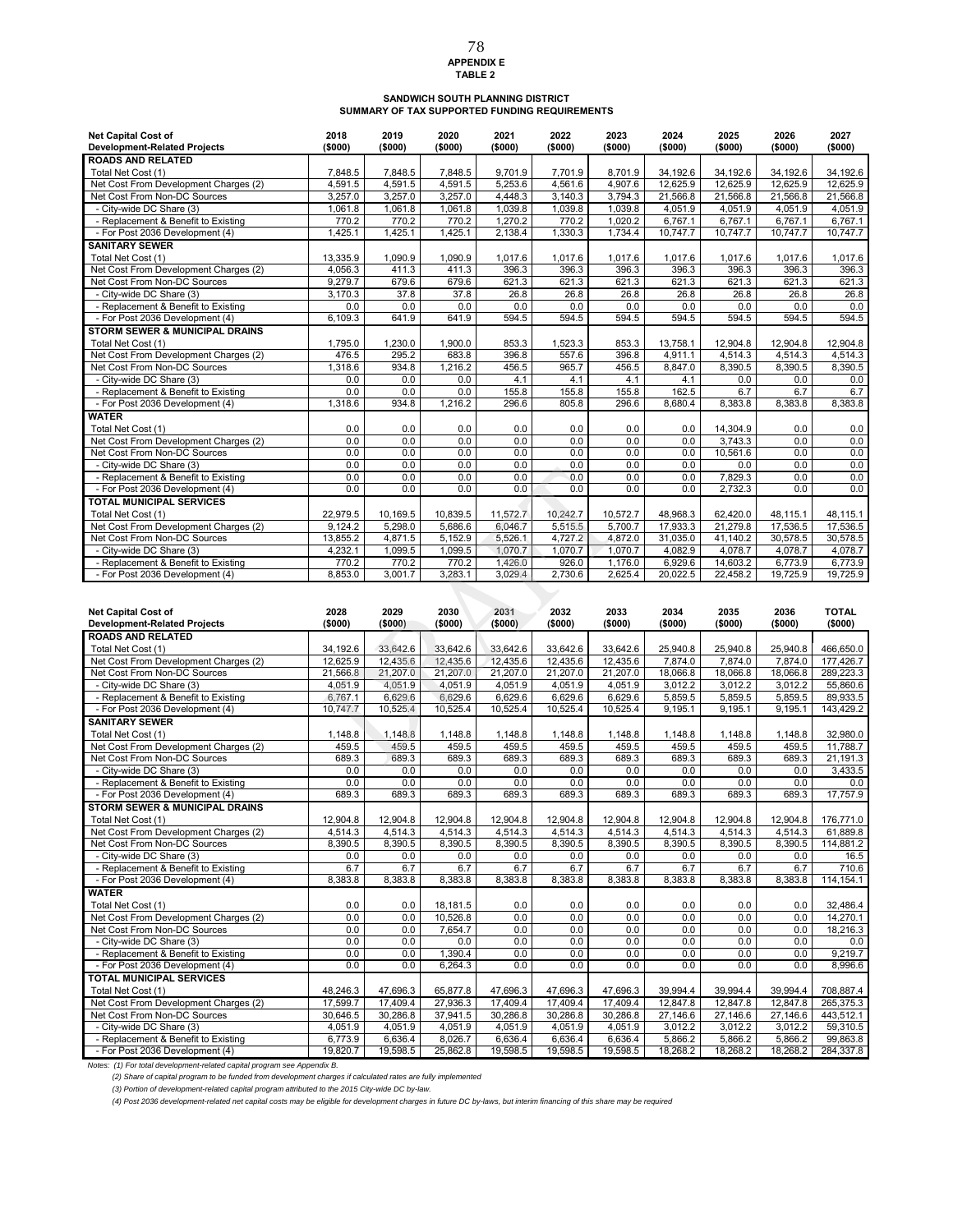**APPENDIX E**
**TABLE 2**

**SANDWICH SOUTH PLANNING DISTRICT**
**SUMMARY OF TAX SUPPORTED FUNDING REQUIREMENTS**

| Net Capital Cost of Development-Related Projects | 2018 ($000) | 2019 ($000) | 2020 ($000) | 2021 ($000) | 2022 ($000) | 2023 ($000) | 2024 ($000) | 2025 ($000) | 2026 ($000) | 2027 ($000) |
|---|---|---|---|---|---|---|---|---|---|---|
| **ROADS AND RELATED** | | | | | | | | | | |
| Total Net Cost (1) | 7,848.5 | 7,848.5 | 7,848.5 | 9,701.9 | 7,701.9 | 8,701.9 | 34,192.6 | 34,192.6 | 34,192.6 | 34,192.6 |
| Net Cost From Development Charges (2) | 4,591.5 | 4,591.5 | 4,591.5 | 5,253.6 | 4,561.6 | 4,907.6 | 12,625.9 | 12,625.9 | 12,625.9 | 12,625.9 |
| Net Cost From Non-DC Sources | 3,257.0 | 3,257.0 | 3,257.0 | 4,448.3 | 3,140.3 | 3,794.3 | 21,566.8 | 21,566.8 | 21,566.8 | 21,566.8 |
| - City-wide DC Share (3) | 1,061.8 | 1,061.8 | 1,061.8 | 1,039.8 | 1,039.8 | 1,039.8 | 4,051.9 | 4,051.9 | 4,051.9 | 4,051.9 |
| - Replacement & Benefit to Existing | 770.2 | 770.2 | 770.2 | 1,270.2 | 770.2 | 1,020.2 | 6,767.1 | 6,767.1 | 6,767.1 | 6,767.1 |
| - For Post 2036 Development (4) | 1,425.1 | 1,425.1 | 1,425.1 | 2,138.4 | 1,330.3 | 1,734.4 | 10,747.7 | 10,747.7 | 10,747.7 | 10,747.7 |
| **SANITARY SEWER** | | | | | | | | | | |
| Total Net Cost (1) | 13,335.9 | 1,090.9 | 1,090.9 | 1,017.6 | 1,017.6 | 1,017.6 | 1,017.6 | 1,017.6 | 1,017.6 | 1,017.6 |
| Net Cost From Development Charges (2) | 4,056.3 | 411.3 | 411.3 | 396.3 | 396.3 | 396.3 | 396.3 | 396.3 | 396.3 | 396.3 |
| Net Cost From Non-DC Sources | 9,279.7 | 679.6 | 679.6 | 621.3 | 621.3 | 621.3 | 621.3 | 621.3 | 621.3 | 621.3 |
| - City-wide DC Share (3) | 3,170.3 | 37.8 | 37.8 | 26.8 | 26.8 | 26.8 | 26.8 | 26.8 | 26.8 | 26.8 |
| - Replacement & Benefit to Existing | 0.0 | 0.0 | 0.0 | 0.0 | 0.0 | 0.0 | 0.0 | 0.0 | 0.0 | 0.0 |
| - For Post 2036 Development (4) | 6,109.3 | 641.9 | 641.9 | 594.5 | 594.5 | 594.5 | 594.5 | 594.5 | 594.5 | 594.5 |
| **STORM SEWER & MUNICIPAL DRAINS** | | | | | | | | | | |
| Total Net Cost (1) | 1,795.0 | 1,230.0 | 1,900.0 | 853.3 | 1,523.3 | 853.3 | 13,758.1 | 12,904.8 | 12,904.8 | 12,904.8 |
| Net Cost From Development Charges (2) | 476.5 | 295.2 | 683.8 | 396.8 | 557.6 | 396.8 | 4,911.1 | 4,514.3 | 4,514.3 | 4,514.3 |
| Net Cost From Non-DC Sources | 1,318.6 | 934.8 | 1,216.2 | 456.5 | 965.7 | 456.5 | 8,847.0 | 8,390.5 | 8,390.5 | 8,390.5 |
| - City-wide DC Share (3) | 0.0 | 0.0 | 0.0 | 4.1 | 4.1 | 4.1 | 4.1 | 0.0 | 0.0 | 0.0 |
| - Replacement & Benefit to Existing | 0.0 | 0.0 | 0.0 | 155.8 | 155.8 | 155.8 | 162.5 | 6.7 | 6.7 | 6.7 |
| - For Post 2036 Development (4) | 1,318.6 | 934.8 | 1,216.2 | 296.6 | 805.8 | 296.6 | 8,680.4 | 8,383.8 | 8,383.8 | 8,383.8 |
| **WATER** | | | | | | | | | | |
| Total Net Cost (1) | 0.0 | 0.0 | 0.0 | 0.0 | 0.0 | 0.0 | 0.0 | 14,304.9 | 0.0 | 0.0 |
| Net Cost From Development Charges (2) | 0.0 | 0.0 | 0.0 | 0.0 | 0.0 | 0.0 | 0.0 | 3,743.3 | 0.0 | 0.0 |
| Net Cost From Non-DC Sources | 0.0 | 0.0 | 0.0 | 0.0 | 0.0 | 0.0 | 0.0 | 10,561.6 | 0.0 | 0.0 |
| - City-wide DC Share (3) | 0.0 | 0.0 | 0.0 | 0.0 | 0.0 | 0.0 | 0.0 | 0.0 | 0.0 | 0.0 |
| - Replacement & Benefit to Existing | 0.0 | 0.0 | 0.0 | 0.0 | 0.0 | 0.0 | 0.0 | 7,829.3 | 0.0 | 0.0 |
| - For Post 2036 Development (4) | 0.0 | 0.0 | 0.0 | 0.0 | 0.0 | 0.0 | 0.0 | 2,732.3 | 0.0 | 0.0 |
| **TOTAL MUNICIPAL SERVICES** | | | | | | | | | | |
| Total Net Cost (1) | 22,979.5 | 10,169.5 | 10,839.5 | 11,572.7 | 10,242.7 | 10,572.7 | 48,968.3 | 62,420.0 | 48,115.1 | 48,115.1 |
| Net Cost From Development Charges (2) | 9,124.2 | 5,298.0 | 5,686.6 | 6,046.7 | 5,515.5 | 5,700.7 | 17,933.3 | 21,279.8 | 17,536.5 | 17,536.5 |
| Net Cost From Non-DC Sources | 13,855.2 | 4,871.5 | 5,152.9 | 5,526.1 | 4,727.2 | 4,872.0 | 31,035.0 | 41,140.2 | 30,578.5 | 30,578.5 |
| - City-wide DC Share (3) | 4,232.1 | 1,099.5 | 1,099.5 | 1,070.7 | 1,070.7 | 1,070.7 | 4,082.9 | 4,078.7 | 4,078.7 | 4,078.7 |
| - Replacement & Benefit to Existing | 770.2 | 770.2 | 770.2 | 1,426.0 | 926.0 | 1,176.0 | 6,929.6 | 14,603.2 | 6,773.9 | 6,773.9 |
| - For Post 2036 Development (4) | 8,853.0 | 3,001.7 | 3,283.1 | 3,029.4 | 2,730.6 | 2,625.4 | 20,022.5 | 22,458.2 | 19,725.9 | 19,725.9 |

| Net Capital Cost of Development-Related Projects | 2028 ($000) | 2029 ($000) | 2030 ($000) | 2031 ($000) | 2032 ($000) | 2033 ($000) | 2034 ($000) | 2035 ($000) | 2036 ($000) | TOTAL ($000) |
|---|---|---|---|---|---|---|---|---|---|---|
| **ROADS AND RELATED** | | | | | | | | | | |
| Total Net Cost (1) | 34,192.6 | 33,642.6 | 33,642.6 | 33,642.6 | 33,642.6 | 33,642.6 | 25,940.8 | 25,940.8 | 25,940.8 | 466,650.0 |
| Net Cost From Development Charges (2) | 12,625.9 | 12,435.6 | 12,435.6 | 12,435.6 | 12,435.6 | 12,435.6 | 7,874.0 | 7,874.0 | 7,874.0 | 177,426.7 |
| Net Cost From Non-DC Sources | 21,566.8 | 21,207.0 | 21,207.0 | 21,207.0 | 21,207.0 | 21,207.0 | 18,066.8 | 18,066.8 | 18,066.8 | 289,223.3 |
| - City-wide DC Share (3) | 4,051.9 | 4,051.9 | 4,051.9 | 4,051.9 | 4,051.9 | 4,051.9 | 3,012.2 | 3,012.2 | 3,012.2 | 55,860.6 |
| - Replacement & Benefit to Existing | 6,767.1 | 6,629.6 | 6,629.6 | 6,629.6 | 6,629.6 | 6,629.6 | 5,859.5 | 5,859.5 | 5,859.5 | 89,933.5 |
| - For Post 2036 Development (4) | 10,747.7 | 10,525.4 | 10,525.4 | 10,525.4 | 10,525.4 | 10,525.4 | 9,195.1 | 9,195.1 | 9,195.1 | 143,429.2 |
| **SANITARY SEWER** | | | | | | | | | | |
| Total Net Cost (1) | 1,148.8 | 1,148.8 | 1,148.8 | 1,148.8 | 1,148.8 | 1,148.8 | 1,148.8 | 1,148.8 | 1,148.8 | 32,980.0 |
| Net Cost From Development Charges (2) | 459.5 | 459.5 | 459.5 | 459.5 | 459.5 | 459.5 | 459.5 | 459.5 | 459.5 | 11,788.7 |
| Net Cost From Non-DC Sources | 689.3 | 689.3 | 689.3 | 689.3 | 689.3 | 689.3 | 689.3 | 689.3 | 689.3 | 21,191.3 |
| - City-wide DC Share (3) | 0.0 | 0.0 | 0.0 | 0.0 | 0.0 | 0.0 | 0.0 | 0.0 | 0.0 | 3,433.5 |
| - Replacement & Benefit to Existing | 0.0 | 0.0 | 0.0 | 0.0 | 0.0 | 0.0 | 0.0 | 0.0 | 0.0 | 0.0 |
| - For Post 2036 Development (4) | 689.3 | 689.3 | 689.3 | 689.3 | 689.3 | 689.3 | 689.3 | 689.3 | 689.3 | 17,757.9 |
| **STORM SEWER & MUNICIPAL DRAINS** | | | | | | | | | | |
| Total Net Cost (1) | 12,904.8 | 12,904.8 | 12,904.8 | 12,904.8 | 12,904.8 | 12,904.8 | 12,904.8 | 12,904.8 | 12,904.8 | 176,771.0 |
| Net Cost From Development Charges (2) | 4,514.3 | 4,514.3 | 4,514.3 | 4,514.3 | 4,514.3 | 4,514.3 | 4,514.3 | 4,514.3 | 4,514.3 | 61,889.8 |
| Net Cost From Non-DC Sources | 8,390.5 | 8,390.5 | 8,390.5 | 8,390.5 | 8,390.5 | 8,390.5 | 8,390.5 | 8,390.5 | 8,390.5 | 114,881.2 |
| - City-wide DC Share (3) | 0.0 | 0.0 | 0.0 | 0.0 | 0.0 | 0.0 | 0.0 | 0.0 | 0.0 | 16.5 |
| - Replacement & Benefit to Existing | 6.7 | 6.7 | 6.7 | 6.7 | 6.7 | 6.7 | 6.7 | 6.7 | 6.7 | 710.6 |
| - For Post 2036 Development (4) | 8,383.8 | 8,383.8 | 8,383.8 | 8,383.8 | 8,383.8 | 8,383.8 | 8,383.8 | 8,383.8 | 8,383.8 | 114,154.1 |
| **WATER** | | | | | | | | | | |
| Total Net Cost (1) | 0.0 | 0.0 | 18,181.5 | 0.0 | 0.0 | 0.0 | 0.0 | 0.0 | 0.0 | 32,486.4 |
| Net Cost From Development Charges (2) | 0.0 | 0.0 | 10,526.8 | 0.0 | 0.0 | 0.0 | 0.0 | 0.0 | 0.0 | 14,270.1 |
| Net Cost From Non-DC Sources | 0.0 | 0.0 | 7,654.7 | 0.0 | 0.0 | 0.0 | 0.0 | 0.0 | 0.0 | 18,216.3 |
| - City-wide DC Share (3) | 0.0 | 0.0 | 0.0 | 0.0 | 0.0 | 0.0 | 0.0 | 0.0 | 0.0 | 0.0 |
| - Replacement & Benefit to Existing | 0.0 | 0.0 | 1,390.4 | 0.0 | 0.0 | 0.0 | 0.0 | 0.0 | 0.0 | 9,219.7 |
| - For Post 2036 Development (4) | 0.0 | 0.0 | 6,264.3 | 0.0 | 0.0 | 0.0 | 0.0 | 0.0 | 0.0 | 8,996.6 |
| **TOTAL MUNICIPAL SERVICES** | | | | | | | | | | |
| Total Net Cost (1) | 48,246.3 | 47,696.3 | 65,877.8 | 47,696.3 | 47,696.3 | 47,696.3 | 39,994.4 | 39,994.4 | 39,994.4 | 708,887.4 |
| Net Cost From Development Charges (2) | 17,599.7 | 17,409.4 | 27,936.3 | 17,409.4 | 17,409.4 | 17,409.4 | 12,847.8 | 12,847.8 | 12,847.8 | 265,375.3 |
| Net Cost From Non-DC Sources | 30,646.5 | 30,286.8 | 37,941.5 | 30,286.8 | 30,286.8 | 30,286.8 | 27,146.6 | 27,146.6 | 27,146.6 | 443,512.1 |
| - City-wide DC Share (3) | 4,051.9 | 4,051.9 | 4,051.9 | 4,051.9 | 4,051.9 | 4,051.9 | 3,012.2 | 3,012.2 | 3,012.2 | 59,310.5 |
| - Replacement & Benefit to Existing | 6,773.9 | 6,636.4 | 8,026.7 | 6,636.4 | 6,636.4 | 6,636.4 | 5,866.2 | 5,866.2 | 5,866.2 | 99,863.8 |
| - For Post 2036 Development (4) | 19,820.7 | 19,598.5 | 25,862.8 | 19,598.5 | 19,598.5 | 19,598.5 | 18,268.2 | 18,268.2 | 18,268.2 | 284,337.8 |

*Notes: (1) For total development-related capital program see Appendix B.*
*(2) Share of capital program to be funded from development charges if calculated rates are fully implemented*
*(3) Portion of development-related capital program attributed to the 2015 City-wide DC by-law.*
*(4) Post 2036 development-related net capital costs may be eligible for development charges in future DC by-laws, but interim financing of this share may be required*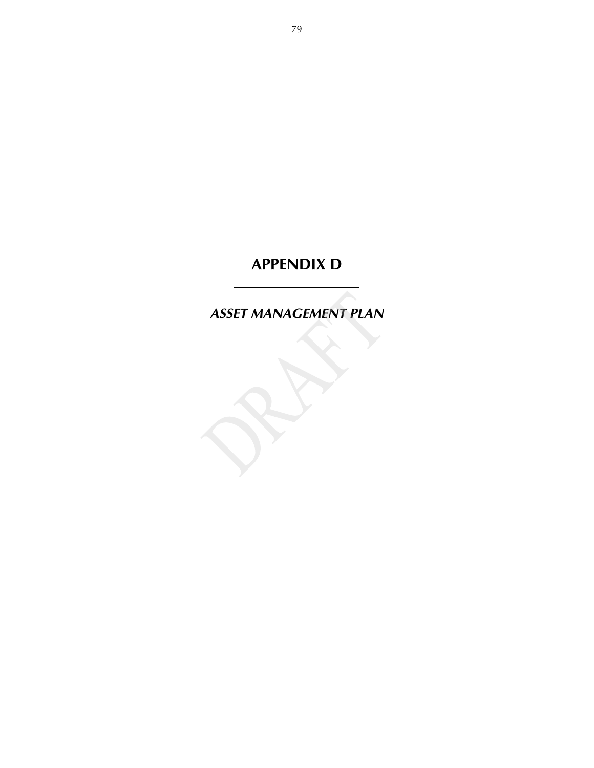# APPENDIX D

---

***ASSET MANAGEMENT PLAN***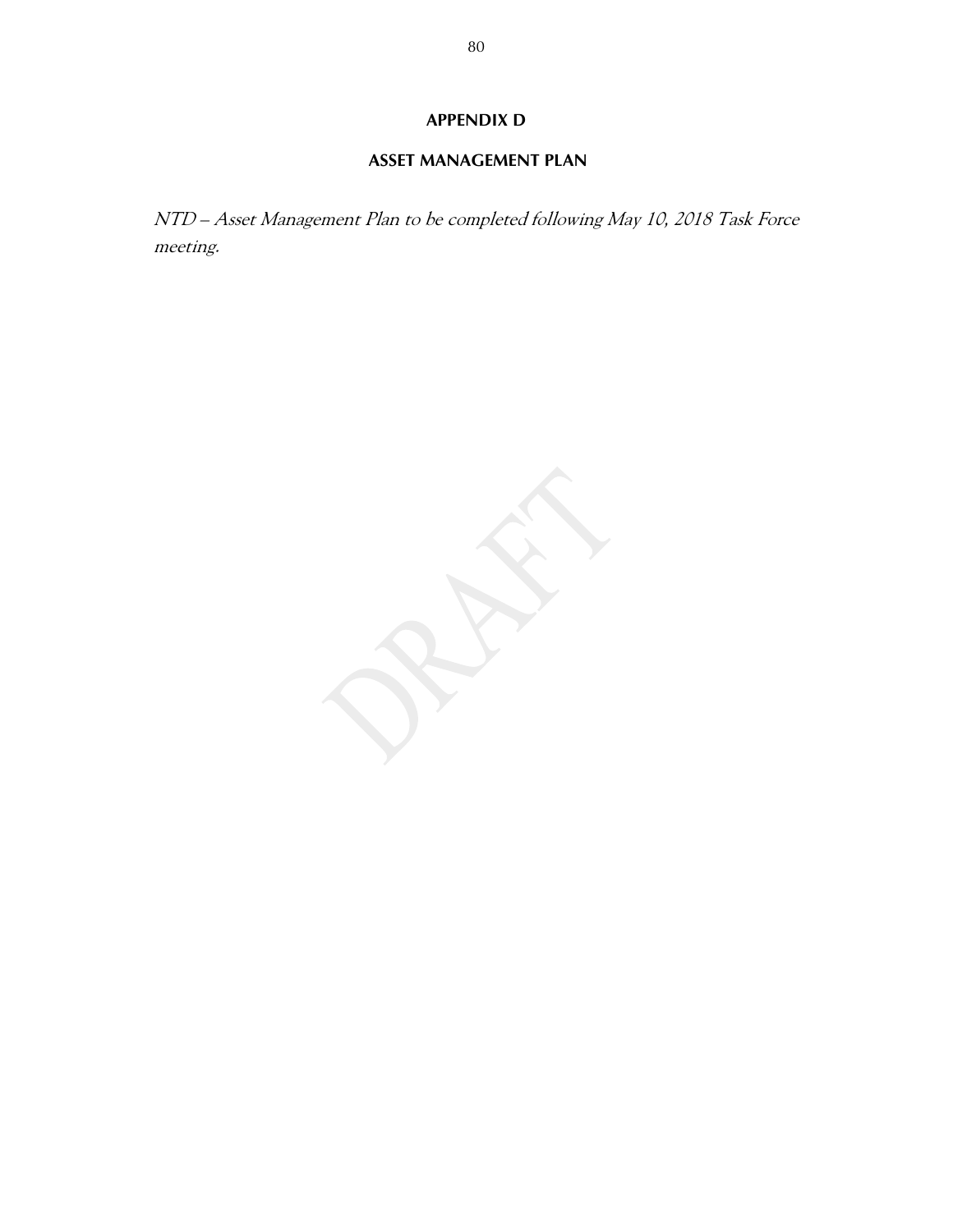## APPENDIX D

## ASSET MANAGEMENT PLAN

*NTD – Asset Management Plan to be completed following May 10, 2018 Task Force meeting.*